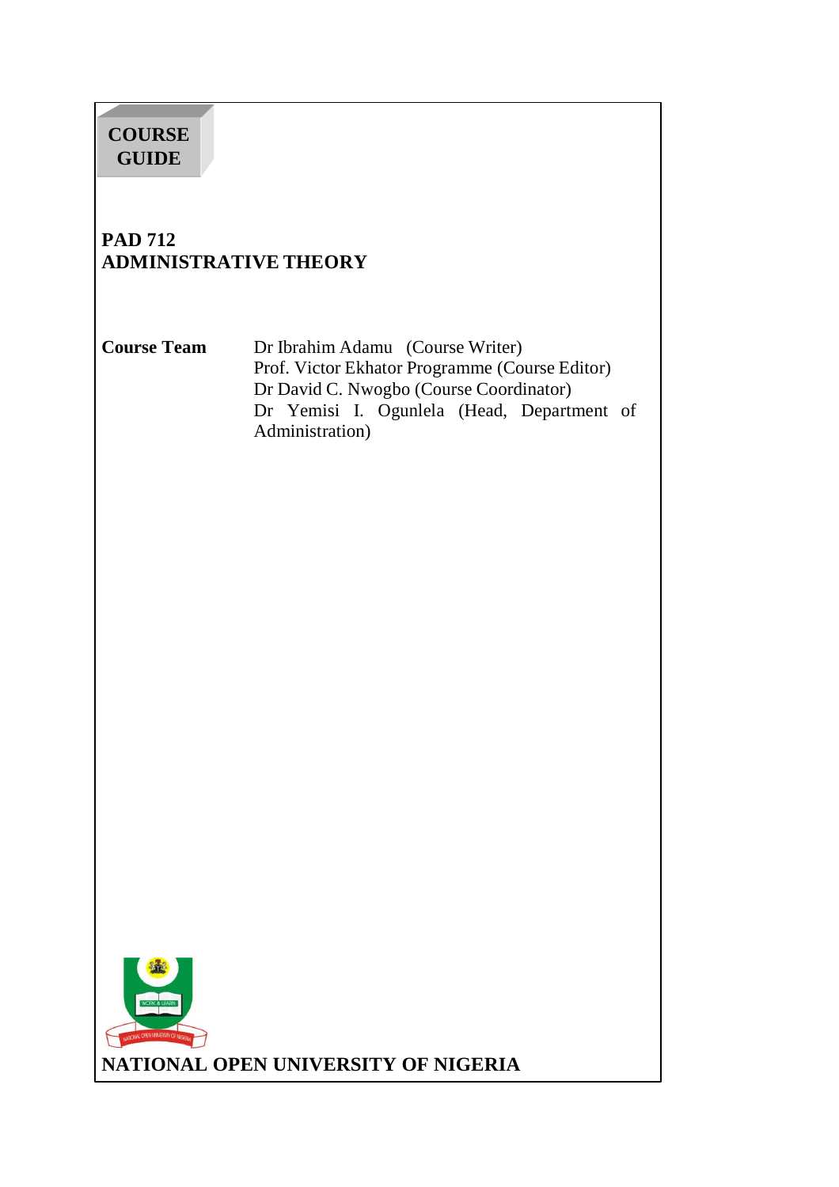**COURSE GUIDE**

# PAD 712
# ADMINISTRATIVE THEORY

**Course Team**

Dr Ibrahim Adamu (Course Writer)
Prof. Victor Ekhator Programme (Course Editor)
Dr David C. Nwogbo (Course Coordinator)
Dr Yemisi I. Ogunlela (Head, Department of Administration)

**NATIONAL OPEN UNIVERSITY OF NIGERIA**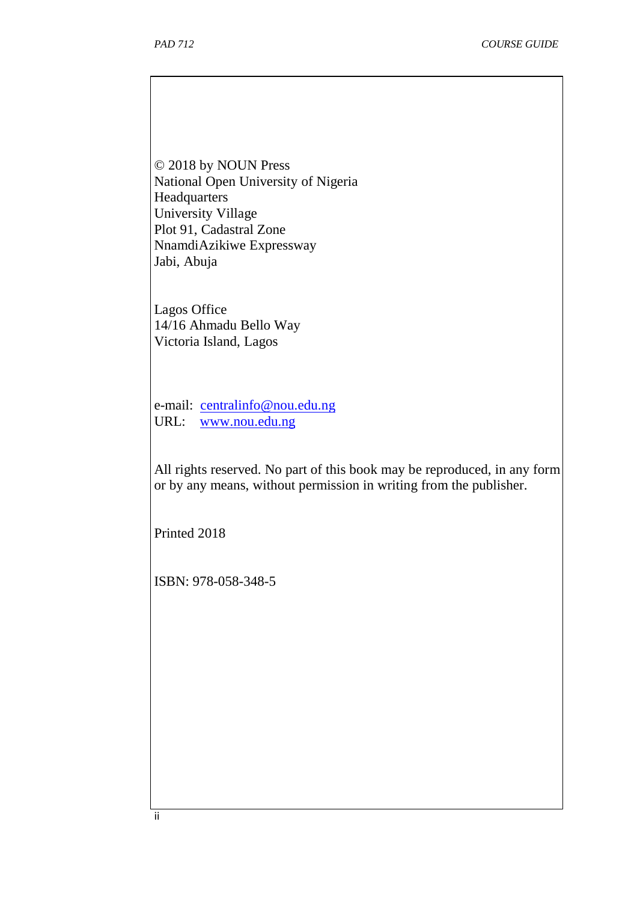© 2018 by NOUN Press
National Open University of Nigeria
Headquarters
University Village
Plot 91, Cadastral Zone
NnamdiAzikiwe Expressway
Jabi, Abuja

Lagos Office
14/16 Ahmadu Bello Way
Victoria Island, Lagos

e-mail: centralinfo@nou.edu.ng
URL: www.nou.edu.ng

All rights reserved. No part of this book may be reproduced, in any form or by any means, without permission in writing from the publisher.

Printed 2018

ISBN: 978-058-348-5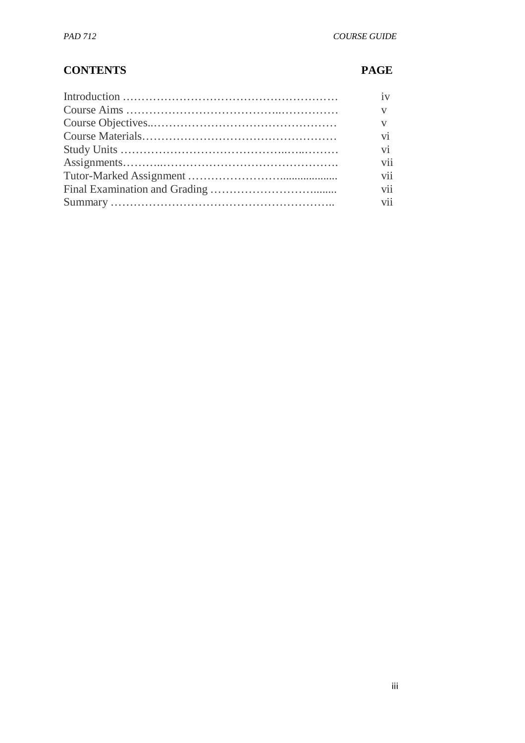| CONTENTS | PAGE |
|---|---|
| Introduction | iv |
| Course Aims | v |
| Course Objectives | v |
| Course Materials | vi |
| Study Units | vi |
| Assignments | vii |
| Tutor-Marked Assignment | vii |
| Final Examination and Grading | vii |
| Summary | vii |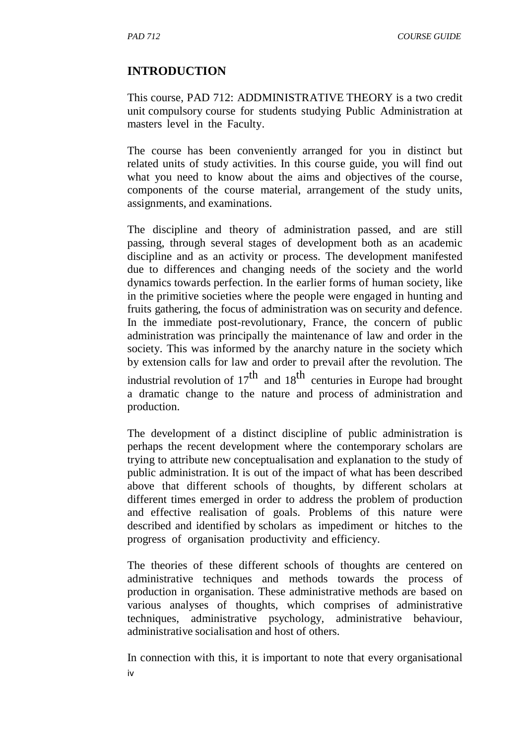## INTRODUCTION

This course, PAD 712: ADDMINISTRATIVE THEORY is a two credit unit compulsory course for students studying Public Administration at masters level in the Faculty.

The course has been conveniently arranged for you in distinct but related units of study activities. In this course guide, you will find out what you need to know about the aims and objectives of the course, components of the course material, arrangement of the study units, assignments, and examinations.

The discipline and theory of administration passed, and are still passing, through several stages of development both as an academic discipline and as an activity or process. The development manifested due to differences and changing needs of the society and the world dynamics towards perfection. In the earlier forms of human society, like in the primitive societies where the people were engaged in hunting and fruits gathering, the focus of administration was on security and defence. In the immediate post-revolutionary, France, the concern of public administration was principally the maintenance of law and order in the society. This was informed by the anarchy nature in the society which by extension calls for law and order to prevail after the revolution. The industrial revolution of 17th and 18th centuries in Europe had brought a dramatic change to the nature and process of administration and production.

The development of a distinct discipline of public administration is perhaps the recent development where the contemporary scholars are trying to attribute new conceptualisation and explanation to the study of public administration. It is out of the impact of what has been described above that different schools of thoughts, by different scholars at different times emerged in order to address the problem of production and effective realisation of goals. Problems of this nature were described and identified by scholars as impediment or hitches to the progress of organisation productivity and efficiency.

The theories of these different schools of thoughts are centered on administrative techniques and methods towards the process of production in organisation. These administrative methods are based on various analyses of thoughts, which comprises of administrative techniques, administrative psychology, administrative behaviour, administrative socialisation and host of others.

In connection with this, it is important to note that every organisational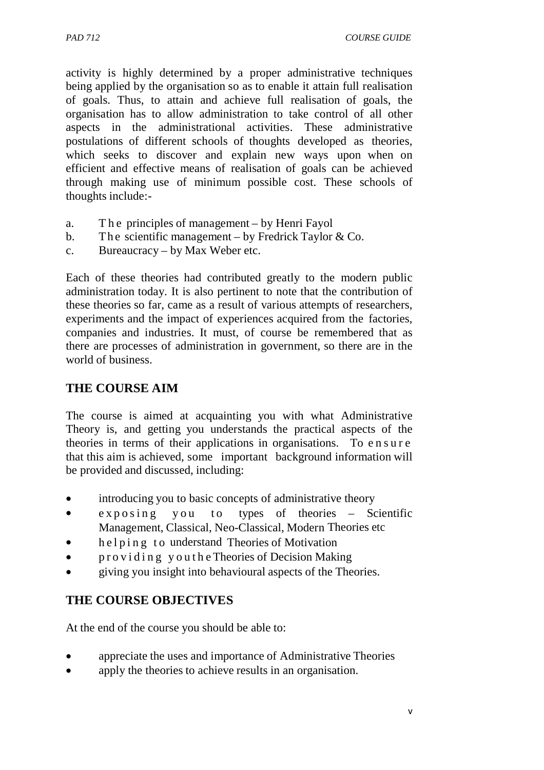activity is highly determined by a proper administrative techniques being applied by the organisation so as to enable it attain full realisation of goals. Thus, to attain and achieve full realisation of goals, the organisation has to allow administration to take control of all other aspects in the administrational activities. These administrative postulations of different schools of thoughts developed as theories, which seeks to discover and explain new ways upon when on efficient and effective means of realisation of goals can be achieved through making use of minimum possible cost. These schools of thoughts include:-

a. The principles of management – by Henri Fayol
b. The scientific management – by Fredrick Taylor & Co.
c. Bureaucracy – by Max Weber etc.

Each of these theories had contributed greatly to the modern public administration today. It is also pertinent to note that the contribution of these theories so far, came as a result of various attempts of researchers, experiments and the impact of experiences acquired from the factories, companies and industries. It must, of course be remembered that as there are processes of administration in government, so there are in the world of business.

## THE COURSE AIM

The course is aimed at acquainting you with what Administrative Theory is, and getting you understands the practical aspects of the theories in terms of their applications in organisations. To ensure that this aim is achieved, some important background information will be provided and discussed, including:

- introducing you to basic concepts of administrative theory
- exposing you to types of theories – Scientific Management, Classical, Neo-Classical, Modern Theories etc
- helping to understand Theories of Motivation
- providing you the Theories of Decision Making
- giving you insight into behavioural aspects of the Theories.

## THE COURSE OBJECTIVES

At the end of the course you should be able to:

- appreciate the uses and importance of Administrative Theories
- apply the theories to achieve results in an organisation.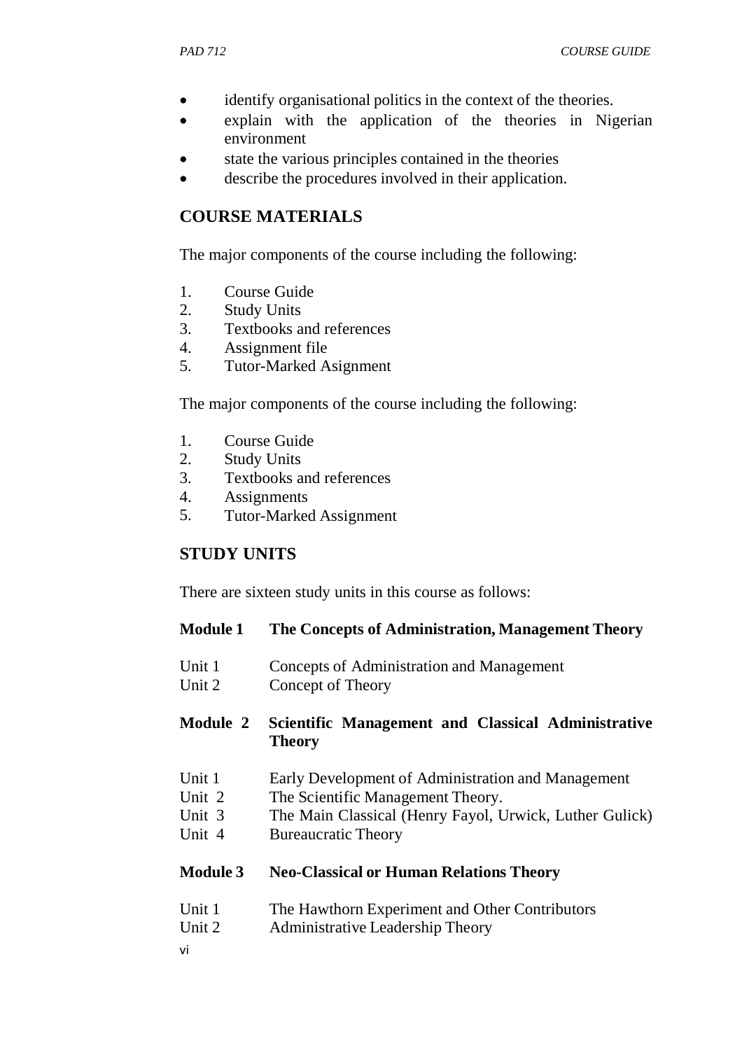- identify organisational politics in the context of the theories.
- explain with the application of the theories in Nigerian environment
- state the various principles contained in the theories
- describe the procedures involved in their application.

## COURSE MATERIALS

The major components of the course including the following:

1. Course Guide
2. Study Units
3. Textbooks and references
4. Assignment file
5. Tutor-Marked Asignment

The major components of the course including the following:

1. Course Guide
2. Study Units
3. Textbooks and references
4. Assignments
5. Tutor-Marked Assignment

## STUDY UNITS

There are sixteen study units in this course as follows:

**Module 1 The Concepts of Administration, Management Theory**

Unit 1 Concepts of Administration and Management
Unit 2 Concept of Theory

**Module 2 Scientific Management and Classical Administrative Theory**

Unit 1 Early Development of Administration and Management
Unit 2 The Scientific Management Theory.
Unit 3 The Main Classical (Henry Fayol, Urwick, Luther Gulick)
Unit 4 Bureaucratic Theory

**Module 3 Neo-Classical or Human Relations Theory**

Unit 1 The Hawthorn Experiment and Other Contributors
Unit 2 Administrative Leadership Theory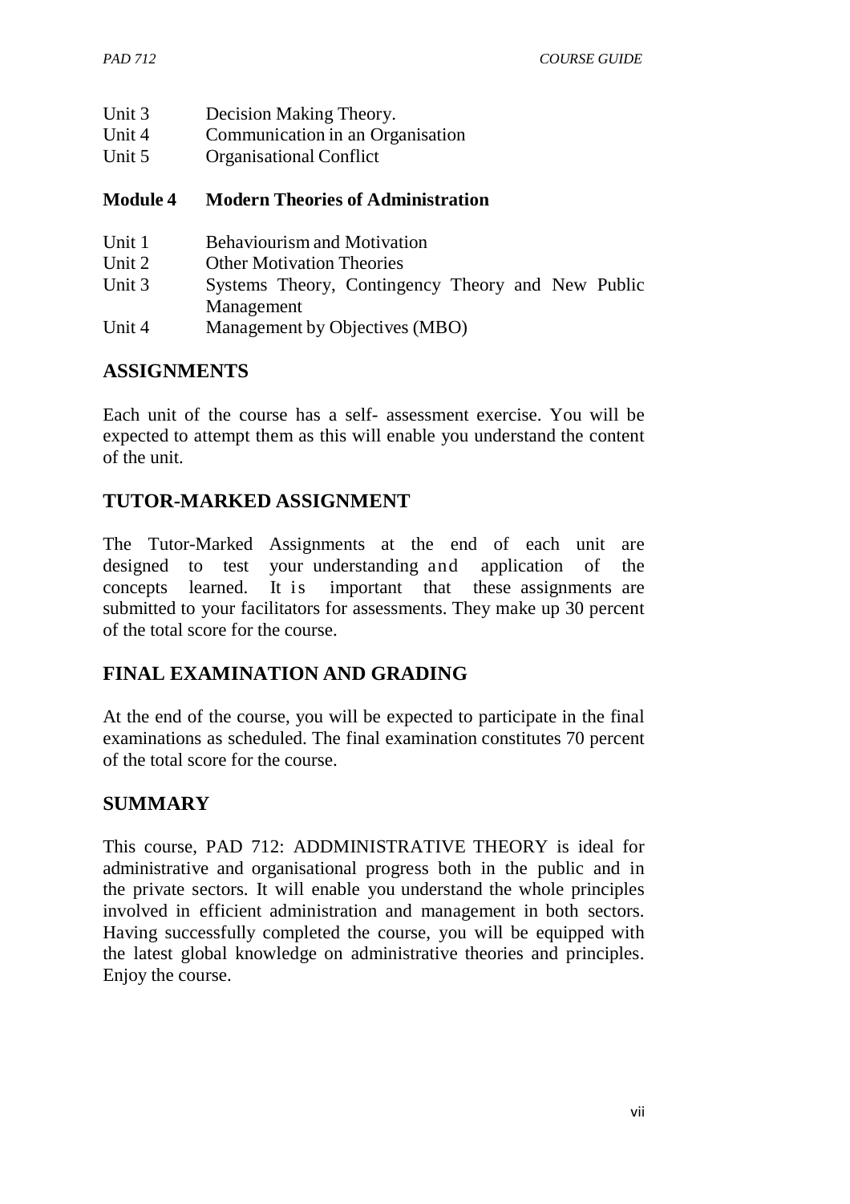Unit 3 Decision Making Theory.
Unit 4 Communication in an Organisation
Unit 5 Organisational Conflict

**Module 4 Modern Theories of Administration**

Unit 1 Behaviourism and Motivation
Unit 2 Other Motivation Theories
Unit 3 Systems Theory, Contingency Theory and New Public Management
Unit 4 Management by Objectives (MBO)

## ASSIGNMENTS

Each unit of the course has a self- assessment exercise. You will be expected to attempt them as this will enable you understand the content of the unit.

## TUTOR-MARKED ASSIGNMENT

The Tutor-Marked Assignments at the end of each unit are designed to test your understanding and application of the concepts learned. It is important that these assignments are submitted to your facilitators for assessments. They make up 30 percent of the total score for the course.

## FINAL EXAMINATION AND GRADING

At the end of the course, you will be expected to participate in the final examinations as scheduled. The final examination constitutes 70 percent of the total score for the course.

## SUMMARY

This course, PAD 712: ADDMINISTRATIVE THEORY is ideal for administrative and organisational progress both in the public and in the private sectors. It will enable you understand the whole principles involved in efficient administration and management in both sectors. Having successfully completed the course, you will be equipped with the latest global knowledge on administrative theories and principles. Enjoy the course.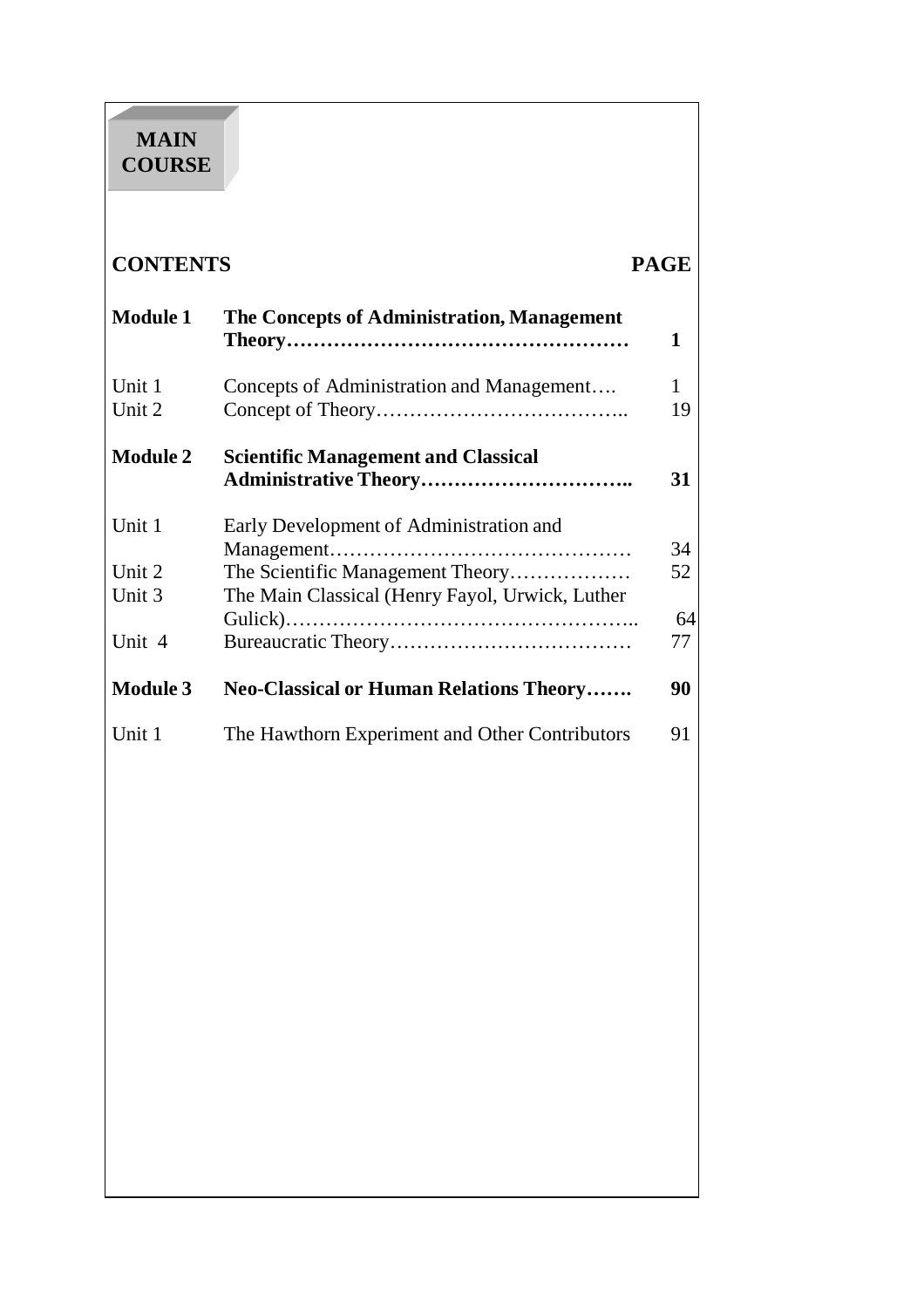# MAIN COURSE

| CONTENTS | | PAGE |
|---|---|---|
| **Module 1** | **The Concepts of Administration, Management Theory………………………………………….** | **1** |
| Unit 1 | Concepts of Administration and Management…. | 1 |
| Unit 2 | Concept of Theory……………………………….. | 19 |
| **Module 2** | **Scientific Management and Classical Administrative Theory…………………………..** | **31** |
| Unit 1 | Early Development of Administration and Management……………………………………… | 34 |
| Unit 2 | The Scientific Management Theory……………… | 52 |
| Unit 3 | The Main Classical (Henry Fayol, Urwick, Luther Gulick)………………………………………….. | 64 |
| Unit 4 | Bureaucratic Theory……………………………… | 77 |
| **Module 3** | **Neo-Classical or Human Relations Theory…….** | **90** |
| Unit 1 | The Hawthorn Experiment and Other Contributors | 91 |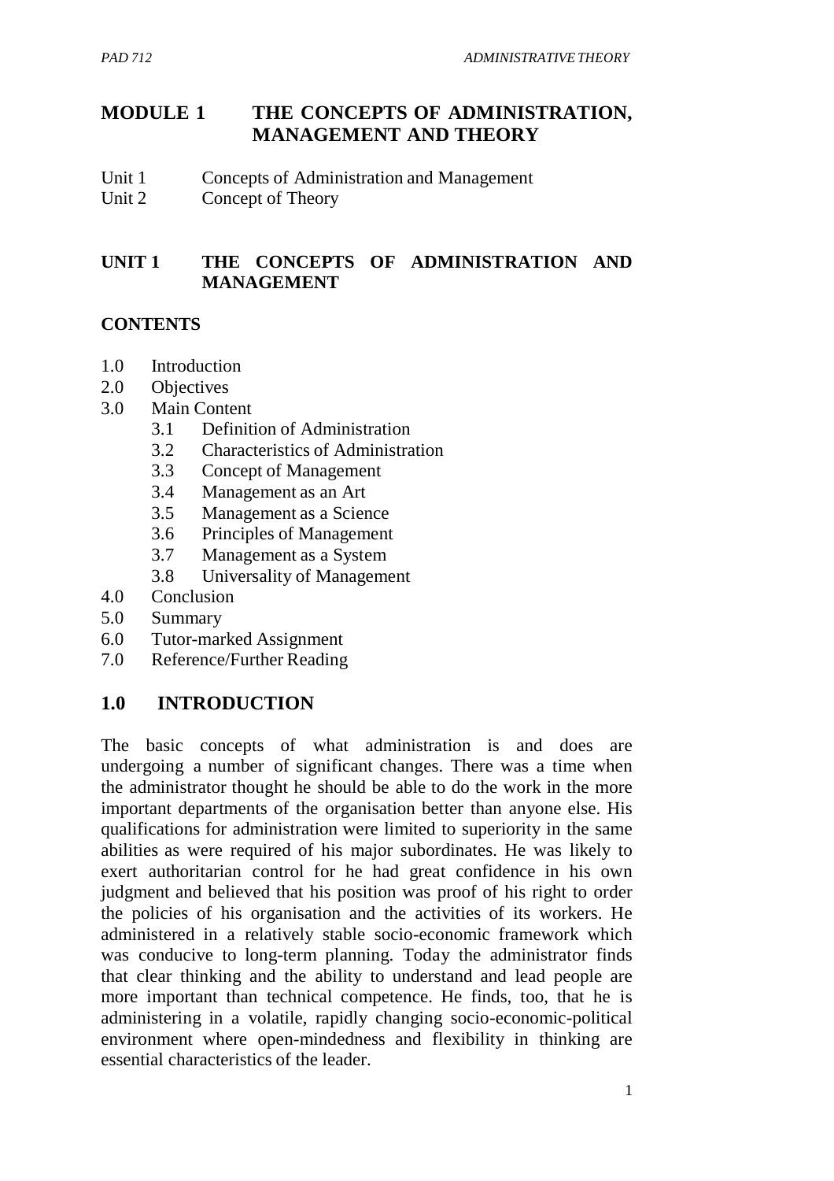# MODULE 1 THE CONCEPTS OF ADMINISTRATION, MANAGEMENT AND THEORY

Unit 1 Concepts of Administration and Management
Unit 2 Concept of Theory

## UNIT 1 THE CONCEPTS OF ADMINISTRATION AND MANAGEMENT

**CONTENTS**

- 1.0 Introduction
- 2.0 Objectives
- 3.0 Main Content
  - 3.1 Definition of Administration
  - 3.2 Characteristics of Administration
  - 3.3 Concept of Management
  - 3.4 Management as an Art
  - 3.5 Management as a Science
  - 3.6 Principles of Management
  - 3.7 Management as a System
  - 3.8 Universality of Management
- 4.0 Conclusion
- 5.0 Summary
- 6.0 Tutor-marked Assignment
- 7.0 Reference/Further Reading

## 1.0 INTRODUCTION

The basic concepts of what administration is and does are undergoing a number of significant changes. There was a time when the administrator thought he should be able to do the work in the more important departments of the organisation better than anyone else. His qualifications for administration were limited to superiority in the same abilities as were required of his major subordinates. He was likely to exert authoritarian control for he had great confidence in his own judgment and believed that his position was proof of his right to order the policies of his organisation and the activities of its workers. He administered in a relatively stable socio-economic framework which was conducive to long-term planning. Today the administrator finds that clear thinking and the ability to understand and lead people are more important than technical competence. He finds, too, that he is administering in a volatile, rapidly changing socio-economic-political environment where open-mindedness and flexibility in thinking are essential characteristics of the leader.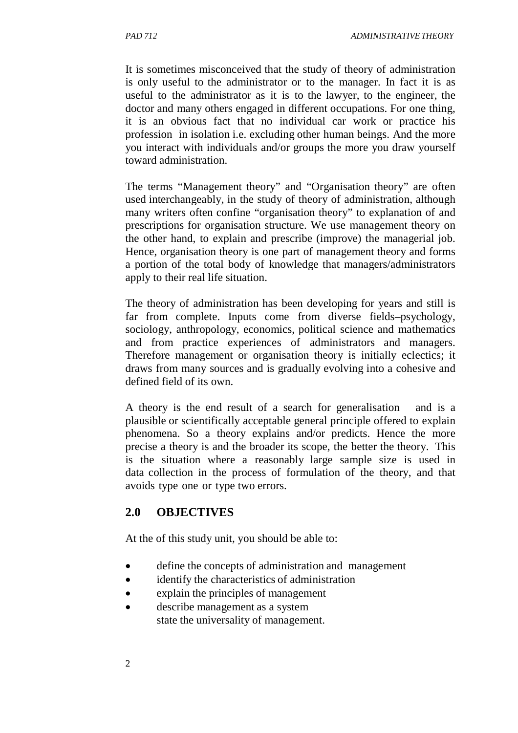It is sometimes misconceived that the study of theory of administration is only useful to the administrator or to the manager. In fact it is as useful to the administrator as it is to the lawyer, to the engineer, the doctor and many others engaged in different occupations. For one thing, it is an obvious fact that no individual car work or practice his profession in isolation i.e. excluding other human beings. And the more you interact with individuals and/or groups the more you draw yourself toward administration.

The terms "Management theory" and "Organisation theory" are often used interchangeably, in the study of theory of administration, although many writers often confine "organisation theory" to explanation of and prescriptions for organisation structure. We use management theory on the other hand, to explain and prescribe (improve) the managerial job. Hence, organisation theory is one part of management theory and forms a portion of the total body of knowledge that managers/administrators apply to their real life situation.

The theory of administration has been developing for years and still is far from complete. Inputs come from diverse fields–psychology, sociology, anthropology, economics, political science and mathematics and from practice experiences of administrators and managers. Therefore management or organisation theory is initially eclectics; it draws from many sources and is gradually evolving into a cohesive and defined field of its own.

A theory is the end result of a search for generalisation and is a plausible or scientifically acceptable general principle offered to explain phenomena. So a theory explains and/or predicts. Hence the more precise a theory is and the broader its scope, the better the theory. This is the situation where a reasonably large sample size is used in data collection in the process of formulation of the theory, and that avoids type one or type two errors.

## 2.0 OBJECTIVES

At the of this study unit, you should be able to:

- define the concepts of administration and management
- identify the characteristics of administration
- explain the principles of management
- describe management as a system
  state the universality of management.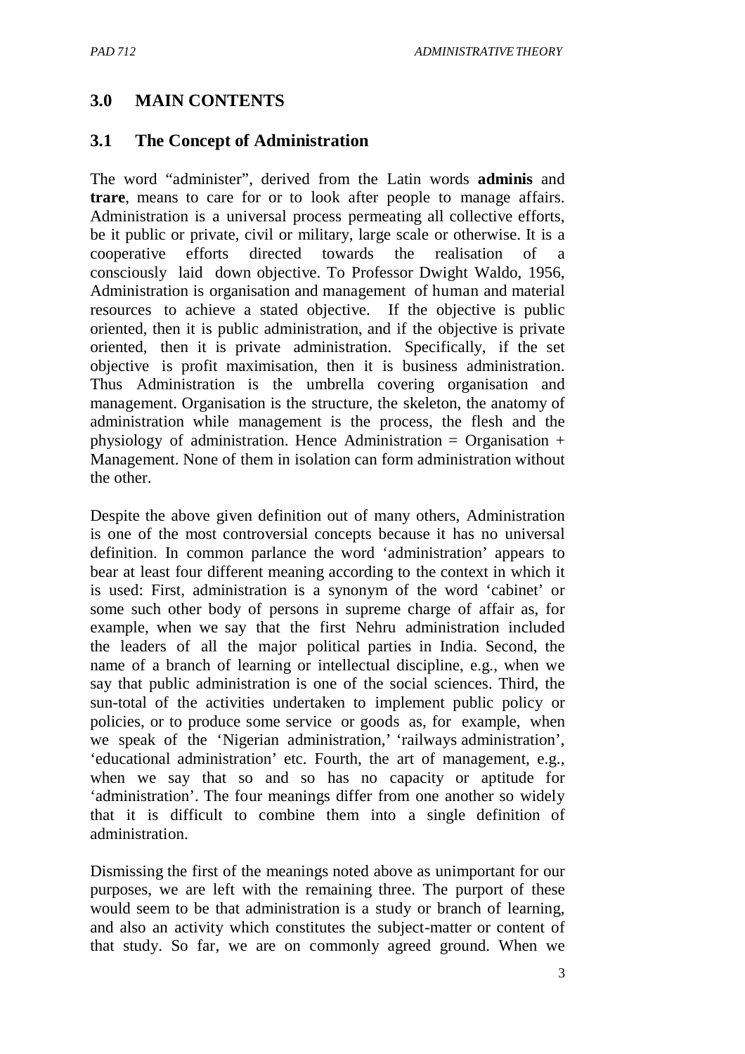## 3.0 MAIN CONTENTS

### 3.1 The Concept of Administration

The word "administer", derived from the Latin words **adminis** and **trare**, means to care for or to look after people to manage affairs. Administration is a universal process permeating all collective efforts, be it public or private, civil or military, large scale or otherwise. It is a cooperative efforts directed towards the realisation of a consciously laid down objective. To Professor Dwight Waldo, 1956, Administration is organisation and management of human and material resources to achieve a stated objective. If the objective is public oriented, then it is public administration, and if the objective is private oriented, then it is private administration. Specifically, if the set objective is profit maximisation, then it is business administration. Thus Administration is the umbrella covering organisation and management. Organisation is the structure, the skeleton, the anatomy of administration while management is the process, the flesh and the physiology of administration. Hence Administration = Organisation + Management. None of them in isolation can form administration without the other.

Despite the above given definition out of many others, Administration is one of the most controversial concepts because it has no universal definition. In common parlance the word 'administration' appears to bear at least four different meaning according to the context in which it is used: First, administration is a synonym of the word 'cabinet' or some such other body of persons in supreme charge of affair as, for example, when we say that the first Nehru administration included the leaders of all the major political parties in India. Second, the name of a branch of learning or intellectual discipline, e.g., when we say that public administration is one of the social sciences. Third, the sun-total of the activities undertaken to implement public policy or policies, or to produce some service or goods as, for example, when we speak of the 'Nigerian administration,' 'railways administration', 'educational administration' etc. Fourth, the art of management, e.g., when we say that so and so has no capacity or aptitude for 'administration'. The four meanings differ from one another so widely that it is difficult to combine them into a single definition of administration.

Dismissing the first of the meanings noted above as unimportant for our purposes, we are left with the remaining three. The purport of these would seem to be that administration is a study or branch of learning, and also an activity which constitutes the subject-matter or content of that study. So far, we are on commonly agreed ground. When we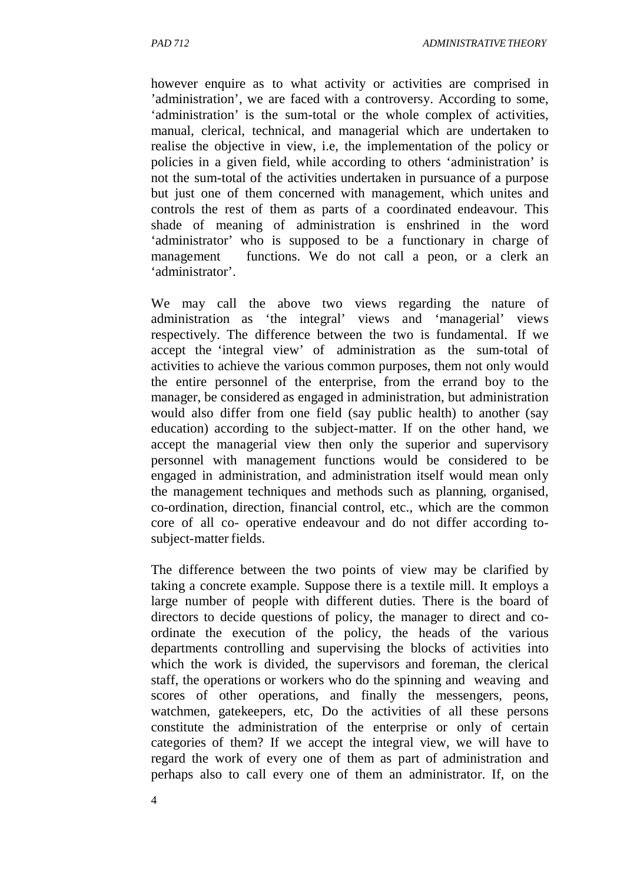however enquire as to what activity or activities are comprised in 'administration', we are faced with a controversy. According to some, 'administration' is the sum-total or the whole complex of activities, manual, clerical, technical, and managerial which are undertaken to realise the objective in view, i.e, the implementation of the policy or policies in a given field, while according to others 'administration' is not the sum-total of the activities undertaken in pursuance of a purpose but just one of them concerned with management, which unites and controls the rest of them as parts of a coordinated endeavour. This shade of meaning of administration is enshrined in the word 'administrator' who is supposed to be a functionary in charge of management functions. We do not call a peon, or a clerk an 'administrator'.

We may call the above two views regarding the nature of administration as 'the integral' views and 'managerial' views respectively. The difference between the two is fundamental. If we accept the 'integral view' of administration as the sum-total of activities to achieve the various common purposes, them not only would the entire personnel of the enterprise, from the errand boy to the manager, be considered as engaged in administration, but administration would also differ from one field (say public health) to another (say education) according to the subject-matter. If on the other hand, we accept the managerial view then only the superior and supervisory personnel with management functions would be considered to be engaged in administration, and administration itself would mean only the management techniques and methods such as planning, organised, co-ordination, direction, financial control, etc., which are the common core of all co- operative endeavour and do not differ according to-subject-matter fields.

The difference between the two points of view may be clarified by taking a concrete example. Suppose there is a textile mill. It employs a large number of people with different duties. There is the board of directors to decide questions of policy, the manager to direct and co-ordinate the execution of the policy, the heads of the various departments controlling and supervising the blocks of activities into which the work is divided, the supervisors and foreman, the clerical staff, the operations or workers who do the spinning and weaving and scores of other operations, and finally the messengers, peons, watchmen, gatekeepers, etc, Do the activities of all these persons constitute the administration of the enterprise or only of certain categories of them? If we accept the integral view, we will have to regard the work of every one of them as part of administration and perhaps also to call every one of them an administrator. If, on the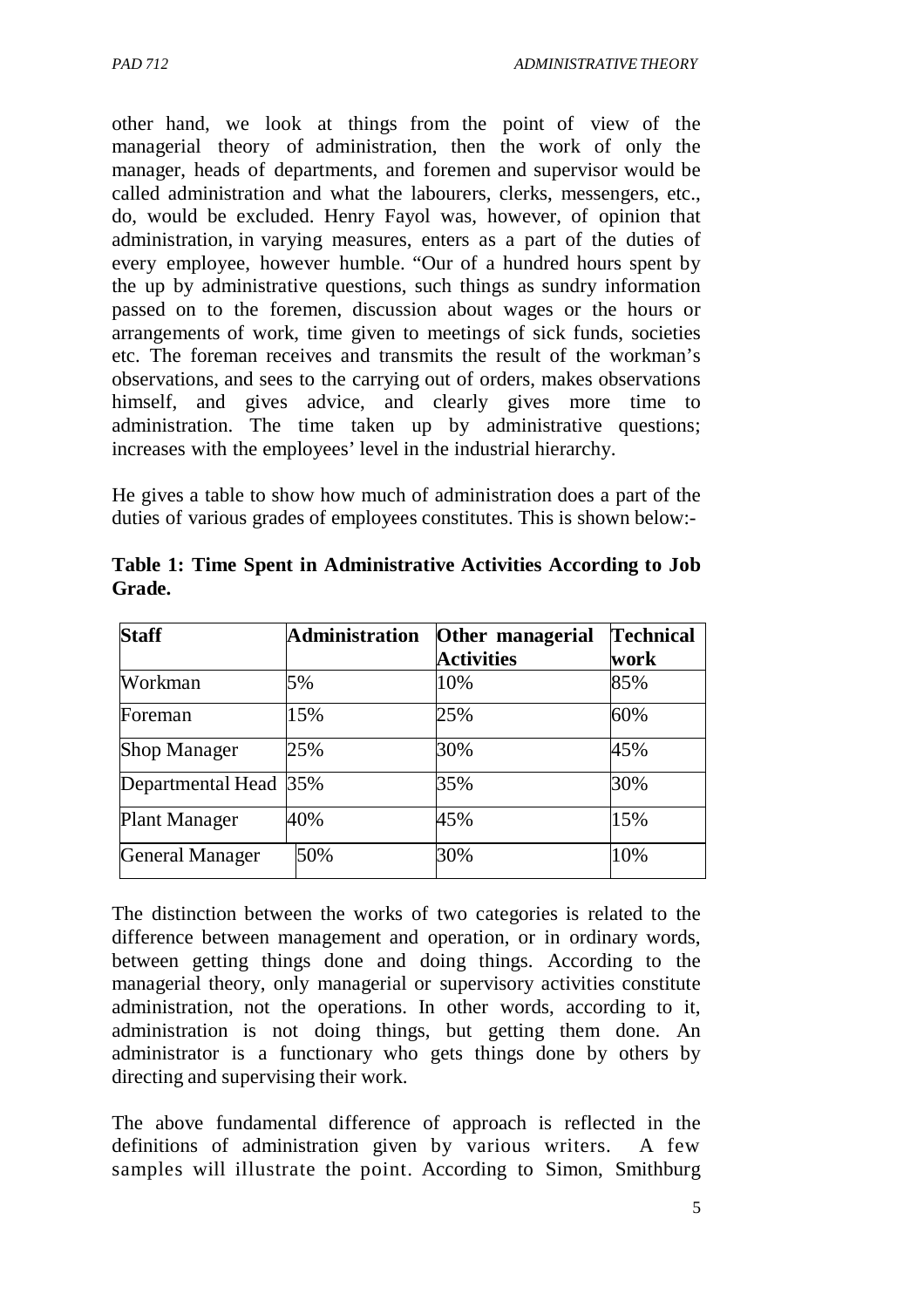other hand, we look at things from the point of view of the managerial theory of administration, then the work of only the manager, heads of departments, and foremen and supervisor would be called administration and what the labourers, clerks, messengers, etc., do, would be excluded. Henry Fayol was, however, of opinion that administration, in varying measures, enters as a part of the duties of every employee, however humble. "Our of a hundred hours spent by the up by administrative questions, such things as sundry information passed on to the foremen, discussion about wages or the hours or arrangements of work, time given to meetings of sick funds, societies etc. The foreman receives and transmits the result of the workman's observations, and sees to the carrying out of orders, makes observations himself, and gives advice, and clearly gives more time to administration. The time taken up by administrative questions; increases with the employees' level in the industrial hierarchy.

He gives a table to show how much of administration does a part of the duties of various grades of employees constitutes. This is shown below:-

**Table 1: Time Spent in Administrative Activities According to Job Grade.**

| **Staff** | **Administration** | **Other managerial Activities** | **Technical work** |
|---|---|---|---|
| Workman | 5% | 10% | 85% |
| Foreman | 15% | 25% | 60% |
| Shop Manager | 25% | 30% | 45% |
| Departmental Head | 35% | 35% | 30% |
| Plant Manager | 40% | 45% | 15% |
| General Manager | 50% | 30% | 10% |

The distinction between the works of two categories is related to the difference between management and operation, or in ordinary words, between getting things done and doing things. According to the managerial theory, only managerial or supervisory activities constitute administration, not the operations. In other words, according to it, administration is not doing things, but getting them done. An administrator is a functionary who gets things done by others by directing and supervising their work.

The above fundamental difference of approach is reflected in the definitions of administration given by various writers. A few samples will illustrate the point. According to Simon, Smithburg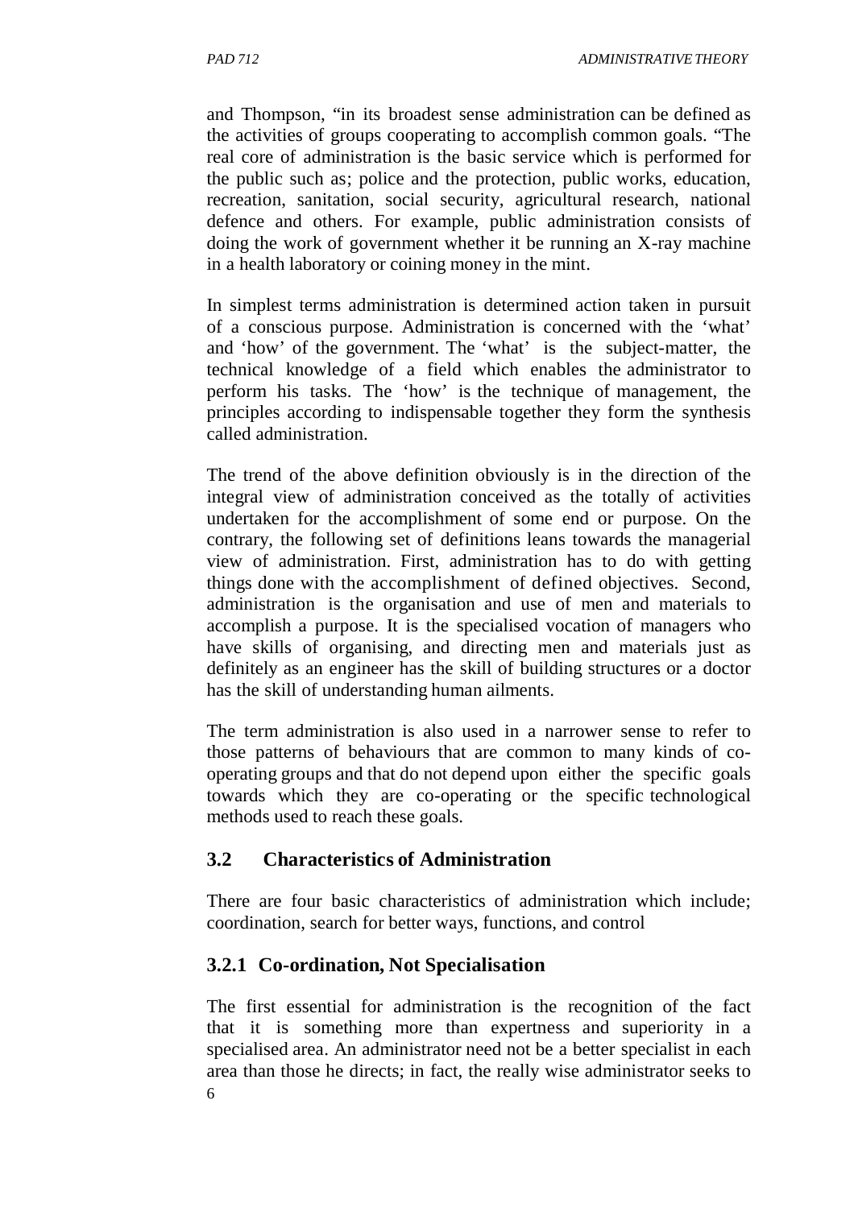and Thompson, "in its broadest sense administration can be defined as the activities of groups cooperating to accomplish common goals. "The real core of administration is the basic service which is performed for the public such as; police and the protection, public works, education, recreation, sanitation, social security, agricultural research, national defence and others. For example, public administration consists of doing the work of government whether it be running an X-ray machine in a health laboratory or coining money in the mint.

In simplest terms administration is determined action taken in pursuit of a conscious purpose. Administration is concerned with the 'what' and 'how' of the government. The 'what' is the subject-matter, the technical knowledge of a field which enables the administrator to perform his tasks. The 'how' is the technique of management, the principles according to indispensable together they form the synthesis called administration.

The trend of the above definition obviously is in the direction of the integral view of administration conceived as the totally of activities undertaken for the accomplishment of some end or purpose. On the contrary, the following set of definitions leans towards the managerial view of administration. First, administration has to do with getting things done with the accomplishment of defined objectives. Second, administration is the organisation and use of men and materials to accomplish a purpose. It is the specialised vocation of managers who have skills of organising, and directing men and materials just as definitely as an engineer has the skill of building structures or a doctor has the skill of understanding human ailments.

The term administration is also used in a narrower sense to refer to those patterns of behaviours that are common to many kinds of co-operating groups and that do not depend upon either the specific goals towards which they are co-operating or the specific technological methods used to reach these goals.

## 3.2 Characteristics of Administration

There are four basic characteristics of administration which include; coordination, search for better ways, functions, and control

### 3.2.1 Co-ordination, Not Specialisation

The first essential for administration is the recognition of the fact that it is something more than expertness and superiority in a specialised area. An administrator need not be a better specialist in each area than those he directs; in fact, the really wise administrator seeks to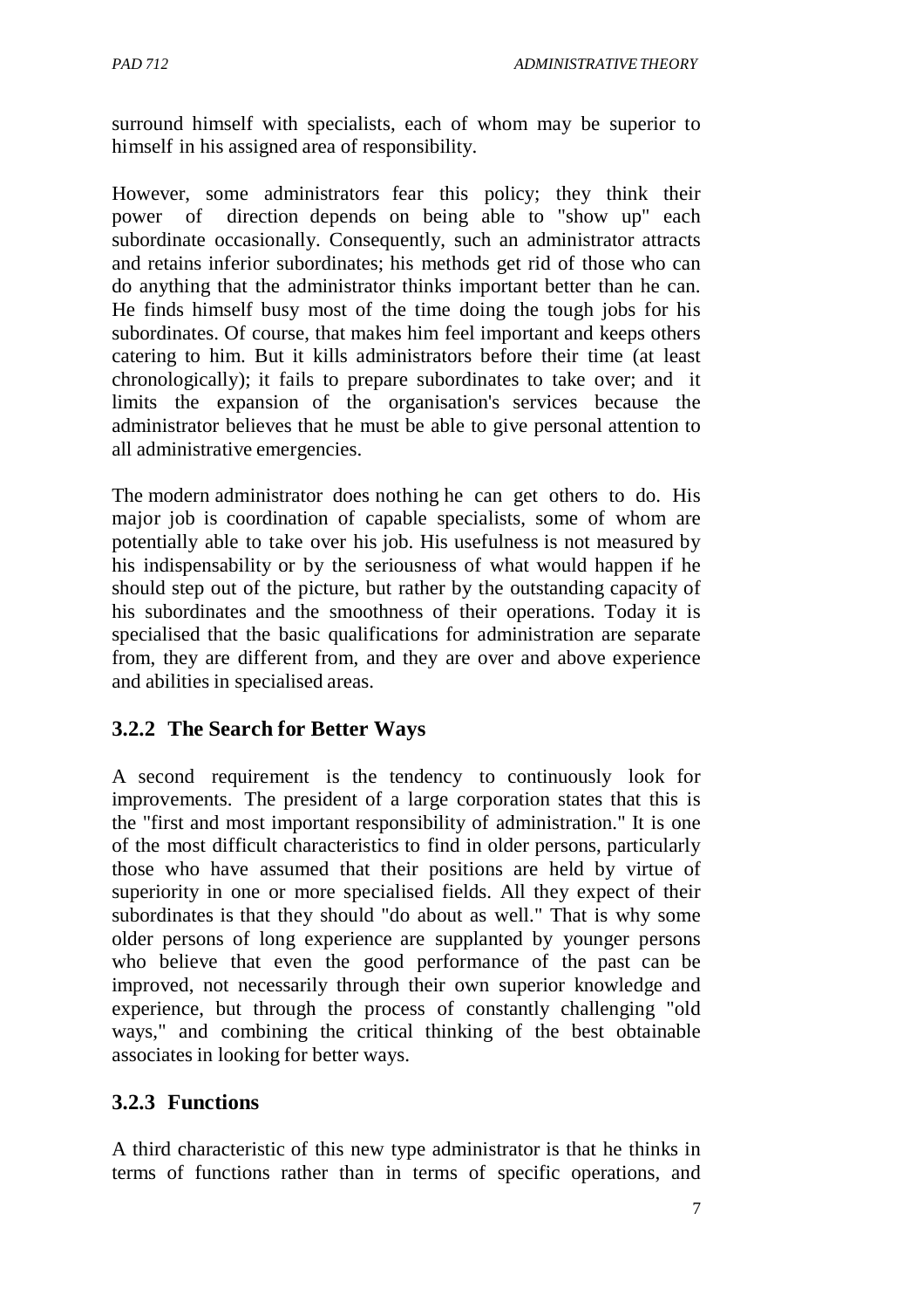surround himself with specialists, each of whom may be superior to himself in his assigned area of responsibility.

However, some administrators fear this policy; they think their power of direction depends on being able to "show up" each subordinate occasionally. Consequently, such an administrator attracts and retains inferior subordinates; his methods get rid of those who can do anything that the administrator thinks important better than he can. He finds himself busy most of the time doing the tough jobs for his subordinates. Of course, that makes him feel important and keeps others catering to him. But it kills administrators before their time (at least chronologically); it fails to prepare subordinates to take over; and it limits the expansion of the organisation's services because the administrator believes that he must be able to give personal attention to all administrative emergencies.

The modern administrator does nothing he can get others to do. His major job is coordination of capable specialists, some of whom are potentially able to take over his job. His usefulness is not measured by his indispensability or by the seriousness of what would happen if he should step out of the picture, but rather by the outstanding capacity of his subordinates and the smoothness of their operations. Today it is specialised that the basic qualifications for administration are separate from, they are different from, and they are over and above experience and abilities in specialised areas.

### 3.2.2 The Search for Better Ways

A second requirement is the tendency to continuously look for improvements. The president of a large corporation states that this is the "first and most important responsibility of administration." It is one of the most difficult characteristics to find in older persons, particularly those who have assumed that their positions are held by virtue of superiority in one or more specialised fields. All they expect of their subordinates is that they should "do about as well." That is why some older persons of long experience are supplanted by younger persons who believe that even the good performance of the past can be improved, not necessarily through their own superior knowledge and experience, but through the process of constantly challenging "old ways," and combining the critical thinking of the best obtainable associates in looking for better ways.

### 3.2.3 Functions

A third characteristic of this new type administrator is that he thinks in terms of functions rather than in terms of specific operations, and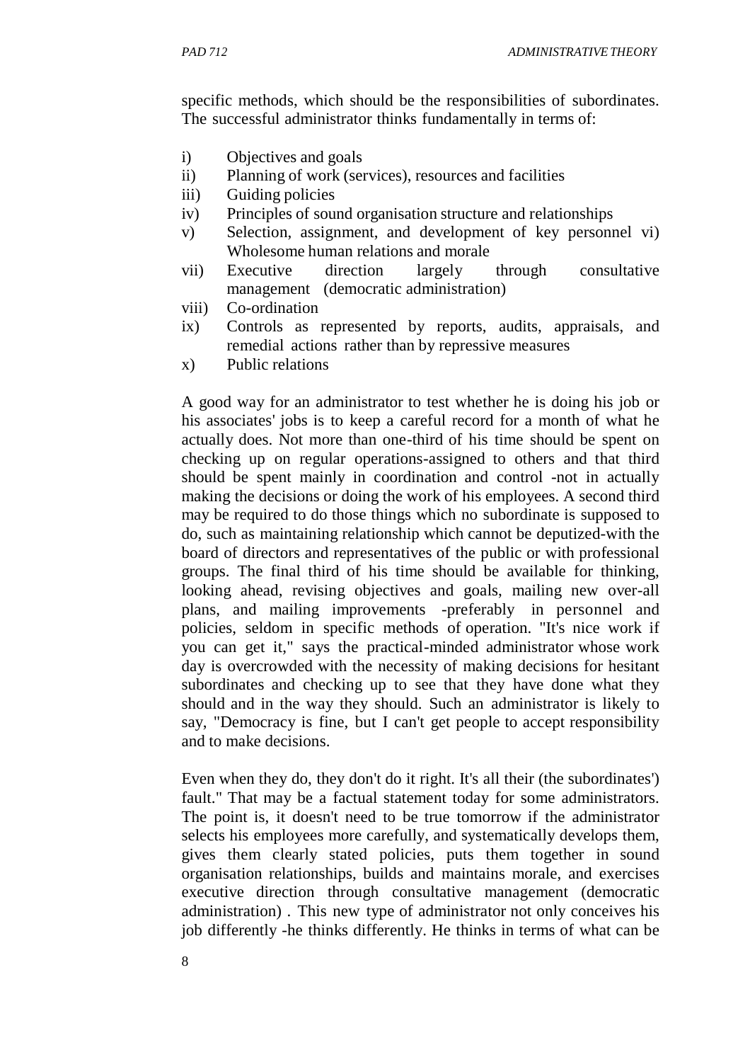specific methods, which should be the responsibilities of subordinates. The successful administrator thinks fundamentally in terms of:

i) Objectives and goals
ii) Planning of work (services), resources and facilities
iii) Guiding policies
iv) Principles of sound organisation structure and relationships
v) Selection, assignment, and development of key personnel vi) Wholesome human relations and morale
vii) Executive direction largely through consultative management (democratic administration)
viii) Co-ordination
ix) Controls as represented by reports, audits, appraisals, and remedial actions rather than by repressive measures
x) Public relations

A good way for an administrator to test whether he is doing his job or his associates' jobs is to keep a careful record for a month of what he actually does. Not more than one-third of his time should be spent on checking up on regular operations-assigned to others and that third should be spent mainly in coordination and control -not in actually making the decisions or doing the work of his employees. A second third may be required to do those things which no subordinate is supposed to do, such as maintaining relationship which cannot be deputized-with the board of directors and representatives of the public or with professional groups. The final third of his time should be available for thinking, looking ahead, revising objectives and goals, mailing new over-all plans, and mailing improvements -preferably in personnel and policies, seldom in specific methods of operation. "It's nice work if you can get it," says the practical-minded administrator whose work day is overcrowded with the necessity of making decisions for hesitant subordinates and checking up to see that they have done what they should and in the way they should. Such an administrator is likely to say, "Democracy is fine, but I can't get people to accept responsibility and to make decisions.

Even when they do, they don't do it right. It's all their (the subordinates') fault." That may be a factual statement today for some administrators. The point is, it doesn't need to be true tomorrow if the administrator selects his employees more carefully, and systematically develops them, gives them clearly stated policies, puts them together in sound organisation relationships, builds and maintains morale, and exercises executive direction through consultative management (democratic administration) . This new type of administrator not only conceives his job differently -he thinks differently. He thinks in terms of what can be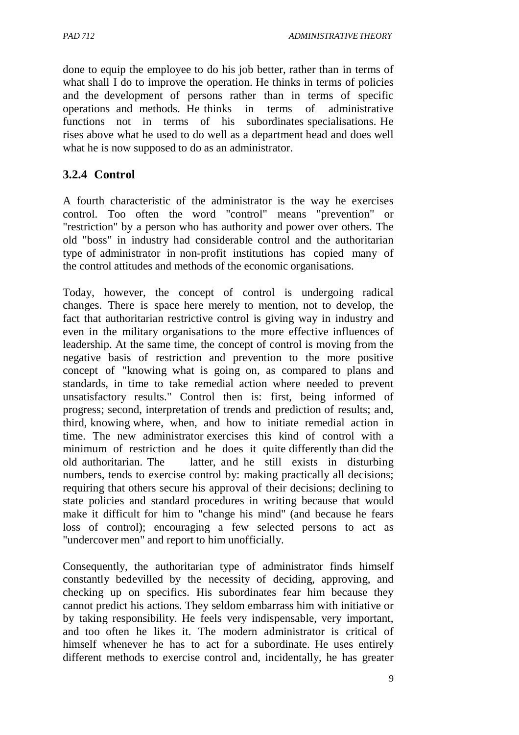done to equip the employee to do his job better, rather than in terms of what shall I do to improve the operation. He thinks in terms of policies and the development of persons rather than in terms of specific operations and methods. He thinks in terms of administrative functions not in terms of his subordinates specialisations. He rises above what he used to do well as a department head and does well what he is now supposed to do as an administrator.

### 3.2.4 Control

A fourth characteristic of the administrator is the way he exercises control. Too often the word "control" means "prevention" or "restriction" by a person who has authority and power over others. The old "boss" in industry had considerable control and the authoritarian type of administrator in non-profit institutions has copied many of the control attitudes and methods of the economic organisations.

Today, however, the concept of control is undergoing radical changes. There is space here merely to mention, not to develop, the fact that authoritarian restrictive control is giving way in industry and even in the military organisations to the more effective influences of leadership. At the same time, the concept of control is moving from the negative basis of restriction and prevention to the more positive concept of "knowing what is going on, as compared to plans and standards, in time to take remedial action where needed to prevent unsatisfactory results." Control then is: first, being informed of progress; second, interpretation of trends and prediction of results; and, third, knowing where, when, and how to initiate remedial action in time. The new administrator exercises this kind of control with a minimum of restriction and he does it quite differently than did the old authoritarian. The latter, and he still exists in disturbing numbers, tends to exercise control by: making practically all decisions; requiring that others secure his approval of their decisions; declining to state policies and standard procedures in writing because that would make it difficult for him to "change his mind" (and because he fears loss of control); encouraging a few selected persons to act as "undercover men" and report to him unofficially.

Consequently, the authoritarian type of administrator finds himself constantly bedevilled by the necessity of deciding, approving, and checking up on specifics. His subordinates fear him because they cannot predict his actions. They seldom embarrass him with initiative or by taking responsibility. He feels very indispensable, very important, and too often he likes it. The modern administrator is critical of himself whenever he has to act for a subordinate. He uses entirely different methods to exercise control and, incidentally, he has greater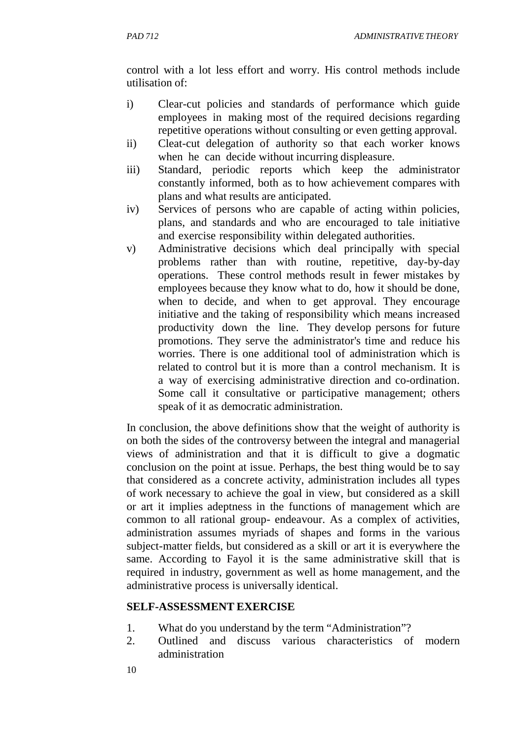control with a lot less effort and worry. His control methods include utilisation of:

i) Clear-cut policies and standards of performance which guide employees in making most of the required decisions regarding repetitive operations without consulting or even getting approval.
ii) Cleat-cut delegation of authority so that each worker knows when he can decide without incurring displeasure.
iii) Standard, periodic reports which keep the administrator constantly informed, both as to how achievement compares with plans and what results are anticipated.
iv) Services of persons who are capable of acting within policies, plans, and standards and who are encouraged to tale initiative and exercise responsibility within delegated authorities.
v) Administrative decisions which deal principally with special problems rather than with routine, repetitive, day-by-day operations. These control methods result in fewer mistakes by employees because they know what to do, how it should be done, when to decide, and when to get approval. They encourage initiative and the taking of responsibility which means increased productivity down the line. They develop persons for future promotions. They serve the administrator's time and reduce his worries. There is one additional tool of administration which is related to control but it is more than a control mechanism. It is a way of exercising administrative direction and co-ordination. Some call it consultative or participative management; others speak of it as democratic administration.

In conclusion, the above definitions show that the weight of authority is on both the sides of the controversy between the integral and managerial views of administration and that it is difficult to give a dogmatic conclusion on the point at issue. Perhaps, the best thing would be to say that considered as a concrete activity, administration includes all types of work necessary to achieve the goal in view, but considered as a skill or art it implies adeptness in the functions of management which are common to all rational group- endeavour. As a complex of activities, administration assumes myriads of shapes and forms in the various subject-matter fields, but considered as a skill or art it is everywhere the same. According to Fayol it is the same administrative skill that is required in industry, government as well as home management, and the administrative process is universally identical.

## SELF-ASSESSMENT EXERCISE

1. What do you understand by the term "Administration"?
2. Outlined and discuss various characteristics of modern administration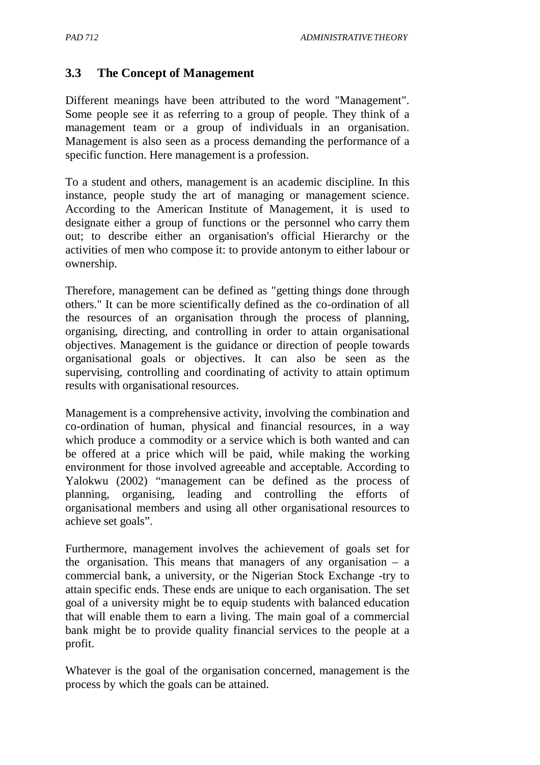### 3.3 The Concept of Management

Different meanings have been attributed to the word "Management". Some people see it as referring to a group of people. They think of a management team or a group of individuals in an organisation. Management is also seen as a process demanding the performance of a specific function. Here management is a profession.

To a student and others, management is an academic discipline. In this instance, people study the art of managing or management science. According to the American Institute of Management, it is used to designate either a group of functions or the personnel who carry them out; to describe either an organisation's official Hierarchy or the activities of men who compose it: to provide antonym to either labour or ownership.

Therefore, management can be defined as "getting things done through others." It can be more scientifically defined as the co-ordination of all the resources of an organisation through the process of planning, organising, directing, and controlling in order to attain organisational objectives. Management is the guidance or direction of people towards organisational goals or objectives. It can also be seen as the supervising, controlling and coordinating of activity to attain optimum results with organisational resources.

Management is a comprehensive activity, involving the combination and co-ordination of human, physical and financial resources, in a way which produce a commodity or a service which is both wanted and can be offered at a price which will be paid, while making the working environment for those involved agreeable and acceptable. According to Yalokwu (2002) "management can be defined as the process of planning, organising, leading and controlling the efforts of organisational members and using all other organisational resources to achieve set goals".

Furthermore, management involves the achievement of goals set for the organisation. This means that managers of any organisation – a commercial bank, a university, or the Nigerian Stock Exchange -try to attain specific ends. These ends are unique to each organisation. The set goal of a university might be to equip students with balanced education that will enable them to earn a living. The main goal of a commercial bank might be to provide quality financial services to the people at a profit.

Whatever is the goal of the organisation concerned, management is the process by which the goals can be attained.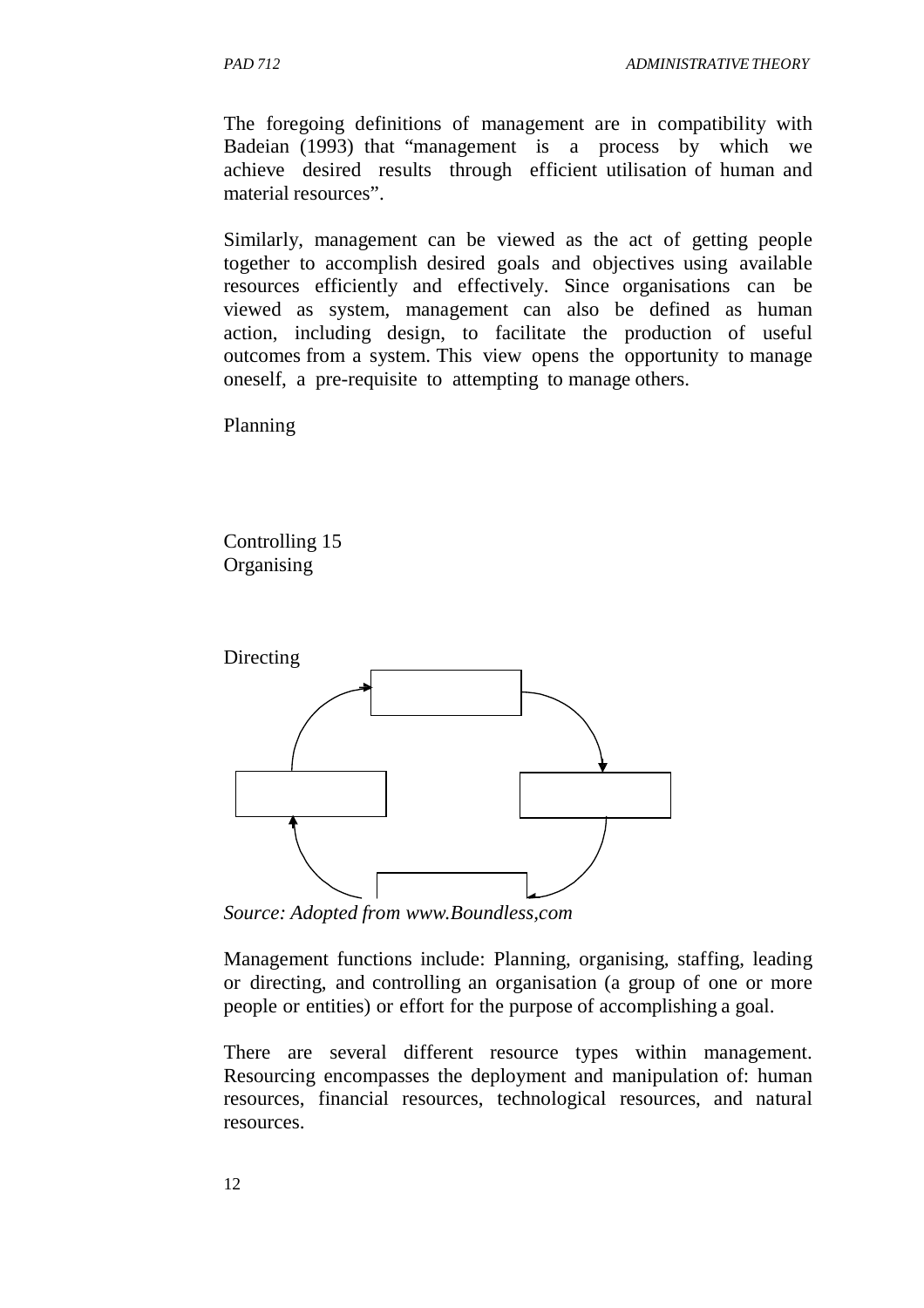The foregoing definitions of management are in compatibility with Badeian (1993) that "management is a process by which we achieve desired results through efficient utilisation of human and material resources".

Similarly, management can be viewed as the act of getting people together to accomplish desired goals and objectives using available resources efficiently and effectively. Since organisations can be viewed as system, management can also be defined as human action, including design, to facilitate the production of useful outcomes from a system. This view opens the opportunity to manage oneself, a pre-requisite to attempting to manage others.

Planning

Controlling 15
Organising

Directing

*Source: Adopted from www.Boundless,com*

Management functions include: Planning, organising, staffing, leading or directing, and controlling an organisation (a group of one or more people or entities) or effort for the purpose of accomplishing a goal.

There are several different resource types within management. Resourcing encompasses the deployment and manipulation of: human resources, financial resources, technological resources, and natural resources.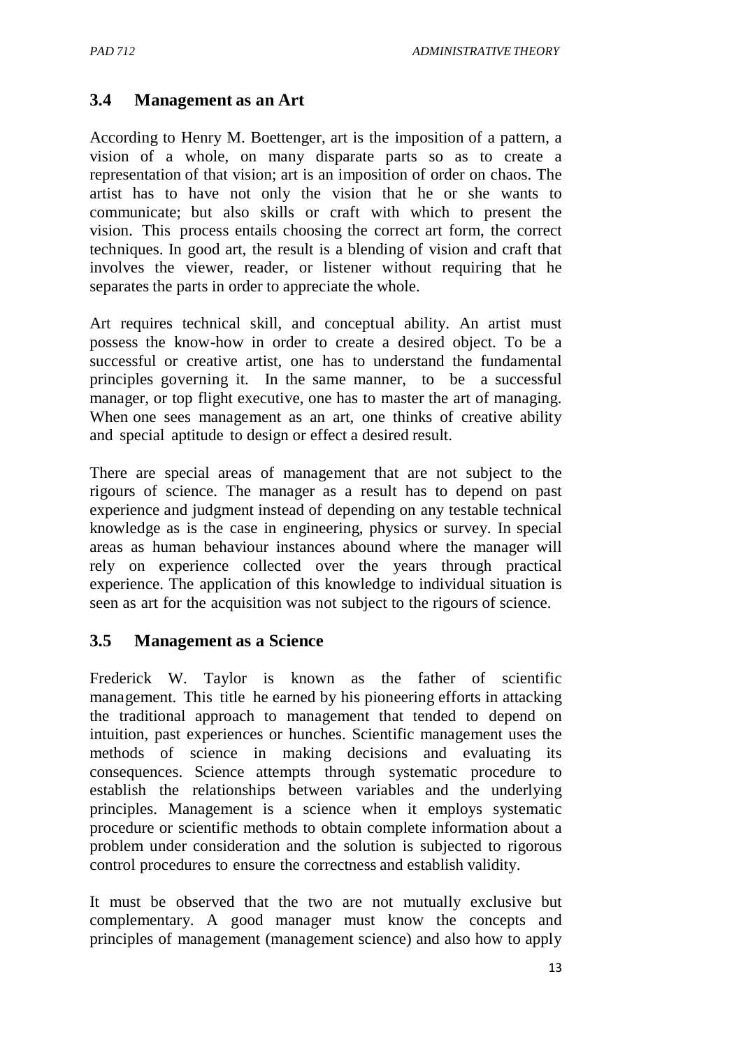## 3.4 Management as an Art

According to Henry M. Boettenger, art is the imposition of a pattern, a vision of a whole, on many disparate parts so as to create a representation of that vision; art is an imposition of order on chaos. The artist has to have not only the vision that he or she wants to communicate; but also skills or craft with which to present the vision. This process entails choosing the correct art form, the correct techniques. In good art, the result is a blending of vision and craft that involves the viewer, reader, or listener without requiring that he separates the parts in order to appreciate the whole.

Art requires technical skill, and conceptual ability. An artist must possess the know-how in order to create a desired object. To be a successful or creative artist, one has to understand the fundamental principles governing it. In the same manner, to be a successful manager, or top flight executive, one has to master the art of managing. When one sees management as an art, one thinks of creative ability and special aptitude to design or effect a desired result.

There are special areas of management that are not subject to the rigours of science. The manager as a result has to depend on past experience and judgment instead of depending on any testable technical knowledge as is the case in engineering, physics or survey. In special areas as human behaviour instances abound where the manager will rely on experience collected over the years through practical experience. The application of this knowledge to individual situation is seen as art for the acquisition was not subject to the rigours of science.

## 3.5 Management as a Science

Frederick W. Taylor is known as the father of scientific management. This title he earned by his pioneering efforts in attacking the traditional approach to management that tended to depend on intuition, past experiences or hunches. Scientific management uses the methods of science in making decisions and evaluating its consequences. Science attempts through systematic procedure to establish the relationships between variables and the underlying principles. Management is a science when it employs systematic procedure or scientific methods to obtain complete information about a problem under consideration and the solution is subjected to rigorous control procedures to ensure the correctness and establish validity.

It must be observed that the two are not mutually exclusive but complementary. A good manager must know the concepts and principles of management (management science) and also how to apply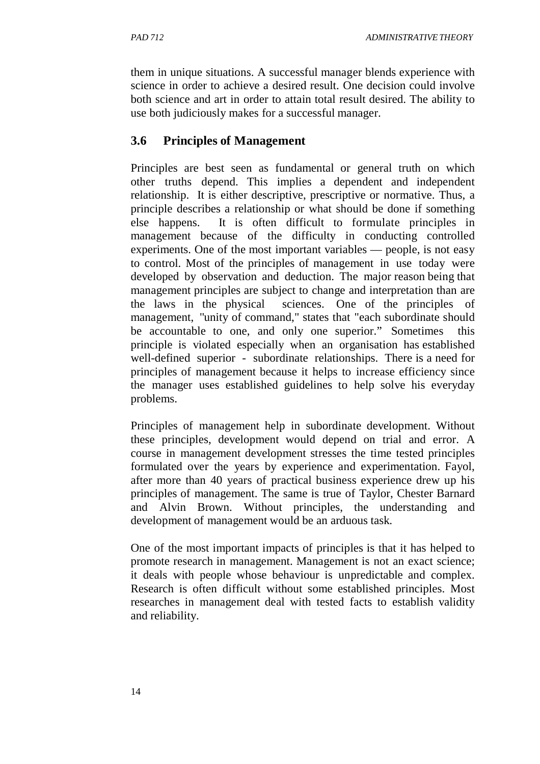them in unique situations. A successful manager blends experience with science in order to achieve a desired result. One decision could involve both science and art in order to attain total result desired. The ability to use both judiciously makes for a successful manager.

### 3.6 Principles of Management

Principles are best seen as fundamental or general truth on which other truths depend. This implies a dependent and independent relationship. It is either descriptive, prescriptive or normative. Thus, a principle describes a relationship or what should be done if something else happens. It is often difficult to formulate principles in management because of the difficulty in conducting controlled experiments. One of the most important variables — people, is not easy to control. Most of the principles of management in use today were developed by observation and deduction. The major reason being that management principles are subject to change and interpretation than are the laws in the physical sciences. One of the principles of management, "unity of command," states that "each subordinate should be accountable to one, and only one superior." Sometimes this principle is violated especially when an organisation has established well-defined superior - subordinate relationships. There is a need for principles of management because it helps to increase efficiency since the manager uses established guidelines to help solve his everyday problems.

Principles of management help in subordinate development. Without these principles, development would depend on trial and error. A course in management development stresses the time tested principles formulated over the years by experience and experimentation. Fayol, after more than 40 years of practical business experience drew up his principles of management. The same is true of Taylor, Chester Barnard and Alvin Brown. Without principles, the understanding and development of management would be an arduous task.

One of the most important impacts of principles is that it has helped to promote research in management. Management is not an exact science; it deals with people whose behaviour is unpredictable and complex. Research is often difficult without some established principles. Most researches in management deal with tested facts to establish validity and reliability.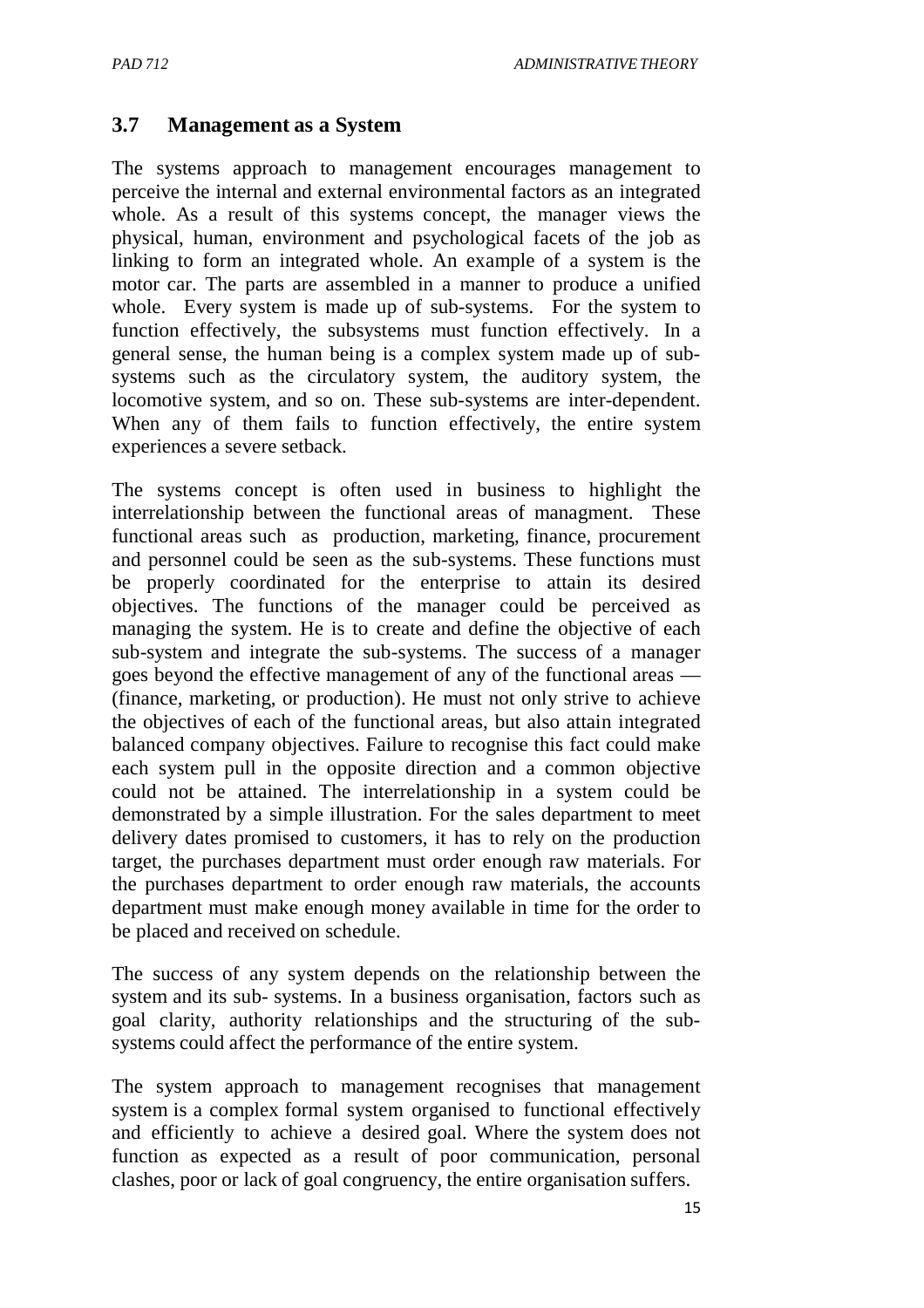### 3.7 Management as a System

The systems approach to management encourages management to perceive the internal and external environmental factors as an integrated whole. As a result of this systems concept, the manager views the physical, human, environment and psychological facets of the job as linking to form an integrated whole. An example of a system is the motor car. The parts are assembled in a manner to produce a unified whole. Every system is made up of sub-systems. For the system to function effectively, the subsystems must function effectively. In a general sense, the human being is a complex system made up of sub-systems such as the circulatory system, the auditory system, the locomotive system, and so on. These sub-systems are inter-dependent. When any of them fails to function effectively, the entire system experiences a severe setback.

The systems concept is often used in business to highlight the interrelationship between the functional areas of managment. These functional areas such as production, marketing, finance, procurement and personnel could be seen as the sub-systems. These functions must be properly coordinated for the enterprise to attain its desired objectives. The functions of the manager could be perceived as managing the system. He is to create and define the objective of each sub-system and integrate the sub-systems. The success of a manager goes beyond the effective management of any of the functional areas — (finance, marketing, or production). He must not only strive to achieve the objectives of each of the functional areas, but also attain integrated balanced company objectives. Failure to recognise this fact could make each system pull in the opposite direction and a common objective could not be attained. The interrelationship in a system could be demonstrated by a simple illustration. For the sales department to meet delivery dates promised to customers, it has to rely on the production target, the purchases department must order enough raw materials. For the purchases department to order enough raw materials, the accounts department must make enough money available in time for the order to be placed and received on schedule.

The success of any system depends on the relationship between the system and its sub- systems. In a business organisation, factors such as goal clarity, authority relationships and the structuring of the sub-systems could affect the performance of the entire system.

The system approach to management recognises that management system is a complex formal system organised to functional effectively and efficiently to achieve a desired goal. Where the system does not function as expected as a result of poor communication, personal clashes, poor or lack of goal congruency, the entire organisation suffers.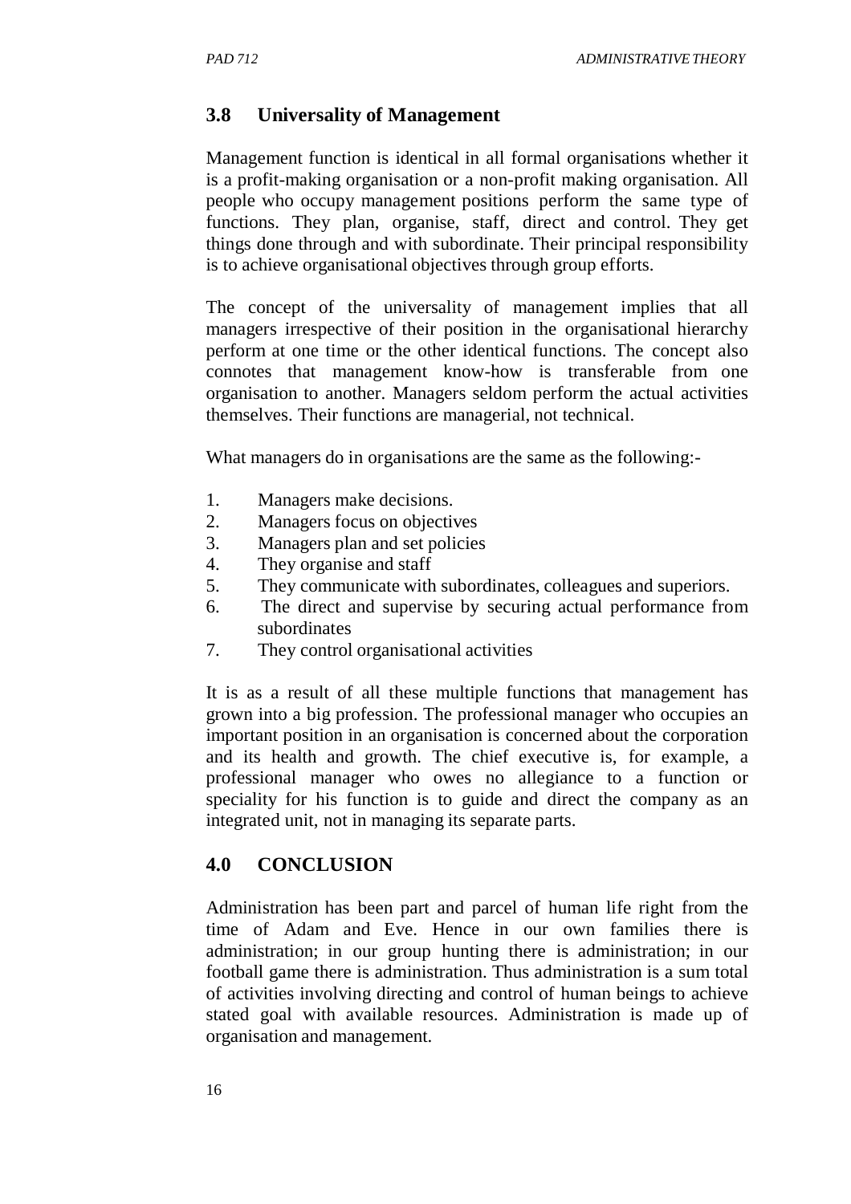## 3.8 Universality of Management

Management function is identical in all formal organisations whether it is a profit-making organisation or a non-profit making organisation. All people who occupy management positions perform the same type of functions. They plan, organise, staff, direct and control. They get things done through and with subordinate. Their principal responsibility is to achieve organisational objectives through group efforts.

The concept of the universality of management implies that all managers irrespective of their position in the organisational hierarchy perform at one time or the other identical functions. The concept also connotes that management know-how is transferable from one organisation to another. Managers seldom perform the actual activities themselves. Their functions are managerial, not technical.

What managers do in organisations are the same as the following:-

1. Managers make decisions.
2. Managers focus on objectives
3. Managers plan and set policies
4. They organise and staff
5. They communicate with subordinates, colleagues and superiors.
6. The direct and supervise by securing actual performance from subordinates
7. They control organisational activities

It is as a result of all these multiple functions that management has grown into a big profession. The professional manager who occupies an important position in an organisation is concerned about the corporation and its health and growth. The chief executive is, for example, a professional manager who owes no allegiance to a function or speciality for his function is to guide and direct the company as an integrated unit, not in managing its separate parts.

## 4.0 CONCLUSION

Administration has been part and parcel of human life right from the time of Adam and Eve. Hence in our own families there is administration; in our group hunting there is administration; in our football game there is administration. Thus administration is a sum total of activities involving directing and control of human beings to achieve stated goal with available resources. Administration is made up of organisation and management.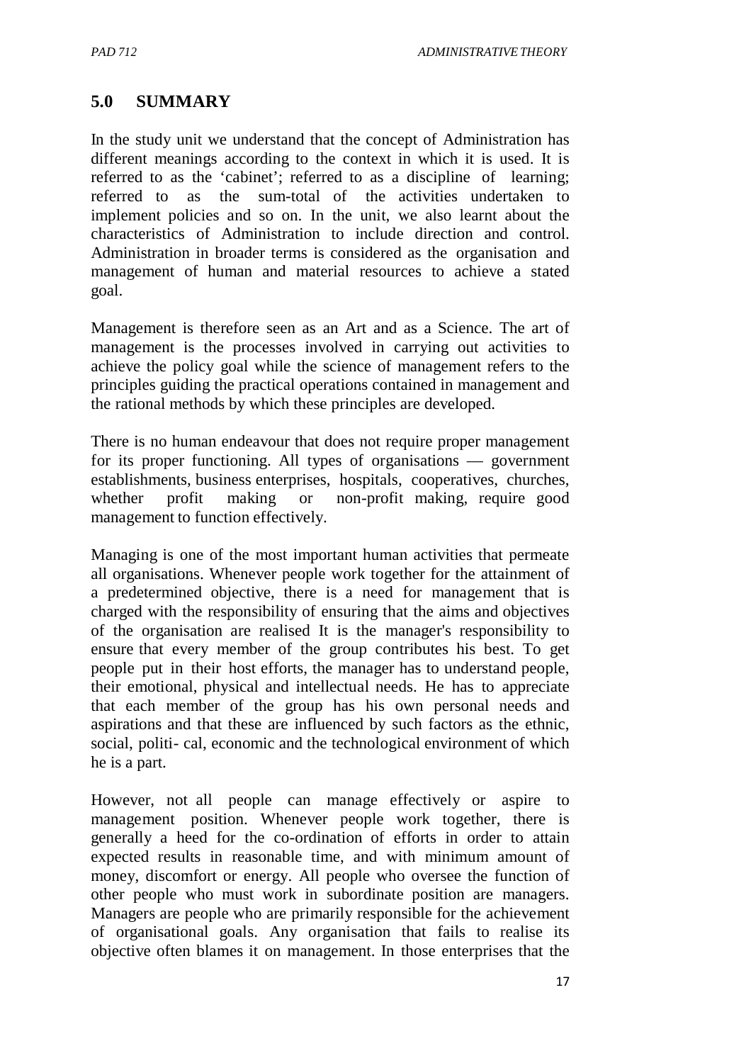## 5.0 SUMMARY

In the study unit we understand that the concept of Administration has different meanings according to the context in which it is used. It is referred to as the 'cabinet'; referred to as a discipline of learning; referred to as the sum-total of the activities undertaken to implement policies and so on. In the unit, we also learnt about the characteristics of Administration to include direction and control. Administration in broader terms is considered as the organisation and management of human and material resources to achieve a stated goal.

Management is therefore seen as an Art and as a Science. The art of management is the processes involved in carrying out activities to achieve the policy goal while the science of management refers to the principles guiding the practical operations contained in management and the rational methods by which these principles are developed.

There is no human endeavour that does not require proper management for its proper functioning. All types of organisations — government establishments, business enterprises, hospitals, cooperatives, churches, whether profit making or non-profit making, require good management to function effectively.

Managing is one of the most important human activities that permeate all organisations. Whenever people work together for the attainment of a predetermined objective, there is a need for management that is charged with the responsibility of ensuring that the aims and objectives of the organisation are realised It is the manager's responsibility to ensure that every member of the group contributes his best. To get people put in their host efforts, the manager has to understand people, their emotional, physical and intellectual needs. He has to appreciate that each member of the group has his own personal needs and aspirations and that these are influenced by such factors as the ethnic, social, politi- cal, economic and the technological environment of which he is a part.

However, not all people can manage effectively or aspire to management position. Whenever people work together, there is generally a heed for the co-ordination of efforts in order to attain expected results in reasonable time, and with minimum amount of money, discomfort or energy. All people who oversee the function of other people who must work in subordinate position are managers. Managers are people who are primarily responsible for the achievement of organisational goals. Any organisation that fails to realise its objective often blames it on management. In those enterprises that the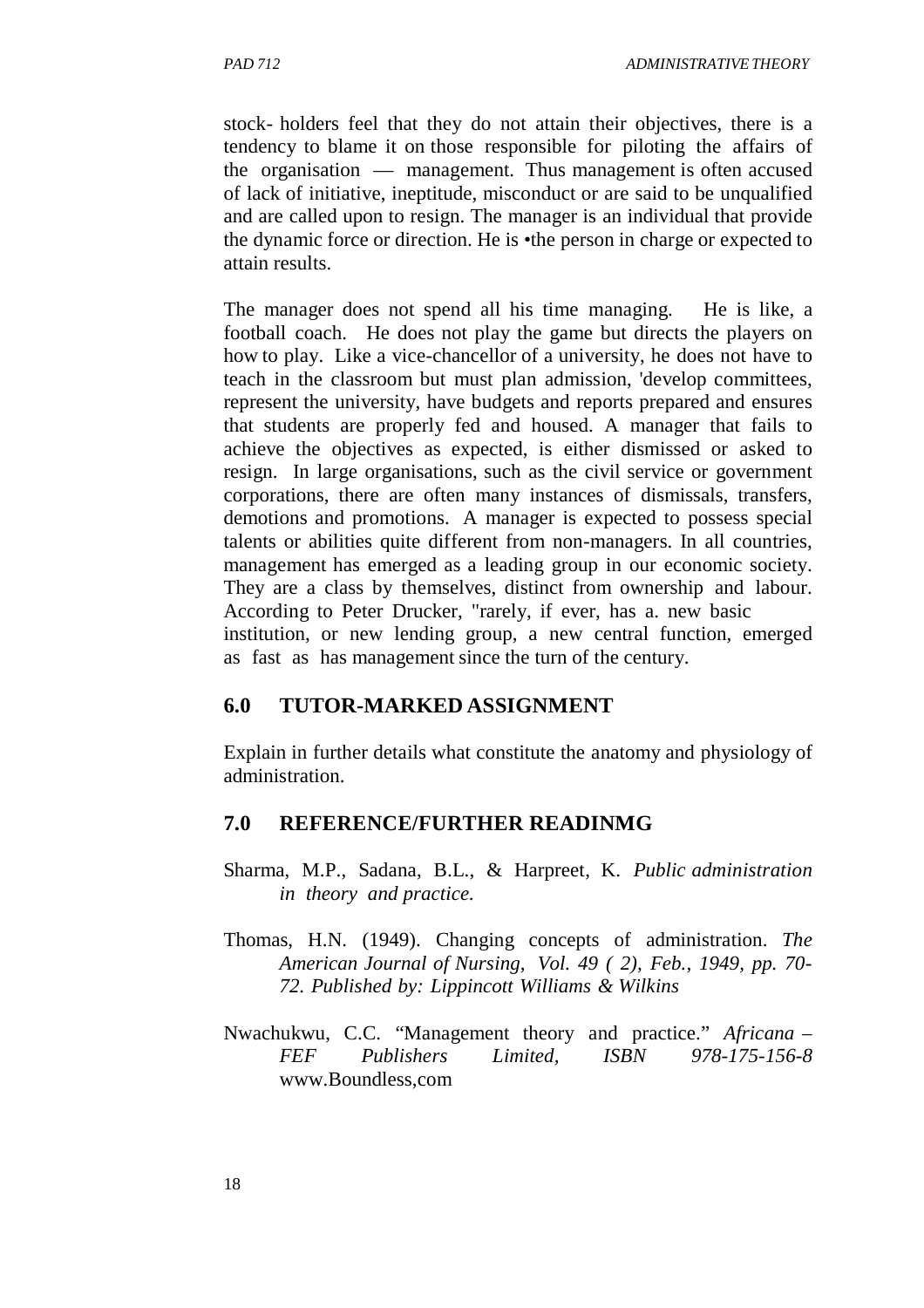stock- holders feel that they do not attain their objectives, there is a tendency to blame it on those responsible for piloting the affairs of the organisation — management. Thus management is often accused of lack of initiative, ineptitude, misconduct or are said to be unqualified and are called upon to resign. The manager is an individual that provide the dynamic force or direction. He is •the person in charge or expected to attain results.

The manager does not spend all his time managing. He is like, a football coach. He does not play the game but directs the players on how to play. Like a vice-chancellor of a university, he does not have to teach in the classroom but must plan admission, 'develop committees, represent the university, have budgets and reports prepared and ensures that students are properly fed and housed. A manager that fails to achieve the objectives as expected, is either dismissed or asked to resign. In large organisations, such as the civil service or government corporations, there are often many instances of dismissals, transfers, demotions and promotions. A manager is expected to possess special talents or abilities quite different from non-managers. In all countries, management has emerged as a leading group in our economic society. They are a class by themselves, distinct from ownership and labour. According to Peter Drucker, "rarely, if ever, has a. new basic institution, or new lending group, a new central function, emerged as fast as has management since the turn of the century.

## 6.0 TUTOR-MARKED ASSIGNMENT

Explain in further details what constitute the anatomy and physiology of administration.

## 7.0 REFERENCE/FURTHER READINMG

Sharma, M.P., Sadana, B.L., & Harpreet, K. *Public administration in theory and practice.*

Thomas, H.N. (1949). Changing concepts of administration. *The American Journal of Nursing, Vol. 49 ( 2), Feb., 1949, pp. 70-72. Published by: Lippincott Williams & Wilkins*

Nwachukwu, C.C. "Management theory and practice." *Africana – FEF Publishers Limited, ISBN 978-175-156-8* www.Boundless,com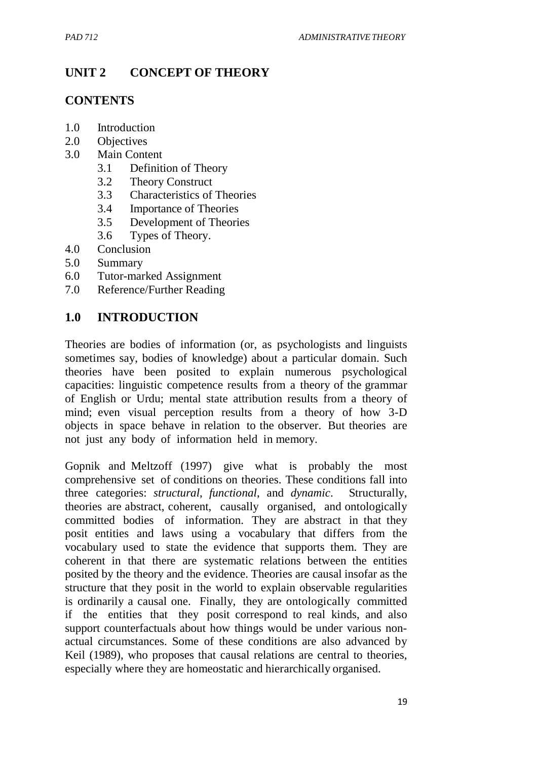## UNIT 2 CONCEPT OF THEORY

## CONTENTS

1.0 Introduction
2.0 Objectives
3.0 Main Content
    3.1 Definition of Theory
    3.2 Theory Construct
    3.3 Characteristics of Theories
    3.4 Importance of Theories
    3.5 Development of Theories
    3.6 Types of Theory.
4.0 Conclusion
5.0 Summary
6.0 Tutor-marked Assignment
7.0 Reference/Further Reading

## 1.0 INTRODUCTION

Theories are bodies of information (or, as psychologists and linguists sometimes say, bodies of knowledge) about a particular domain. Such theories have been posited to explain numerous psychological capacities: linguistic competence results from a theory of the grammar of English or Urdu; mental state attribution results from a theory of mind; even visual perception results from a theory of how 3-D objects in space behave in relation to the observer. But theories are not just any body of information held in memory.

Gopnik and Meltzoff (1997) give what is probably the most comprehensive set of conditions on theories. These conditions fall into three categories: *structural*, *functional*, and *dynamic*. Structurally, theories are abstract, coherent, causally organised, and ontologically committed bodies of information. They are abstract in that they posit entities and laws using a vocabulary that differs from the vocabulary used to state the evidence that supports them. They are coherent in that there are systematic relations between the entities posited by the theory and the evidence. Theories are causal insofar as the structure that they posit in the world to explain observable regularities is ordinarily a causal one. Finally, they are ontologically committed if the entities that they posit correspond to real kinds, and also support counterfactuals about how things would be under various non-actual circumstances. Some of these conditions are also advanced by Keil (1989), who proposes that causal relations are central to theories, especially where they are homeostatic and hierarchically organised.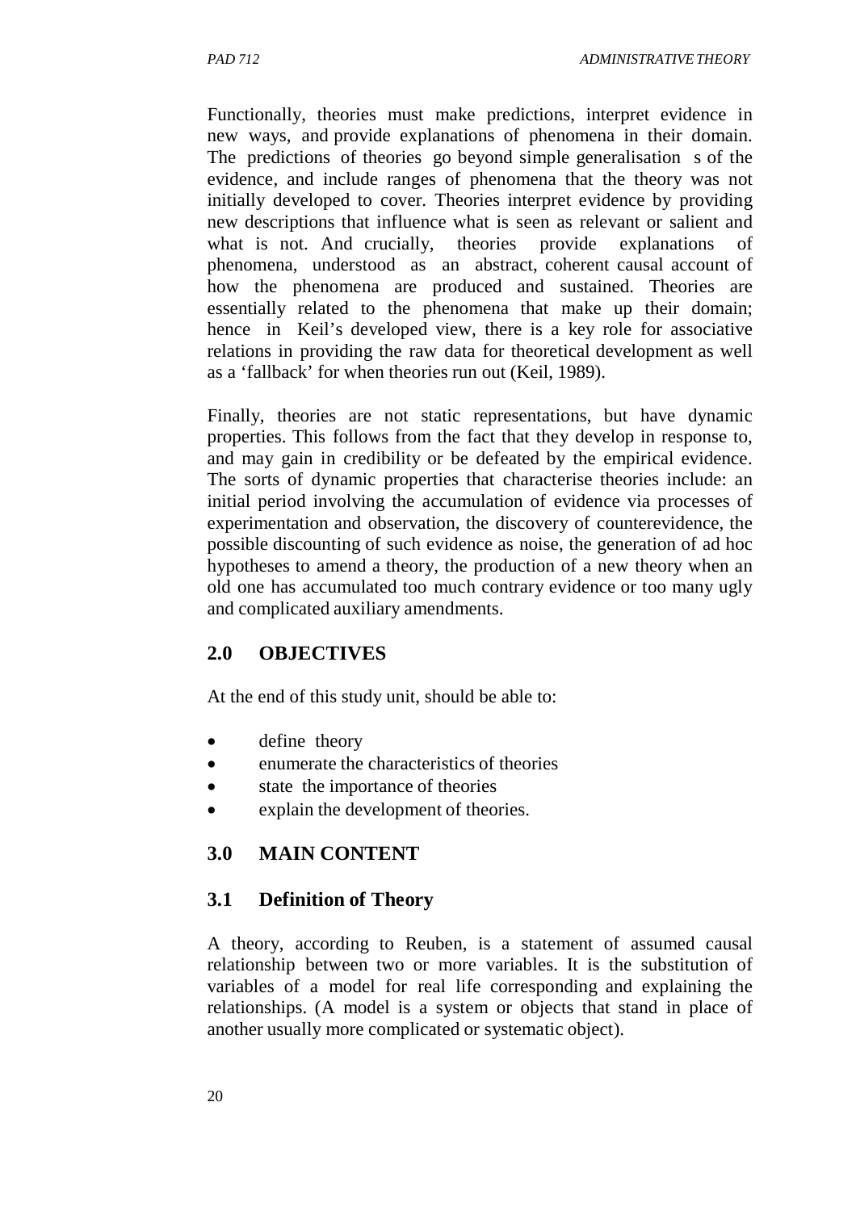Functionally, theories must make predictions, interpret evidence in new ways, and provide explanations of phenomena in their domain. The predictions of theories go beyond simple generalisation s of the evidence, and include ranges of phenomena that the theory was not initially developed to cover. Theories interpret evidence by providing new descriptions that influence what is seen as relevant or salient and what is not. And crucially, theories provide explanations of phenomena, understood as an abstract, coherent causal account of how the phenomena are produced and sustained. Theories are essentially related to the phenomena that make up their domain; hence in Keil's developed view, there is a key role for associative relations in providing the raw data for theoretical development as well as a 'fallback' for when theories run out (Keil, 1989).

Finally, theories are not static representations, but have dynamic properties. This follows from the fact that they develop in response to, and may gain in credibility or be defeated by the empirical evidence. The sorts of dynamic properties that characterise theories include: an initial period involving the accumulation of evidence via processes of experimentation and observation, the discovery of counterevidence, the possible discounting of such evidence as noise, the generation of ad hoc hypotheses to amend a theory, the production of a new theory when an old one has accumulated too much contrary evidence or too many ugly and complicated auxiliary amendments.

## 2.0 OBJECTIVES

At the end of this study unit, should be able to:

- define theory
- enumerate the characteristics of theories
- state the importance of theories
- explain the development of theories.

## 3.0 MAIN CONTENT

### 3.1 Definition of Theory

A theory, according to Reuben, is a statement of assumed causal relationship between two or more variables. It is the substitution of variables of a model for real life corresponding and explaining the relationships. (A model is a system or objects that stand in place of another usually more complicated or systematic object).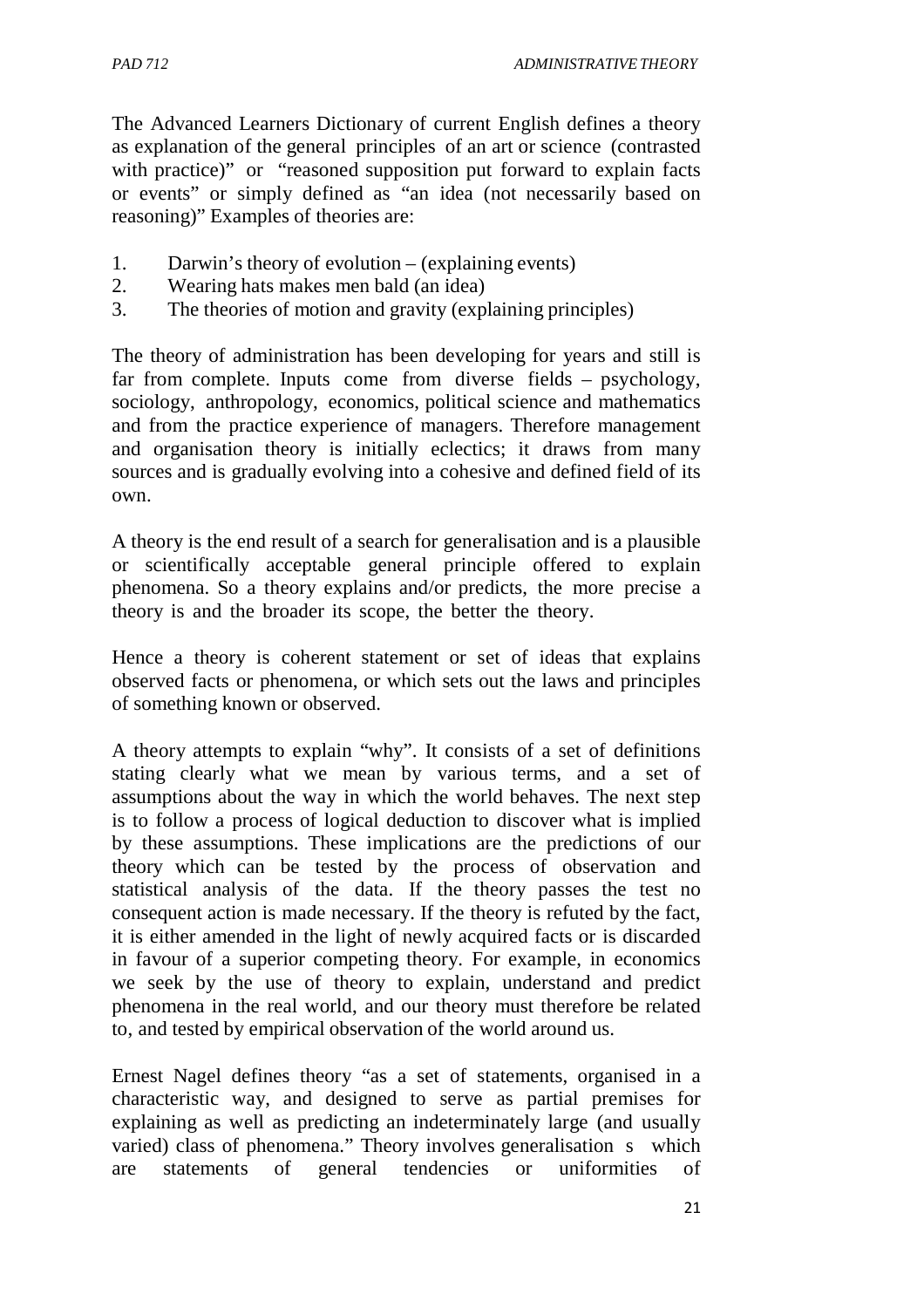The Advanced Learners Dictionary of current English defines a theory as explanation of the general principles of an art or science (contrasted with practice)" or "reasoned supposition put forward to explain facts or events" or simply defined as "an idea (not necessarily based on reasoning)" Examples of theories are:

1. Darwin's theory of evolution – (explaining events)
2. Wearing hats makes men bald (an idea)
3. The theories of motion and gravity (explaining principles)

The theory of administration has been developing for years and still is far from complete. Inputs come from diverse fields – psychology, sociology, anthropology, economics, political science and mathematics and from the practice experience of managers. Therefore management and organisation theory is initially eclectics; it draws from many sources and is gradually evolving into a cohesive and defined field of its own.

A theory is the end result of a search for generalisation and is a plausible or scientifically acceptable general principle offered to explain phenomena. So a theory explains and/or predicts, the more precise a theory is and the broader its scope, the better the theory.

Hence a theory is coherent statement or set of ideas that explains observed facts or phenomena, or which sets out the laws and principles of something known or observed.

A theory attempts to explain "why". It consists of a set of definitions stating clearly what we mean by various terms, and a set of assumptions about the way in which the world behaves. The next step is to follow a process of logical deduction to discover what is implied by these assumptions. These implications are the predictions of our theory which can be tested by the process of observation and statistical analysis of the data. If the theory passes the test no consequent action is made necessary. If the theory is refuted by the fact, it is either amended in the light of newly acquired facts or is discarded in favour of a superior competing theory. For example, in economics we seek by the use of theory to explain, understand and predict phenomena in the real world, and our theory must therefore be related to, and tested by empirical observation of the world around us.

Ernest Nagel defines theory "as a set of statements, organised in a characteristic way, and designed to serve as partial premises for explaining as well as predicting an indeterminately large (and usually varied) class of phenomena." Theory involves generalisation s which are statements of general tendencies or uniformities of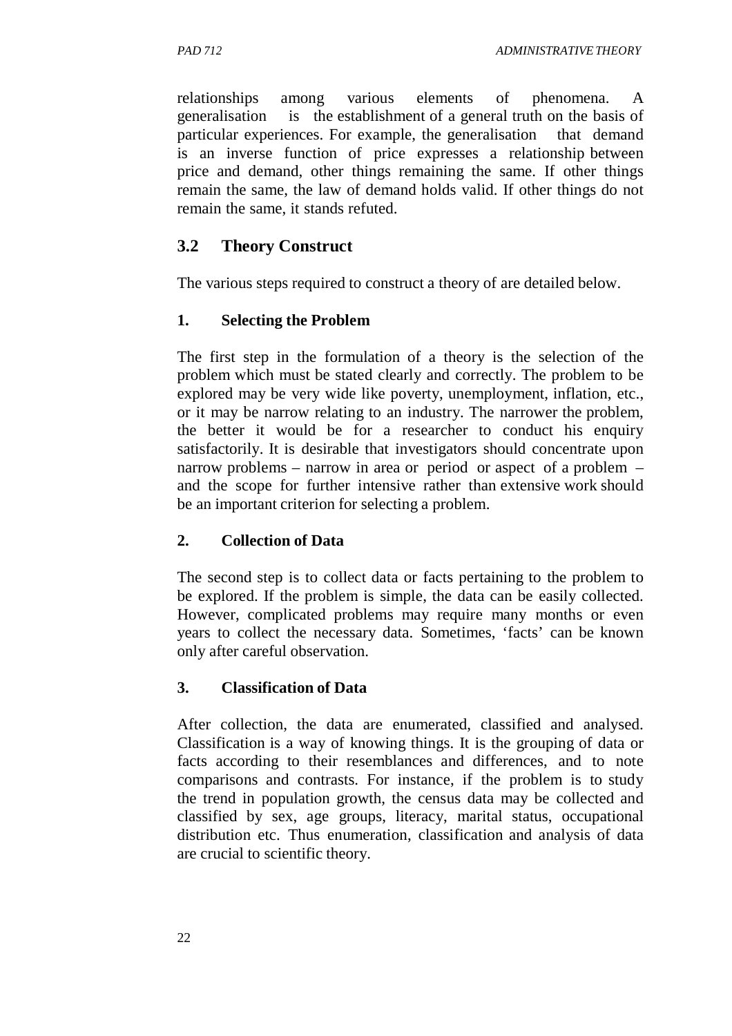relationships among various elements of phenomena. A generalisation is the establishment of a general truth on the basis of particular experiences. For example, the generalisation that demand is an inverse function of price expresses a relationship between price and demand, other things remaining the same. If other things remain the same, the law of demand holds valid. If other things do not remain the same, it stands refuted.

## 3.2 Theory Construct

The various steps required to construct a theory of are detailed below.

### 1. Selecting the Problem

The first step in the formulation of a theory is the selection of the problem which must be stated clearly and correctly. The problem to be explored may be very wide like poverty, unemployment, inflation, etc., or it may be narrow relating to an industry. The narrower the problem, the better it would be for a researcher to conduct his enquiry satisfactorily. It is desirable that investigators should concentrate upon narrow problems – narrow in area or period or aspect of a problem – and the scope for further intensive rather than extensive work should be an important criterion for selecting a problem.

### 2. Collection of Data

The second step is to collect data or facts pertaining to the problem to be explored. If the problem is simple, the data can be easily collected. However, complicated problems may require many months or even years to collect the necessary data. Sometimes, 'facts' can be known only after careful observation.

### 3. Classification of Data

After collection, the data are enumerated, classified and analysed. Classification is a way of knowing things. It is the grouping of data or facts according to their resemblances and differences, and to note comparisons and contrasts. For instance, if the problem is to study the trend in population growth, the census data may be collected and classified by sex, age groups, literacy, marital status, occupational distribution etc. Thus enumeration, classification and analysis of data are crucial to scientific theory.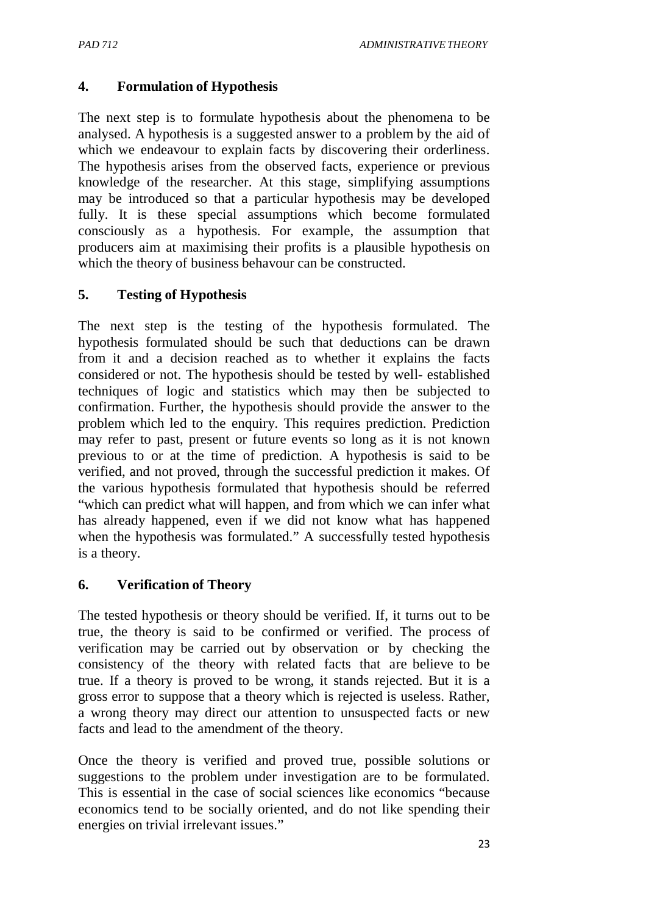## 4. Formulation of Hypothesis

The next step is to formulate hypothesis about the phenomena to be analysed. A hypothesis is a suggested answer to a problem by the aid of which we endeavour to explain facts by discovering their orderliness. The hypothesis arises from the observed facts, experience or previous knowledge of the researcher. At this stage, simplifying assumptions may be introduced so that a particular hypothesis may be developed fully. It is these special assumptions which become formulated consciously as a hypothesis. For example, the assumption that producers aim at maximising their profits is a plausible hypothesis on which the theory of business behavour can be constructed.

## 5. Testing of Hypothesis

The next step is the testing of the hypothesis formulated. The hypothesis formulated should be such that deductions can be drawn from it and a decision reached as to whether it explains the facts considered or not. The hypothesis should be tested by well- established techniques of logic and statistics which may then be subjected to confirmation. Further, the hypothesis should provide the answer to the problem which led to the enquiry. This requires prediction. Prediction may refer to past, present or future events so long as it is not known previous to or at the time of prediction. A hypothesis is said to be verified, and not proved, through the successful prediction it makes. Of the various hypothesis formulated that hypothesis should be referred "which can predict what will happen, and from which we can infer what has already happened, even if we did not know what has happened when the hypothesis was formulated." A successfully tested hypothesis is a theory.

## 6. Verification of Theory

The tested hypothesis or theory should be verified. If, it turns out to be true, the theory is said to be confirmed or verified. The process of verification may be carried out by observation or by checking the consistency of the theory with related facts that are believe to be true. If a theory is proved to be wrong, it stands rejected. But it is a gross error to suppose that a theory which is rejected is useless. Rather, a wrong theory may direct our attention to unsuspected facts or new facts and lead to the amendment of the theory.

Once the theory is verified and proved true, possible solutions or suggestions to the problem under investigation are to be formulated. This is essential in the case of social sciences like economics "because economics tend to be socially oriented, and do not like spending their energies on trivial irrelevant issues."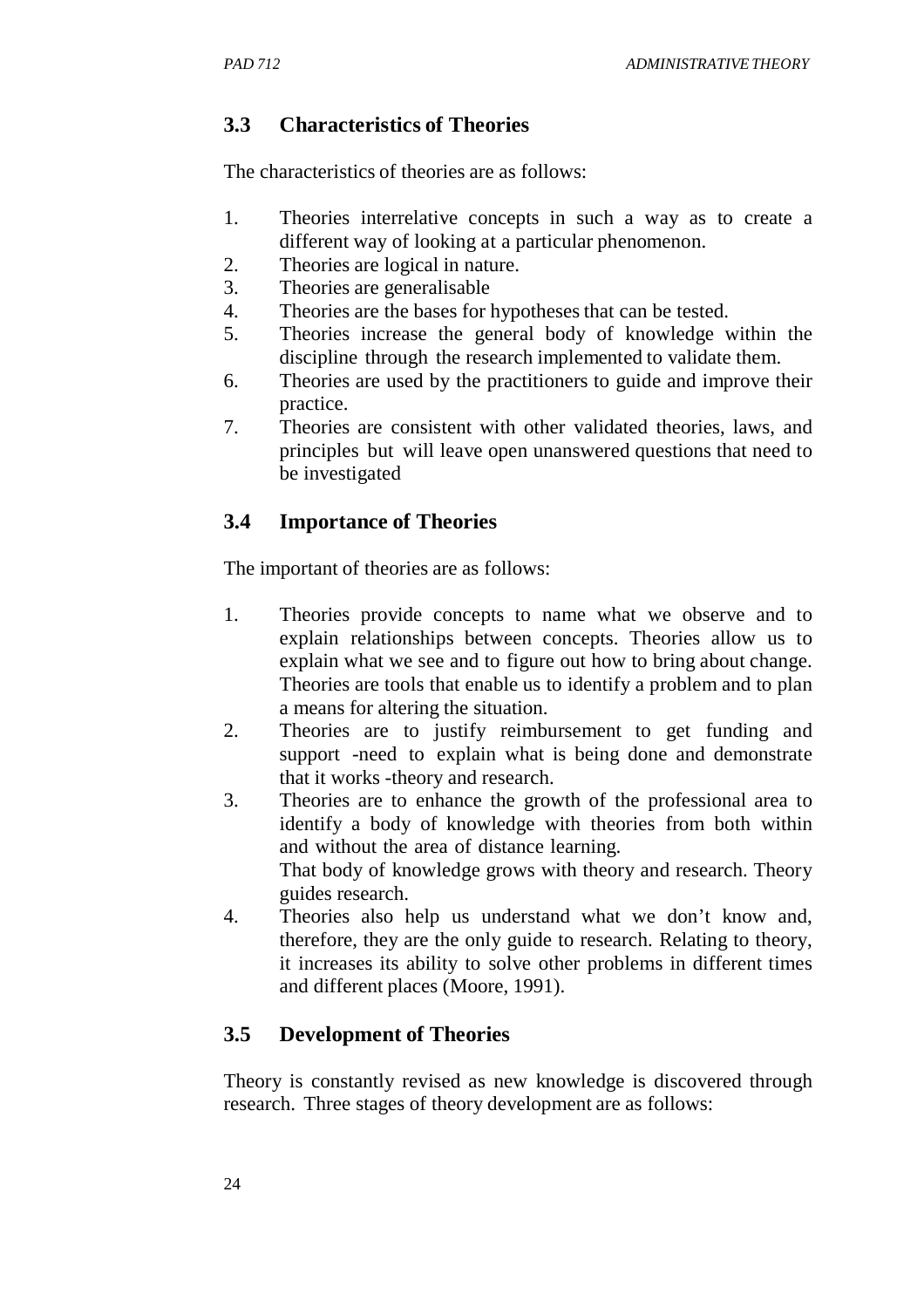### 3.3 Characteristics of Theories

The characteristics of theories are as follows:

1. Theories interrelative concepts in such a way as to create a different way of looking at a particular phenomenon.
2. Theories are logical in nature.
3. Theories are generalisable
4. Theories are the bases for hypotheses that can be tested.
5. Theories increase the general body of knowledge within the discipline through the research implemented to validate them.
6. Theories are used by the practitioners to guide and improve their practice.
7. Theories are consistent with other validated theories, laws, and principles but will leave open unanswered questions that need to be investigated

### 3.4 Importance of Theories

The important of theories are as follows:

1. Theories provide concepts to name what we observe and to explain relationships between concepts. Theories allow us to explain what we see and to figure out how to bring about change. Theories are tools that enable us to identify a problem and to plan a means for altering the situation.
2. Theories are to justify reimbursement to get funding and support -need to explain what is being done and demonstrate that it works -theory and research.
3. Theories are to enhance the growth of the professional area to identify a body of knowledge with theories from both within and without the area of distance learning.
   That body of knowledge grows with theory and research. Theory guides research.
4. Theories also help us understand what we don't know and, therefore, they are the only guide to research. Relating to theory, it increases its ability to solve other problems in different times and different places (Moore, 1991).

### 3.5 Development of Theories

Theory is constantly revised as new knowledge is discovered through research. Three stages of theory development are as follows: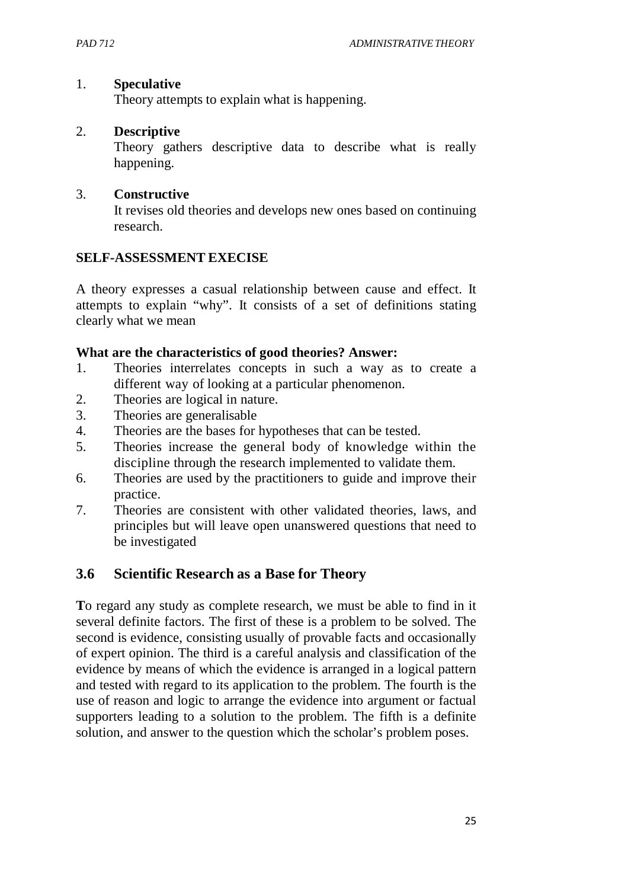1. **Speculative**
   Theory attempts to explain what is happening.

2. **Descriptive**
   Theory gathers descriptive data to describe what is really happening.

3. **Constructive**
   It revises old theories and develops new ones based on continuing research.

**SELF-ASSESSMENT EXECISE**

A theory expresses a casual relationship between cause and effect. It attempts to explain "why". It consists of a set of definitions stating clearly what we mean

**What are the characteristics of good theories? Answer:**

1. Theories interrelates concepts in such a way as to create a different way of looking at a particular phenomenon.
2. Theories are logical in nature.
3. Theories are generalisable
4. Theories are the bases for hypotheses that can be tested.
5. Theories increase the general body of knowledge within the discipline through the research implemented to validate them.
6. Theories are used by the practitioners to guide and improve their practice.
7. Theories are consistent with other validated theories, laws, and principles but will leave open unanswered questions that need to be investigated

## 3.6 Scientific Research as a Base for Theory

**T**o regard any study as complete research, we must be able to find in it several definite factors. The first of these is a problem to be solved. The second is evidence, consisting usually of provable facts and occasionally of expert opinion. The third is a careful analysis and classification of the evidence by means of which the evidence is arranged in a logical pattern and tested with regard to its application to the problem. The fourth is the use of reason and logic to arrange the evidence into argument or factual supporters leading to a solution to the problem. The fifth is a definite solution, and answer to the question which the scholar's problem poses.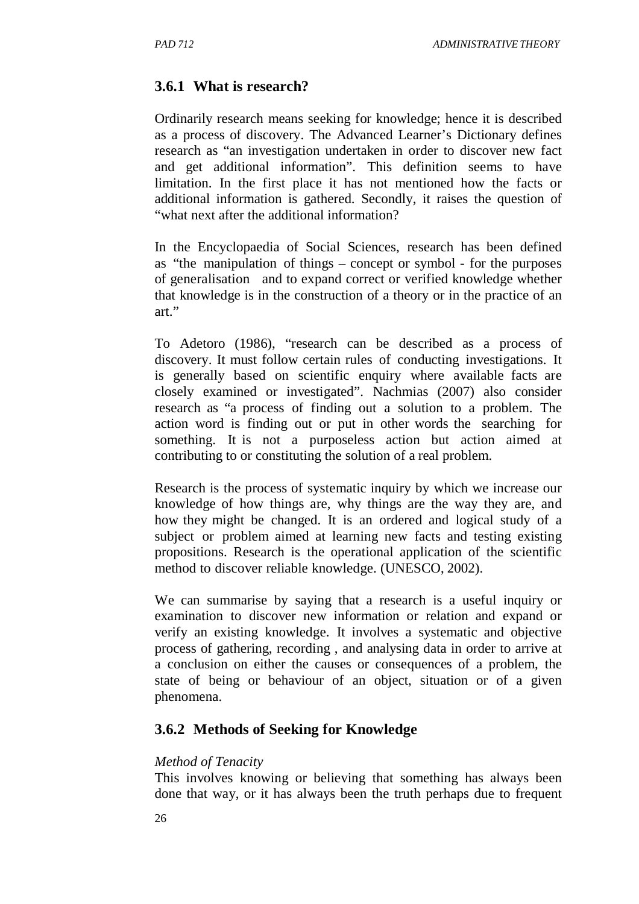### 3.6.1 What is research?

Ordinarily research means seeking for knowledge; hence it is described as a process of discovery. The Advanced Learner's Dictionary defines research as "an investigation undertaken in order to discover new fact and get additional information". This definition seems to have limitation. In the first place it has not mentioned how the facts or additional information is gathered. Secondly, it raises the question of "what next after the additional information?

In the Encyclopaedia of Social Sciences, research has been defined as "the manipulation of things – concept or symbol - for the purposes of generalisation and to expand correct or verified knowledge whether that knowledge is in the construction of a theory or in the practice of an art."

To Adetoro (1986), "research can be described as a process of discovery. It must follow certain rules of conducting investigations. It is generally based on scientific enquiry where available facts are closely examined or investigated". Nachmias (2007) also consider research as "a process of finding out a solution to a problem. The action word is finding out or put in other words the searching for something. It is not a purposeless action but action aimed at contributing to or constituting the solution of a real problem.

Research is the process of systematic inquiry by which we increase our knowledge of how things are, why things are the way they are, and how they might be changed. It is an ordered and logical study of a subject or problem aimed at learning new facts and testing existing propositions. Research is the operational application of the scientific method to discover reliable knowledge. (UNESCO, 2002).

We can summarise by saying that a research is a useful inquiry or examination to discover new information or relation and expand or verify an existing knowledge. It involves a systematic and objective process of gathering, recording , and analysing data in order to arrive at a conclusion on either the causes or consequences of a problem, the state of being or behaviour of an object, situation or of a given phenomena.

### 3.6.2 Methods of Seeking for Knowledge

*Method of Tenacity*

This involves knowing or believing that something has always been done that way, or it has always been the truth perhaps due to frequent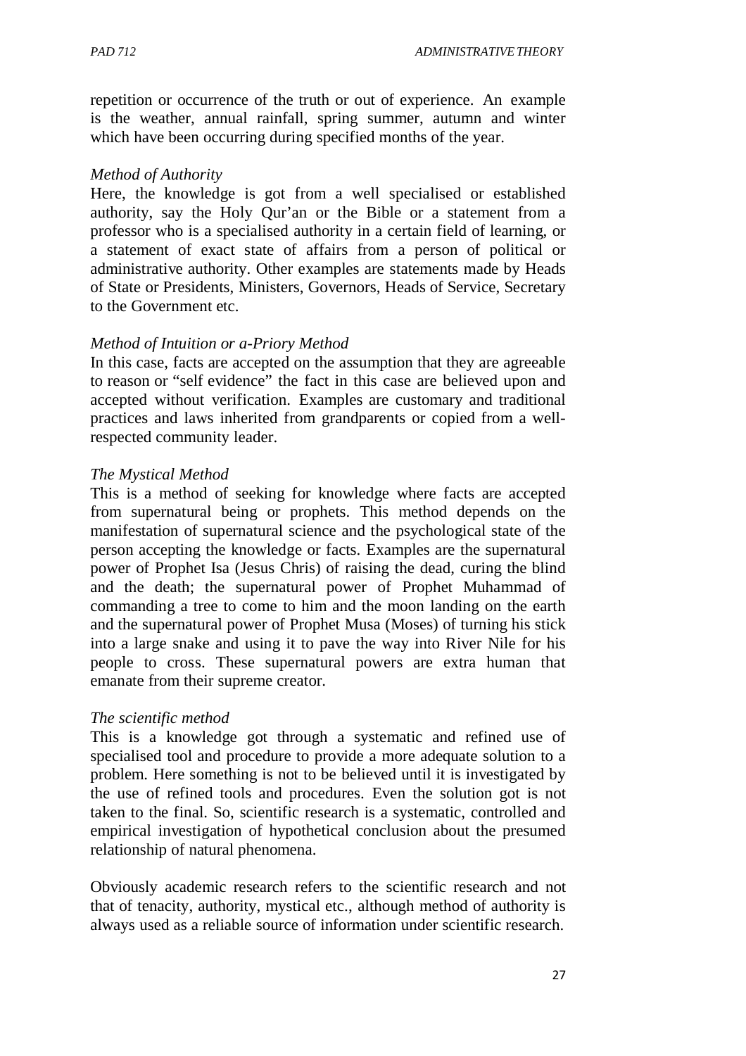repetition or occurrence of the truth or out of experience. An example is the weather, annual rainfall, spring summer, autumn and winter which have been occurring during specified months of the year.

*Method of Authority*

Here, the knowledge is got from a well specialised or established authority, say the Holy Qur'an or the Bible or a statement from a professor who is a specialised authority in a certain field of learning, or a statement of exact state of affairs from a person of political or administrative authority. Other examples are statements made by Heads of State or Presidents, Ministers, Governors, Heads of Service, Secretary to the Government etc.

*Method of Intuition or a-Priory Method*

In this case, facts are accepted on the assumption that they are agreeable to reason or "self evidence" the fact in this case are believed upon and accepted without verification. Examples are customary and traditional practices and laws inherited from grandparents or copied from a well-respected community leader.

*The Mystical Method*

This is a method of seeking for knowledge where facts are accepted from supernatural being or prophets. This method depends on the manifestation of supernatural science and the psychological state of the person accepting the knowledge or facts. Examples are the supernatural power of Prophet Isa (Jesus Chris) of raising the dead, curing the blind and the death; the supernatural power of Prophet Muhammad of commanding a tree to come to him and the moon landing on the earth and the supernatural power of Prophet Musa (Moses) of turning his stick into a large snake and using it to pave the way into River Nile for his people to cross. These supernatural powers are extra human that emanate from their supreme creator.

*The scientific method*

This is a knowledge got through a systematic and refined use of specialised tool and procedure to provide a more adequate solution to a problem. Here something is not to be believed until it is investigated by the use of refined tools and procedures. Even the solution got is not taken to the final. So, scientific research is a systematic, controlled and empirical investigation of hypothetical conclusion about the presumed relationship of natural phenomena.

Obviously academic research refers to the scientific research and not that of tenacity, authority, mystical etc., although method of authority is always used as a reliable source of information under scientific research.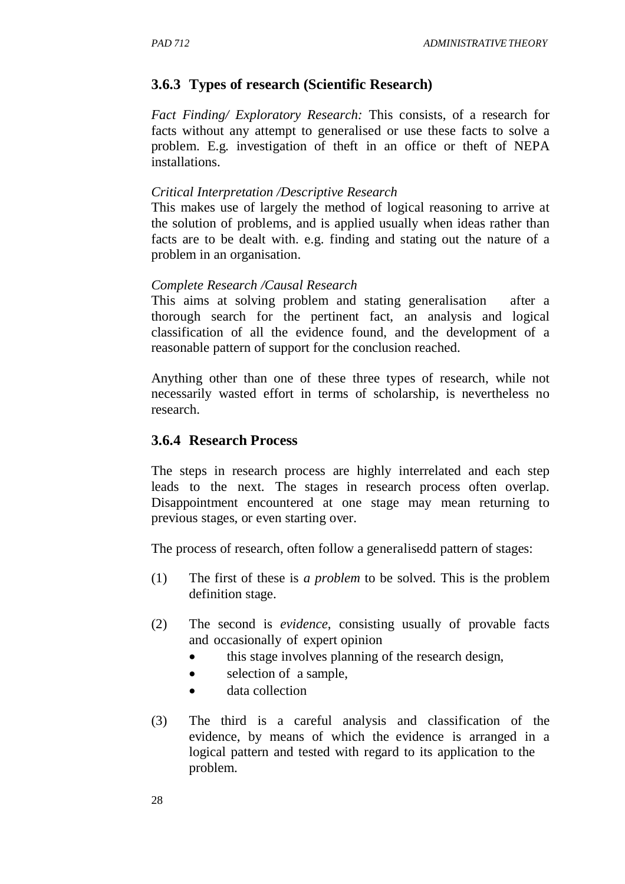### 3.6.3 Types of research (Scientific Research)

*Fact Finding/ Exploratory Research:* This consists, of a research for facts without any attempt to generalised or use these facts to solve a problem. E.g. investigation of theft in an office or theft of NEPA installations.

*Critical Interpretation /Descriptive Research*

This makes use of largely the method of logical reasoning to arrive at the solution of problems, and is applied usually when ideas rather than facts are to be dealt with. e.g. finding and stating out the nature of a problem in an organisation.

*Complete Research /Causal Research*

This aims at solving problem and stating generalisation after a thorough search for the pertinent fact, an analysis and logical classification of all the evidence found, and the development of a reasonable pattern of support for the conclusion reached.

Anything other than one of these three types of research, while not necessarily wasted effort in terms of scholarship, is nevertheless no research.

### 3.6.4 Research Process

The steps in research process are highly interrelated and each step leads to the next. The stages in research process often overlap. Disappointment encountered at one stage may mean returning to previous stages, or even starting over.

The process of research, often follow a generalisedd pattern of stages:

(1) The first of these is *a problem* to be solved. This is the problem definition stage.

(2) The second is *evidence*, consisting usually of provable facts and occasionally of expert opinion
   - this stage involves planning of the research design,
   - selection of a sample,
   - data collection

(3) The third is a careful analysis and classification of the evidence, by means of which the evidence is arranged in a logical pattern and tested with regard to its application to the problem.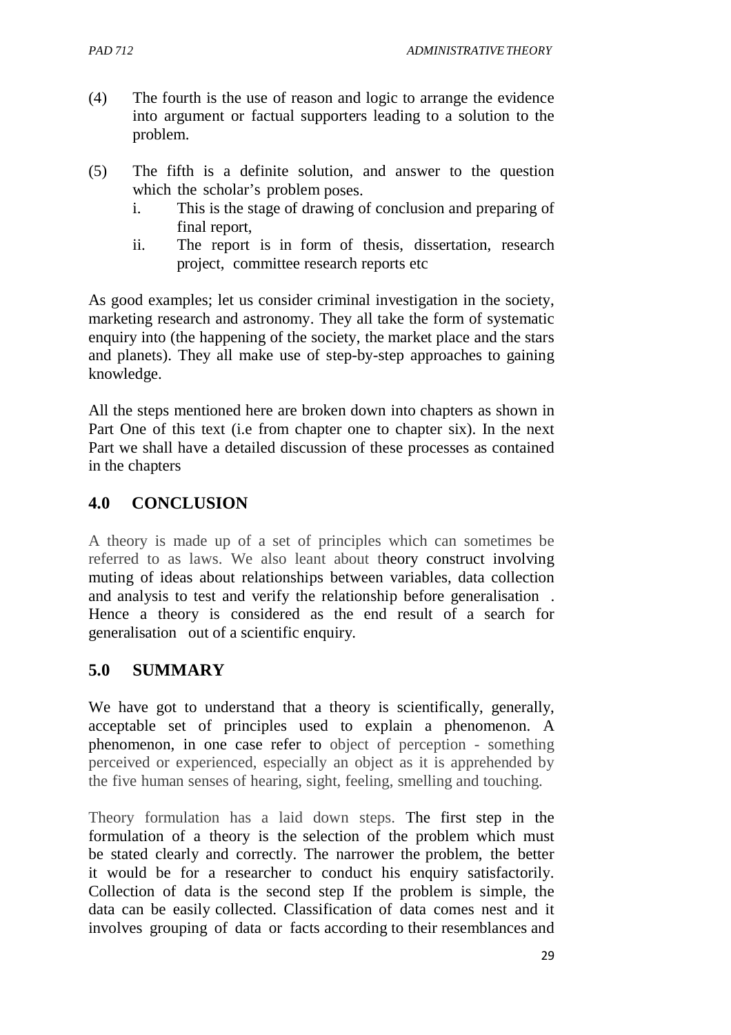(4) The fourth is the use of reason and logic to arrange the evidence into argument or factual supporters leading to a solution to the problem.

(5) The fifth is a definite solution, and answer to the question which the scholar's problem poses.

   i. This is the stage of drawing of conclusion and preparing of final report,
   ii. The report is in form of thesis, dissertation, research project, committee research reports etc

As good examples; let us consider criminal investigation in the society, marketing research and astronomy. They all take the form of systematic enquiry into (the happening of the society, the market place and the stars and planets). They all make use of step-by-step approaches to gaining knowledge.

All the steps mentioned here are broken down into chapters as shown in Part One of this text (i.e from chapter one to chapter six). In the next Part we shall have a detailed discussion of these processes as contained in the chapters

## 4.0 CONCLUSION

A theory is made up of a set of principles which can sometimes be referred to as laws. We also leant about theory construct involving muting of ideas about relationships between variables, data collection and analysis to test and verify the relationship before generalisation . Hence a theory is considered as the end result of a search for generalisation out of a scientific enquiry.

## 5.0 SUMMARY

We have got to understand that a theory is scientifically, generally, acceptable set of principles used to explain a phenomenon. A phenomenon, in one case refer to object of perception - something perceived or experienced, especially an object as it is apprehended by the five human senses of hearing, sight, feeling, smelling and touching.

Theory formulation has a laid down steps. The first step in the formulation of a theory is the selection of the problem which must be stated clearly and correctly. The narrower the problem, the better it would be for a researcher to conduct his enquiry satisfactorily. Collection of data is the second step If the problem is simple, the data can be easily collected. Classification of data comes nest and it involves grouping of data or facts according to their resemblances and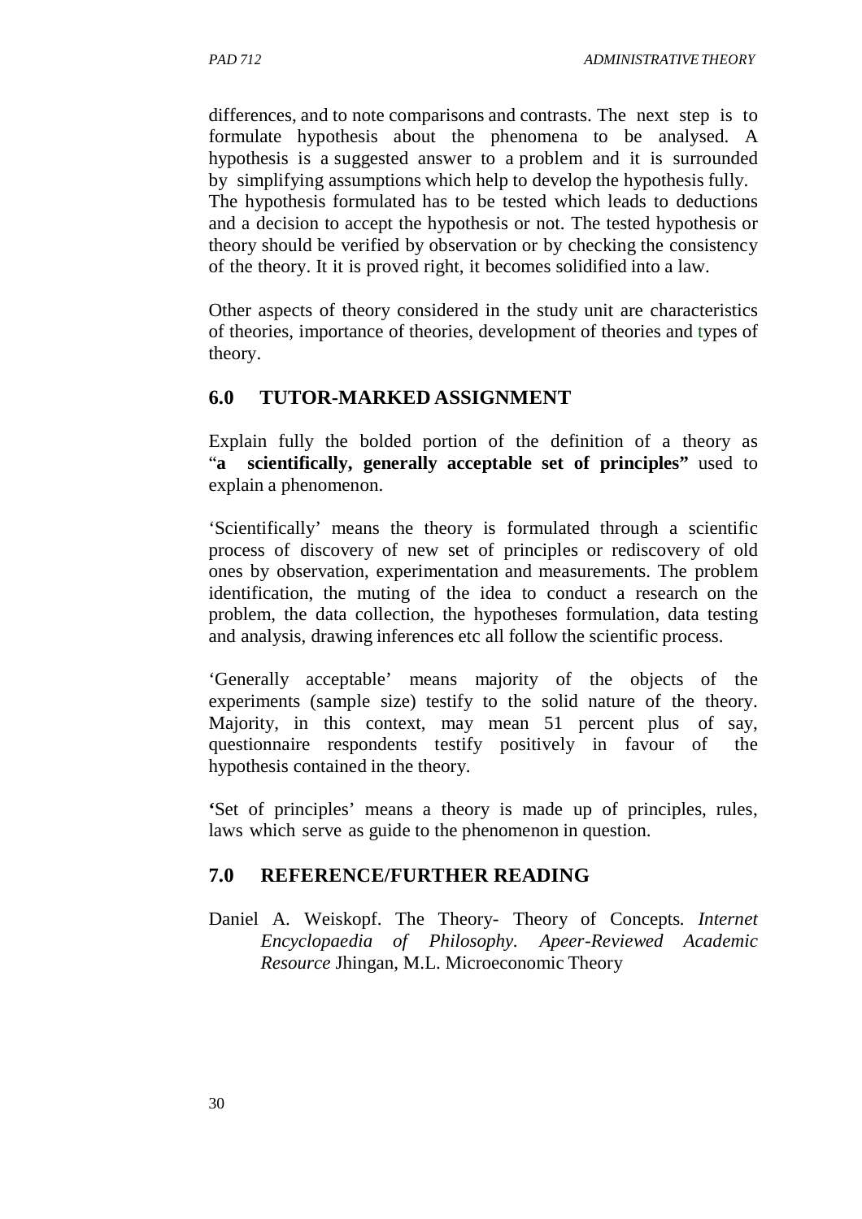differences, and to note comparisons and contrasts. The next step is to formulate hypothesis about the phenomena to be analysed. A hypothesis is a suggested answer to a problem and it is surrounded by simplifying assumptions which help to develop the hypothesis fully. The hypothesis formulated has to be tested which leads to deductions and a decision to accept the hypothesis or not. The tested hypothesis or theory should be verified by observation or by checking the consistency of the theory. It it is proved right, it becomes solidified into a law.

Other aspects of theory considered in the study unit are characteristics of theories, importance of theories, development of theories and types of theory.

## 6.0 TUTOR-MARKED ASSIGNMENT

Explain fully the bolded portion of the definition of a theory as "**a scientifically, generally acceptable set of principles"** used to explain a phenomenon.

'Scientifically' means the theory is formulated through a scientific process of discovery of new set of principles or rediscovery of old ones by observation, experimentation and measurements. The problem identification, the muting of the idea to conduct a research on the problem, the data collection, the hypotheses formulation, data testing and analysis, drawing inferences etc all follow the scientific process.

'Generally acceptable' means majority of the objects of the experiments (sample size) testify to the solid nature of the theory. Majority, in this context, may mean 51 percent plus of say, questionnaire respondents testify positively in favour of the hypothesis contained in the theory.

**'**Set of principles' means a theory is made up of principles, rules, laws which serve as guide to the phenomenon in question.

## 7.0 REFERENCE/FURTHER READING

Daniel A. Weiskopf. The Theory- Theory of Concepts. *Internet Encyclopaedia of Philosophy. Apeer-Reviewed Academic Resource* Jhingan, M.L. Microeconomic Theory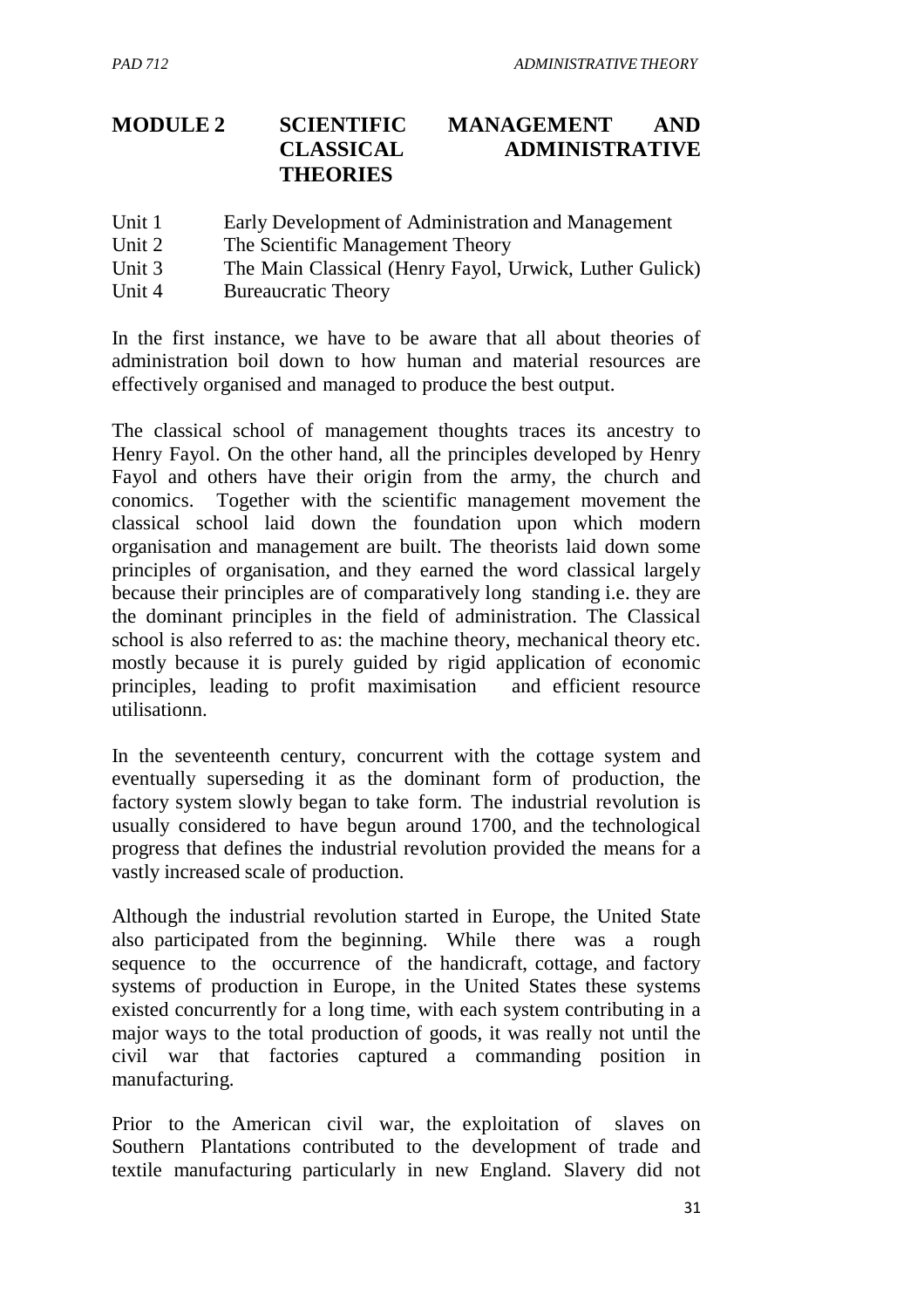# MODULE 2 SCIENTIFIC MANAGEMENT AND CLASSICAL ADMINISTRATIVE THEORIES

Unit 1 Early Development of Administration and Management
Unit 2 The Scientific Management Theory
Unit 3 The Main Classical (Henry Fayol, Urwick, Luther Gulick)
Unit 4 Bureaucratic Theory

In the first instance, we have to be aware that all about theories of administration boil down to how human and material resources are effectively organised and managed to produce the best output.

The classical school of management thoughts traces its ancestry to Henry Fayol. On the other hand, all the principles developed by Henry Fayol and others have their origin from the army, the church and conomics. Together with the scientific management movement the classical school laid down the foundation upon which modern organisation and management are built. The theorists laid down some principles of organisation, and they earned the word classical largely because their principles are of comparatively long standing i.e. they are the dominant principles in the field of administration. The Classical school is also referred to as: the machine theory, mechanical theory etc. mostly because it is purely guided by rigid application of economic principles, leading to profit maximisation and efficient resource utilisationn.

In the seventeenth century, concurrent with the cottage system and eventually superseding it as the dominant form of production, the factory system slowly began to take form. The industrial revolution is usually considered to have begun around 1700, and the technological progress that defines the industrial revolution provided the means for a vastly increased scale of production.

Although the industrial revolution started in Europe, the United State also participated from the beginning. While there was a rough sequence to the occurrence of the handicraft, cottage, and factory systems of production in Europe, in the United States these systems existed concurrently for a long time, with each system contributing in a major ways to the total production of goods, it was really not until the civil war that factories captured a commanding position in manufacturing.

Prior to the American civil war, the exploitation of slaves on Southern Plantations contributed to the development of trade and textile manufacturing particularly in new England. Slavery did not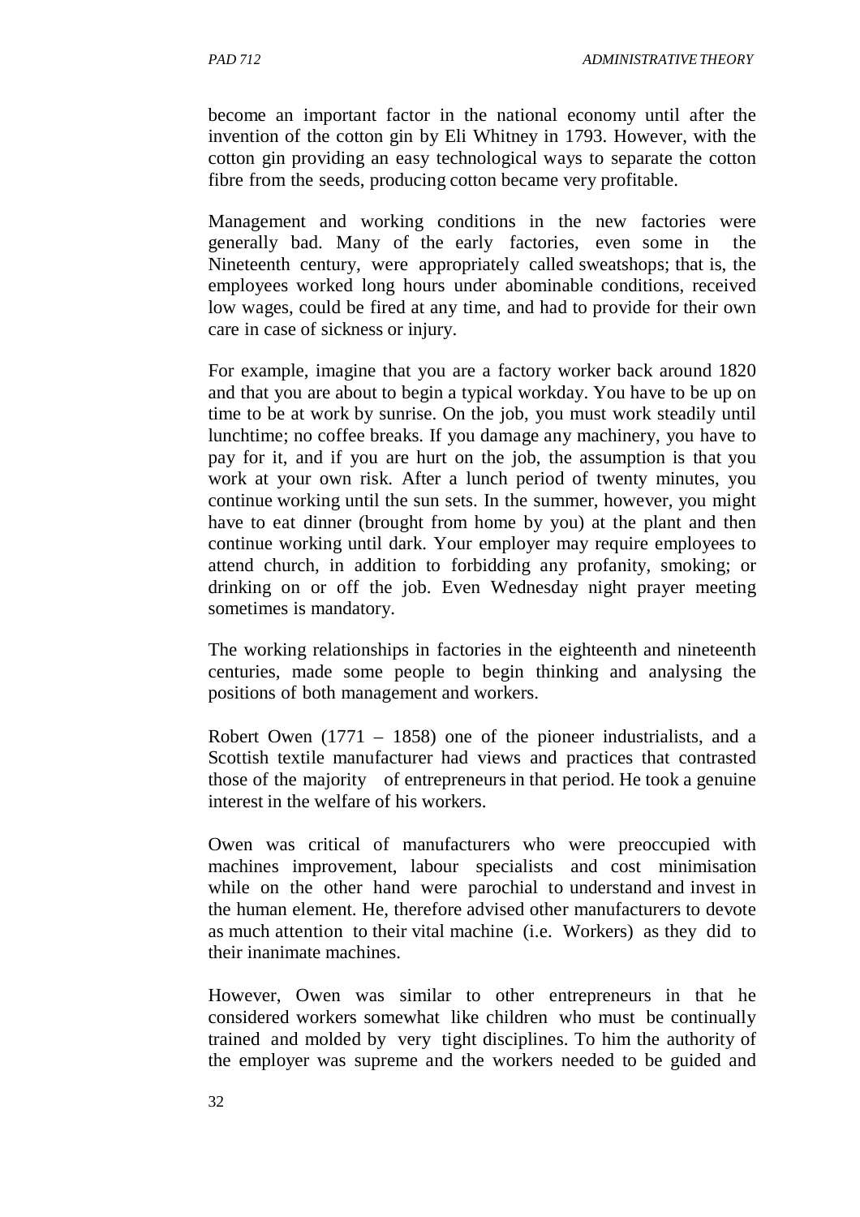become an important factor in the national economy until after the invention of the cotton gin by Eli Whitney in 1793. However, with the cotton gin providing an easy technological ways to separate the cotton fibre from the seeds, producing cotton became very profitable.

Management and working conditions in the new factories were generally bad. Many of the early factories, even some in the Nineteenth century, were appropriately called sweatshops; that is, the employees worked long hours under abominable conditions, received low wages, could be fired at any time, and had to provide for their own care in case of sickness or injury.

For example, imagine that you are a factory worker back around 1820 and that you are about to begin a typical workday. You have to be up on time to be at work by sunrise. On the job, you must work steadily until lunchtime; no coffee breaks. If you damage any machinery, you have to pay for it, and if you are hurt on the job, the assumption is that you work at your own risk. After a lunch period of twenty minutes, you continue working until the sun sets. In the summer, however, you might have to eat dinner (brought from home by you) at the plant and then continue working until dark. Your employer may require employees to attend church, in addition to forbidding any profanity, smoking; or drinking on or off the job. Even Wednesday night prayer meeting sometimes is mandatory.

The working relationships in factories in the eighteenth and nineteenth centuries, made some people to begin thinking and analysing the positions of both management and workers.

Robert Owen (1771 – 1858) one of the pioneer industrialists, and a Scottish textile manufacturer had views and practices that contrasted those of the majority of entrepreneurs in that period. He took a genuine interest in the welfare of his workers.

Owen was critical of manufacturers who were preoccupied with machines improvement, labour specialists and cost minimisation while on the other hand were parochial to understand and invest in the human element. He, therefore advised other manufacturers to devote as much attention to their vital machine (i.e. Workers) as they did to their inanimate machines.

However, Owen was similar to other entrepreneurs in that he considered workers somewhat like children who must be continually trained and molded by very tight disciplines. To him the authority of the employer was supreme and the workers needed to be guided and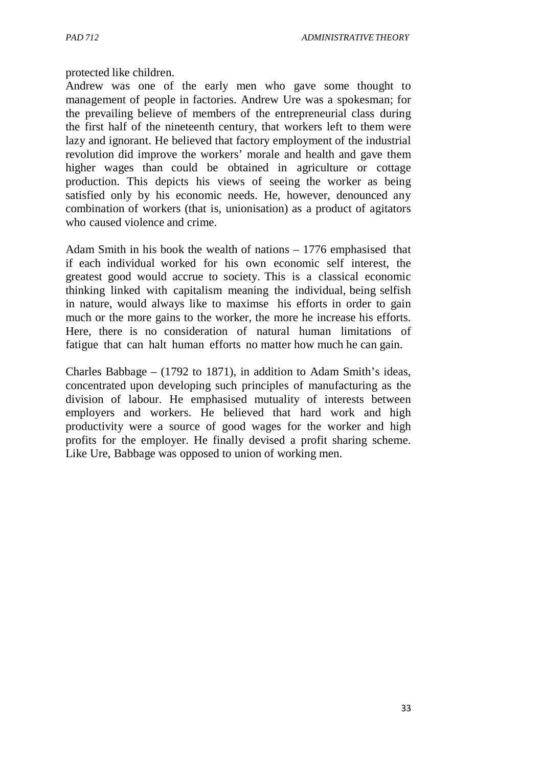protected like children.

Andrew was one of the early men who gave some thought to management of people in factories. Andrew Ure was a spokesman; for the prevailing believe of members of the entrepreneurial class during the first half of the nineteenth century, that workers left to them were lazy and ignorant. He believed that factory employment of the industrial revolution did improve the workers' morale and health and gave them higher wages than could be obtained in agriculture or cottage production. This depicts his views of seeing the worker as being satisfied only by his economic needs. He, however, denounced any combination of workers (that is, unionisation) as a product of agitators who caused violence and crime.

Adam Smith in his book the wealth of nations – 1776 emphasised that if each individual worked for his own economic self interest, the greatest good would accrue to society. This is a classical economic thinking linked with capitalism meaning the individual, being selfish in nature, would always like to maximse his efforts in order to gain much or the more gains to the worker, the more he increase his efforts. Here, there is no consideration of natural human limitations of fatigue that can halt human efforts no matter how much he can gain.

Charles Babbage – (1792 to 1871), in addition to Adam Smith's ideas, concentrated upon developing such principles of manufacturing as the division of labour. He emphasised mutuality of interests between employers and workers. He believed that hard work and high productivity were a source of good wages for the worker and high profits for the employer. He finally devised a profit sharing scheme. Like Ure, Babbage was opposed to union of working men.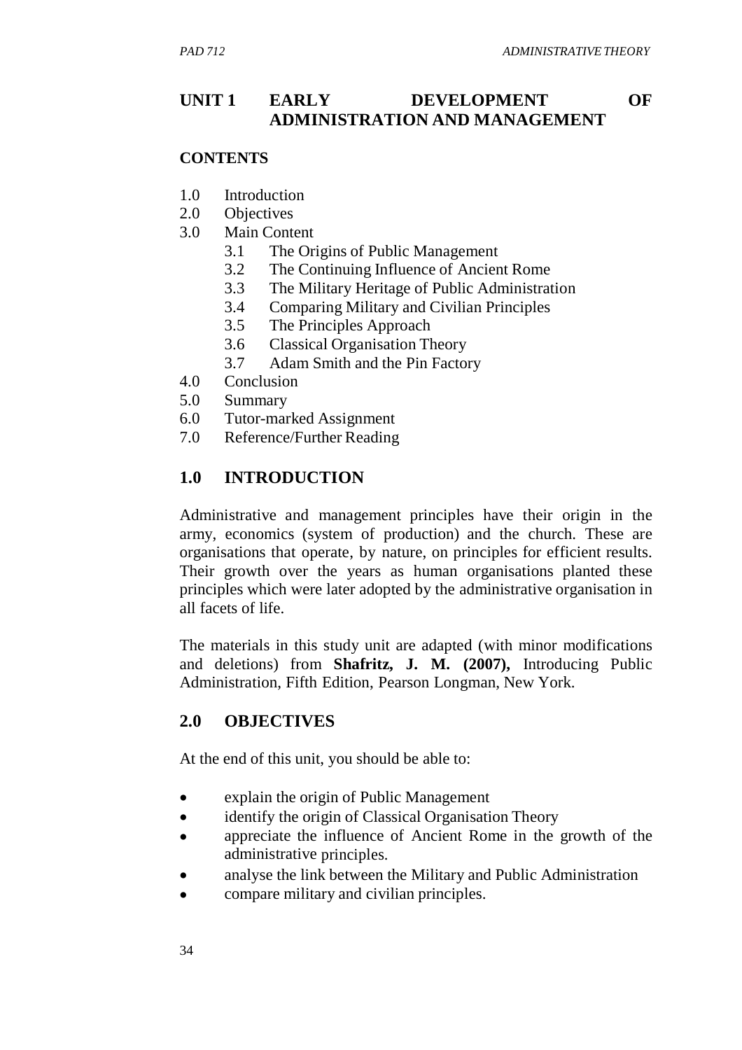# UNIT 1 EARLY DEVELOPMENT OF ADMINISTRATION AND MANAGEMENT

**CONTENTS**

1.0 Introduction
2.0 Objectives
3.0 Main Content
  3.1 The Origins of Public Management
  3.2 The Continuing Influence of Ancient Rome
  3.3 The Military Heritage of Public Administration
  3.4 Comparing Military and Civilian Principles
  3.5 The Principles Approach
  3.6 Classical Organisation Theory
  3.7 Adam Smith and the Pin Factory
4.0 Conclusion
5.0 Summary
6.0 Tutor-marked Assignment
7.0 Reference/Further Reading

## 1.0 INTRODUCTION

Administrative and management principles have their origin in the army, economics (system of production) and the church. These are organisations that operate, by nature, on principles for efficient results. Their growth over the years as human organisations planted these principles which were later adopted by the administrative organisation in all facets of life.

The materials in this study unit are adapted (with minor modifications and deletions) from **Shafritz, J. M. (2007),** Introducing Public Administration, Fifth Edition, Pearson Longman, New York.

## 2.0 OBJECTIVES

At the end of this unit, you should be able to:

- explain the origin of Public Management
- identify the origin of Classical Organisation Theory
- appreciate the influence of Ancient Rome in the growth of the administrative principles.
- analyse the link between the Military and Public Administration
- compare military and civilian principles.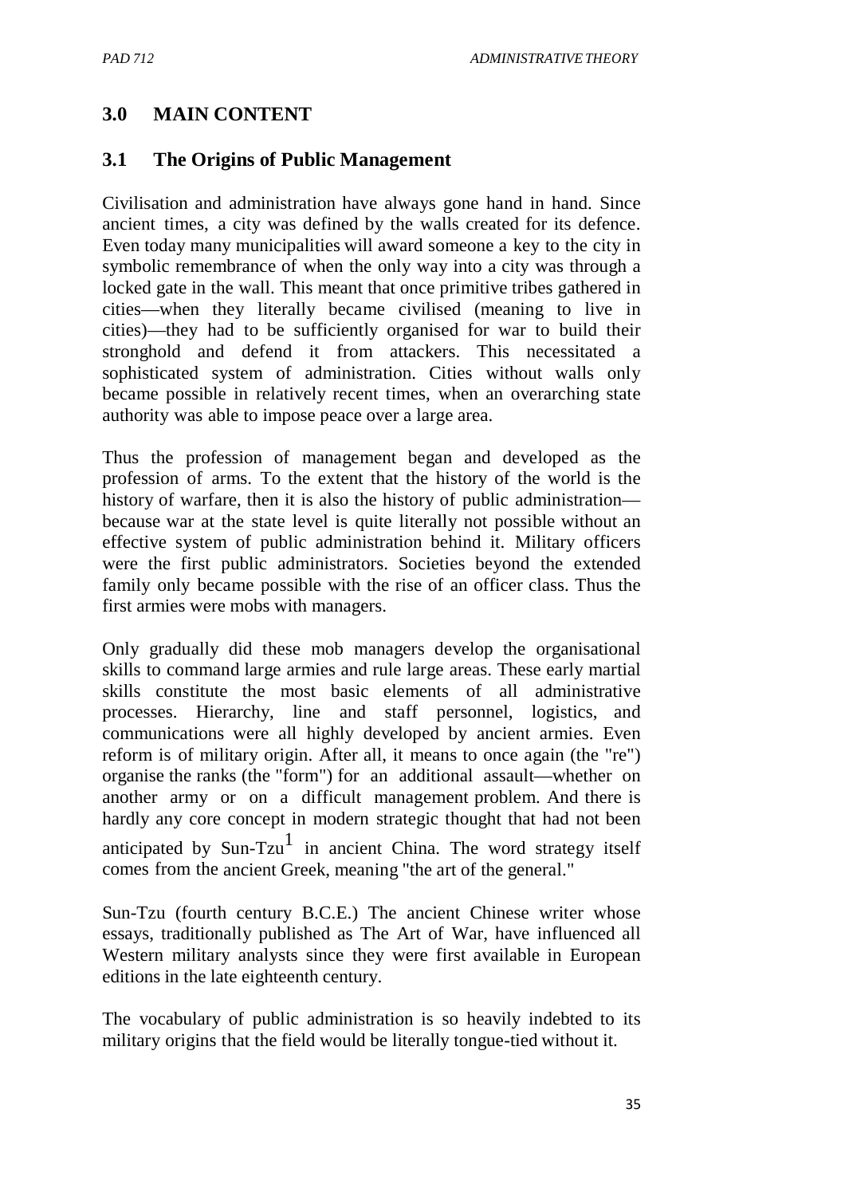## 3.0 MAIN CONTENT

### 3.1 The Origins of Public Management

Civilisation and administration have always gone hand in hand. Since ancient times, a city was defined by the walls created for its defence. Even today many municipalities will award someone a key to the city in symbolic remembrance of when the only way into a city was through a locked gate in the wall. This meant that once primitive tribes gathered in cities—when they literally became civilised (meaning to live in cities)—they had to be sufficiently organised for war to build their stronghold and defend it from attackers. This necessitated a sophisticated system of administration. Cities without walls only became possible in relatively recent times, when an overarching state authority was able to impose peace over a large area.

Thus the profession of management began and developed as the profession of arms. To the extent that the history of the world is the history of warfare, then it is also the history of public administration—because war at the state level is quite literally not possible without an effective system of public administration behind it. Military officers were the first public administrators. Societies beyond the extended family only became possible with the rise of an officer class. Thus the first armies were mobs with managers.

Only gradually did these mob managers develop the organisational skills to command large armies and rule large areas. These early martial skills constitute the most basic elements of all administrative processes. Hierarchy, line and staff personnel, logistics, and communications were all highly developed by ancient armies. Even reform is of military origin. After all, it means to once again (the "re") organise the ranks (the "form") for an additional assault—whether on another army or on a difficult management problem. And there is hardly any core concept in modern strategic thought that had not been anticipated by Sun-Tzu[1] in ancient China. The word strategy itself comes from the ancient Greek, meaning "the art of the general."

Sun-Tzu (fourth century B.C.E.) The ancient Chinese writer whose essays, traditionally published as The Art of War, have influenced all Western military analysts since they were first available in European editions in the late eighteenth century.

The vocabulary of public administration is so heavily indebted to its military origins that the field would be literally tongue-tied without it.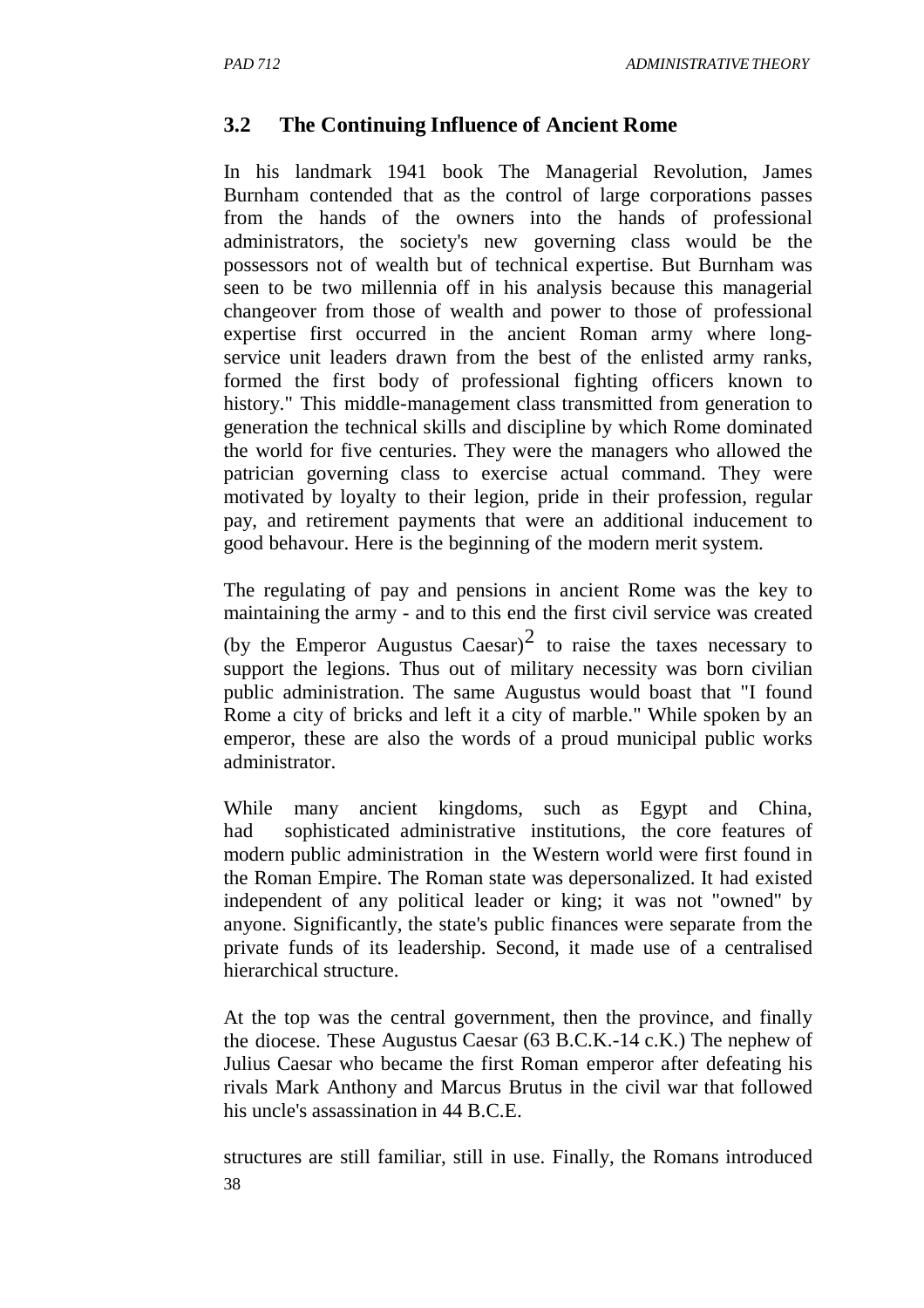## 3.2 The Continuing Influence of Ancient Rome

In his landmark 1941 book The Managerial Revolution, James Burnham contended that as the control of large corporations passes from the hands of the owners into the hands of professional administrators, the society's new governing class would be the possessors not of wealth but of technical expertise. But Burnham was seen to be two millennia off in his analysis because this managerial changeover from those of wealth and power to those of professional expertise first occurred in the ancient Roman army where long-service unit leaders drawn from the best of the enlisted army ranks, formed the first body of professional fighting officers known to history." This middle-management class transmitted from generation to generation the technical skills and discipline by which Rome dominated the world for five centuries. They were the managers who allowed the patrician governing class to exercise actual command. They were motivated by loyalty to their legion, pride in their profession, regular pay, and retirement payments that were an additional inducement to good behaviour. Here is the beginning of the modern merit system.

The regulating of pay and pensions in ancient Rome was the key to maintaining the army - and to this end the first civil service was created (by the Emperor Augustus Caesar)[2] to raise the taxes necessary to support the legions. Thus out of military necessity was born civilian public administration. The same Augustus would boast that "I found Rome a city of bricks and left it a city of marble." While spoken by an emperor, these are also the words of a proud municipal public works administrator.

While many ancient kingdoms, such as Egypt and China, had sophisticated administrative institutions, the core features of modern public administration in the Western world were first found in the Roman Empire. The Roman state was depersonalized. It had existed independent of any political leader or king; it was not "owned" by anyone. Significantly, the state's public finances were separate from the private funds of its leadership. Second, it made use of a centralised hierarchical structure.

At the top was the central government, then the province, and finally the diocese. These Augustus Caesar (63 B.C.K.-14 c.K.) The nephew of Julius Caesar who became the first Roman emperor after defeating his rivals Mark Anthony and Marcus Brutus in the civil war that followed his uncle's assassination in 44 B.C.E.

structures are still familiar, still in use. Finally, the Romans introduced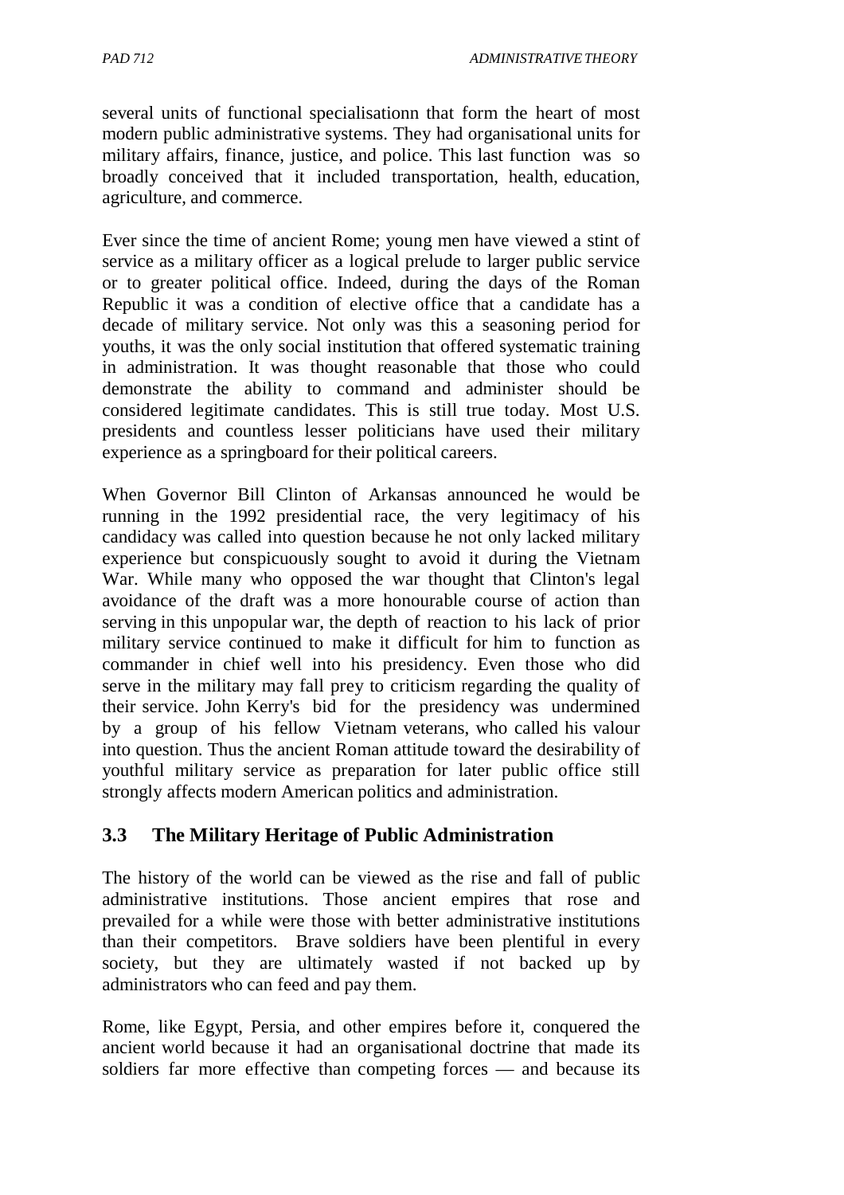several units of functional specialisationn that form the heart of most modern public administrative systems. They had organisational units for military affairs, finance, justice, and police. This last function was so broadly conceived that it included transportation, health, education, agriculture, and commerce.

Ever since the time of ancient Rome; young men have viewed a stint of service as a military officer as a logical prelude to larger public service or to greater political office. Indeed, during the days of the Roman Republic it was a condition of elective office that a candidate has a decade of military service. Not only was this a seasoning period for youths, it was the only social institution that offered systematic training in administration. It was thought reasonable that those who could demonstrate the ability to command and administer should be considered legitimate candidates. This is still true today. Most U.S. presidents and countless lesser politicians have used their military experience as a springboard for their political careers.

When Governor Bill Clinton of Arkansas announced he would be running in the 1992 presidential race, the very legitimacy of his candidacy was called into question because he not only lacked military experience but conspicuously sought to avoid it during the Vietnam War. While many who opposed the war thought that Clinton's legal avoidance of the draft was a more honourable course of action than serving in this unpopular war, the depth of reaction to his lack of prior military service continued to make it difficult for him to function as commander in chief well into his presidency. Even those who did serve in the military may fall prey to criticism regarding the quality of their service. John Kerry's bid for the presidency was undermined by a group of his fellow Vietnam veterans, who called his valour into question. Thus the ancient Roman attitude toward the desirability of youthful military service as preparation for later public office still strongly affects modern American politics and administration.

## 3.3 The Military Heritage of Public Administration

The history of the world can be viewed as the rise and fall of public administrative institutions. Those ancient empires that rose and prevailed for a while were those with better administrative institutions than their competitors. Brave soldiers have been plentiful in every society, but they are ultimately wasted if not backed up by administrators who can feed and pay them.

Rome, like Egypt, Persia, and other empires before it, conquered the ancient world because it had an organisational doctrine that made its soldiers far more effective than competing forces — and because its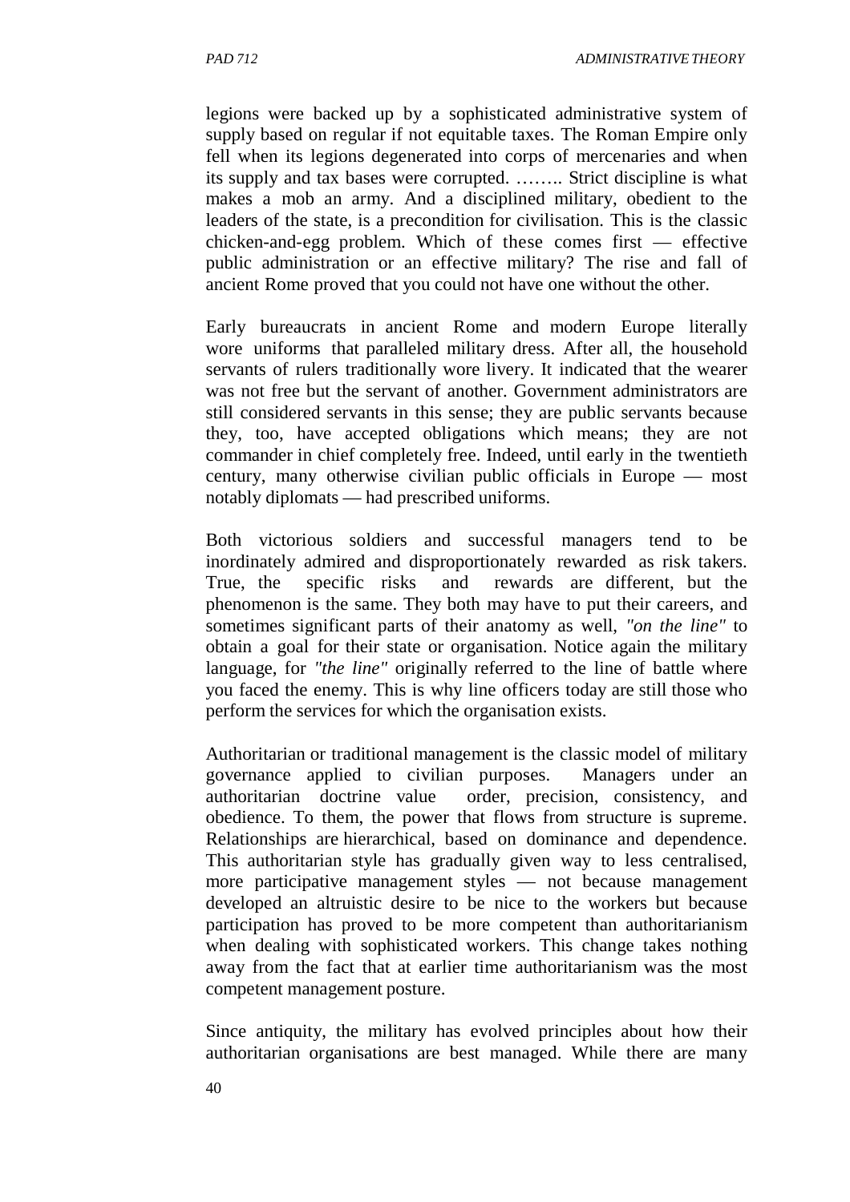legions were backed up by a sophisticated administrative system of supply based on regular if not equitable taxes. The Roman Empire only fell when its legions degenerated into corps of mercenaries and when its supply and tax bases were corrupted. …….. Strict discipline is what makes a mob an army. And a disciplined military, obedient to the leaders of the state, is a precondition for civilisation. This is the classic chicken-and-egg problem. Which of these comes first — effective public administration or an effective military? The rise and fall of ancient Rome proved that you could not have one without the other.

Early bureaucrats in ancient Rome and modern Europe literally wore uniforms that paralleled military dress. After all, the household servants of rulers traditionally wore livery. It indicated that the wearer was not free but the servant of another. Government administrators are still considered servants in this sense; they are public servants because they, too, have accepted obligations which means; they are not commander in chief completely free. Indeed, until early in the twentieth century, many otherwise civilian public officials in Europe — most notably diplomats — had prescribed uniforms.

Both victorious soldiers and successful managers tend to be inordinately admired and disproportionately rewarded as risk takers. True, the specific risks and rewards are different, but the phenomenon is the same. They both may have to put their careers, and sometimes significant parts of their anatomy as well, *"on the line"* to obtain a goal for their state or organisation. Notice again the military language, for *"the line"* originally referred to the line of battle where you faced the enemy. This is why line officers today are still those who perform the services for which the organisation exists.

Authoritarian or traditional management is the classic model of military governance applied to civilian purposes. Managers under an authoritarian doctrine value order, precision, consistency, and obedience. To them, the power that flows from structure is supreme. Relationships are hierarchical, based on dominance and dependence. This authoritarian style has gradually given way to less centralised, more participative management styles — not because management developed an altruistic desire to be nice to the workers but because participation has proved to be more competent than authoritarianism when dealing with sophisticated workers. This change takes nothing away from the fact that at earlier time authoritarianism was the most competent management posture.

Since antiquity, the military has evolved principles about how their authoritarian organisations are best managed. While there are many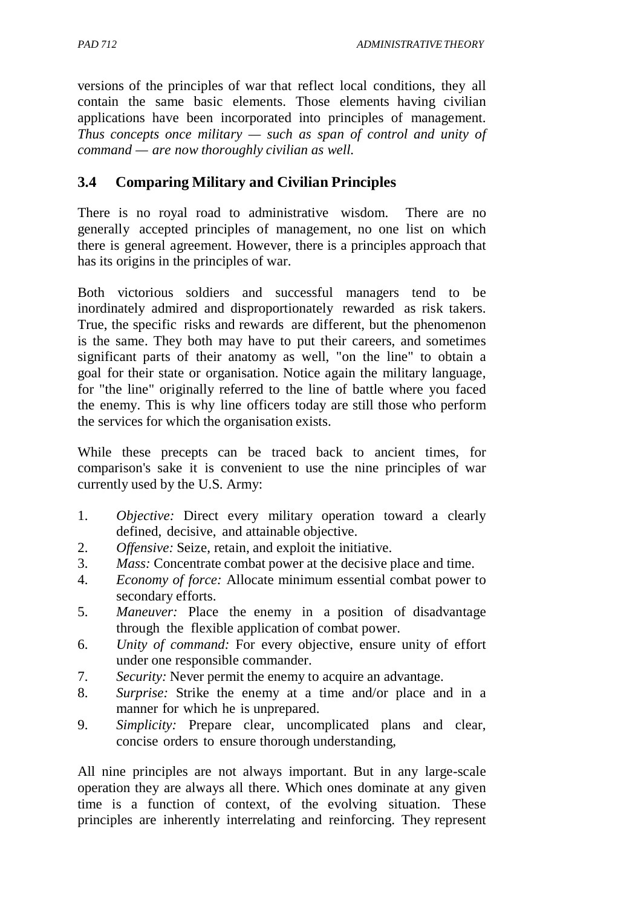versions of the principles of war that reflect local conditions, they all contain the same basic elements. Those elements having civilian applications have been incorporated into principles of management. *Thus concepts once military — such as span of control and unity of command — are now thoroughly civilian as well.*

### 3.4 Comparing Military and Civilian Principles

There is no royal road to administrative wisdom. There are no generally accepted principles of management, no one list on which there is general agreement. However, there is a principles approach that has its origins in the principles of war.

Both victorious soldiers and successful managers tend to be inordinately admired and disproportionately rewarded as risk takers. True, the specific risks and rewards are different, but the phenomenon is the same. They both may have to put their careers, and sometimes significant parts of their anatomy as well, "on the line" to obtain a goal for their state or organisation. Notice again the military language, for "the line" originally referred to the line of battle where you faced the enemy. This is why line officers today are still those who perform the services for which the organisation exists.

While these precepts can be traced back to ancient times, for comparison's sake it is convenient to use the nine principles of war currently used by the U.S. Army:

1. *Objective:* Direct every military operation toward a clearly defined, decisive, and attainable objective.
2. *Offensive:* Seize, retain, and exploit the initiative.
3. *Mass:* Concentrate combat power at the decisive place and time.
4. *Economy of force:* Allocate minimum essential combat power to secondary efforts.
5. *Maneuver:* Place the enemy in a position of disadvantage through the flexible application of combat power.
6. *Unity of command:* For every objective, ensure unity of effort under one responsible commander.
7. *Security:* Never permit the enemy to acquire an advantage.
8. *Surprise:* Strike the enemy at a time and/or place and in a manner for which he is unprepared.
9. *Simplicity:* Prepare clear, uncomplicated plans and clear, concise orders to ensure thorough understanding,

All nine principles are not always important. But in any large-scale operation they are always all there. Which ones dominate at any given time is a function of context, of the evolving situation. These principles are inherently interrelating and reinforcing. They represent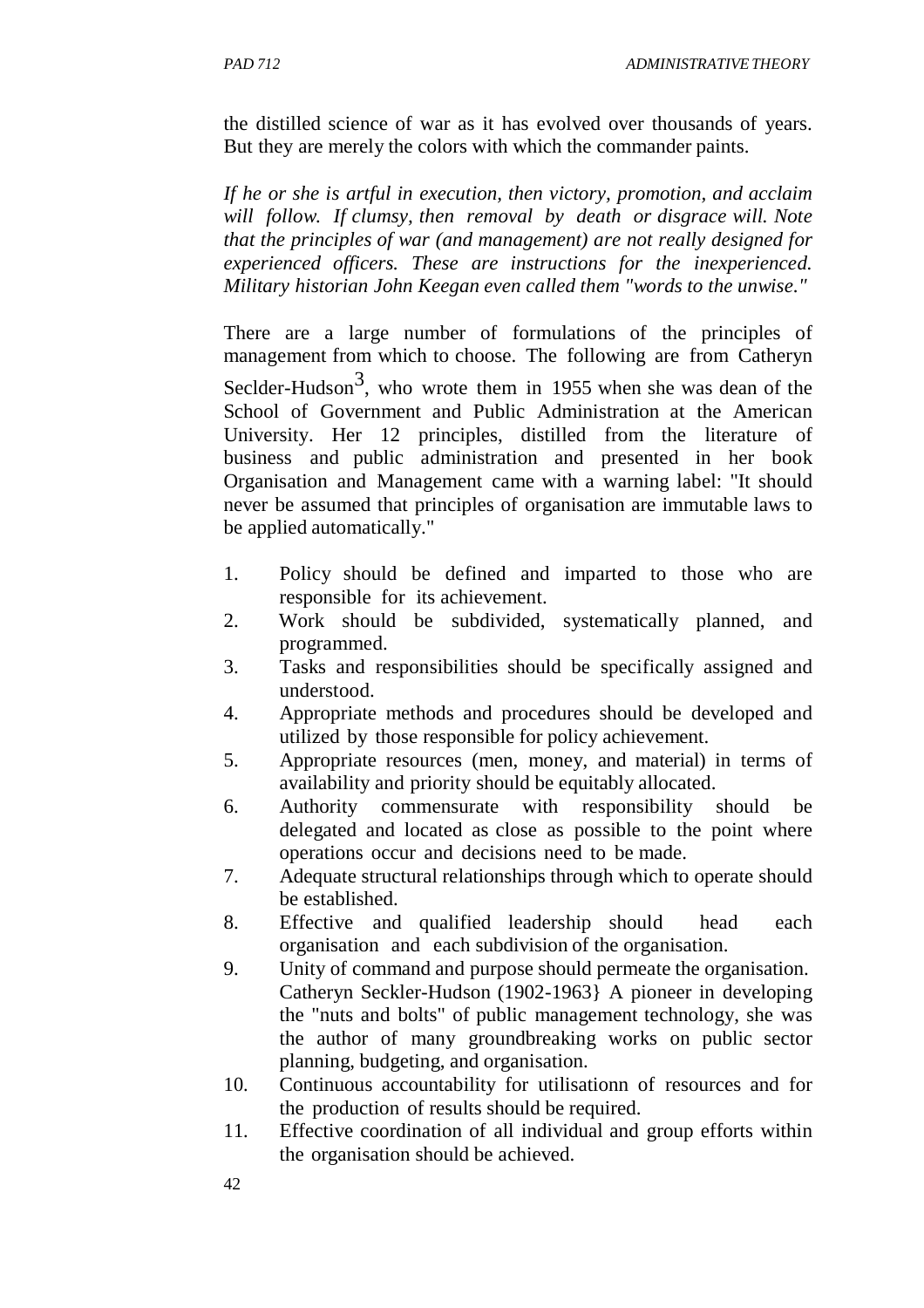the distilled science of war as it has evolved over thousands of years. But they are merely the colors with which the commander paints.

*If he or she is artful in execution, then victory, promotion, and acclaim will follow. If clumsy, then removal by death or disgrace will. Note that the principles of war (and management) are not really designed for experienced officers. These are instructions for the inexperienced. Military historian John Keegan even called them "words to the unwise."*

There are a large number of formulations of the principles of management from which to choose. The following are from Catheryn Seclder-Hudson[3], who wrote them in 1955 when she was dean of the School of Government and Public Administration at the American University. Her 12 principles, distilled from the literature of business and public administration and presented in her book Organisation and Management came with a warning label: "It should never be assumed that principles of organisation are immutable laws to be applied automatically."

1. Policy should be defined and imparted to those who are responsible for its achievement.
2. Work should be subdivided, systematically planned, and programmed.
3. Tasks and responsibilities should be specifically assigned and understood.
4. Appropriate methods and procedures should be developed and utilized by those responsible for policy achievement.
5. Appropriate resources (men, money, and material) in terms of availability and priority should be equitably allocated.
6. Authority commensurate with responsibility should be delegated and located as close as possible to the point where operations occur and decisions need to be made.
7. Adequate structural relationships through which to operate should be established.
8. Effective and qualified leadership should head each organisation and each subdivision of the organisation.
9. Unity of command and purpose should permeate the organisation. Catheryn Seckler-Hudson (1902-1963} A pioneer in developing the "nuts and bolts" of public management technology, she was the author of many groundbreaking works on public sector planning, budgeting, and organisation.
10. Continuous accountability for utilisationn of resources and for the production of results should be required.
11. Effective coordination of all individual and group efforts within the organisation should be achieved.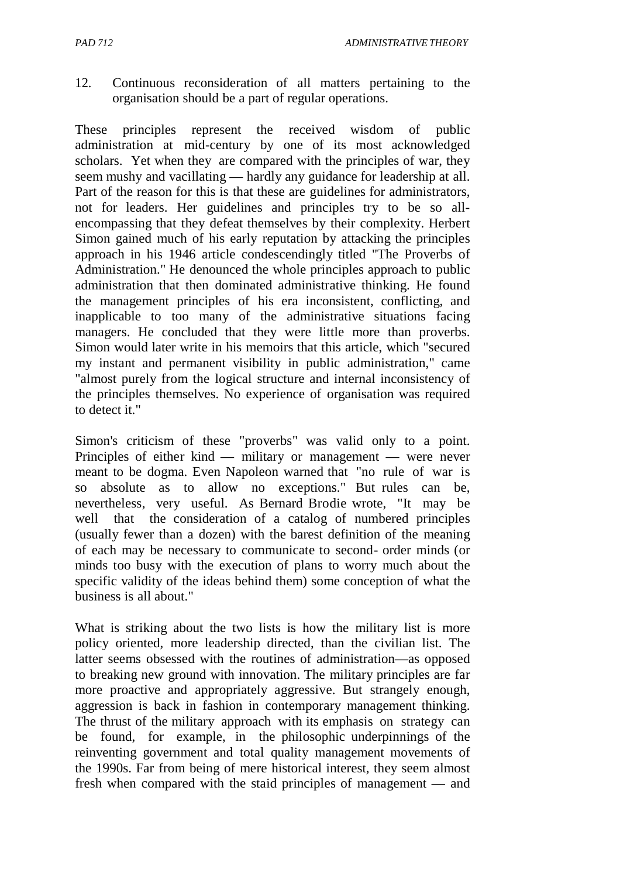12. Continuous reconsideration of all matters pertaining to the organisation should be a part of regular operations.

These principles represent the received wisdom of public administration at mid-century by one of its most acknowledged scholars. Yet when they are compared with the principles of war, they seem mushy and vacillating — hardly any guidance for leadership at all. Part of the reason for this is that these are guidelines for administrators, not for leaders. Her guidelines and principles try to be so all-encompassing that they defeat themselves by their complexity. Herbert Simon gained much of his early reputation by attacking the principles approach in his 1946 article condescendingly titled "The Proverbs of Administration." He denounced the whole principles approach to public administration that then dominated administrative thinking. He found the management principles of his era inconsistent, conflicting, and inapplicable to too many of the administrative situations facing managers. He concluded that they were little more than proverbs. Simon would later write in his memoirs that this article, which "secured my instant and permanent visibility in public administration," came "almost purely from the logical structure and internal inconsistency of the principles themselves. No experience of organisation was required to detect it."

Simon's criticism of these "proverbs" was valid only to a point. Principles of either kind — military or management — were never meant to be dogma. Even Napoleon warned that "no rule of war is so absolute as to allow no exceptions." But rules can be, nevertheless, very useful. As Bernard Brodie wrote, "It may be well that the consideration of a catalog of numbered principles (usually fewer than a dozen) with the barest definition of the meaning of each may be necessary to communicate to second- order minds (or minds too busy with the execution of plans to worry much about the specific validity of the ideas behind them) some conception of what the business is all about."

What is striking about the two lists is how the military list is more policy oriented, more leadership directed, than the civilian list. The latter seems obsessed with the routines of administration—as opposed to breaking new ground with innovation. The military principles are far more proactive and appropriately aggressive. But strangely enough, aggression is back in fashion in contemporary management thinking. The thrust of the military approach with its emphasis on strategy can be found, for example, in the philosophic underpinnings of the reinventing government and total quality management movements of the 1990s. Far from being of mere historical interest, they seem almost fresh when compared with the staid principles of management — and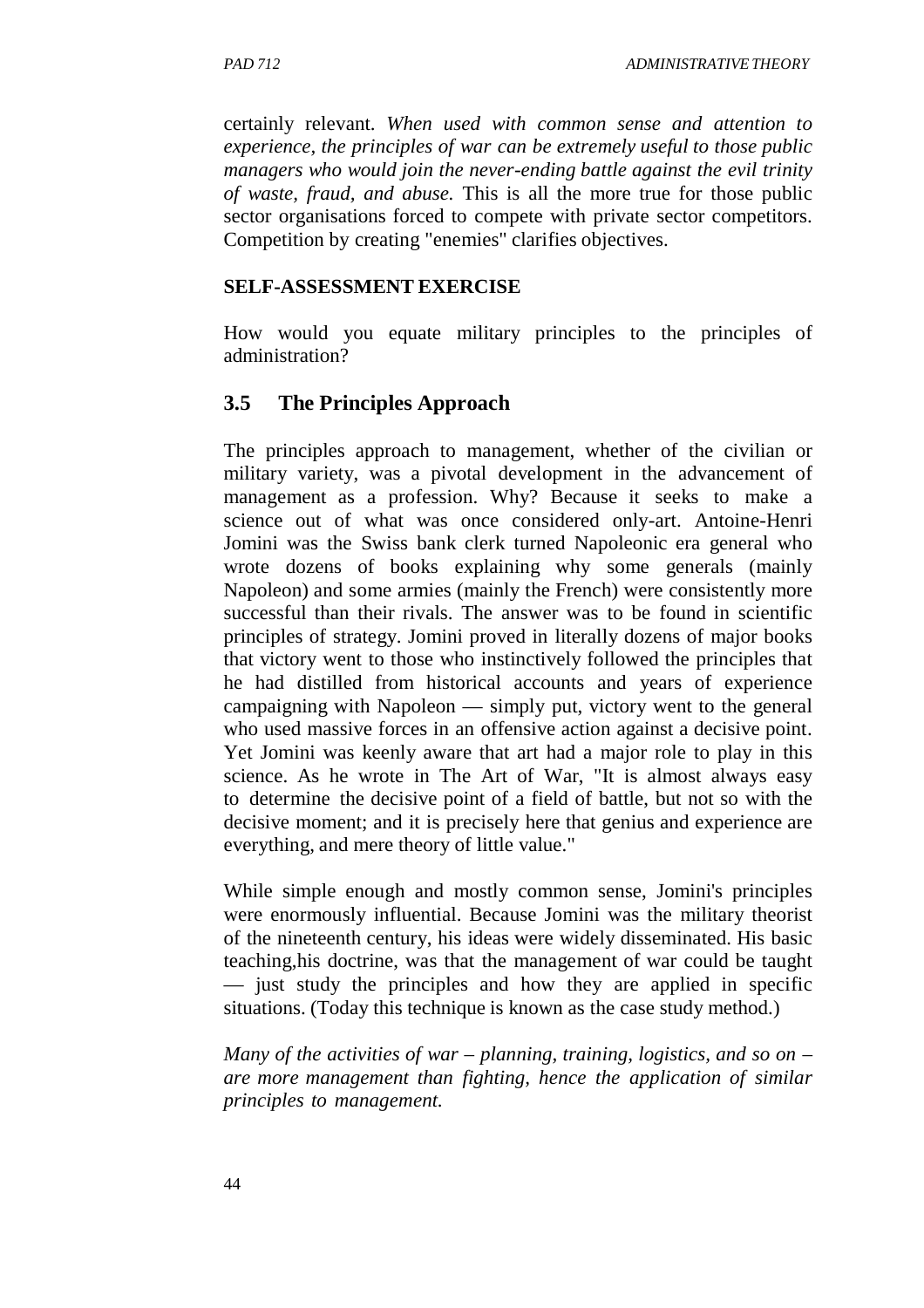certainly relevant. *When used with common sense and attention to experience, the principles of war can be extremely useful to those public managers who would join the never-ending battle against the evil trinity of waste, fraud, and abuse.* This is all the more true for those public sector organisations forced to compete with private sector competitors. Competition by creating "enemies" clarifies objectives.

**SELF-ASSESSMENT EXERCISE**

How would you equate military principles to the principles of administration?

## 3.5 The Principles Approach

The principles approach to management, whether of the civilian or military variety, was a pivotal development in the advancement of management as a profession. Why? Because it seeks to make a science out of what was once considered only-art. Antoine-Henri Jomini was the Swiss bank clerk turned Napoleonic era general who wrote dozens of books explaining why some generals (mainly Napoleon) and some armies (mainly the French) were consistently more successful than their rivals. The answer was to be found in scientific principles of strategy. Jomini proved in literally dozens of major books that victory went to those who instinctively followed the principles that he had distilled from historical accounts and years of experience campaigning with Napoleon — simply put, victory went to the general who used massive forces in an offensive action against a decisive point. Yet Jomini was keenly aware that art had a major role to play in this science. As he wrote in The Art of War, "It is almost always easy to determine the decisive point of a field of battle, but not so with the decisive moment; and it is precisely here that genius and experience are everything, and mere theory of little value."

While simple enough and mostly common sense, Jomini's principles were enormously influential. Because Jomini was the military theorist of the nineteenth century, his ideas were widely disseminated. His basic teaching,his doctrine, was that the management of war could be taught — just study the principles and how they are applied in specific situations. (Today this technique is known as the case study method.)

*Many of the activities of war – planning, training, logistics, and so on – are more management than fighting, hence the application of similar principles to management.*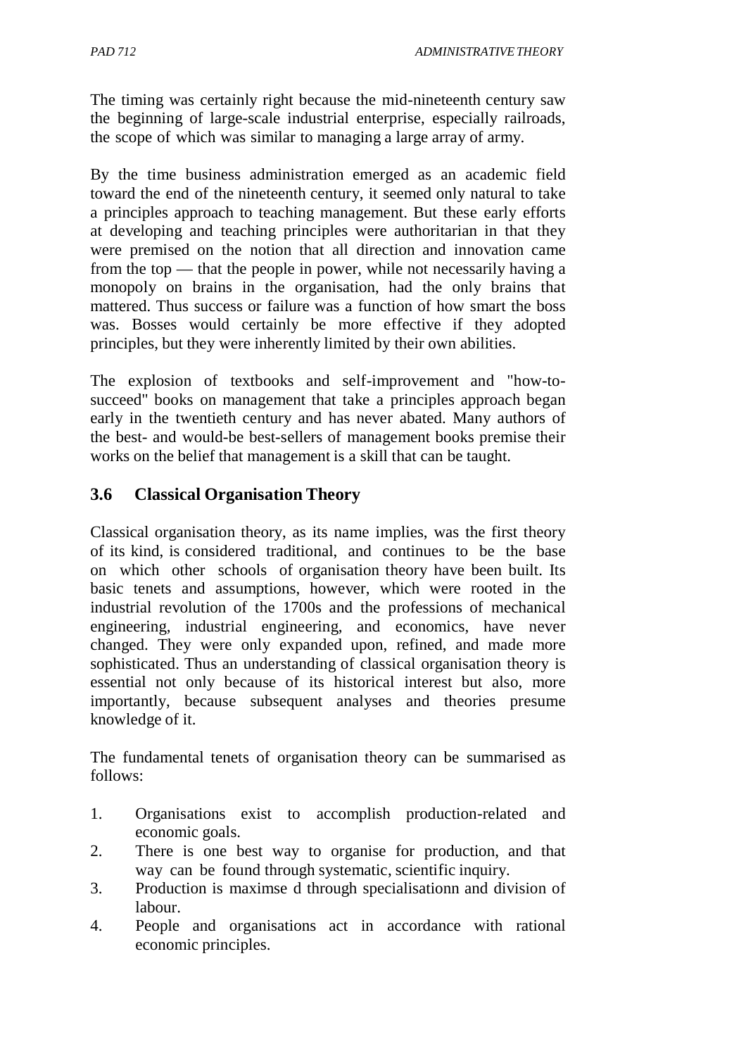The timing was certainly right because the mid-nineteenth century saw the beginning of large-scale industrial enterprise, especially railroads, the scope of which was similar to managing a large array of army.

By the time business administration emerged as an academic field toward the end of the nineteenth century, it seemed only natural to take a principles approach to teaching management. But these early efforts at developing and teaching principles were authoritarian in that they were premised on the notion that all direction and innovation came from the top — that the people in power, while not necessarily having a monopoly on brains in the organisation, had the only brains that mattered. Thus success or failure was a function of how smart the boss was. Bosses would certainly be more effective if they adopted principles, but they were inherently limited by their own abilities.

The explosion of textbooks and self-improvement and "how-to-succeed" books on management that take a principles approach began early in the twentieth century and has never abated. Many authors of the best- and would-be best-sellers of management books premise their works on the belief that management is a skill that can be taught.

## 3.6 Classical Organisation Theory

Classical organisation theory, as its name implies, was the first theory of its kind, is considered traditional, and continues to be the base on which other schools of organisation theory have been built. Its basic tenets and assumptions, however, which were rooted in the industrial revolution of the 1700s and the professions of mechanical engineering, industrial engineering, and economics, have never changed. They were only expanded upon, refined, and made more sophisticated. Thus an understanding of classical organisation theory is essential not only because of its historical interest but also, more importantly, because subsequent analyses and theories presume knowledge of it.

The fundamental tenets of organisation theory can be summarised as follows:

1. Organisations exist to accomplish production-related and economic goals.
2. There is one best way to organise for production, and that way can be found through systematic, scientific inquiry.
3. Production is maximse d through specialisationn and division of labour.
4. People and organisations act in accordance with rational economic principles.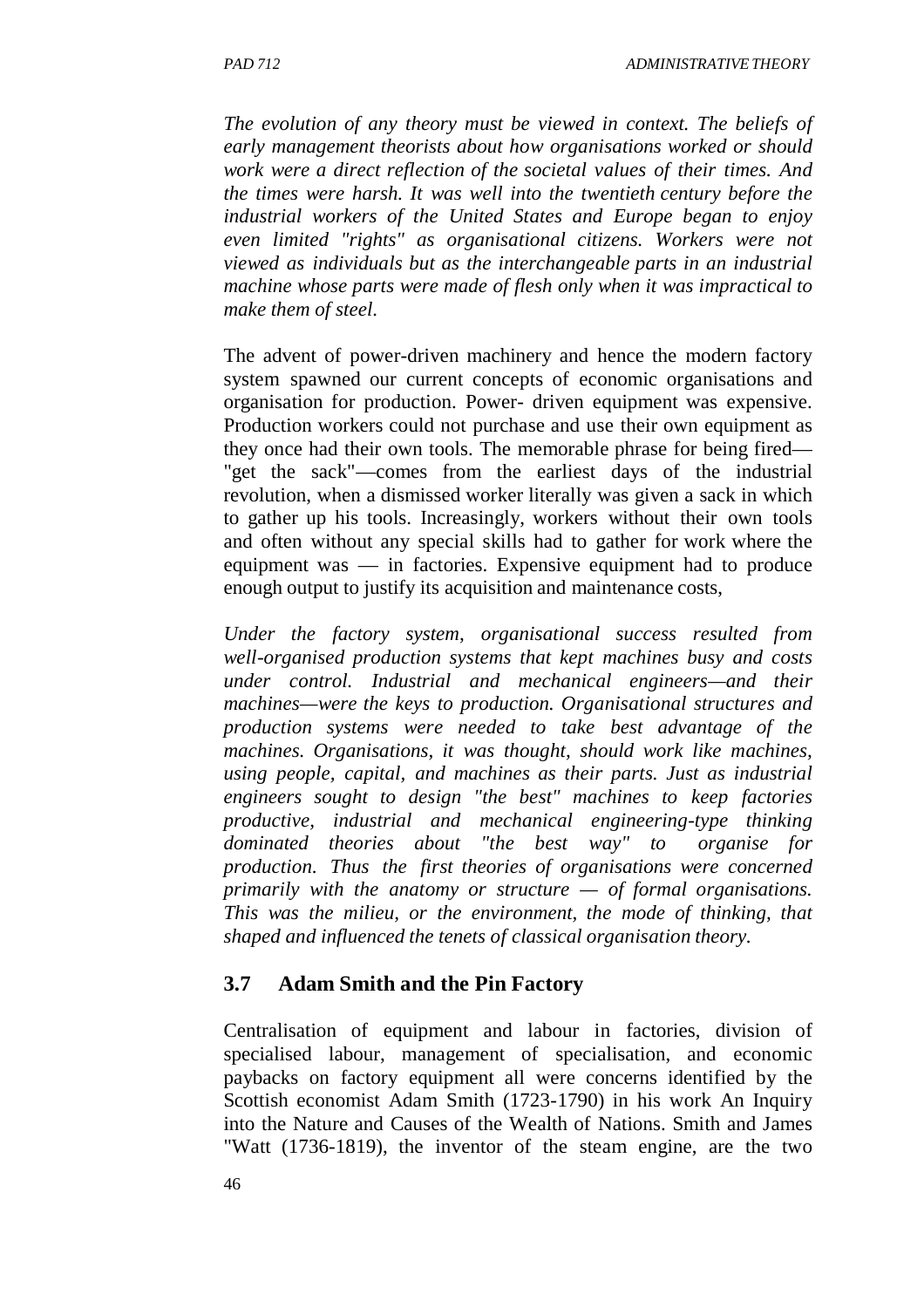*The evolution of any theory must be viewed in context. The beliefs of early management theorists about how organisations worked or should work were a direct reflection of the societal values of their times. And the times were harsh. It was well into the twentieth century before the industrial workers of the United States and Europe began to enjoy even limited "rights" as organisational citizens. Workers were not viewed as individuals but as the interchangeable parts in an industrial machine whose parts were made of flesh only when it was impractical to make them of steel.*

The advent of power-driven machinery and hence the modern factory system spawned our current concepts of economic organisations and organisation for production. Power- driven equipment was expensive. Production workers could not purchase and use their own equipment as they once had their own tools. The memorable phrase for being fired— "get the sack"—comes from the earliest days of the industrial revolution, when a dismissed worker literally was given a sack in which to gather up his tools. Increasingly, workers without their own tools and often without any special skills had to gather for work where the equipment was — in factories. Expensive equipment had to produce enough output to justify its acquisition and maintenance costs,

*Under the factory system, organisational success resulted from well-organised production systems that kept machines busy and costs under control. Industrial and mechanical engineers—and their machines—were the keys to production. Organisational structures and production systems were needed to take best advantage of the machines. Organisations, it was thought, should work like machines, using people, capital, and machines as their parts. Just as industrial engineers sought to design "the best" machines to keep factories productive, industrial and mechanical engineering-type thinking dominated theories about "the best way" to organise for production. Thus the first theories of organisations were concerned primarily with the anatomy or structure — of formal organisations. This was the milieu, or the environment, the mode of thinking, that shaped and influenced the tenets of classical organisation theory.*

## 3.7 Adam Smith and the Pin Factory

Centralisation of equipment and labour in factories, division of specialised labour, management of specialisation, and economic paybacks on factory equipment all were concerns identified by the Scottish economist Adam Smith (1723-1790) in his work An Inquiry into the Nature and Causes of the Wealth of Nations. Smith and James "Watt (1736-1819), the inventor of the steam engine, are the two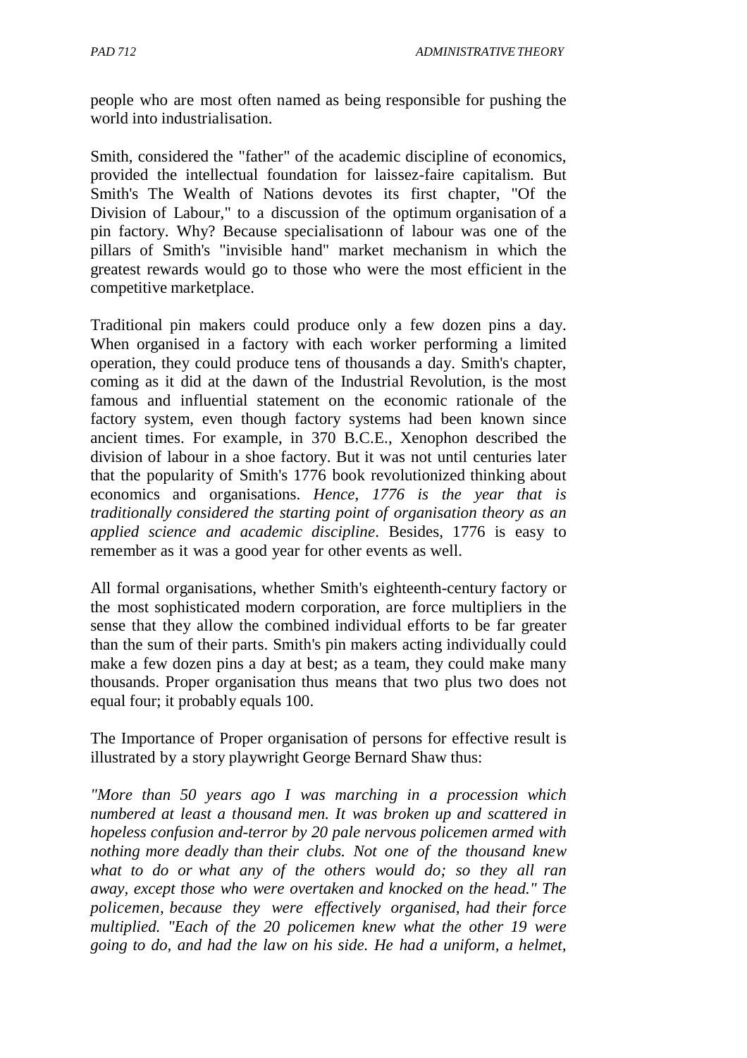people who are most often named as being responsible for pushing the world into industrialisation.

Smith, considered the "father" of the academic discipline of economics, provided the intellectual foundation for laissez-faire capitalism. But Smith's The Wealth of Nations devotes its first chapter, "Of the Division of Labour," to a discussion of the optimum organisation of a pin factory. Why? Because specialisationn of labour was one of the pillars of Smith's "invisible hand" market mechanism in which the greatest rewards would go to those who were the most efficient in the competitive marketplace.

Traditional pin makers could produce only a few dozen pins a day. When organised in a factory with each worker performing a limited operation, they could produce tens of thousands a day. Smith's chapter, coming as it did at the dawn of the Industrial Revolution, is the most famous and influential statement on the economic rationale of the factory system, even though factory systems had been known since ancient times. For example, in 370 B.C.E., Xenophon described the division of labour in a shoe factory. But it was not until centuries later that the popularity of Smith's 1776 book revolutionized thinking about economics and organisations. *Hence, 1776 is the year that is traditionally considered the starting point of organisation theory as an applied science and academic discipline*. Besides, 1776 is easy to remember as it was a good year for other events as well.

All formal organisations, whether Smith's eighteenth-century factory or the most sophisticated modern corporation, are force multipliers in the sense that they allow the combined individual efforts to be far greater than the sum of their parts. Smith's pin makers acting individually could make a few dozen pins a day at best; as a team, they could make many thousands. Proper organisation thus means that two plus two does not equal four; it probably equals 100.

The Importance of Proper organisation of persons for effective result is illustrated by a story playwright George Bernard Shaw thus:

*"More than 50 years ago I was marching in a procession which numbered at least a thousand men. It was broken up and scattered in hopeless confusion and-terror by 20 pale nervous policemen armed with nothing more deadly than their clubs. Not one of the thousand knew what to do or what any of the others would do; so they all ran away, except those who were overtaken and knocked on the head." The policemen, because they were effectively organised, had their force multiplied. "Each of the 20 policemen knew what the other 19 were going to do, and had the law on his side. He had a uniform, a helmet,*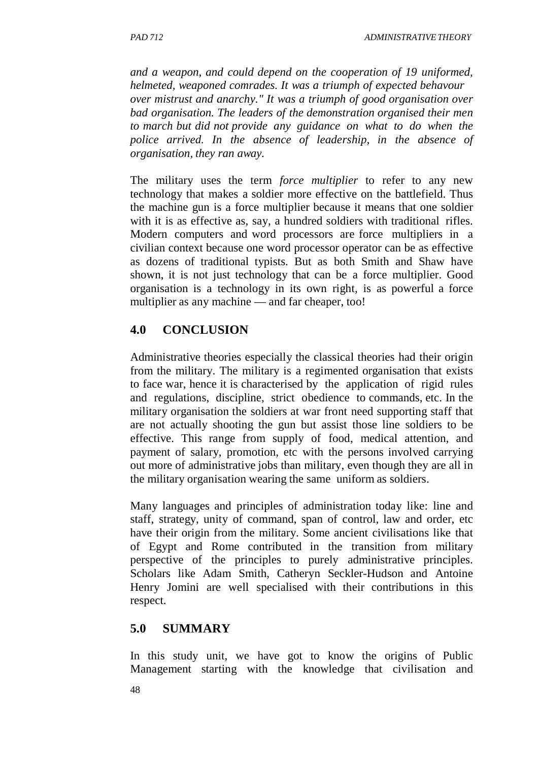*and a weapon, and could depend on the cooperation of 19 uniformed, helmeted, weaponed comrades. It was a triumph of expected behavour over mistrust and anarchy." It was a triumph of good organisation over bad organisation. The leaders of the demonstration organised their men to march but did not provide any guidance on what to do when the police arrived. In the absence of leadership, in the absence of organisation, they ran away.*

The military uses the term *force multiplier* to refer to any new technology that makes a soldier more effective on the battlefield. Thus the machine gun is a force multiplier because it means that one soldier with it is as effective as, say, a hundred soldiers with traditional rifles. Modern computers and word processors are force multipliers in a civilian context because one word processor operator can be as effective as dozens of traditional typists. But as both Smith and Shaw have shown, it is not just technology that can be a force multiplier. Good organisation is a technology in its own right, is as powerful a force multiplier as any machine — and far cheaper, too!

## 4.0 CONCLUSION

Administrative theories especially the classical theories had their origin from the military. The military is a regimented organisation that exists to face war, hence it is characterised by the application of rigid rules and regulations, discipline, strict obedience to commands, etc. In the military organisation the soldiers at war front need supporting staff that are not actually shooting the gun but assist those line soldiers to be effective. This range from supply of food, medical attention, and payment of salary, promotion, etc with the persons involved carrying out more of administrative jobs than military, even though they are all in the military organisation wearing the same uniform as soldiers.

Many languages and principles of administration today like: line and staff, strategy, unity of command, span of control, law and order, etc have their origin from the military. Some ancient civilisations like that of Egypt and Rome contributed in the transition from military perspective of the principles to purely administrative principles. Scholars like Adam Smith, Catheryn Seckler-Hudson and Antoine Henry Jomini are well specialised with their contributions in this respect.

## 5.0 SUMMARY

In this study unit, we have got to know the origins of Public Management starting with the knowledge that civilisation and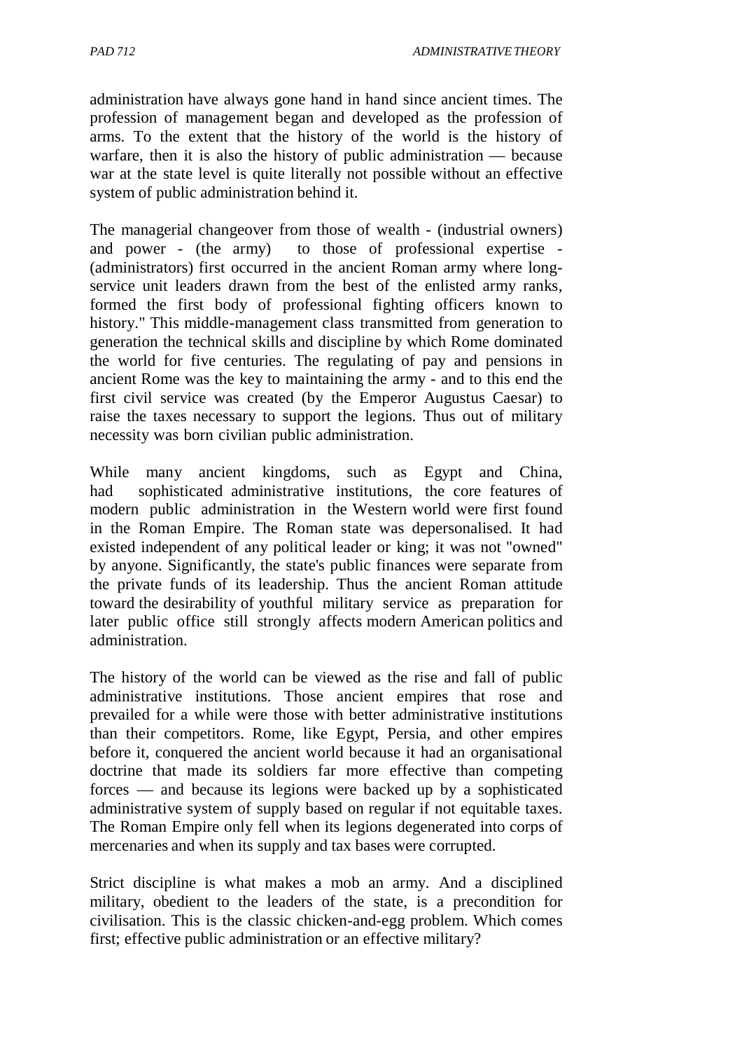administration have always gone hand in hand since ancient times. The profession of management began and developed as the profession of arms. To the extent that the history of the world is the history of warfare, then it is also the history of public administration — because war at the state level is quite literally not possible without an effective system of public administration behind it.

The managerial changeover from those of wealth - (industrial owners) and power - (the army) to those of professional expertise - (administrators) first occurred in the ancient Roman army where long-service unit leaders drawn from the best of the enlisted army ranks, formed the first body of professional fighting officers known to history." This middle-management class transmitted from generation to generation the technical skills and discipline by which Rome dominated the world for five centuries. The regulating of pay and pensions in ancient Rome was the key to maintaining the army - and to this end the first civil service was created (by the Emperor Augustus Caesar) to raise the taxes necessary to support the legions. Thus out of military necessity was born civilian public administration.

While many ancient kingdoms, such as Egypt and China, had sophisticated administrative institutions, the core features of modern public administration in the Western world were first found in the Roman Empire. The Roman state was depersonalised. It had existed independent of any political leader or king; it was not "owned" by anyone. Significantly, the state's public finances were separate from the private funds of its leadership. Thus the ancient Roman attitude toward the desirability of youthful military service as preparation for later public office still strongly affects modern American politics and administration.

The history of the world can be viewed as the rise and fall of public administrative institutions. Those ancient empires that rose and prevailed for a while were those with better administrative institutions than their competitors. Rome, like Egypt, Persia, and other empires before it, conquered the ancient world because it had an organisational doctrine that made its soldiers far more effective than competing forces — and because its legions were backed up by a sophisticated administrative system of supply based on regular if not equitable taxes. The Roman Empire only fell when its legions degenerated into corps of mercenaries and when its supply and tax bases were corrupted.

Strict discipline is what makes a mob an army. And a disciplined military, obedient to the leaders of the state, is a precondition for civilisation. This is the classic chicken-and-egg problem. Which comes first; effective public administration or an effective military?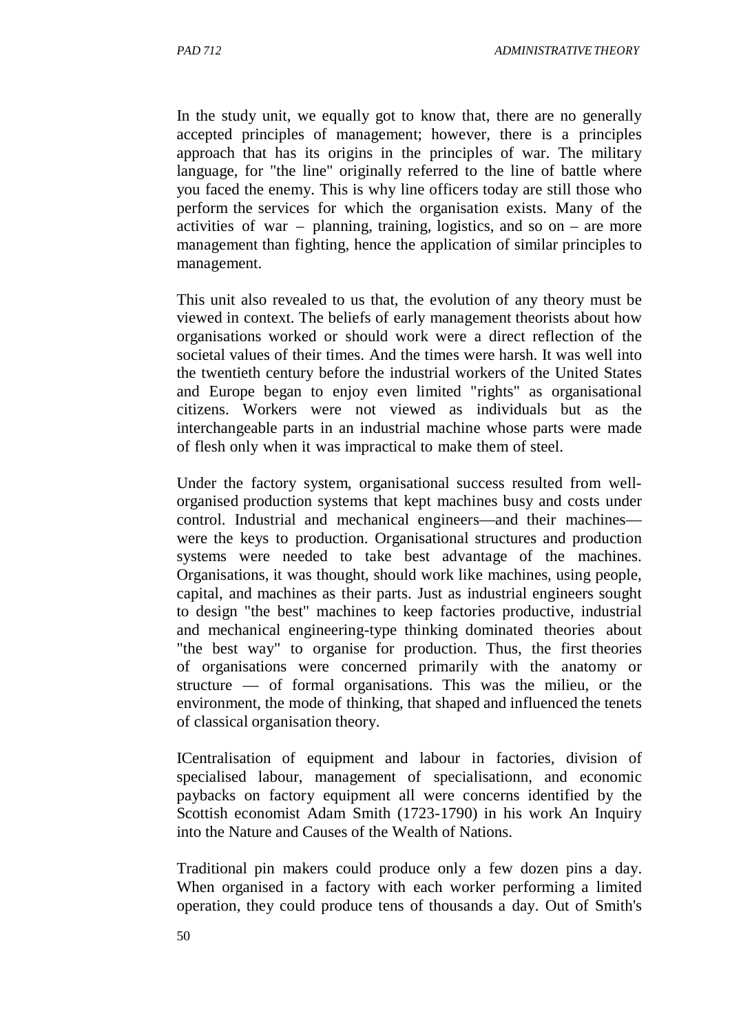In the study unit, we equally got to know that, there are no generally accepted principles of management; however, there is a principles approach that has its origins in the principles of war. The military language, for "the line" originally referred to the line of battle where you faced the enemy. This is why line officers today are still those who perform the services for which the organisation exists. Many of the activities of war – planning, training, logistics, and so on – are more management than fighting, hence the application of similar principles to management.

This unit also revealed to us that, the evolution of any theory must be viewed in context. The beliefs of early management theorists about how organisations worked or should work were a direct reflection of the societal values of their times. And the times were harsh. It was well into the twentieth century before the industrial workers of the United States and Europe began to enjoy even limited "rights" as organisational citizens. Workers were not viewed as individuals but as the interchangeable parts in an industrial machine whose parts were made of flesh only when it was impractical to make them of steel.

Under the factory system, organisational success resulted from well-organised production systems that kept machines busy and costs under control. Industrial and mechanical engineers—and their machines—were the keys to production. Organisational structures and production systems were needed to take best advantage of the machines. Organisations, it was thought, should work like machines, using people, capital, and machines as their parts. Just as industrial engineers sought to design "the best" machines to keep factories productive, industrial and mechanical engineering-type thinking dominated theories about "the best way" to organise for production. Thus, the first theories of organisations were concerned primarily with the anatomy or structure — of formal organisations. This was the milieu, or the environment, the mode of thinking, that shaped and influenced the tenets of classical organisation theory.

ICentralisation of equipment and labour in factories, division of specialised labour, management of specialisationn, and economic paybacks on factory equipment all were concerns identified by the Scottish economist Adam Smith (1723-1790) in his work An Inquiry into the Nature and Causes of the Wealth of Nations.

Traditional pin makers could produce only a few dozen pins a day. When organised in a factory with each worker performing a limited operation, they could produce tens of thousands a day. Out of Smith's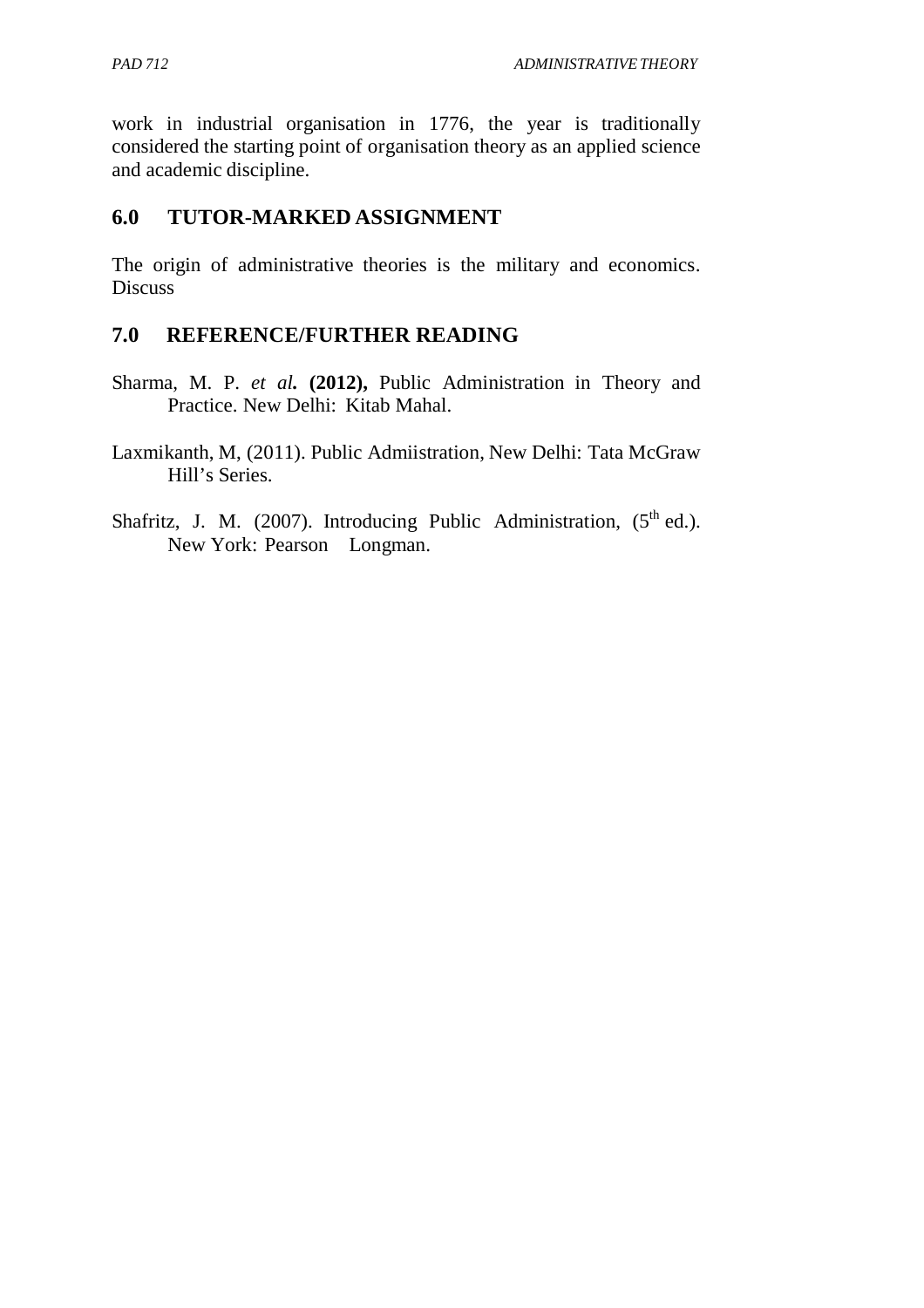work in industrial organisation in 1776, the year is traditionally considered the starting point of organisation theory as an applied science and academic discipline.

## 6.0 TUTOR-MARKED ASSIGNMENT

The origin of administrative theories is the military and economics. Discuss

## 7.0 REFERENCE/FURTHER READING

Sharma, M. P. *et al.* **(2012),** Public Administration in Theory and Practice. New Delhi: Kitab Mahal.

Laxmikanth, M, (2011). Public Admiistration, New Delhi: Tata McGraw Hill's Series.

Shafritz, J. M. (2007). Introducing Public Administration, (5th ed.). New York: Pearson Longman.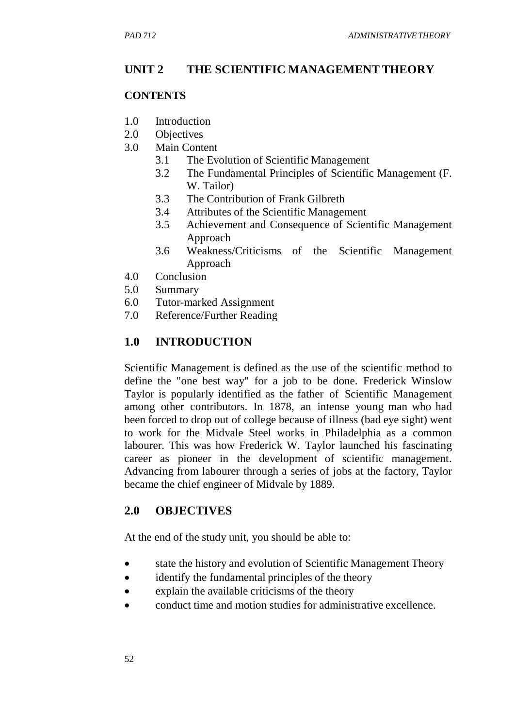## UNIT 2 THE SCIENTIFIC MANAGEMENT THEORY

**CONTENTS**

- 1.0 Introduction
- 2.0 Objectives
- 3.0 Main Content
    - 3.1 The Evolution of Scientific Management
    - 3.2 The Fundamental Principles of Scientific Management (F. W. Tailor)
    - 3.3 The Contribution of Frank Gilbreth
    - 3.4 Attributes of the Scientific Management
    - 3.5 Achievement and Consequence of Scientific Management Approach
    - 3.6 Weakness/Criticisms of the Scientific Management Approach
- 4.0 Conclusion
- 5.0 Summary
- 6.0 Tutor-marked Assignment
- 7.0 Reference/Further Reading

## 1.0 INTRODUCTION

Scientific Management is defined as the use of the scientific method to define the "one best way" for a job to be done. Frederick Winslow Taylor is popularly identified as the father of Scientific Management among other contributors. In 1878, an intense young man who had been forced to drop out of college because of illness (bad eye sight) went to work for the Midvale Steel works in Philadelphia as a common labourer. This was how Frederick W. Taylor launched his fascinating career as pioneer in the development of scientific management. Advancing from labourer through a series of jobs at the factory, Taylor became the chief engineer of Midvale by 1889.

## 2.0 OBJECTIVES

At the end of the study unit, you should be able to:

- state the history and evolution of Scientific Management Theory
- identify the fundamental principles of the theory
- explain the available criticisms of the theory
- conduct time and motion studies for administrative excellence.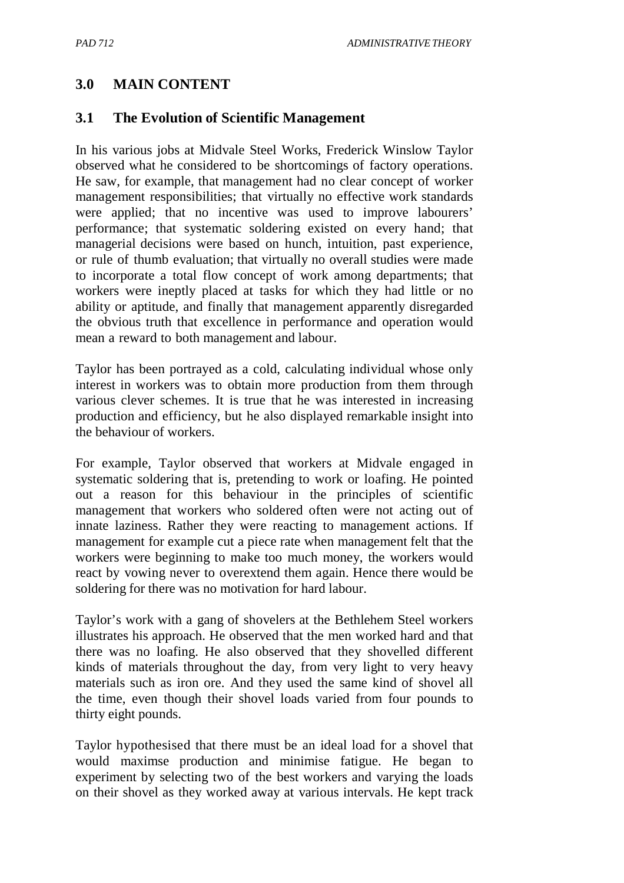## 3.0 MAIN CONTENT

### 3.1 The Evolution of Scientific Management

In his various jobs at Midvale Steel Works, Frederick Winslow Taylor observed what he considered to be shortcomings of factory operations. He saw, for example, that management had no clear concept of worker management responsibilities; that virtually no effective work standards were applied; that no incentive was used to improve labourers' performance; that systematic soldering existed on every hand; that managerial decisions were based on hunch, intuition, past experience, or rule of thumb evaluation; that virtually no overall studies were made to incorporate a total flow concept of work among departments; that workers were ineptly placed at tasks for which they had little or no ability or aptitude, and finally that management apparently disregarded the obvious truth that excellence in performance and operation would mean a reward to both management and labour.

Taylor has been portrayed as a cold, calculating individual whose only interest in workers was to obtain more production from them through various clever schemes. It is true that he was interested in increasing production and efficiency, but he also displayed remarkable insight into the behaviour of workers.

For example, Taylor observed that workers at Midvale engaged in systematic soldering that is, pretending to work or loafing. He pointed out a reason for this behaviour in the principles of scientific management that workers who soldered often were not acting out of innate laziness. Rather they were reacting to management actions. If management for example cut a piece rate when management felt that the workers were beginning to make too much money, the workers would react by vowing never to overextend them again. Hence there would be soldering for there was no motivation for hard labour.

Taylor's work with a gang of shovelers at the Bethlehem Steel workers illustrates his approach. He observed that the men worked hard and that there was no loafing. He also observed that they shovelled different kinds of materials throughout the day, from very light to very heavy materials such as iron ore. And they used the same kind of shovel all the time, even though their shovel loads varied from four pounds to thirty eight pounds.

Taylor hypothesised that there must be an ideal load for a shovel that would maximse production and minimise fatigue. He began to experiment by selecting two of the best workers and varying the loads on their shovel as they worked away at various intervals. He kept track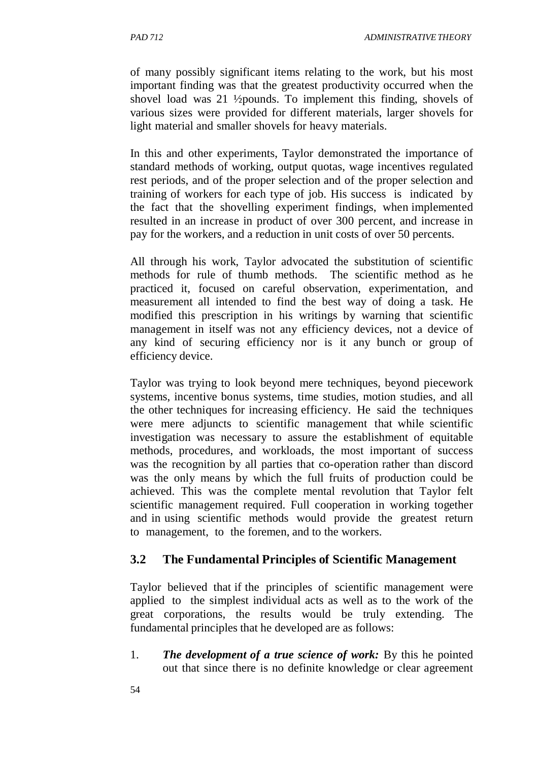of many possibly significant items relating to the work, but his most important finding was that the greatest productivity occurred when the shovel load was 21 ½pounds. To implement this finding, shovels of various sizes were provided for different materials, larger shovels for light material and smaller shovels for heavy materials.

In this and other experiments, Taylor demonstrated the importance of standard methods of working, output quotas, wage incentives regulated rest periods, and of the proper selection and of the proper selection and training of workers for each type of job. His success is indicated by the fact that the shovelling experiment findings, when implemented resulted in an increase in product of over 300 percent, and increase in pay for the workers, and a reduction in unit costs of over 50 percents.

All through his work, Taylor advocated the substitution of scientific methods for rule of thumb methods. The scientific method as he practiced it, focused on careful observation, experimentation, and measurement all intended to find the best way of doing a task. He modified this prescription in his writings by warning that scientific management in itself was not any efficiency devices, not a device of any kind of securing efficiency nor is it any bunch or group of efficiency device.

Taylor was trying to look beyond mere techniques, beyond piecework systems, incentive bonus systems, time studies, motion studies, and all the other techniques for increasing efficiency. He said the techniques were mere adjuncts to scientific management that while scientific investigation was necessary to assure the establishment of equitable methods, procedures, and workloads, the most important of success was the recognition by all parties that co-operation rather than discord was the only means by which the full fruits of production could be achieved. This was the complete mental revolution that Taylor felt scientific management required. Full cooperation in working together and in using scientific methods would provide the greatest return to management, to the foremen, and to the workers.

## 3.2 The Fundamental Principles of Scientific Management

Taylor believed that if the principles of scientific management were applied to the simplest individual acts as well as to the work of the great corporations, the results would be truly extending. The fundamental principles that he developed are as follows:

1. ***The development of a true science of work:*** By this he pointed out that since there is no definite knowledge or clear agreement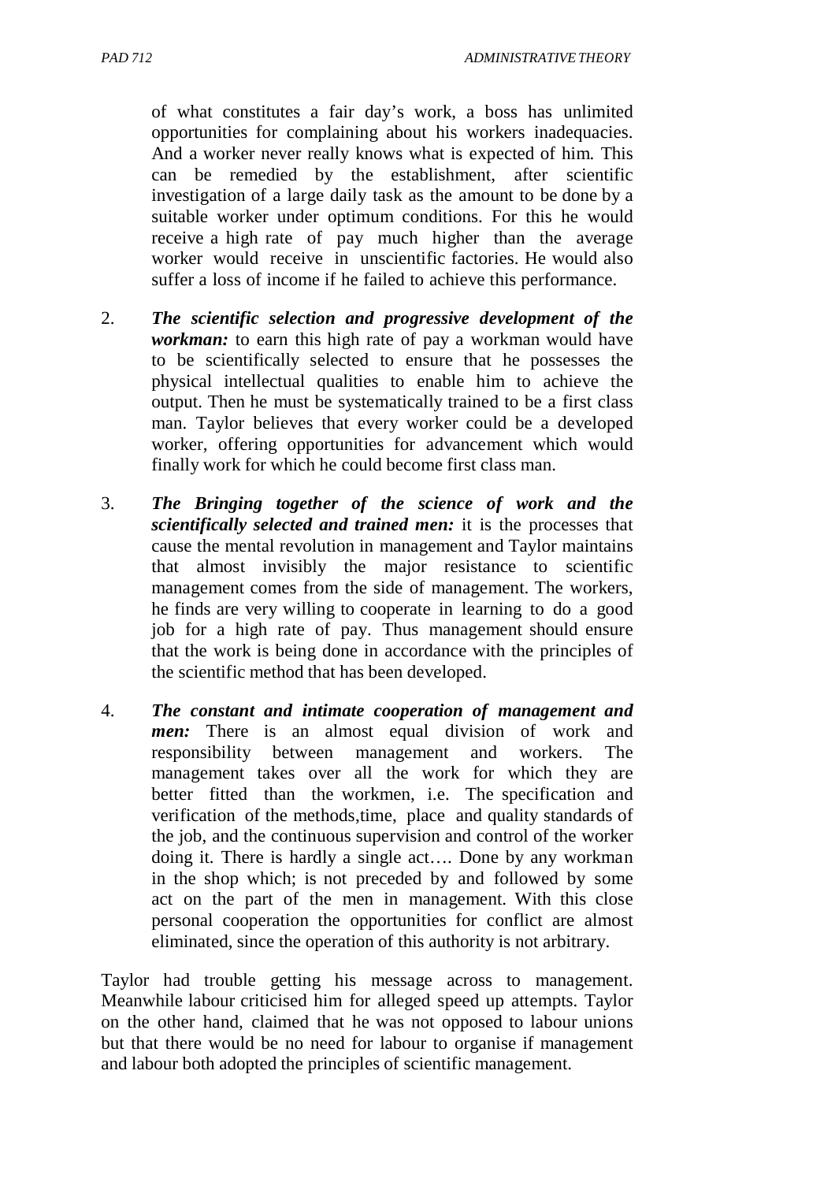of what constitutes a fair day's work, a boss has unlimited opportunities for complaining about his workers inadequacies. And a worker never really knows what is expected of him. This can be remedied by the establishment, after scientific investigation of a large daily task as the amount to be done by a suitable worker under optimum conditions. For this he would receive a high rate of pay much higher than the average worker would receive in unscientific factories. He would also suffer a loss of income if he failed to achieve this performance.

2. ***The scientific selection and progressive development of the workman:*** to earn this high rate of pay a workman would have to be scientifically selected to ensure that he possesses the physical intellectual qualities to enable him to achieve the output. Then he must be systematically trained to be a first class man. Taylor believes that every worker could be a developed worker, offering opportunities for advancement which would finally work for which he could become first class man.

3. ***The Bringing together of the science of work and the scientifically selected and trained men:*** it is the processes that cause the mental revolution in management and Taylor maintains that almost invisibly the major resistance to scientific management comes from the side of management. The workers, he finds are very willing to cooperate in learning to do a good job for a high rate of pay. Thus management should ensure that the work is being done in accordance with the principles of the scientific method that has been developed.

4. ***The constant and intimate cooperation of management and men:*** There is an almost equal division of work and responsibility between management and workers. The management takes over all the work for which they are better fitted than the workmen, i.e. The specification and verification of the methods,time, place and quality standards of the job, and the continuous supervision and control of the worker doing it. There is hardly a single act…. Done by any workman in the shop which; is not preceded by and followed by some act on the part of the men in management. With this close personal cooperation the opportunities for conflict are almost eliminated, since the operation of this authority is not arbitrary.

Taylor had trouble getting his message across to management. Meanwhile labour criticised him for alleged speed up attempts. Taylor on the other hand, claimed that he was not opposed to labour unions but that there would be no need for labour to organise if management and labour both adopted the principles of scientific management.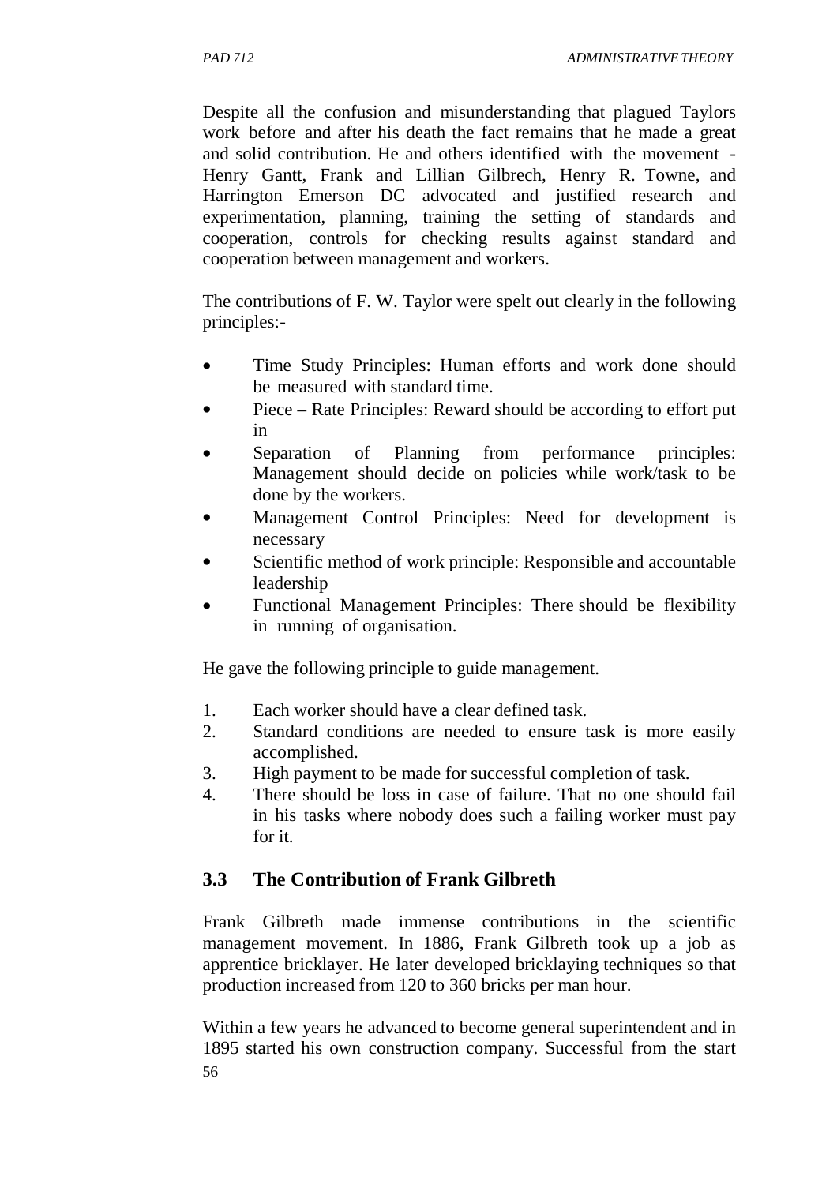Despite all the confusion and misunderstanding that plagued Taylors work before and after his death the fact remains that he made a great and solid contribution. He and others identified with the movement - Henry Gantt, Frank and Lillian Gilbrech, Henry R. Towne, and Harrington Emerson DC advocated and justified research and experimentation, planning, training the setting of standards and cooperation, controls for checking results against standard and cooperation between management and workers.

The contributions of F. W. Taylor were spelt out clearly in the following principles:-

- Time Study Principles: Human efforts and work done should be measured with standard time.
- Piece – Rate Principles: Reward should be according to effort put in
- Separation of Planning from performance principles: Management should decide on policies while work/task to be done by the workers.
- Management Control Principles: Need for development is necessary
- Scientific method of work principle: Responsible and accountable leadership
- Functional Management Principles: There should be flexibility in running of organisation.

He gave the following principle to guide management.

1. Each worker should have a clear defined task.
2. Standard conditions are needed to ensure task is more easily accomplished.
3. High payment to be made for successful completion of task.
4. There should be loss in case of failure. That no one should fail in his tasks where nobody does such a failing worker must pay for it.

### 3.3 The Contribution of Frank Gilbreth

Frank Gilbreth made immense contributions in the scientific management movement. In 1886, Frank Gilbreth took up a job as apprentice bricklayer. He later developed bricklaying techniques so that production increased from 120 to 360 bricks per man hour.

Within a few years he advanced to become general superintendent and in 1895 started his own construction company. Successful from the start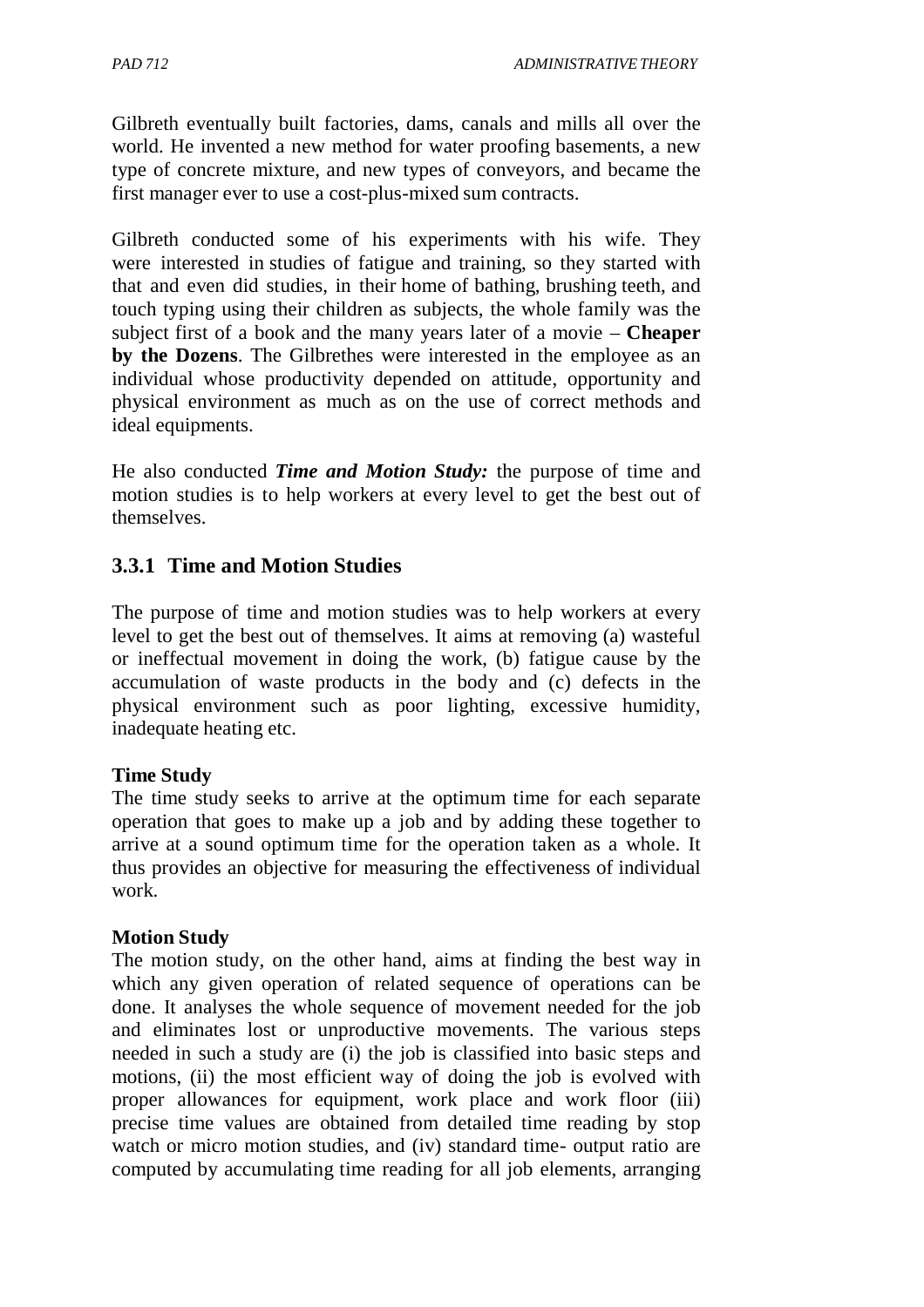Gilbreth eventually built factories, dams, canals and mills all over the world. He invented a new method for water proofing basements, a new type of concrete mixture, and new types of conveyors, and became the first manager ever to use a cost-plus-mixed sum contracts.

Gilbreth conducted some of his experiments with his wife. They were interested in studies of fatigue and training, so they started with that and even did studies, in their home of bathing, brushing teeth, and touch typing using their children as subjects, the whole family was the subject first of a book and the many years later of a movie – **Cheaper by the Dozens**. The Gilbrethes were interested in the employee as an individual whose productivity depended on attitude, opportunity and physical environment as much as on the use of correct methods and ideal equipments.

He also conducted ***Time and Motion Study:*** the purpose of time and motion studies is to help workers at every level to get the best out of themselves.

### 3.3.1 Time and Motion Studies

The purpose of time and motion studies was to help workers at every level to get the best out of themselves. It aims at removing (a) wasteful or ineffectual movement in doing the work, (b) fatigue cause by the accumulation of waste products in the body and (c) defects in the physical environment such as poor lighting, excessive humidity, inadequate heating etc.

**Time Study**

The time study seeks to arrive at the optimum time for each separate operation that goes to make up a job and by adding these together to arrive at a sound optimum time for the operation taken as a whole. It thus provides an objective for measuring the effectiveness of individual work.

**Motion Study**

The motion study, on the other hand, aims at finding the best way in which any given operation of related sequence of operations can be done. It analyses the whole sequence of movement needed for the job and eliminates lost or unproductive movements. The various steps needed in such a study are (i) the job is classified into basic steps and motions, (ii) the most efficient way of doing the job is evolved with proper allowances for equipment, work place and work floor (iii) precise time values are obtained from detailed time reading by stop watch or micro motion studies, and (iv) standard time- output ratio are computed by accumulating time reading for all job elements, arranging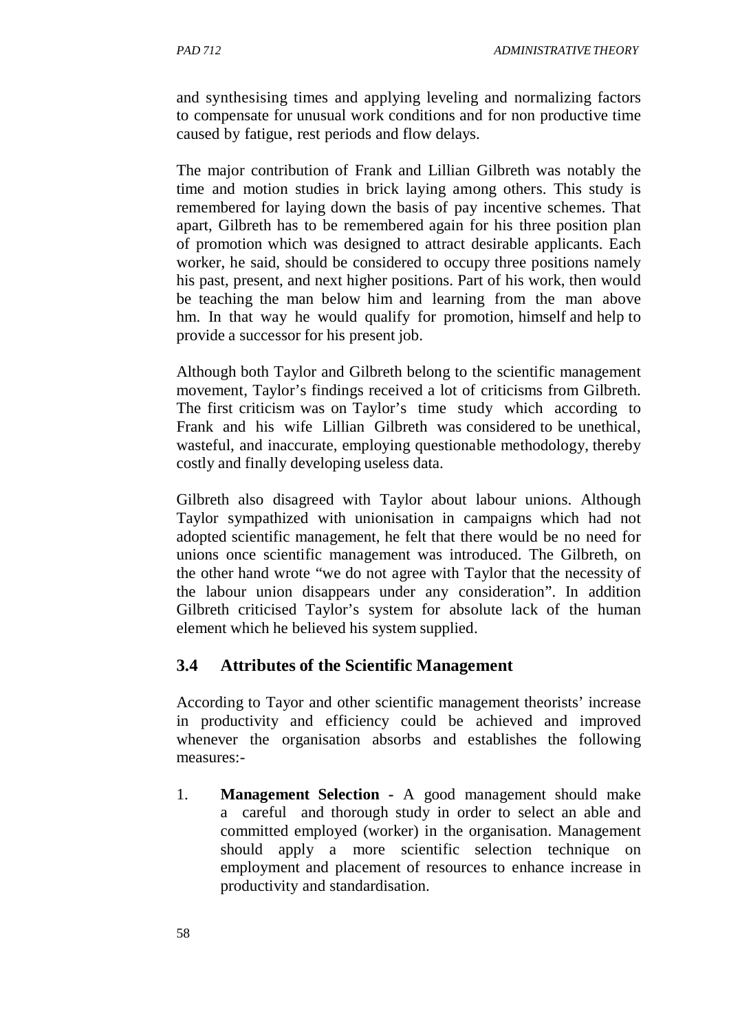and synthesising times and applying leveling and normalizing factors to compensate for unusual work conditions and for non productive time caused by fatigue, rest periods and flow delays.

The major contribution of Frank and Lillian Gilbreth was notably the time and motion studies in brick laying among others. This study is remembered for laying down the basis of pay incentive schemes. That apart, Gilbreth has to be remembered again for his three position plan of promotion which was designed to attract desirable applicants. Each worker, he said, should be considered to occupy three positions namely his past, present, and next higher positions. Part of his work, then would be teaching the man below him and learning from the man above hm. In that way he would qualify for promotion, himself and help to provide a successor for his present job.

Although both Taylor and Gilbreth belong to the scientific management movement, Taylor's findings received a lot of criticisms from Gilbreth. The first criticism was on Taylor's time study which according to Frank and his wife Lillian Gilbreth was considered to be unethical, wasteful, and inaccurate, employing questionable methodology, thereby costly and finally developing useless data.

Gilbreth also disagreed with Taylor about labour unions. Although Taylor sympathized with unionisation in campaigns which had not adopted scientific management, he felt that there would be no need for unions once scientific management was introduced. The Gilbreth, on the other hand wrote "we do not agree with Taylor that the necessity of the labour union disappears under any consideration". In addition Gilbreth criticised Taylor's system for absolute lack of the human element which he believed his system supplied.

## 3.4 Attributes of the Scientific Management

According to Tayor and other scientific management theorists' increase in productivity and efficiency could be achieved and improved whenever the organisation absorbs and establishes the following measures:-

1. **Management Selection -** A good management should make a careful and thorough study in order to select an able and committed employed (worker) in the organisation. Management should apply a more scientific selection technique on employment and placement of resources to enhance increase in productivity and standardisation.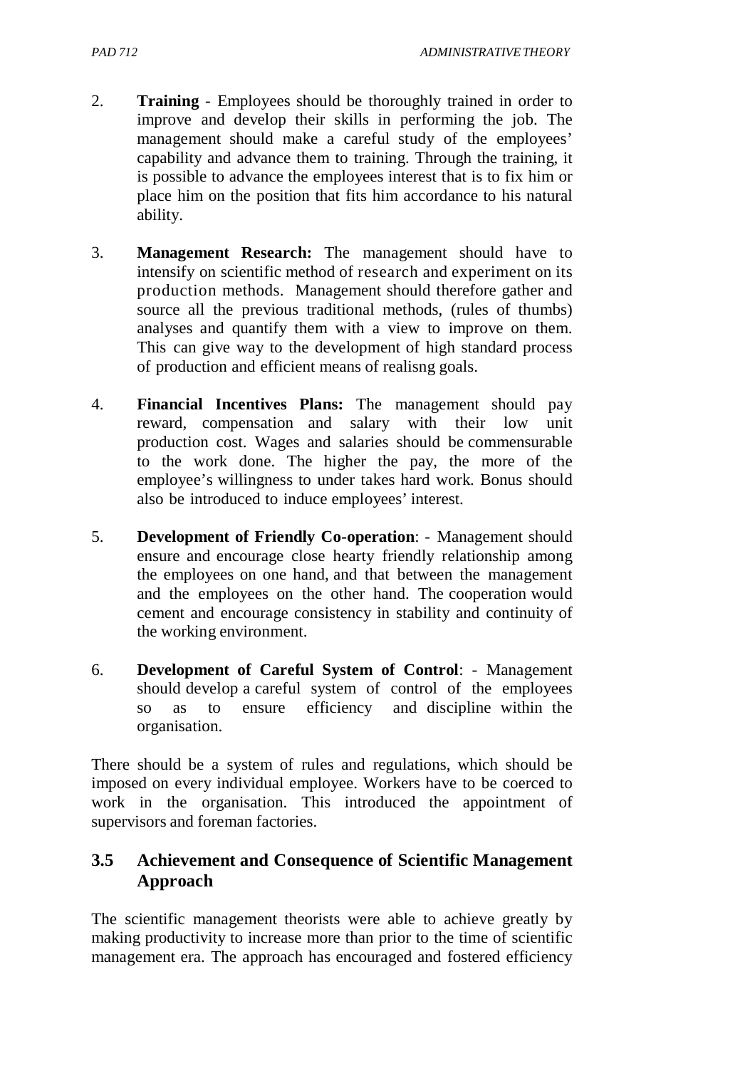2. **Training** - Employees should be thoroughly trained in order to improve and develop their skills in performing the job. The management should make a careful study of the employees' capability and advance them to training. Through the training, it is possible to advance the employees interest that is to fix him or place him on the position that fits him accordance to his natural ability.

3. **Management Research:** The management should have to intensify on scientific method of research and experiment on its production methods. Management should therefore gather and source all the previous traditional methods, (rules of thumbs) analyses and quantify them with a view to improve on them. This can give way to the development of high standard process of production and efficient means of realisng goals.

4. **Financial Incentives Plans:** The management should pay reward, compensation and salary with their low unit production cost. Wages and salaries should be commensurable to the work done. The higher the pay, the more of the employee's willingness to under takes hard work. Bonus should also be introduced to induce employees' interest.

5. **Development of Friendly Co-operation**: - Management should ensure and encourage close hearty friendly relationship among the employees on one hand, and that between the management and the employees on the other hand. The cooperation would cement and encourage consistency in stability and continuity of the working environment.

6. **Development of Careful System of Control**: - Management should develop a careful system of control of the employees so as to ensure efficiency and discipline within the organisation.

There should be a system of rules and regulations, which should be imposed on every individual employee. Workers have to be coerced to work in the organisation. This introduced the appointment of supervisors and foreman factories.

## 3.5 Achievement and Consequence of Scientific Management Approach

The scientific management theorists were able to achieve greatly by making productivity to increase more than prior to the time of scientific management era. The approach has encouraged and fostered efficiency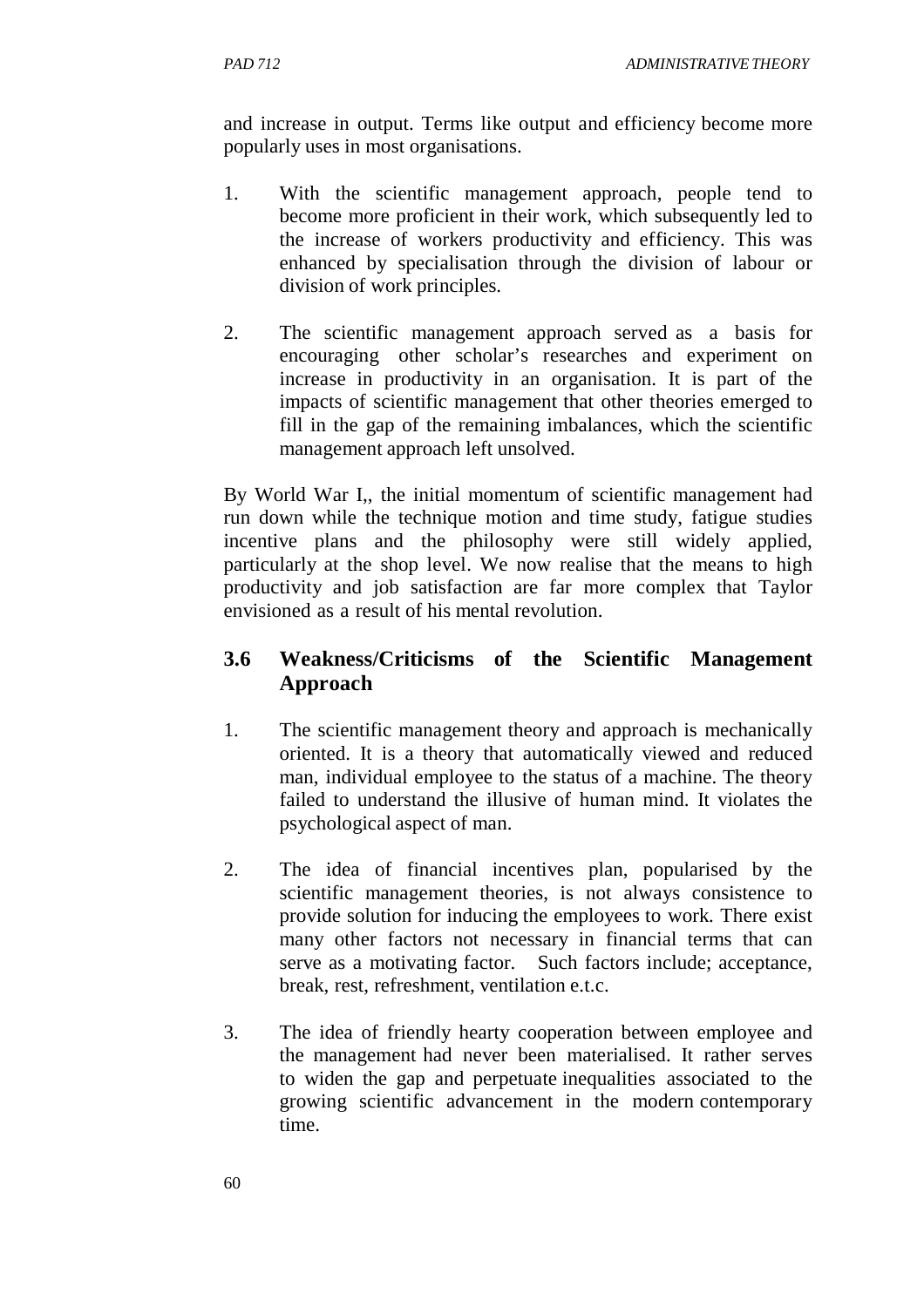and increase in output. Terms like output and efficiency become more popularly uses in most organisations.

1. With the scientific management approach, people tend to become more proficient in their work, which subsequently led to the increase of workers productivity and efficiency. This was enhanced by specialisation through the division of labour or division of work principles.

2. The scientific management approach served as a basis for encouraging other scholar's researches and experiment on increase in productivity in an organisation. It is part of the impacts of scientific management that other theories emerged to fill in the gap of the remaining imbalances, which the scientific management approach left unsolved.

By World War I,, the initial momentum of scientific management had run down while the technique motion and time study, fatigue studies incentive plans and the philosophy were still widely applied, particularly at the shop level. We now realise that the means to high productivity and job satisfaction are far more complex that Taylor envisioned as a result of his mental revolution.

## 3.6 Weakness/Criticisms of the Scientific Management Approach

1. The scientific management theory and approach is mechanically oriented. It is a theory that automatically viewed and reduced man, individual employee to the status of a machine. The theory failed to understand the illusive of human mind. It violates the psychological aspect of man.

2. The idea of financial incentives plan, popularised by the scientific management theories, is not always consistence to provide solution for inducing the employees to work. There exist many other factors not necessary in financial terms that can serve as a motivating factor. Such factors include; acceptance, break, rest, refreshment, ventilation e.t.c.

3. The idea of friendly hearty cooperation between employee and the management had never been materialised. It rather serves to widen the gap and perpetuate inequalities associated to the growing scientific advancement in the modern contemporary time.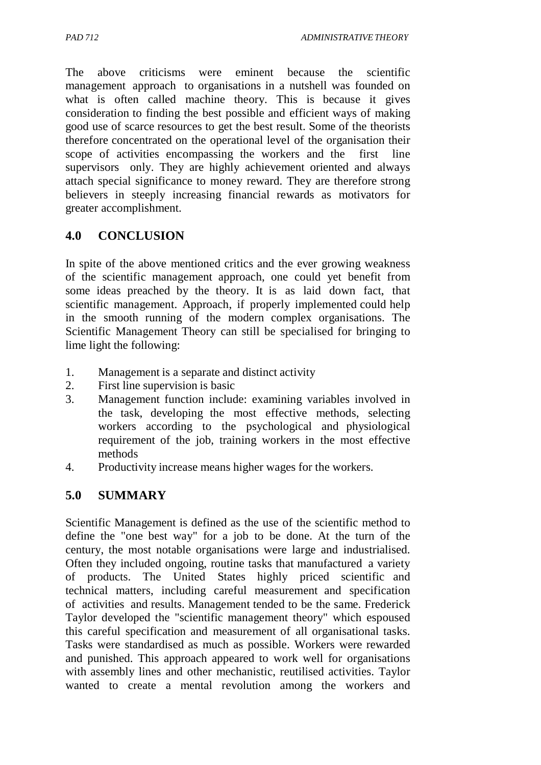The above criticisms were eminent because the scientific management approach to organisations in a nutshell was founded on what is often called machine theory. This is because it gives consideration to finding the best possible and efficient ways of making good use of scarce resources to get the best result. Some of the theorists therefore concentrated on the operational level of the organisation their scope of activities encompassing the workers and the first line supervisors only. They are highly achievement oriented and always attach special significance to money reward. They are therefore strong believers in steeply increasing financial rewards as motivators for greater accomplishment.

## 4.0 CONCLUSION

In spite of the above mentioned critics and the ever growing weakness of the scientific management approach, one could yet benefit from some ideas preached by the theory. It is as laid down fact, that scientific management. Approach, if properly implemented could help in the smooth running of the modern complex organisations. The Scientific Management Theory can still be specialised for bringing to lime light the following:

1. Management is a separate and distinct activity
2. First line supervision is basic
3. Management function include: examining variables involved in the task, developing the most effective methods, selecting workers according to the psychological and physiological requirement of the job, training workers in the most effective methods
4. Productivity increase means higher wages for the workers.

## 5.0 SUMMARY

Scientific Management is defined as the use of the scientific method to define the "one best way" for a job to be done. At the turn of the century, the most notable organisations were large and industrialised. Often they included ongoing, routine tasks that manufactured a variety of products. The United States highly priced scientific and technical matters, including careful measurement and specification of activities and results. Management tended to be the same. Frederick Taylor developed the "scientific management theory" which espoused this careful specification and measurement of all organisational tasks. Tasks were standardised as much as possible. Workers were rewarded and punished. This approach appeared to work well for organisations with assembly lines and other mechanistic, reutilised activities. Taylor wanted to create a mental revolution among the workers and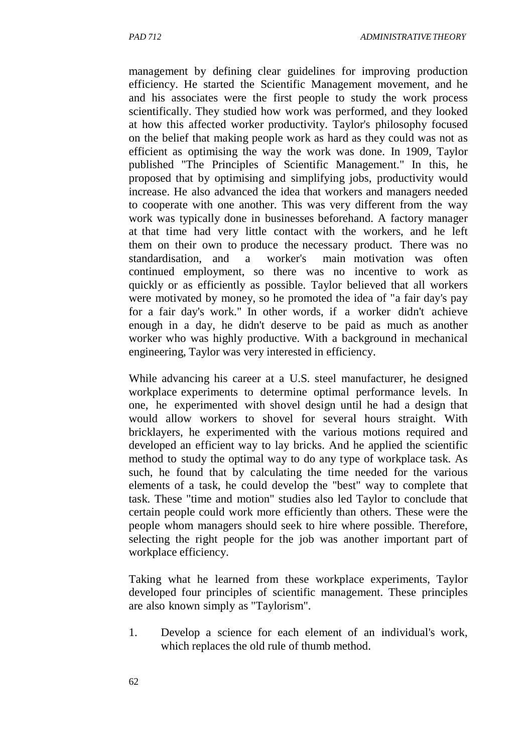management by defining clear guidelines for improving production efficiency. He started the Scientific Management movement, and he and his associates were the first people to study the work process scientifically. They studied how work was performed, and they looked at how this affected worker productivity. Taylor's philosophy focused on the belief that making people work as hard as they could was not as efficient as optimising the way the work was done. In 1909, Taylor published "The Principles of Scientific Management." In this, he proposed that by optimising and simplifying jobs, productivity would increase. He also advanced the idea that workers and managers needed to cooperate with one another. This was very different from the way work was typically done in businesses beforehand. A factory manager at that time had very little contact with the workers, and he left them on their own to produce the necessary product. There was no standardisation, and a worker's main motivation was often continued employment, so there was no incentive to work as quickly or as efficiently as possible. Taylor believed that all workers were motivated by money, so he promoted the idea of "a fair day's pay for a fair day's work." In other words, if a worker didn't achieve enough in a day, he didn't deserve to be paid as much as another worker who was highly productive. With a background in mechanical engineering, Taylor was very interested in efficiency.

While advancing his career at a U.S. steel manufacturer, he designed workplace experiments to determine optimal performance levels. In one, he experimented with shovel design until he had a design that would allow workers to shovel for several hours straight. With bricklayers, he experimented with the various motions required and developed an efficient way to lay bricks. And he applied the scientific method to study the optimal way to do any type of workplace task. As such, he found that by calculating the time needed for the various elements of a task, he could develop the "best" way to complete that task. These "time and motion" studies also led Taylor to conclude that certain people could work more efficiently than others. These were the people whom managers should seek to hire where possible. Therefore, selecting the right people for the job was another important part of workplace efficiency.

Taking what he learned from these workplace experiments, Taylor developed four principles of scientific management. These principles are also known simply as "Taylorism".

1. Develop a science for each element of an individual's work, which replaces the old rule of thumb method.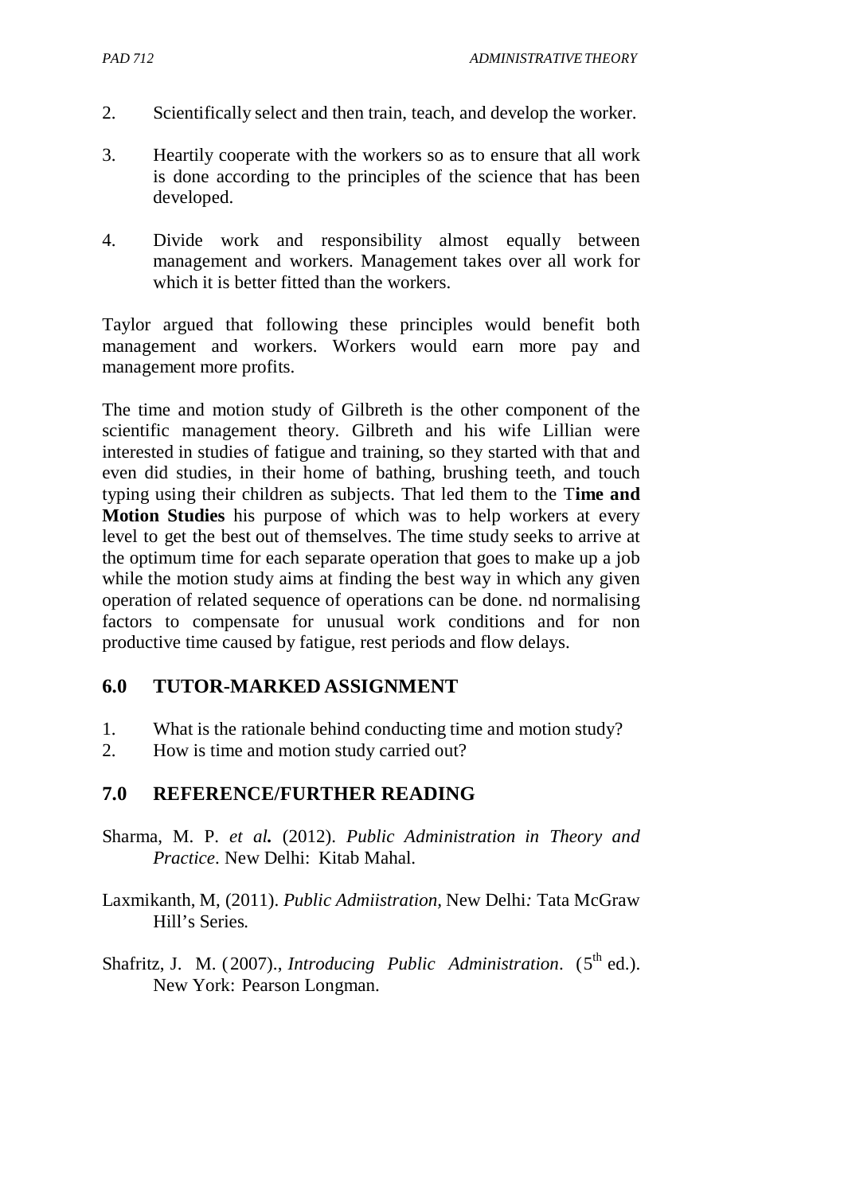2. Scientifically select and then train, teach, and develop the worker.

3. Heartily cooperate with the workers so as to ensure that all work is done according to the principles of the science that has been developed.

4. Divide work and responsibility almost equally between management and workers. Management takes over all work for which it is better fitted than the workers.

Taylor argued that following these principles would benefit both management and workers. Workers would earn more pay and management more profits.

The time and motion study of Gilbreth is the other component of the scientific management theory. Gilbreth and his wife Lillian were interested in studies of fatigue and training, so they started with that and even did studies, in their home of bathing, brushing teeth, and touch typing using their children as subjects. That led them to the T**ime and Motion Studies** his purpose of which was to help workers at every level to get the best out of themselves. The time study seeks to arrive at the optimum time for each separate operation that goes to make up a job while the motion study aims at finding the best way in which any given operation of related sequence of operations can be done. nd normalising factors to compensate for unusual work conditions and for non productive time caused by fatigue, rest periods and flow delays.

## 6.0 TUTOR-MARKED ASSIGNMENT

1. What is the rationale behind conducting time and motion study?
2. How is time and motion study carried out?

## 7.0 REFERENCE/FURTHER READING

Sharma, M. P. *et al.* (2012). *Public Administration in Theory and Practice*. New Delhi: Kitab Mahal.

Laxmikanth, M, (2011). *Public Admiistration,* New Delhi*:* Tata McGraw Hill's Series*.*

Shafritz, J. M. (2007)., *Introducing Public Administration*. ($5^{th}$ ed.). New York: Pearson Longman.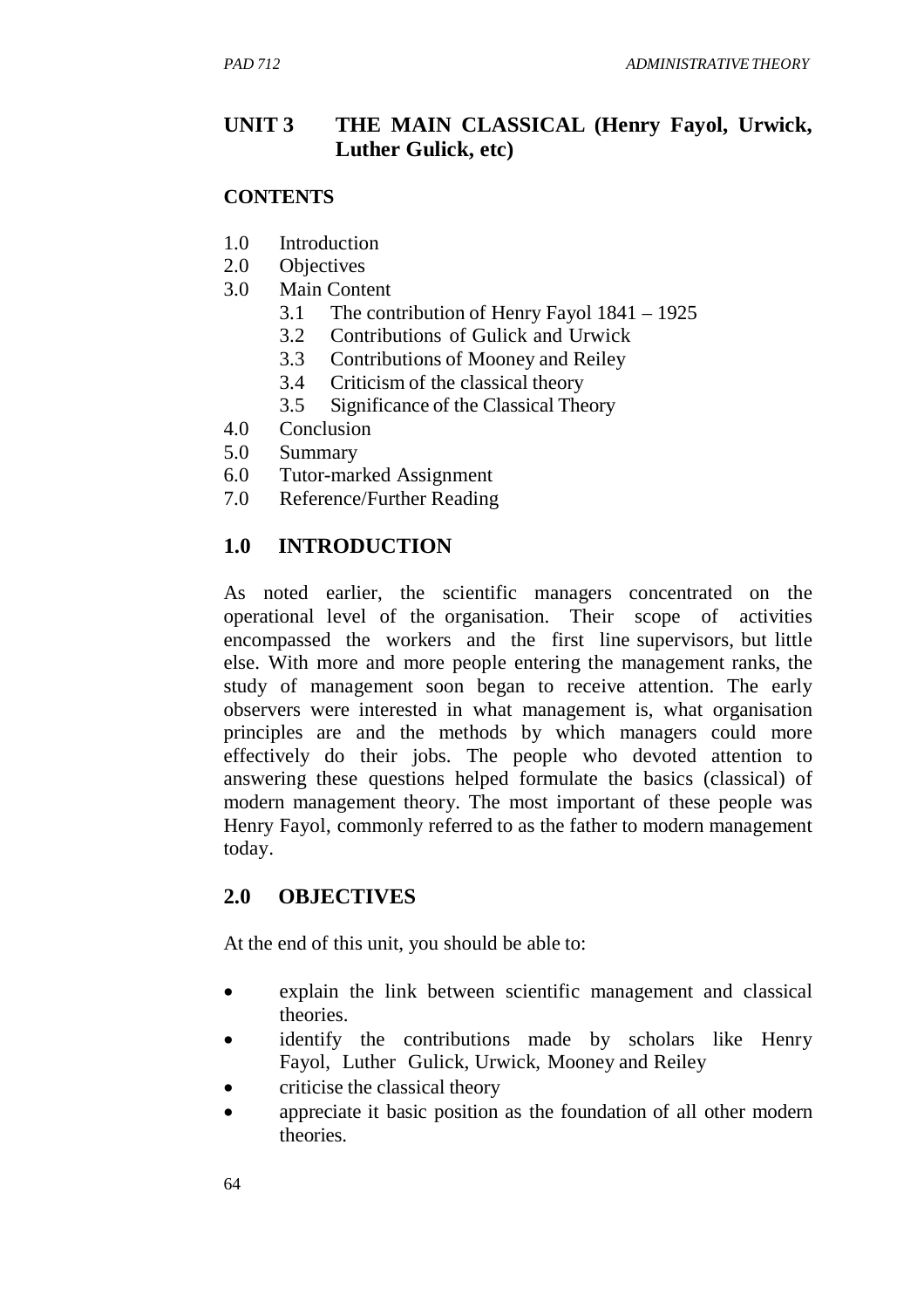## UNIT 3 THE MAIN CLASSICAL (Henry Fayol, Urwick, Luther Gulick, etc)

**CONTENTS**

1.0 Introduction
2.0 Objectives
3.0 Main Content
    3.1 The contribution of Henry Fayol 1841 – 1925
    3.2 Contributions of Gulick and Urwick
    3.3 Contributions of Mooney and Reiley
    3.4 Criticism of the classical theory
    3.5 Significance of the Classical Theory
4.0 Conclusion
5.0 Summary
6.0 Tutor-marked Assignment
7.0 Reference/Further Reading

## 1.0 INTRODUCTION

As noted earlier, the scientific managers concentrated on the operational level of the organisation. Their scope of activities encompassed the workers and the first line supervisors, but little else. With more and more people entering the management ranks, the study of management soon began to receive attention. The early observers were interested in what management is, what organisation principles are and the methods by which managers could more effectively do their jobs. The people who devoted attention to answering these questions helped formulate the basics (classical) of modern management theory. The most important of these people was Henry Fayol, commonly referred to as the father to modern management today.

## 2.0 OBJECTIVES

At the end of this unit, you should be able to:

- explain the link between scientific management and classical theories.
- identify the contributions made by scholars like Henry Fayol, Luther Gulick, Urwick, Mooney and Reiley
- criticise the classical theory
- appreciate it basic position as the foundation of all other modern theories.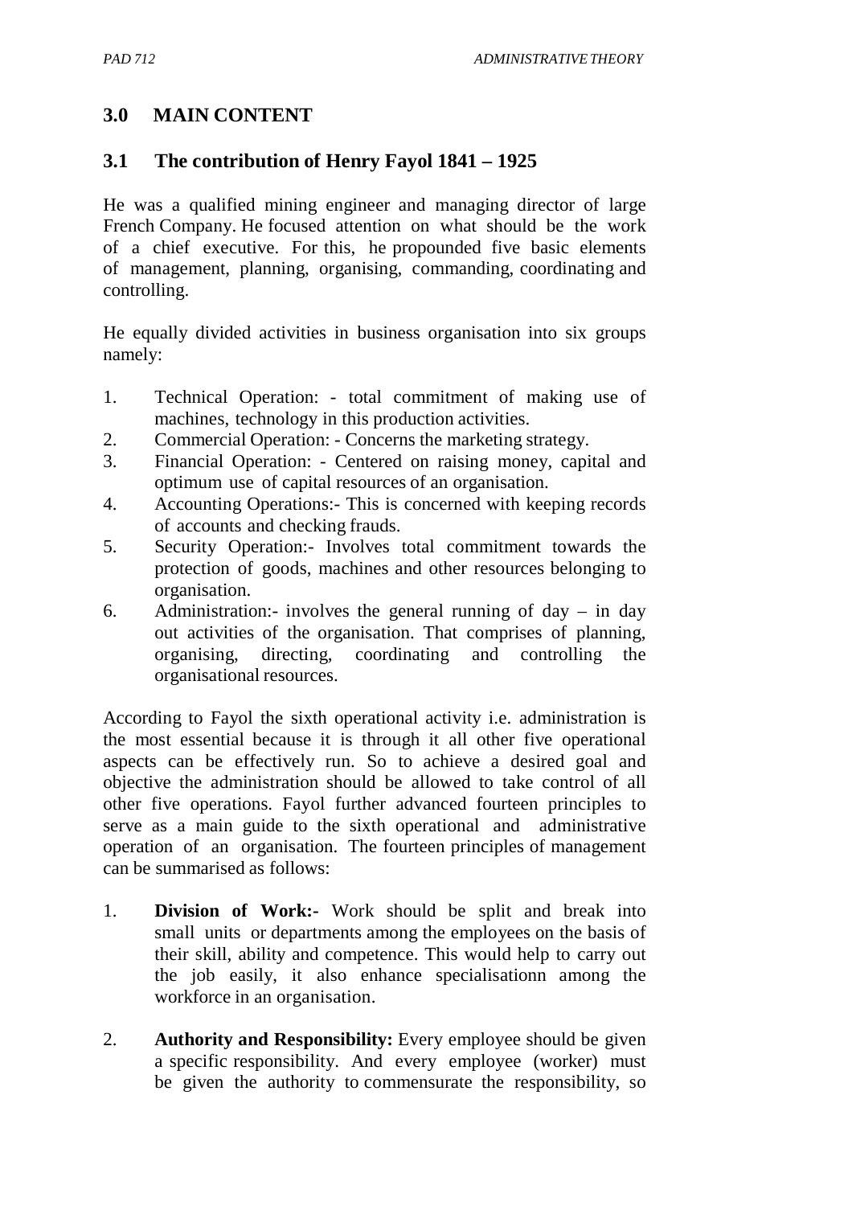## 3.0 MAIN CONTENT

### 3.1 The contribution of Henry Fayol 1841 – 1925

He was a qualified mining engineer and managing director of large French Company. He focused attention on what should be the work of a chief executive. For this, he propounded five basic elements of management, planning, organising, commanding, coordinating and controlling.

He equally divided activities in business organisation into six groups namely:

1. Technical Operation: - total commitment of making use of machines, technology in this production activities.
2. Commercial Operation: - Concerns the marketing strategy.
3. Financial Operation: - Centered on raising money, capital and optimum use of capital resources of an organisation.
4. Accounting Operations:- This is concerned with keeping records of accounts and checking frauds.
5. Security Operation:- Involves total commitment towards the protection of goods, machines and other resources belonging to organisation.
6. Administration:- involves the general running of day – in day out activities of the organisation. That comprises of planning, organising, directing, coordinating and controlling the organisational resources.

According to Fayol the sixth operational activity i.e. administration is the most essential because it is through it all other five operational aspects can be effectively run. So to achieve a desired goal and objective the administration should be allowed to take control of all other five operations. Fayol further advanced fourteen principles to serve as a main guide to the sixth operational and administrative operation of an organisation. The fourteen principles of management can be summarised as follows:

1. **Division of Work:-** Work should be split and break into small units or departments among the employees on the basis of their skill, ability and competence. This would help to carry out the job easily, it also enhance specialisationn among the workforce in an organisation.

2. **Authority and Responsibility:** Every employee should be given a specific responsibility. And every employee (worker) must be given the authority to commensurate the responsibility, so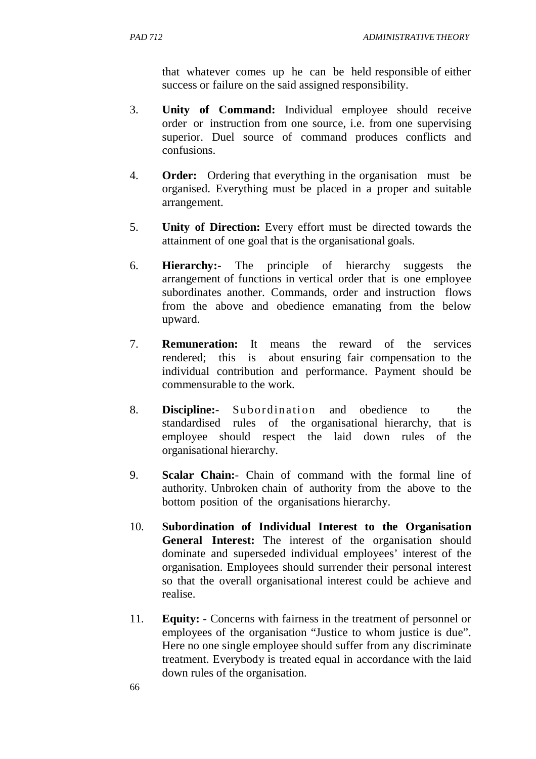that whatever comes up he can be held responsible of either success or failure on the said assigned responsibility.

3. **Unity of Command:** Individual employee should receive order or instruction from one source, i.e. from one supervising superior. Duel source of command produces conflicts and confusions.

4. **Order:** Ordering that everything in the organisation must be organised. Everything must be placed in a proper and suitable arrangement.

5. **Unity of Direction:** Every effort must be directed towards the attainment of one goal that is the organisational goals.

6. **Hierarchy:-** The principle of hierarchy suggests the arrangement of functions in vertical order that is one employee subordinates another. Commands, order and instruction flows from the above and obedience emanating from the below upward.

7. **Remuneration:** It means the reward of the services rendered; this is about ensuring fair compensation to the individual contribution and performance. Payment should be commensurable to the work.

8. **Discipline:-** Subordination and obedience to the standardised rules of the organisational hierarchy, that is employee should respect the laid down rules of the organisational hierarchy.

9. **Scalar Chain:-** Chain of command with the formal line of authority. Unbroken chain of authority from the above to the bottom position of the organisations hierarchy.

10. **Subordination of Individual Interest to the Organisation General Interest:** The interest of the organisation should dominate and superseded individual employees' interest of the organisation. Employees should surrender their personal interest so that the overall organisational interest could be achieve and realise.

11. **Equity:** - Concerns with fairness in the treatment of personnel or employees of the organisation "Justice to whom justice is due". Here no one single employee should suffer from any discriminate treatment. Everybody is treated equal in accordance with the laid down rules of the organisation.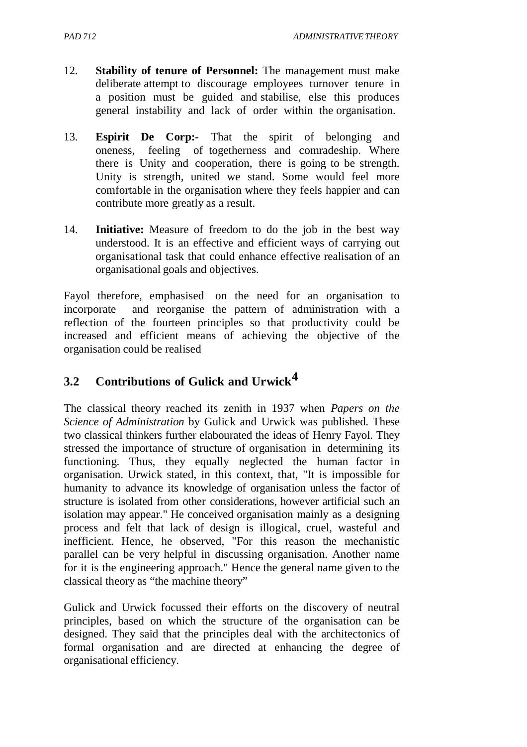12. **Stability of tenure of Personnel:** The management must make deliberate attempt to discourage employees turnover tenure in a position must be guided and stabilise, else this produces general instability and lack of order within the organisation.

13. **Espirit De Corp:-** That the spirit of belonging and oneness, feeling of togetherness and comradeship. Where there is Unity and cooperation, there is going to be strength. Unity is strength, united we stand. Some would feel more comfortable in the organisation where they feels happier and can contribute more greatly as a result.

14. **Initiative:** Measure of freedom to do the job in the best way understood. It is an effective and efficient ways of carrying out organisational task that could enhance effective realisation of an organisational goals and objectives.

Fayol therefore, emphasised on the need for an organisation to incorporate and reorganise the pattern of administration with a reflection of the fourteen principles so that productivity could be increased and efficient means of achieving the objective of the organisation could be realised

## 3.2 Contributions of Gulick and Urwick[4]

The classical theory reached its zenith in 1937 when *Papers on the Science of Administration* by Gulick and Urwick was published. These two classical thinkers further elaborated the ideas of Henry Fayol. They stressed the importance of structure of organisation in determining its functioning. Thus, they equally neglected the human factor in organisation. Urwick stated, in this context, that, "It is impossible for humanity to advance its knowledge of organisation unless the factor of structure is isolated from other considerations, however artificial such an isolation may appear." He conceived organisation mainly as a designing process and felt that lack of design is illogical, cruel, wasteful and inefficient. Hence, he observed, "For this reason the mechanistic parallel can be very helpful in discussing organisation. Another name for it is the engineering approach." Hence the general name given to the classical theory as "the machine theory"

Gulick and Urwick focussed their efforts on the discovery of neutral principles, based on which the structure of the organisation can be designed. They said that the principles deal with the architectonics of formal organisation and are directed at enhancing the degree of organisational efficiency.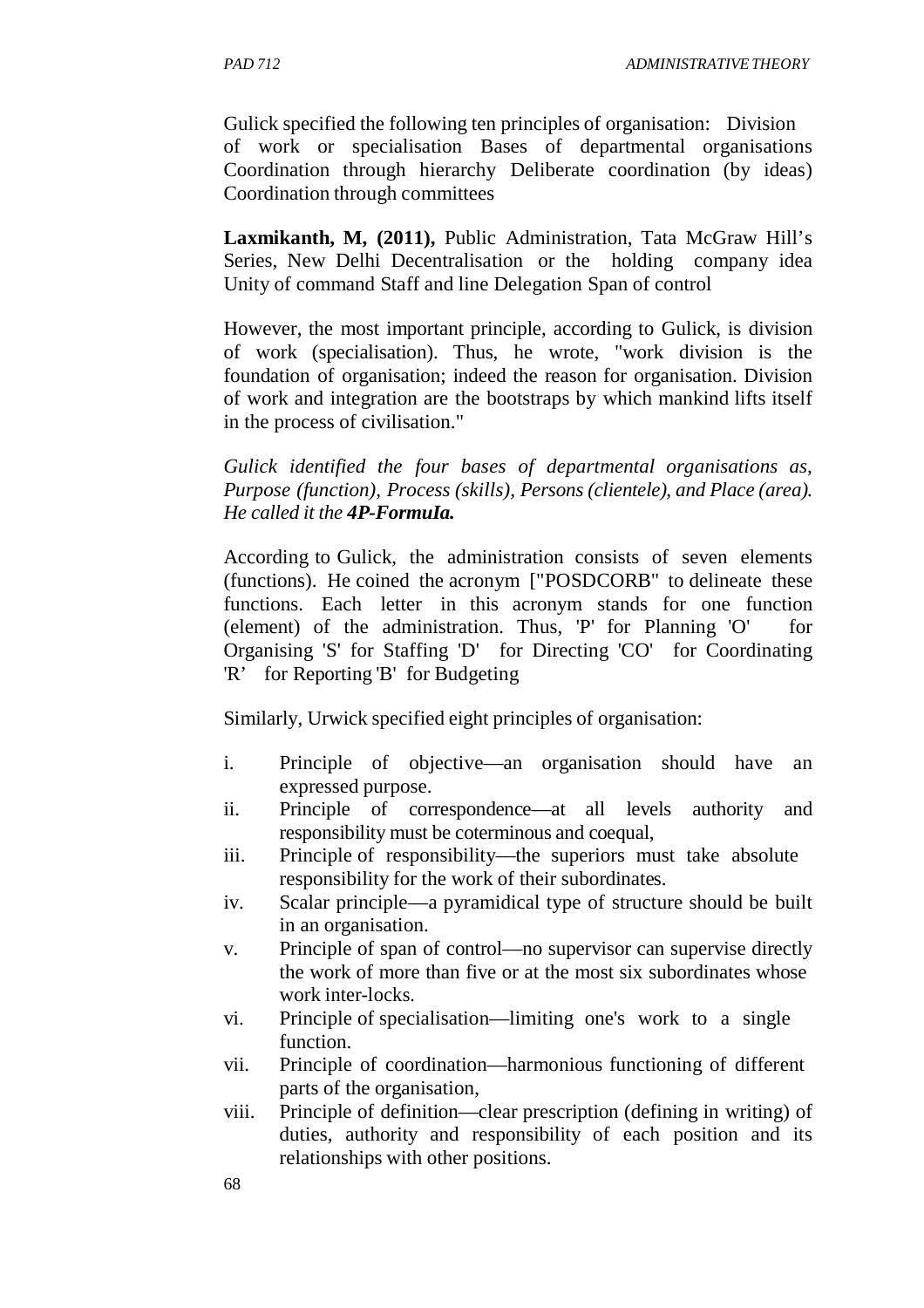Gulick specified the following ten principles of organisation: Division of work or specialisation Bases of departmental organisations Coordination through hierarchy Deliberate coordination (by ideas) Coordination through committees

**Laxmikanth, M, (2011),** Public Administration, Tata McGraw Hill's Series, New Delhi Decentralisation or the holding company idea Unity of command Staff and line Delegation Span of control

However, the most important principle, according to Gulick, is division of work (specialisation). Thus, he wrote, "work division is the foundation of organisation; indeed the reason for organisation. Division of work and integration are the bootstraps by which mankind lifts itself in the process of civilisation."

*Gulick identified the four bases of departmental organisations as, Purpose (function), Process (skills), Persons (clientele), and Place (area). He called it the* ***4P-FormuIa.***

According to Gulick, the administration consists of seven elements (functions). He coined the acronym ["POSDCORB" to delineate these functions. Each letter in this acronym stands for one function (element) of the administration. Thus, 'P' for Planning 'O' for Organising 'S' for Staffing 'D' for Directing 'CO' for Coordinating 'R' for Reporting 'B' for Budgeting

Similarly, Urwick specified eight principles of organisation:

i. Principle of objective—an organisation should have an expressed purpose.
ii. Principle of correspondence—at all levels authority and responsibility must be coterminous and coequal,
iii. Principle of responsibility—the superiors must take absolute responsibility for the work of their subordinates.
iv. Scalar principle—a pyramidical type of structure should be built in an organisation.
v. Principle of span of control—no supervisor can supervise directly the work of more than five or at the most six subordinates whose work inter-locks.
vi. Principle of specialisation—limiting one's work to a single function.
vii. Principle of coordination—harmonious functioning of different parts of the organisation,
viii. Principle of definition—clear prescription (defining in writing) of duties, authority and responsibility of each position and its relationships with other positions.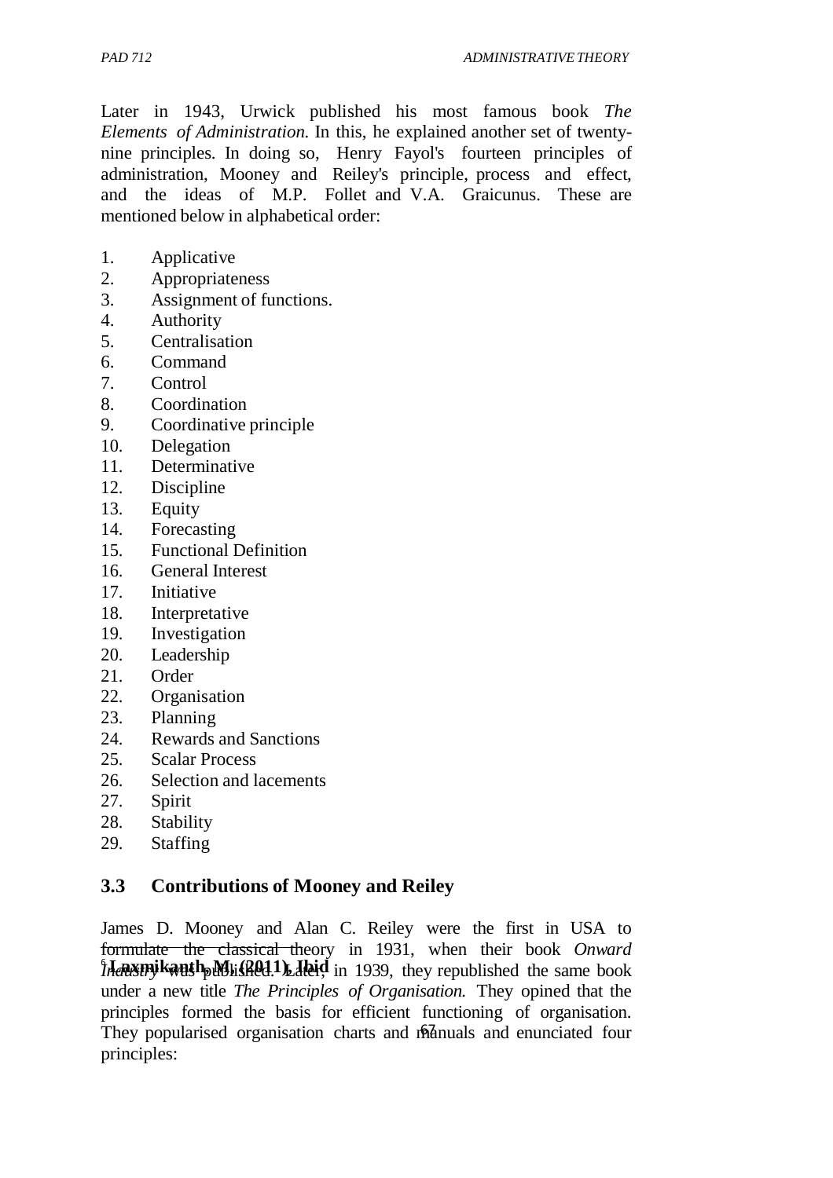Later in 1943, Urwick published his most famous book *The Elements of Administration.* In this, he explained another set of twenty-nine principles. In doing so, Henry Fayol's fourteen principles of administration, Mooney and Reiley's principle, process and effect, and the ideas of M.P. Follet and V.A. Graicunus. These are mentioned below in alphabetical order:

1. Applicative
2. Appropriateness
3. Assignment of functions.
4. Authority
5. Centralisation
6. Command
7. Control
8. Coordination
9. Coordinative principle
10. Delegation
11. Determinative
12. Discipline
13. Equity
14. Forecasting
15. Functional Definition
16. General Interest
17. Initiative
18. Interpretative
19. Investigation
20. Leadership
21. Order
22. Organisation
23. Planning
24. Rewards and Sanctions
25. Scalar Process
26. Selection and lacements
27. Spirit
28. Stability
29. Staffing

## 3.3 Contributions of Mooney and Reiley

James D. Mooney and Alan C. Reiley were the first in USA to formulate the classical theory in 1931, when their book *Onward Industry* was published. Later, in 1939, they republished the same book under a new title *The Principles of Organisation.* They opined that the principles formed the basis for efficient functioning of organisation. They popularised organisation charts and manuals and enunciated four principles:

[6] **Laxmikanth, M. (2011), Ibid**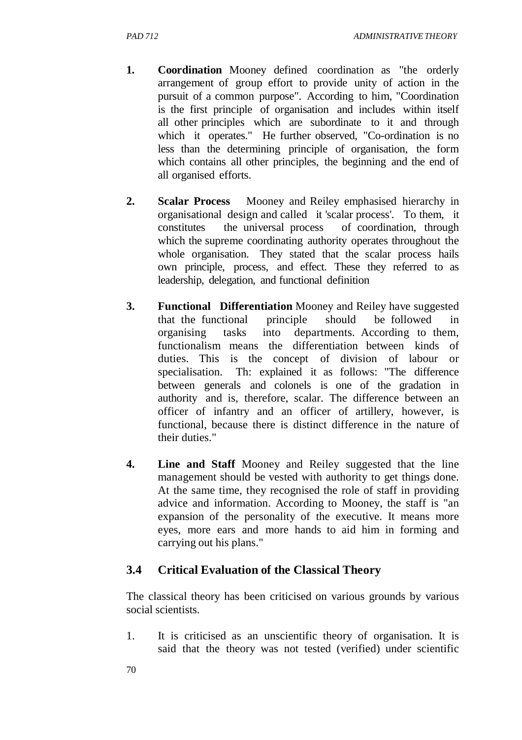1. **Coordination** Mooney defined coordination as "the orderly arrangement of group effort to provide unity of action in the pursuit of a common purpose". According to him, "Coordination is the first principle of organisation and includes within itself all other principles which are subordinate to it and through which it operates." He further observed, "Co-ordination is no less than the determining principle of organisation, the form which contains all other principles, the beginning and the end of all organised efforts.

2. **Scalar Process** Mooney and Reiley emphasised hierarchy in organisational design and called it 'scalar process'. To them, it constitutes the universal process of coordination, through which the supreme coordinating authority operates throughout the whole organisation. They stated that the scalar process hails own principle, process, and effect. These they referred to as leadership, delegation, and functional definition

3. **Functional Differentiation** Mooney and Reiley have suggested that the functional principle should be followed in organising tasks into departments. According to them, functionalism means the differentiation between kinds of duties. This is the concept of division of labour or specialisation. Th: explained it as follows: "The difference between generals and colonels is one of the gradation in authority and is, therefore, scalar. The difference between an officer of infantry and an officer of artillery, however, is functional, because there is distinct difference in the nature of their duties."

4. **Line and Staff** Mooney and Reiley suggested that the line management should be vested with authority to get things done. At the same time, they recognised the role of staff in providing advice and information. According to Mooney, the staff is "an expansion of the personality of the executive. It means more eyes, more ears and more hands to aid him in forming and carrying out his plans."

## 3.4 Critical Evaluation of the Classical Theory

The classical theory has been criticised on various grounds by various social scientists.

1. It is criticised as an unscientific theory of organisation. It is said that the theory was not tested (verified) under scientific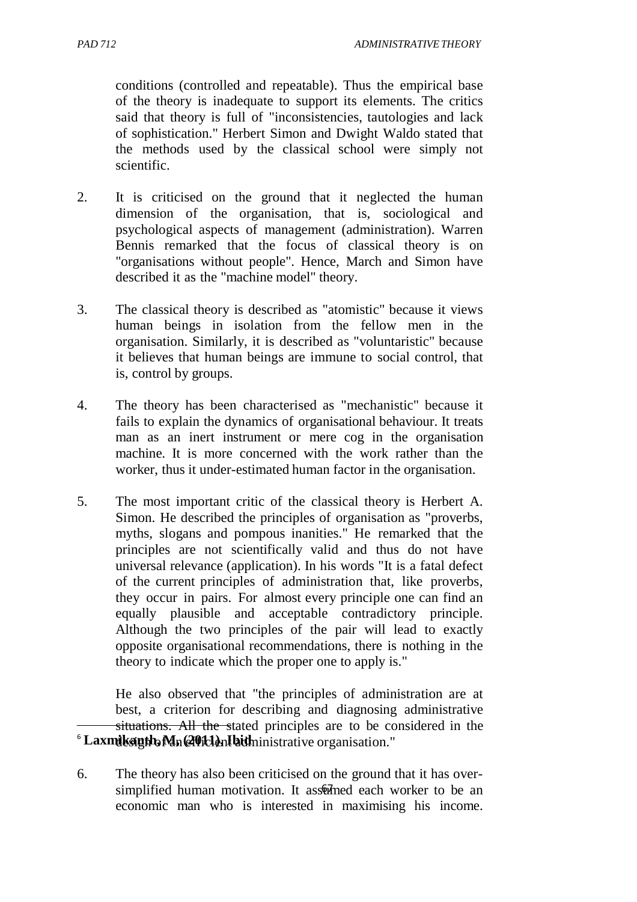conditions (controlled and repeatable). Thus the empirical base of the theory is inadequate to support its elements. The critics said that theory is full of "inconsistencies, tautologies and lack of sophistication." Herbert Simon and Dwight Waldo stated that the methods used by the classical school were simply not scientific.

2. It is criticised on the ground that it neglected the human dimension of the organisation, that is, sociological and psychological aspects of management (administration). Warren Bennis remarked that the focus of classical theory is on "organisations without people". Hence, March and Simon have described it as the "machine model" theory.

3. The classical theory is described as "atomistic" because it views human beings in isolation from the fellow men in the organisation. Similarly, it is described as "voluntaristic" because it believes that human beings are immune to social control, that is, control by groups.

4. The theory has been characterised as "mechanistic" because it fails to explain the dynamics of organisational behaviour. It treats man as an inert instrument or mere cog in the organisation machine. It is more concerned with the work rather than the worker, thus it under-estimated human factor in the organisation.

5. The most important critic of the classical theory is Herbert A. Simon. He described the principles of organisation as "proverbs, myths, slogans and pompous inanities." He remarked that the principles are not scientifically valid and thus do not have universal relevance (application). In his words "It is a fatal defect of the current principles of administration that, like proverbs, they occur in pairs. For almost every principle one can find an equally plausible and acceptable contradictory principle. Although the two principles of the pair will lead to exactly opposite organisational recommendations, there is nothing in the theory to indicate which the proper one to apply is."

   He also observed that "the principles of administration are at best, a criterion for describing and diagnosing administrative situations. All the stated principles are to be considered in the design of an efficient administrative organisation."

6. The theory has also been criticised on the ground that it has over-simplified human motivation. It assumed each worker to be an economic man who is interested in maximising his income.

---

[6] **Laxmikanth, M. (2011). Ibid**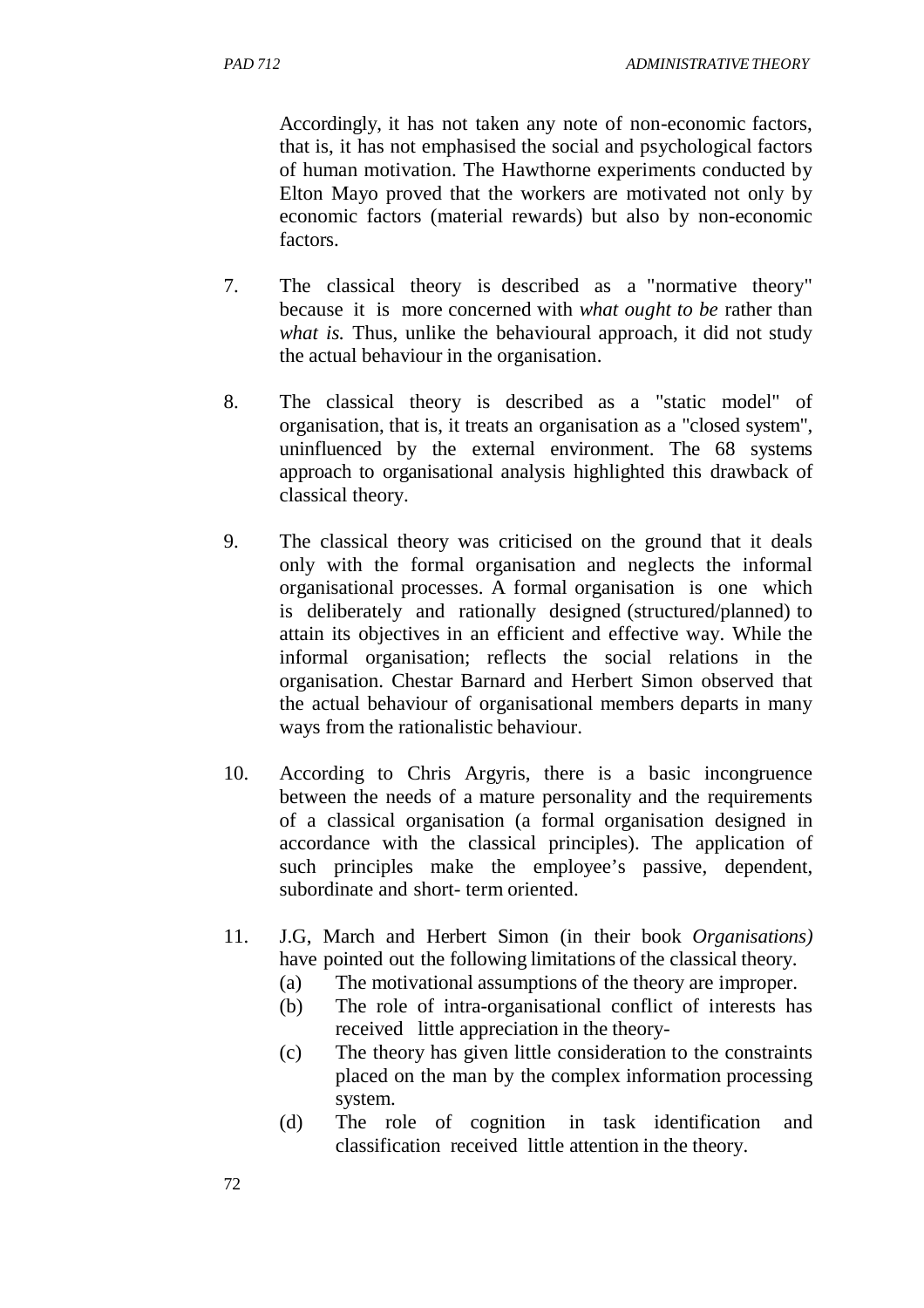Accordingly, it has not taken any note of non-economic factors, that is, it has not emphasised the social and psychological factors of human motivation. The Hawthorne experiments conducted by Elton Mayo proved that the workers are motivated not only by economic factors (material rewards) but also by non-economic factors.

7. The classical theory is described as a "normative theory" because it is more concerned with *what ought to be* rather than *what is.* Thus, unlike the behavioural approach, it did not study the actual behaviour in the organisation.

8. The classical theory is described as a "static model" of organisation, that is, it treats an organisation as a "closed system", uninfluenced by the external environment. The 68 systems approach to organisational analysis highlighted this drawback of classical theory.

9. The classical theory was criticised on the ground that it deals only with the formal organisation and neglects the informal organisational processes. A formal organisation is one which is deliberately and rationally designed (structured/planned) to attain its objectives in an efficient and effective way. While the informal organisation; reflects the social relations in the organisation. Chestar Barnard and Herbert Simon observed that the actual behaviour of organisational members departs in many ways from the rationalistic behaviour.

10. According to Chris Argyris, there is a basic incongruence between the needs of a mature personality and the requirements of a classical organisation (a formal organisation designed in accordance with the classical principles). The application of such principles make the employee's passive, dependent, subordinate and short- term oriented.

11. J.G, March and Herbert Simon (in their book *Organisations)* have pointed out the following limitations of the classical theory.
    (a) The motivational assumptions of the theory are improper.
    (b) The role of intra-organisational conflict of interests has received little appreciation in the theory-
    (c) The theory has given little consideration to the constraints placed on the man by the complex information processing system.
    (d) The role of cognition in task identification and classification received little attention in the theory.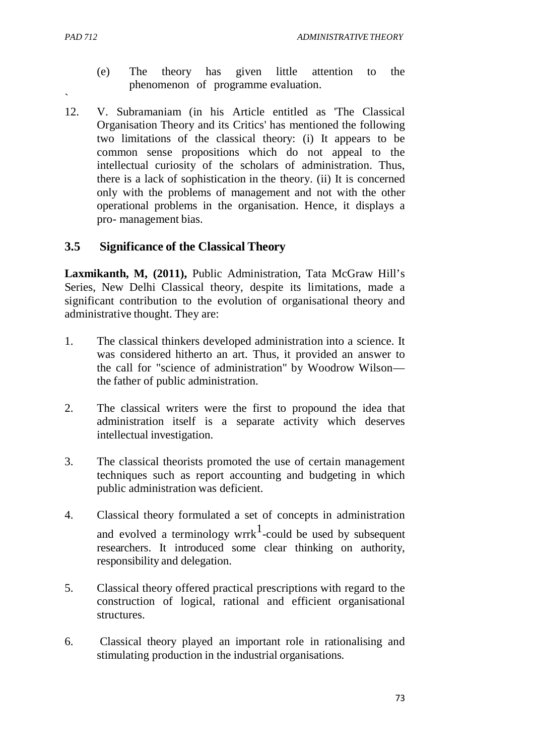(e) The theory has given little attention to the phenomenon of programme evaluation.

`

12. V. Subramaniam (in his Article entitled as 'The Classical Organisation Theory and its Critics' has mentioned the following two limitations of the classical theory: (i) It appears to be common sense propositions which do not appeal to the intellectual curiosity of the scholars of administration. Thus, there is a lack of sophistication in the theory. (ii) It is concerned only with the problems of management and not with the other operational problems in the organisation. Hence, it displays a pro- management bias.

### 3.5 Significance of the Classical Theory

**Laxmikanth, M, (2011),** Public Administration, Tata McGraw Hill's Series, New Delhi Classical theory, despite its limitations, made a significant contribution to the evolution of organisational theory and administrative thought. They are:

1. The classical thinkers developed administration into a science. It was considered hitherto an art. Thus, it provided an answer to the call for "science of administration" by Woodrow Wilson—the father of public administration.

2. The classical writers were the first to propound the idea that administration itself is a separate activity which deserves intellectual investigation.

3. The classical theorists promoted the use of certain management techniques such as report accounting and budgeting in which public administration was deficient.

4. Classical theory formulated a set of concepts in administration and evolved a terminology wrrk[1]-could be used by subsequent researchers. It introduced some clear thinking on authority, responsibility and delegation.

5. Classical theory offered practical prescriptions with regard to the construction of logical, rational and efficient organisational structures.

6. Classical theory played an important role in rationalising and stimulating production in the industrial organisations.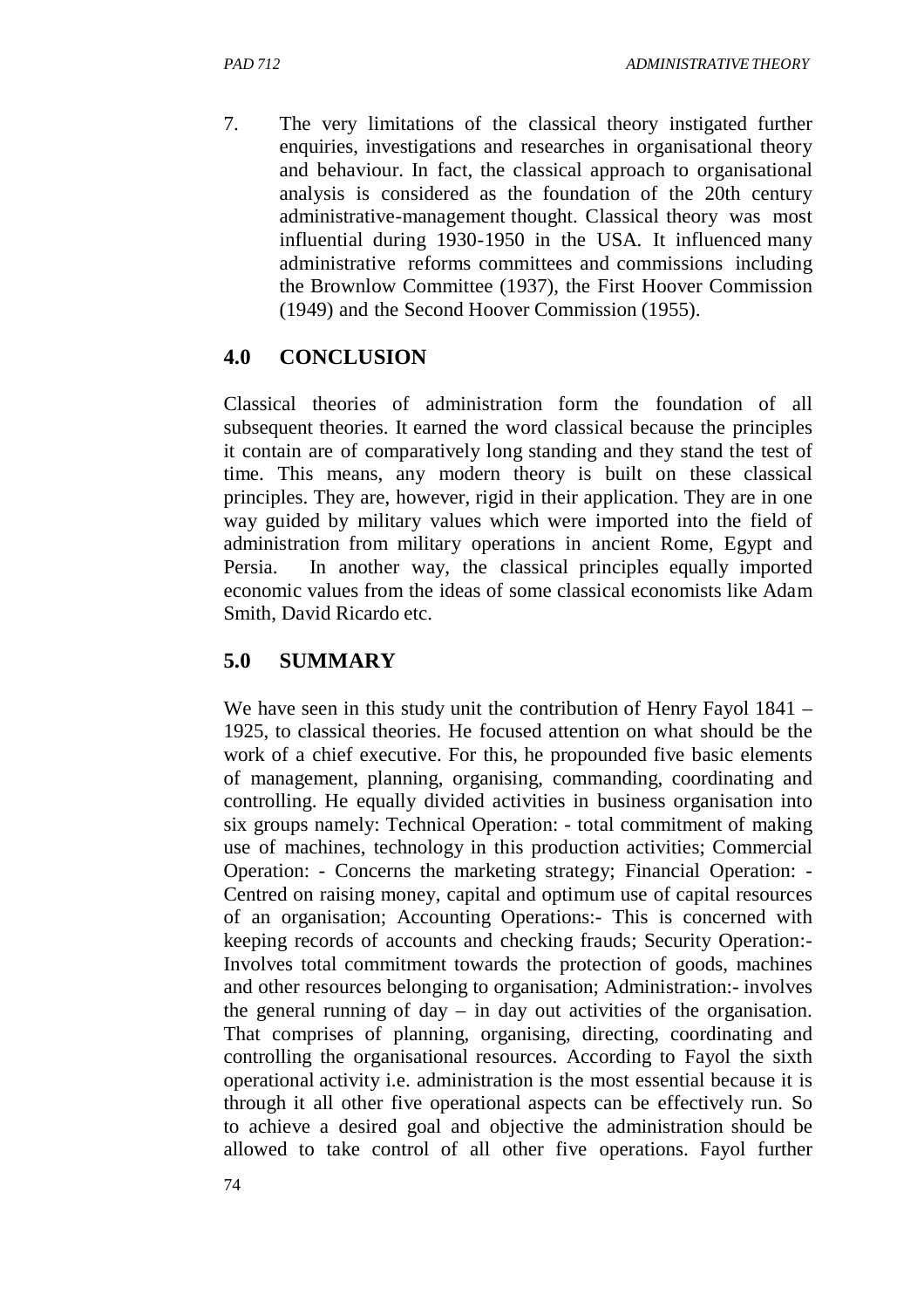7. The very limitations of the classical theory instigated further enquiries, investigations and researches in organisational theory and behaviour. In fact, the classical approach to organisational analysis is considered as the foundation of the 20th century administrative-management thought. Classical theory was most influential during 1930-1950 in the USA. It influenced many administrative reforms committees and commissions including the Brownlow Committee (1937), the First Hoover Commission (1949) and the Second Hoover Commission (1955).

## 4.0 CONCLUSION

Classical theories of administration form the foundation of all subsequent theories. It earned the word classical because the principles it contain are of comparatively long standing and they stand the test of time. This means, any modern theory is built on these classical principles. They are, however, rigid in their application. They are in one way guided by military values which were imported into the field of administration from military operations in ancient Rome, Egypt and Persia. In another way, the classical principles equally imported economic values from the ideas of some classical economists like Adam Smith, David Ricardo etc.

## 5.0 SUMMARY

We have seen in this study unit the contribution of Henry Fayol 1841 – 1925, to classical theories. He focused attention on what should be the work of a chief executive. For this, he propounded five basic elements of management, planning, organising, commanding, coordinating and controlling. He equally divided activities in business organisation into six groups namely: Technical Operation: - total commitment of making use of machines, technology in this production activities; Commercial Operation: - Concerns the marketing strategy; Financial Operation: - Centred on raising money, capital and optimum use of capital resources of an organisation; Accounting Operations:- This is concerned with keeping records of accounts and checking frauds; Security Operation:- Involves total commitment towards the protection of goods, machines and other resources belonging to organisation; Administration:- involves the general running of day – in day out activities of the organisation. That comprises of planning, organising, directing, coordinating and controlling the organisational resources. According to Fayol the sixth operational activity i.e. administration is the most essential because it is through it all other five operational aspects can be effectively run. So to achieve a desired goal and objective the administration should be allowed to take control of all other five operations. Fayol further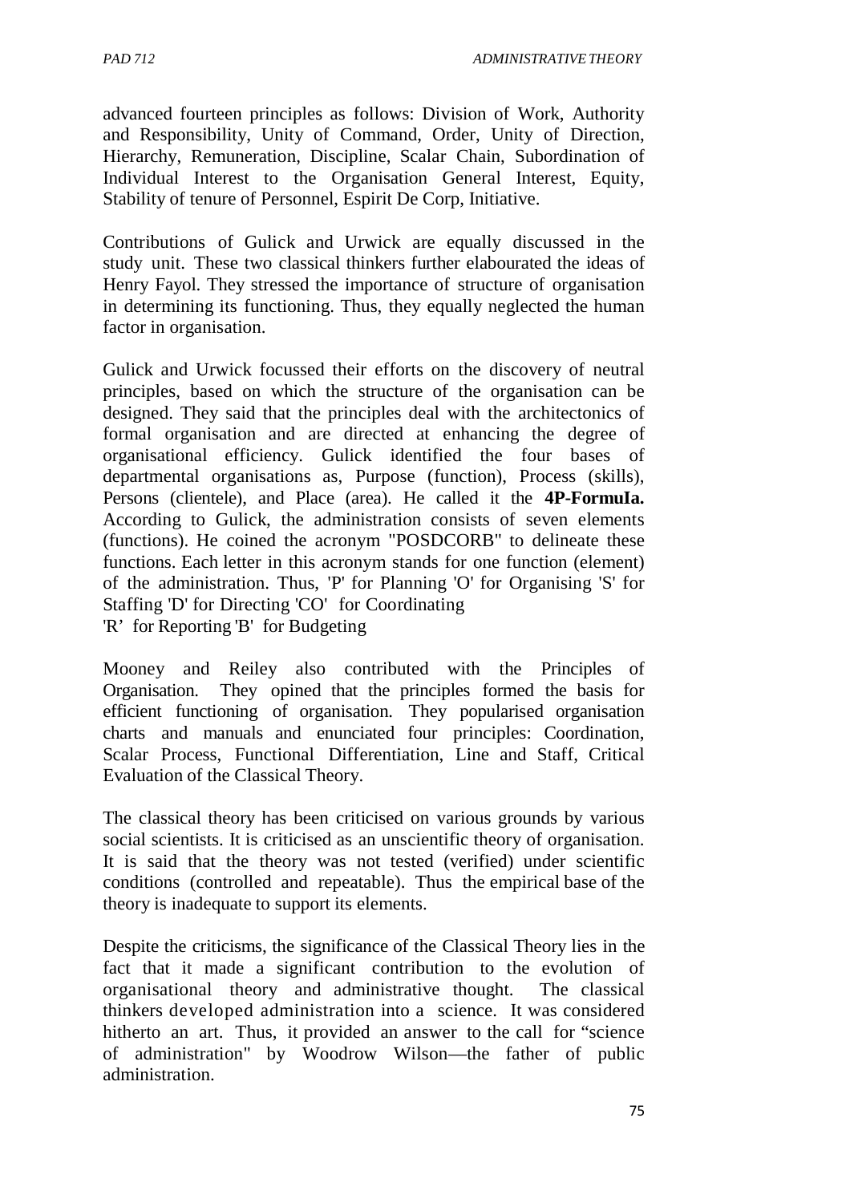advanced fourteen principles as follows: Division of Work, Authority and Responsibility, Unity of Command, Order, Unity of Direction, Hierarchy, Remuneration, Discipline, Scalar Chain, Subordination of Individual Interest to the Organisation General Interest, Equity, Stability of tenure of Personnel, Espirit De Corp, Initiative.

Contributions of Gulick and Urwick are equally discussed in the study unit. These two classical thinkers further elabourated the ideas of Henry Fayol. They stressed the importance of structure of organisation in determining its functioning. Thus, they equally neglected the human factor in organisation.

Gulick and Urwick focussed their efforts on the discovery of neutral principles, based on which the structure of the organisation can be designed. They said that the principles deal with the architectonics of formal organisation and are directed at enhancing the degree of organisational efficiency. Gulick identified the four bases of departmental organisations as, Purpose (function), Process (skills), Persons (clientele), and Place (area). He called it the **4P-FormuIa.** According to Gulick, the administration consists of seven elements (functions). He coined the acronym "POSDCORB" to delineate these functions. Each letter in this acronym stands for one function (element) of the administration. Thus, 'P' for Planning 'O' for Organising 'S' for Staffing 'D' for Directing 'CO' for Coordinating
'R' for Reporting 'B' for Budgeting

Mooney and Reiley also contributed with the Principles of Organisation. They opined that the principles formed the basis for efficient functioning of organisation. They popularised organisation charts and manuals and enunciated four principles: Coordination, Scalar Process, Functional Differentiation, Line and Staff, Critical Evaluation of the Classical Theory.

The classical theory has been criticised on various grounds by various social scientists. It is criticised as an unscientific theory of organisation. It is said that the theory was not tested (verified) under scientific conditions (controlled and repeatable). Thus the empirical base of the theory is inadequate to support its elements.

Despite the criticisms, the significance of the Classical Theory lies in the fact that it made a significant contribution to the evolution of organisational theory and administrative thought. The classical thinkers developed administration into a science. It was considered hitherto an art. Thus, it provided an answer to the call for "science of administration" by Woodrow Wilson—the father of public administration.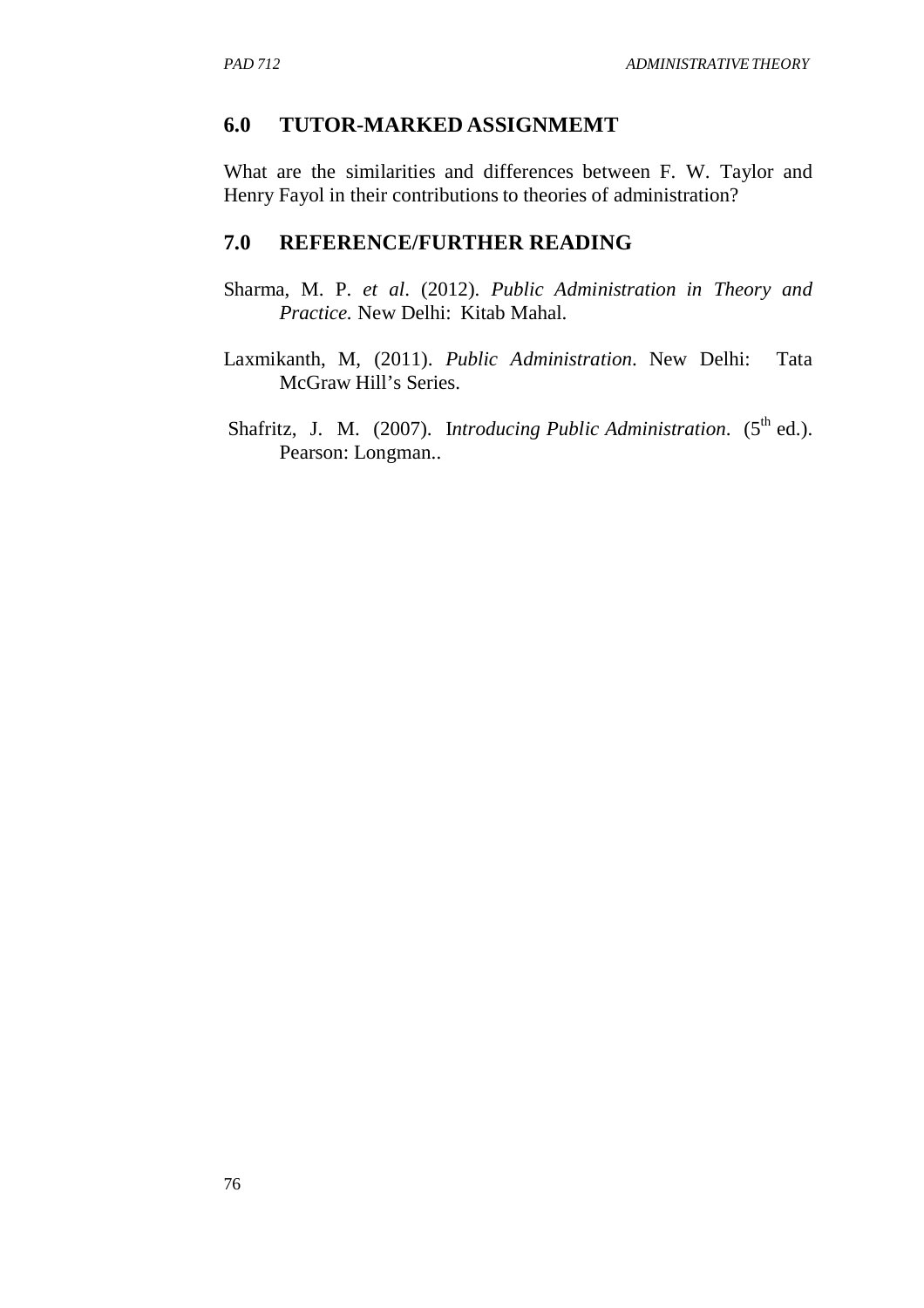## 6.0 TUTOR-MARKED ASSIGNMEMT

What are the similarities and differences between F. W. Taylor and Henry Fayol in their contributions to theories of administration?

## 7.0 REFERENCE/FURTHER READING

Sharma, M. P. *et al*. (2012). *Public Administration in Theory and Practice.* New Delhi: Kitab Mahal.

Laxmikanth, M, (2011). *Public Administration*. New Delhi: Tata McGraw Hill's Series.

Shafritz, J. M. (2007). I*ntroducing Public Administration*. (5th ed.). Pearson: Longman..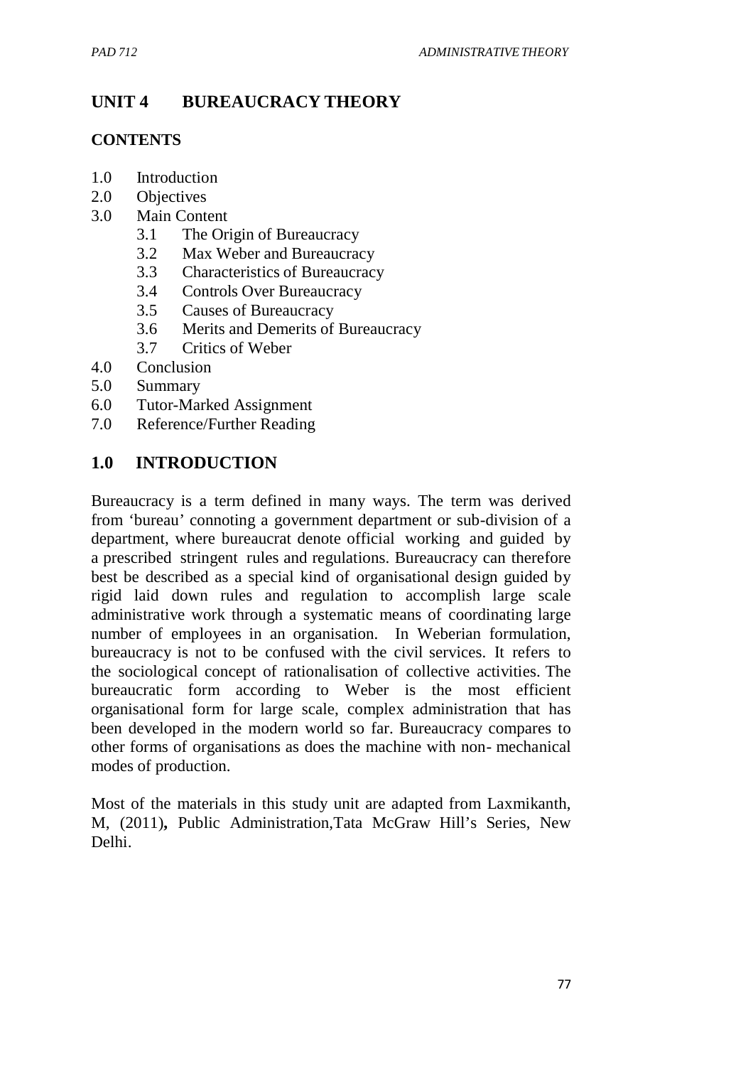# UNIT 4 BUREAUCRACY THEORY

**CONTENTS**

- 1.0 Introduction
- 2.0 Objectives
- 3.0 Main Content
  - 3.1 The Origin of Bureaucracy
  - 3.2 Max Weber and Bureaucracy
  - 3.3 Characteristics of Bureaucracy
  - 3.4 Controls Over Bureaucracy
  - 3.5 Causes of Bureaucracy
  - 3.6 Merits and Demerits of Bureaucracy
  - 3.7 Critics of Weber
- 4.0 Conclusion
- 5.0 Summary
- 6.0 Tutor-Marked Assignment
- 7.0 Reference/Further Reading

## 1.0 INTRODUCTION

Bureaucracy is a term defined in many ways. The term was derived from 'bureau' connoting a government department or sub-division of a department, where bureaucrat denote official working and guided by a prescribed stringent rules and regulations. Bureaucracy can therefore best be described as a special kind of organisational design guided by rigid laid down rules and regulation to accomplish large scale administrative work through a systematic means of coordinating large number of employees in an organisation. In Weberian formulation, bureaucracy is not to be confused with the civil services. It refers to the sociological concept of rationalisation of collective activities. The bureaucratic form according to Weber is the most efficient organisational form for large scale, complex administration that has been developed in the modern world so far. Bureaucracy compares to other forms of organisations as does the machine with non- mechanical modes of production.

Most of the materials in this study unit are adapted from Laxmikanth, M, (2011)**,** Public Administration,Tata McGraw Hill's Series, New Delhi.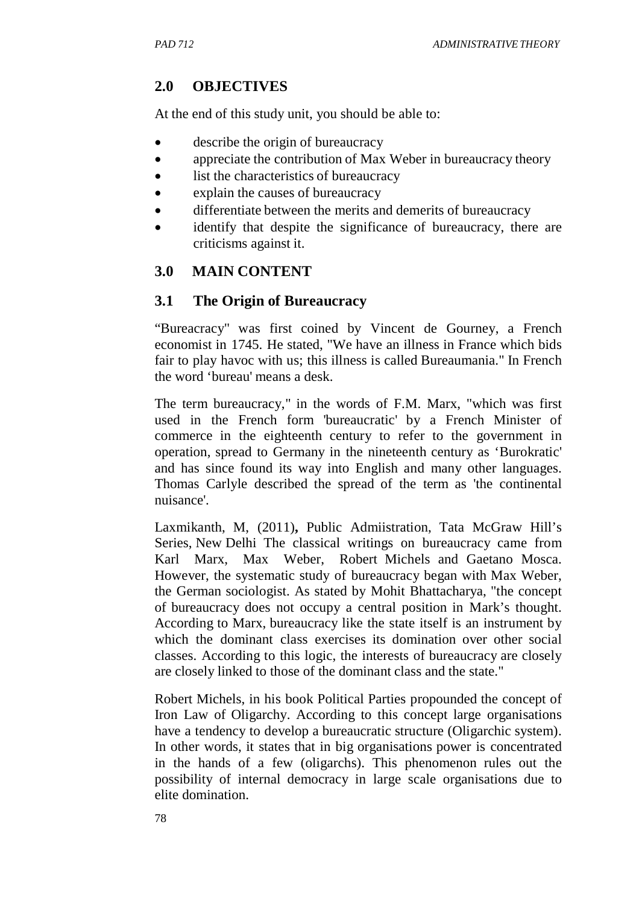## 2.0 OBJECTIVES

At the end of this study unit, you should be able to:

- describe the origin of bureaucracy
- appreciate the contribution of Max Weber in bureaucracy theory
- list the characteristics of bureaucracy
- explain the causes of bureaucracy
- differentiate between the merits and demerits of bureaucracy
- identify that despite the significance of bureaucracy, there are criticisms against it.

## 3.0 MAIN CONTENT

### 3.1 The Origin of Bureaucracy

“Bureacracy" was first coined by Vincent de Gourney, a French economist in 1745. He stated, "We have an illness in France which bids fair to play havoc with us; this illness is called Bureaumania." In French the word ‘bureau' means a desk.

The term bureaucracy," in the words of F.M. Marx, "which was first used in the French form 'bureaucratic' by a French Minister of commerce in the eighteenth century to refer to the government in operation, spread to Germany in the nineteenth century as ‘Burokratic' and has since found its way into English and many other languages. Thomas Carlyle described the spread of the term as 'the continental nuisance'.

Laxmikanth, M, (2011)**,** Public Admiistration, Tata McGraw Hill’s Series, New Delhi The classical writings on bureaucracy came from Karl Marx, Max Weber, Robert Michels and Gaetano Mosca. However, the systematic study of bureaucracy began with Max Weber, the German sociologist. As stated by Mohit Bhattacharya, "the concept of bureaucracy does not occupy a central position in Mark’s thought. According to Marx, bureaucracy like the state itself is an instrument by which the dominant class exercises its domination over other social classes. According to this logic, the interests of bureaucracy are closely are closely linked to those of the dominant class and the state."

Robert Michels, in his book Political Parties propounded the concept of Iron Law of Oligarchy. According to this concept large organisations have a tendency to develop a bureaucratic structure (Oligarchic system). In other words, it states that in big organisations power is concentrated in the hands of a few (oligarchs). This phenomenon rules out the possibility of internal democracy in large scale organisations due to elite domination.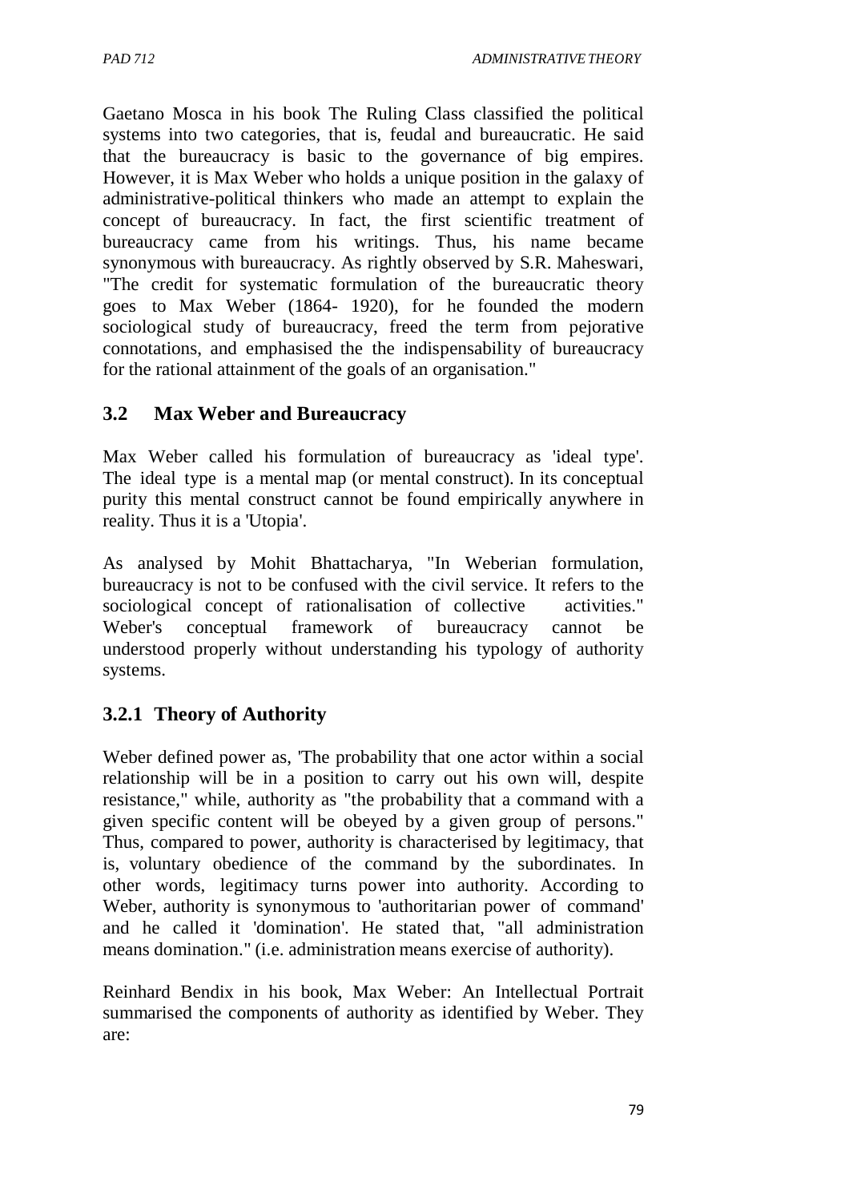Gaetano Mosca in his book The Ruling Class classified the political systems into two categories, that is, feudal and bureaucratic. He said that the bureaucracy is basic to the governance of big empires. However, it is Max Weber who holds a unique position in the galaxy of administrative-political thinkers who made an attempt to explain the concept of bureaucracy. In fact, the first scientific treatment of bureaucracy came from his writings. Thus, his name became synonymous with bureaucracy. As rightly observed by S.R. Maheswari, "The credit for systematic formulation of the bureaucratic theory goes to Max Weber (1864- 1920), for he founded the modern sociological study of bureaucracy, freed the term from pejorative connotations, and emphasised the the indispensability of bureaucracy for the rational attainment of the goals of an organisation."

## 3.2 Max Weber and Bureaucracy

Max Weber called his formulation of bureaucracy as 'ideal type'. The ideal type is a mental map (or mental construct). In its conceptual purity this mental construct cannot be found empirically anywhere in reality. Thus it is a 'Utopia'.

As analysed by Mohit Bhattacharya, "In Weberian formulation, bureaucracy is not to be confused with the civil service. It refers to the sociological concept of rationalisation of collective activities." Weber's conceptual framework of bureaucracy cannot be understood properly without understanding his typology of authority systems.

### 3.2.1 Theory of Authority

Weber defined power as, 'The probability that one actor within a social relationship will be in a position to carry out his own will, despite resistance," while, authority as "the probability that a command with a given specific content will be obeyed by a given group of persons." Thus, compared to power, authority is characterised by legitimacy, that is, voluntary obedience of the command by the subordinates. In other words, legitimacy turns power into authority. According to Weber, authority is synonymous to 'authoritarian power of command' and he called it 'domination'. He stated that, "all administration means domination." (i.e. administration means exercise of authority).

Reinhard Bendix in his book, Max Weber: An Intellectual Portrait summarised the components of authority as identified by Weber. They are: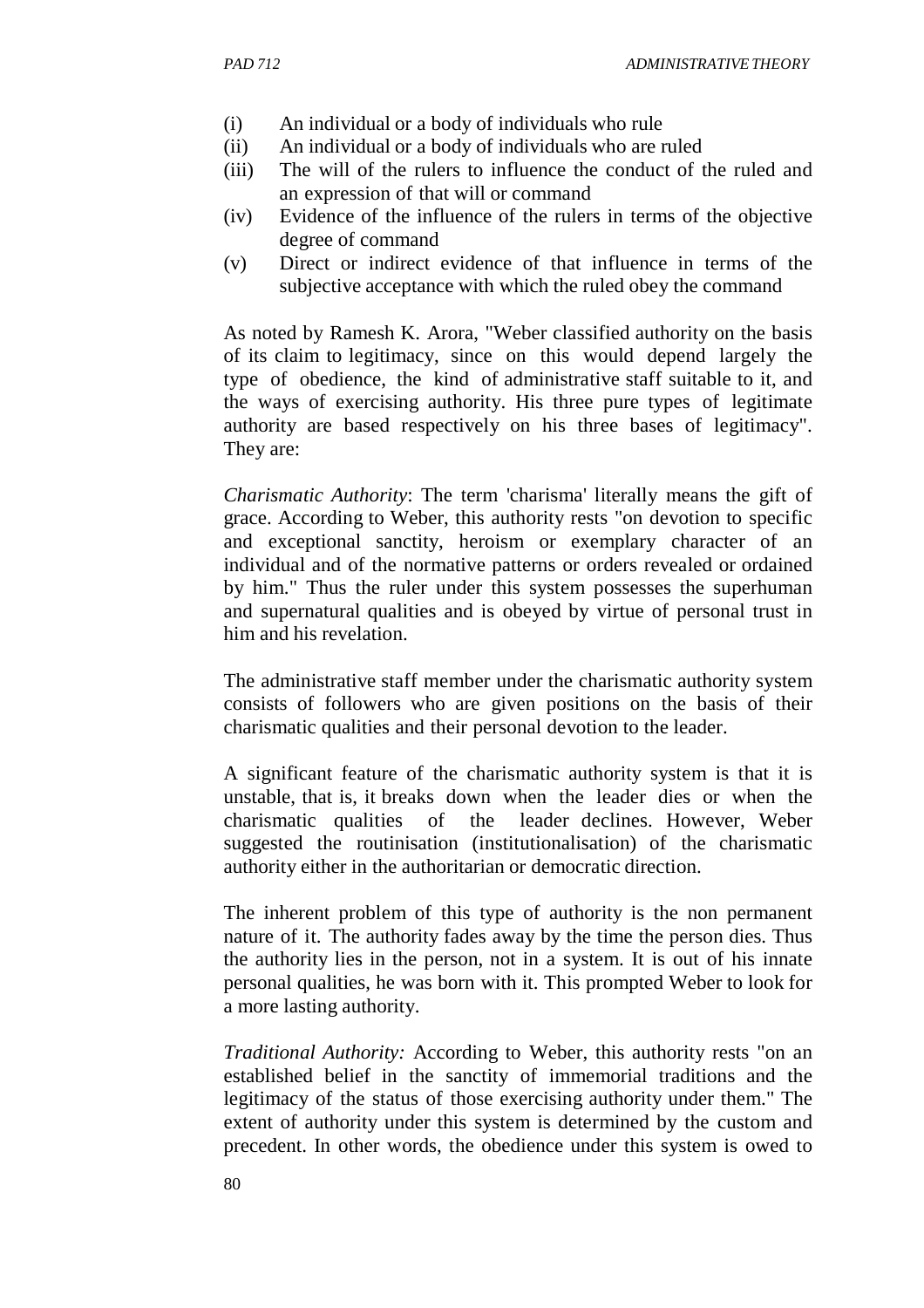(i) An individual or a body of individuals who rule
(ii) An individual or a body of individuals who are ruled
(iii) The will of the rulers to influence the conduct of the ruled and an expression of that will or command
(iv) Evidence of the influence of the rulers in terms of the objective degree of command
(v) Direct or indirect evidence of that influence in terms of the subjective acceptance with which the ruled obey the command

As noted by Ramesh K. Arora, "Weber classified authority on the basis of its claim to legitimacy, since on this would depend largely the type of obedience, the kind of administrative staff suitable to it, and the ways of exercising authority. His three pure types of legitimate authority are based respectively on his three bases of legitimacy". They are:

*Charismatic Authority*: The term 'charisma' literally means the gift of grace. According to Weber, this authority rests "on devotion to specific and exceptional sanctity, heroism or exemplary character of an individual and of the normative patterns or orders revealed or ordained by him." Thus the ruler under this system possesses the superhuman and supernatural qualities and is obeyed by virtue of personal trust in him and his revelation.

The administrative staff member under the charismatic authority system consists of followers who are given positions on the basis of their charismatic qualities and their personal devotion to the leader.

A significant feature of the charismatic authority system is that it is unstable, that is, it breaks down when the leader dies or when the charismatic qualities of the leader declines. However, Weber suggested the routinisation (institutionalisation) of the charismatic authority either in the authoritarian or democratic direction.

The inherent problem of this type of authority is the non permanent nature of it. The authority fades away by the time the person dies. Thus the authority lies in the person, not in a system. It is out of his innate personal qualities, he was born with it. This prompted Weber to look for a more lasting authority.

*Traditional Authority:* According to Weber, this authority rests "on an established belief in the sanctity of immemorial traditions and the legitimacy of the status of those exercising authority under them." The extent of authority under this system is determined by the custom and precedent. In other words, the obedience under this system is owed to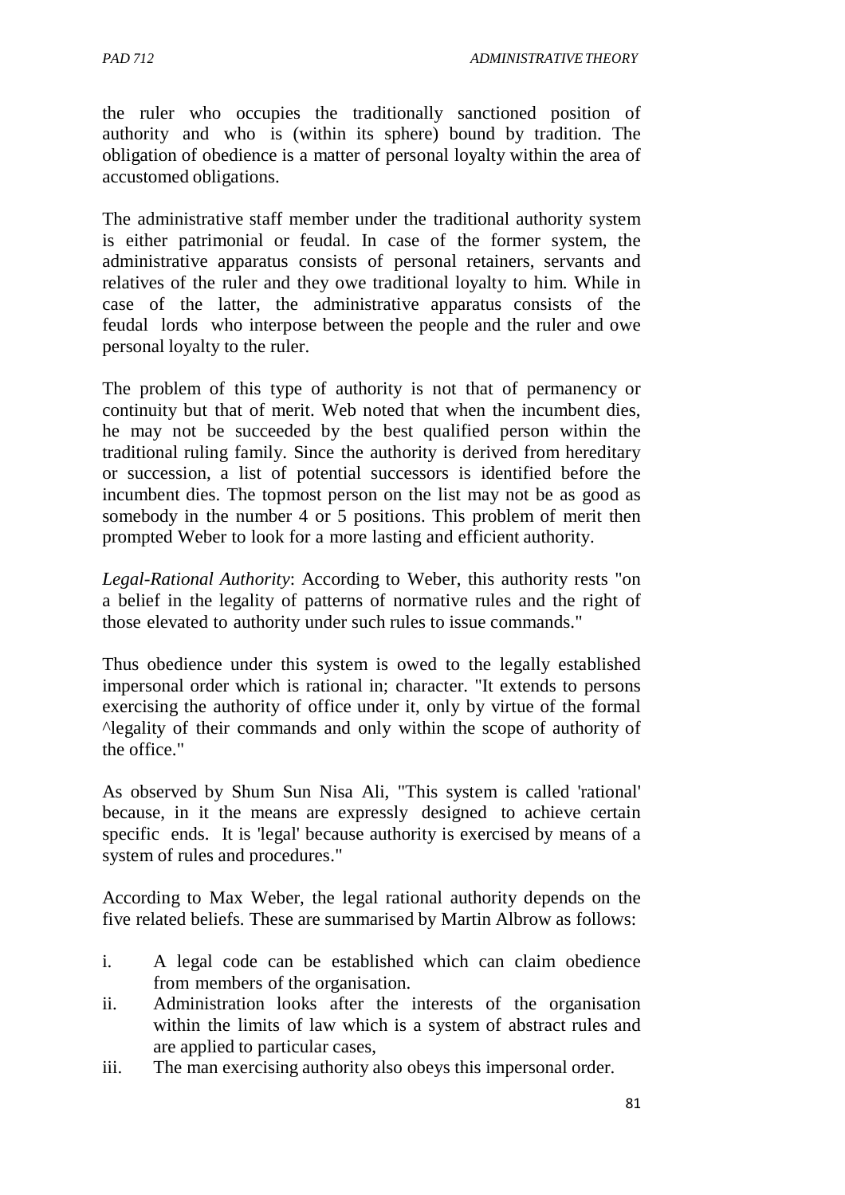the ruler who occupies the traditionally sanctioned position of authority and who is (within its sphere) bound by tradition. The obligation of obedience is a matter of personal loyalty within the area of accustomed obligations.

The administrative staff member under the traditional authority system is either patrimonial or feudal. In case of the former system, the administrative apparatus consists of personal retainers, servants and relatives of the ruler and they owe traditional loyalty to him. While in case of the latter, the administrative apparatus consists of the feudal lords who interpose between the people and the ruler and owe personal loyalty to the ruler.

The problem of this type of authority is not that of permanency or continuity but that of merit. Web noted that when the incumbent dies, he may not be succeeded by the best qualified person within the traditional ruling family. Since the authority is derived from hereditary or succession, a list of potential successors is identified before the incumbent dies. The topmost person on the list may not be as good as somebody in the number 4 or 5 positions. This problem of merit then prompted Weber to look for a more lasting and efficient authority.

*Legal-Rational Authority*: According to Weber, this authority rests "on a belief in the legality of patterns of normative rules and the right of those elevated to authority under such rules to issue commands."

Thus obedience under this system is owed to the legally established impersonal order which is rational in; character. "It extends to persons exercising the authority of office under it, only by virtue of the formal ^legality of their commands and only within the scope of authority of the office."

As observed by Shum Sun Nisa Ali, "This system is called 'rational' because, in it the means are expressly designed to achieve certain specific ends. It is 'legal' because authority is exercised by means of a system of rules and procedures."

According to Max Weber, the legal rational authority depends on the five related beliefs. These are summarised by Martin Albrow as follows:

i. A legal code can be established which can claim obedience from members of the organisation.
ii. Administration looks after the interests of the organisation within the limits of law which is a system of abstract rules and are applied to particular cases,
iii. The man exercising authority also obeys this impersonal order.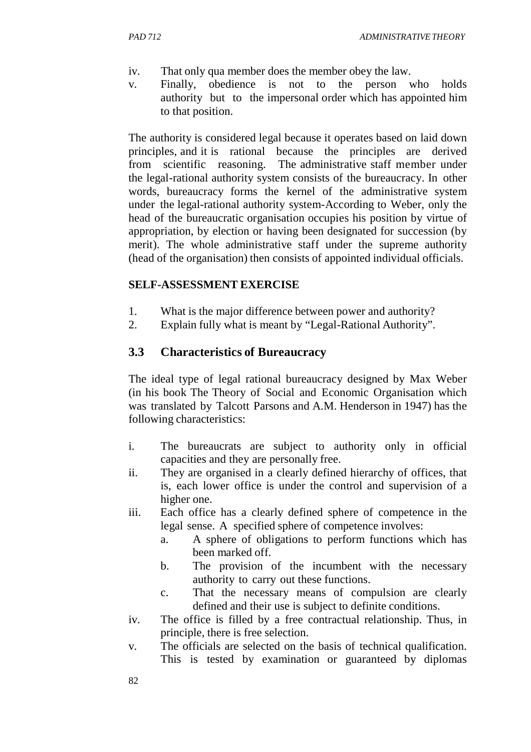iv. That only qua member does the member obey the law.
v. Finally, obedience is not to the person who holds authority but to the impersonal order which has appointed him to that position.

The authority is considered legal because it operates based on laid down principles, and it is rational because the principles are derived from scientific reasoning. The administrative staff member under the legal-rational authority system consists of the bureaucracy. In other words, bureaucracy forms the kernel of the administrative system under the legal-rational authority system-According to Weber, only the head of the bureaucratic organisation occupies his position by virtue of appropriation, by election or having been designated for succession (by merit). The whole administrative staff under the supreme authority (head of the organisation) then consists of appointed individual officials.

**SELF-ASSESSMENT EXERCISE**

1. What is the major difference between power and authority?
2. Explain fully what is meant by "Legal-Rational Authority".

## 3.3 Characteristics of Bureaucracy

The ideal type of legal rational bureaucracy designed by Max Weber (in his book The Theory of Social and Economic Organisation which was translated by Talcott Parsons and A.M. Henderson in 1947) has the following characteristics:

i. The bureaucrats are subject to authority only in official capacities and they are personally free.
ii. They are organised in a clearly defined hierarchy of offices, that is, each lower office is under the control and supervision of a higher one.
iii. Each office has a clearly defined sphere of competence in the legal sense. A specified sphere of competence involves:
    a. A sphere of obligations to perform functions which has been marked off.
    b. The provision of the incumbent with the necessary authority to carry out these functions.
    c. That the necessary means of compulsion are clearly defined and their use is subject to definite conditions.
iv. The office is filled by a free contractual relationship. Thus, in principle, there is free selection.
v. The officials are selected on the basis of technical qualification. This is tested by examination or guaranteed by diplomas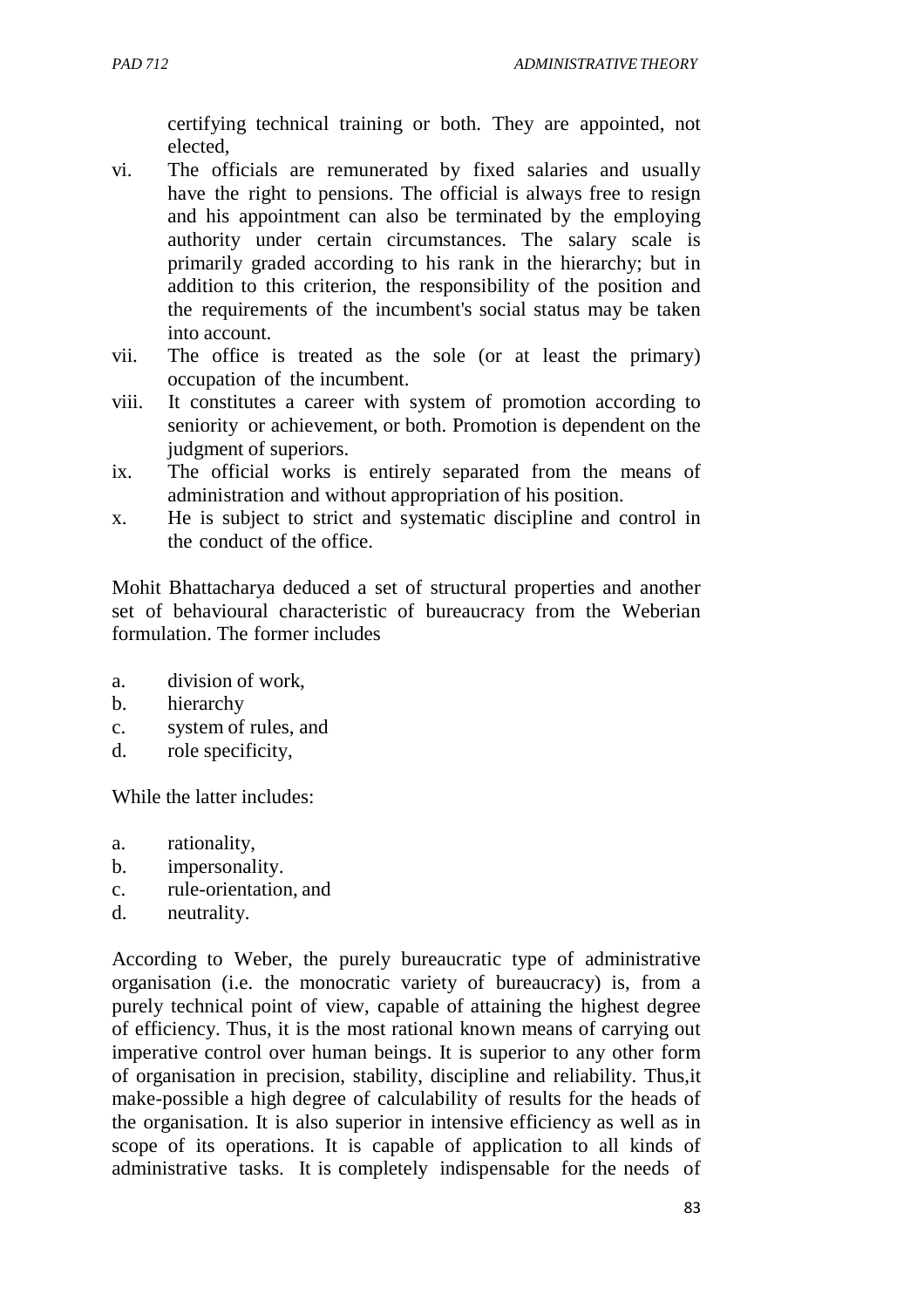certifying technical training or both. They are appointed, not elected,

vi. The officials are remunerated by fixed salaries and usually have the right to pensions. The official is always free to resign and his appointment can also be terminated by the employing authority under certain circumstances. The salary scale is primarily graded according to his rank in the hierarchy; but in addition to this criterion, the responsibility of the position and the requirements of the incumbent's social status may be taken into account.

vii. The office is treated as the sole (or at least the primary) occupation of the incumbent.

viii. It constitutes a career with system of promotion according to seniority or achievement, or both. Promotion is dependent on the judgment of superiors.

ix. The official works is entirely separated from the means of administration and without appropriation of his position.

x. He is subject to strict and systematic discipline and control in the conduct of the office.

Mohit Bhattacharya deduced a set of structural properties and another set of behavioural characteristic of bureaucracy from the Weberian formulation. The former includes

a. division of work,
b. hierarchy
c. system of rules, and
d. role specificity,

While the latter includes:

a. rationality,
b. impersonality.
c. rule-orientation, and
d. neutrality.

According to Weber, the purely bureaucratic type of administrative organisation (i.e. the monocratic variety of bureaucracy) is, from a purely technical point of view, capable of attaining the highest degree of efficiency. Thus, it is the most rational known means of carrying out imperative control over human beings. It is superior to any other form of organisation in precision, stability, discipline and reliability. Thus,it make-possible a high degree of calculability of results for the heads of the organisation. It is also superior in intensive efficiency as well as in scope of its operations. It is capable of application to all kinds of administrative tasks. It is completely indispensable for the needs of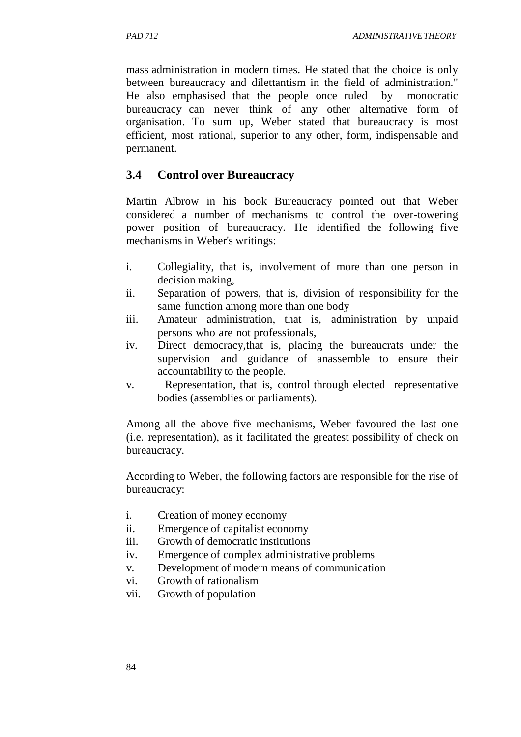mass administration in modern times. He stated that the choice is only between bureaucracy and dilettantism in the field of administration." He also emphasised that the people once ruled by monocratic bureaucracy can never think of any other alternative form of organisation. To sum up, Weber stated that bureaucracy is most efficient, most rational, superior to any other, form, indispensable and permanent.

## 3.4 Control over Bureaucracy

Martin Albrow in his book Bureaucracy pointed out that Weber considered a number of mechanisms tc control the over-towering power position of bureaucracy. He identified the following five mechanisms in Weber's writings:

i. Collegiality, that is, involvement of more than one person in decision making,
ii. Separation of powers, that is, division of responsibility for the same function among more than one body
iii. Amateur administration, that is, administration by unpaid persons who are not professionals,
iv. Direct democracy,that is, placing the bureaucrats under the supervision and guidance of anassemble to ensure their accountability to the people.
v. Representation, that is, control through elected representative bodies (assemblies or parliaments).

Among all the above five mechanisms, Weber favoured the last one (i.e. representation), as it facilitated the greatest possibility of check on bureaucracy.

According to Weber, the following factors are responsible for the rise of bureaucracy:

i. Creation of money economy
ii. Emergence of capitalist economy
iii. Growth of democratic institutions
iv. Emergence of complex administrative problems
v. Development of modern means of communication
vi. Growth of rationalism
vii. Growth of population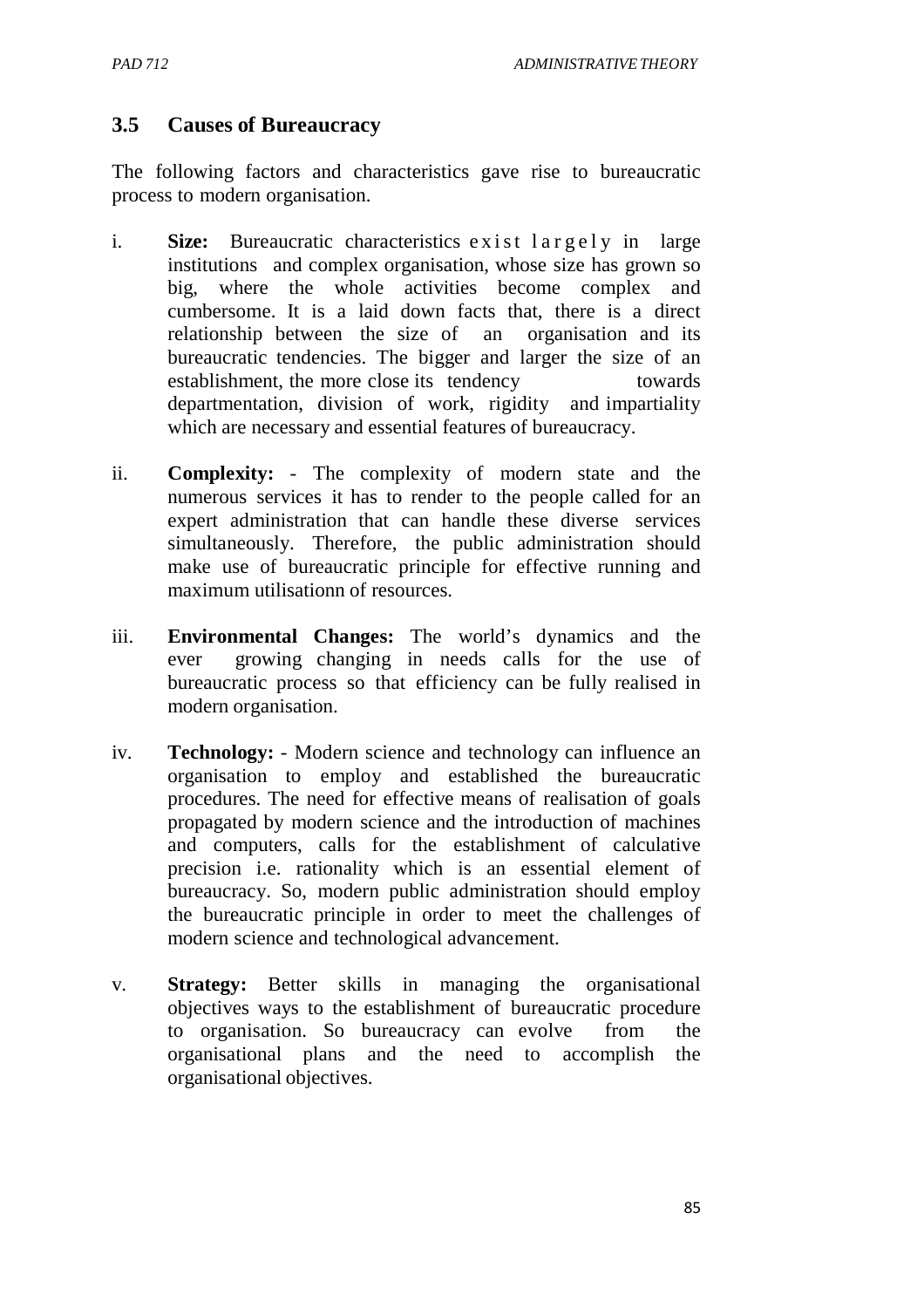## 3.5 Causes of Bureaucracy

The following factors and characteristics gave rise to bureaucratic process to modern organisation.

i. **Size:** Bureaucratic characteristics exist largely in large institutions and complex organisation, whose size has grown so big, where the whole activities become complex and cumbersome. It is a laid down facts that, there is a direct relationship between the size of an organisation and its bureaucratic tendencies. The bigger and larger the size of an establishment, the more close its tendency towards departmentation, division of work, rigidity and impartiality which are necessary and essential features of bureaucracy.

ii. **Complexity:** - The complexity of modern state and the numerous services it has to render to the people called for an expert administration that can handle these diverse services simultaneously. Therefore, the public administration should make use of bureaucratic principle for effective running and maximum utilisationn of resources.

iii. **Environmental Changes:** The world's dynamics and the ever growing changing in needs calls for the use of bureaucratic process so that efficiency can be fully realised in modern organisation.

iv. **Technology:** - Modern science and technology can influence an organisation to employ and established the bureaucratic procedures. The need for effective means of realisation of goals propagated by modern science and the introduction of machines and computers, calls for the establishment of calculative precision i.e. rationality which is an essential element of bureaucracy. So, modern public administration should employ the bureaucratic principle in order to meet the challenges of modern science and technological advancement.

v. **Strategy:** Better skills in managing the organisational objectives ways to the establishment of bureaucratic procedure to organisation. So bureaucracy can evolve from the organisational plans and the need to accomplish the organisational objectives.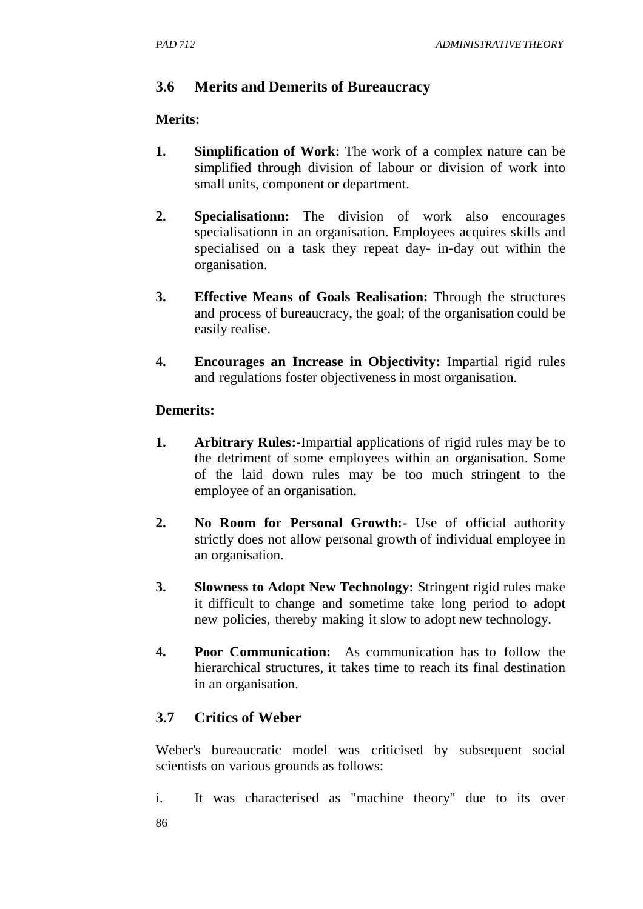## 3.6 Merits and Demerits of Bureaucracy

**Merits:**

1. **Simplification of Work:** The work of a complex nature can be simplified through division of labour or division of work into small units, component or department.

2. **Specialisationn:** The division of work also encourages specialisationn in an organisation. Employees acquires skills and specialised on a task they repeat day- in-day out within the organisation.

3. **Effective Means of Goals Realisation:** Through the structures and process of bureaucracy, the goal; of the organisation could be easily realise.

4. **Encourages an Increase in Objectivity:** Impartial rigid rules and regulations foster objectiveness in most organisation.

**Demerits:**

1. **Arbitrary Rules:-**Impartial applications of rigid rules may be to the detriment of some employees within an organisation. Some of the laid down rules may be too much stringent to the employee of an organisation.

2. **No Room for Personal Growth:-** Use of official authority strictly does not allow personal growth of individual employee in an organisation.

3. **Slowness to Adopt New Technology:** Stringent rigid rules make it difficult to change and sometime take long period to adopt new policies, thereby making it slow to adopt new technology.

4. **Poor Communication:** As communication has to follow the hierarchical structures, it takes time to reach its final destination in an organisation.

## 3.7 Critics of Weber

Weber's bureaucratic model was criticised by subsequent social scientists on various grounds as follows:

i. It was characterised as "machine theory" due to its over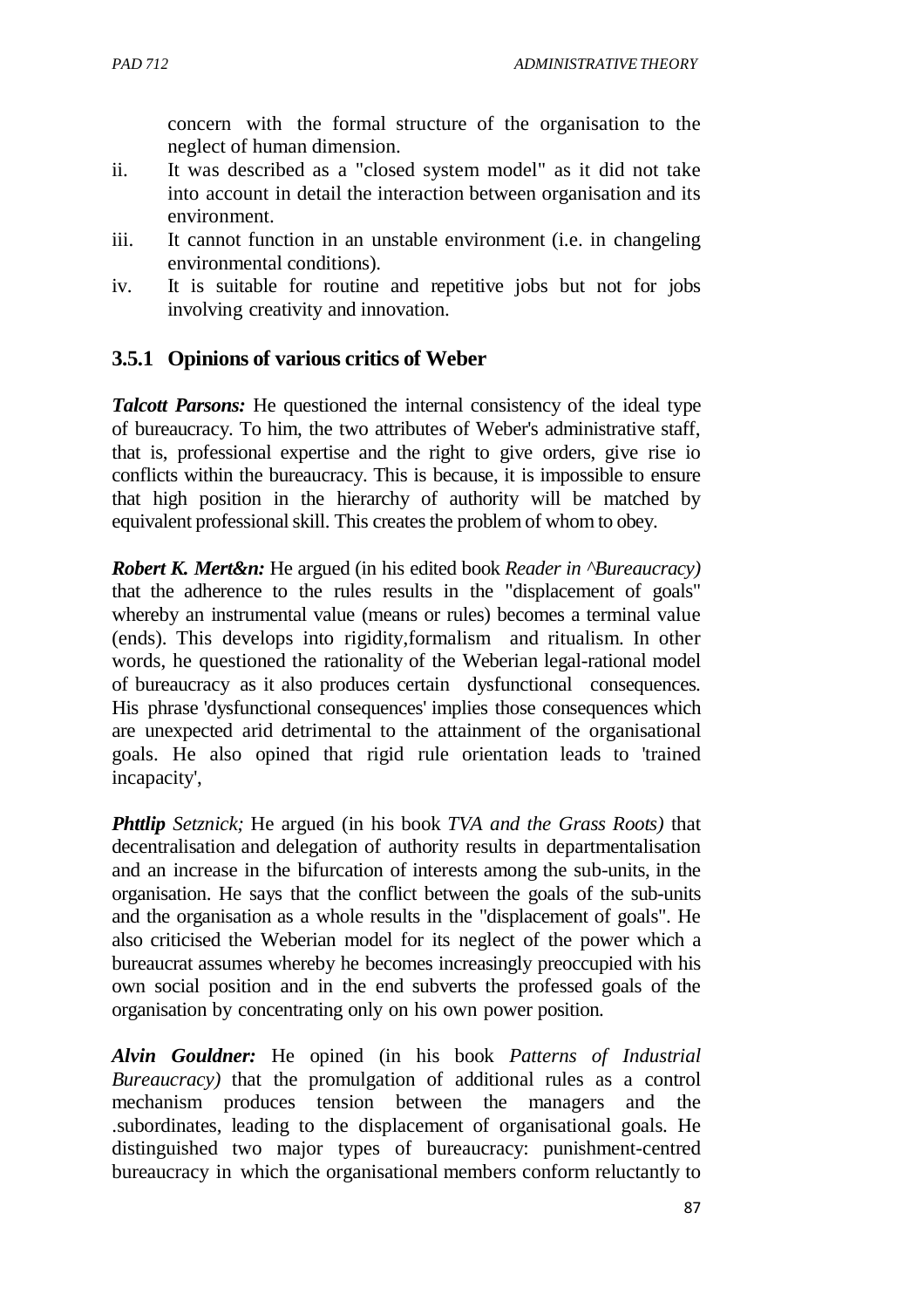concern with the formal structure of the organisation to the neglect of human dimension.

ii. It was described as a "closed system model" as it did not take into account in detail the interaction between organisation and its environment.

iii. It cannot function in an unstable environment (i.e. in changeling environmental conditions).

iv. It is suitable for routine and repetitive jobs but not for jobs involving creativity and innovation.

### 3.5.1 Opinions of various critics of Weber

***Talcott Parsons:*** He questioned the internal consistency of the ideal type of bureaucracy. To him, the two attributes of Weber's administrative staff, that is, professional expertise and the right to give orders, give rise io conflicts within the bureaucracy. This is because, it is impossible to ensure that high position in the hierarchy of authority will be matched by equivalent professional skill. This creates the problem of whom to obey.

***Robert K. Mert&n:*** He argued (in his edited book *Reader in ^Bureaucracy)* that the adherence to the rules results in the "displacement of goals" whereby an instrumental value (means or rules) becomes a terminal value (ends). This develops into rigidity,formalism and ritualism. In other words, he questioned the rationality of the Weberian legal-rational model of bureaucracy as it also produces certain dysfunctional consequences. His phrase 'dysfunctional consequences' implies those consequences which are unexpected arid detrimental to the attainment of the organisational goals. He also opined that rigid rule orientation leads to 'trained incapacity',

***Phttlip*** *Setznick;* He argued (in his book *TVA and the Grass Roots)* that decentralisation and delegation of authority results in departmentalisation and an increase in the bifurcation of interests among the sub-units, in the organisation. He says that the conflict between the goals of the sub-units and the organisation as a whole results in the "displacement of goals". He also criticised the Weberian model for its neglect of the power which a bureaucrat assumes whereby he becomes increasingly preoccupied with his own social position and in the end subverts the professed goals of the organisation by concentrating only on his own power position.

***Alvin Gouldner:*** He opined (in his book *Patterns of Industrial Bureaucracy)* that the promulgation of additional rules as a control mechanism produces tension between the managers and the .subordinates, leading to the displacement of organisational goals. He distinguished two major types of bureaucracy: punishment-centred bureaucracy in which the organisational members conform reluctantly to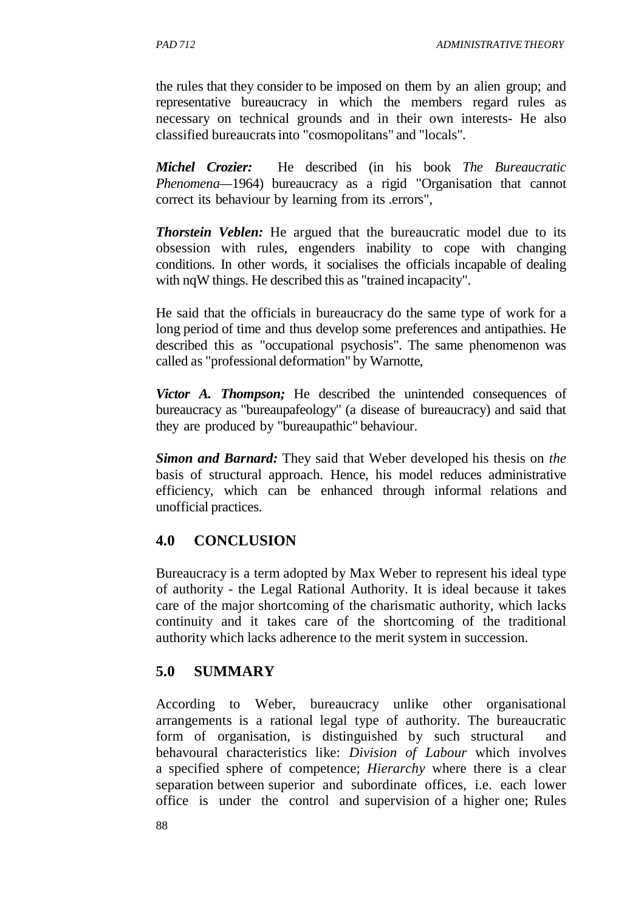the rules that they consider to be imposed on them by an alien group; and representative bureaucracy in which the members regard rules as necessary on technical grounds and in their own interests- He also classified bureaucrats into "cosmopolitans" and "locals".

***Michel Crozier:*** He described (in his book *The Bureaucratic Phenomena*—1964) bureaucracy as a rigid "Organisation that cannot correct its behaviour by learning from its .errors",

***Thorstein Veblen:*** He argued that the bureaucratic model due to its obsession with rules, engenders inability to cope with changing conditions. In other words, it socialises the officials incapable of dealing with nqW things. He described this as "trained incapacity".

He said that the officials in bureaucracy do the same type of work for a long period of time and thus develop some preferences and antipathies. He described this as "occupational psychosis". The same phenomenon was called as "professional deformation" by Warnotte,

***Victor A. Thompson;*** He described the unintended consequences of bureaucracy as "bureaupafeology" (a disease of bureaucracy) and said that they are produced by "bureaupathic" behaviour.

***Simon and Barnard:*** They said that Weber developed his thesis on *the* basis of structural approach. Hence, his model reduces administrative efficiency, which can be enhanced through informal relations and unofficial practices.

## 4.0 CONCLUSION

Bureaucracy is a term adopted by Max Weber to represent his ideal type of authority - the Legal Rational Authority. It is ideal because it takes care of the major shortcoming of the charismatic authority, which lacks continuity and it takes care of the shortcoming of the traditional authority which lacks adherence to the merit system in succession.

## 5.0 SUMMARY

According to Weber, bureaucracy unlike other organisational arrangements is a rational legal type of authority. The bureaucratic form of organisation, is distinguished by such structural and behavoural characteristics like: *Division of Labour* which involves a specified sphere of competence; *Hierarchy* where there is a clear separation between superior and subordinate offices, i.e. each lower office is under the control and supervision of a higher one; Rules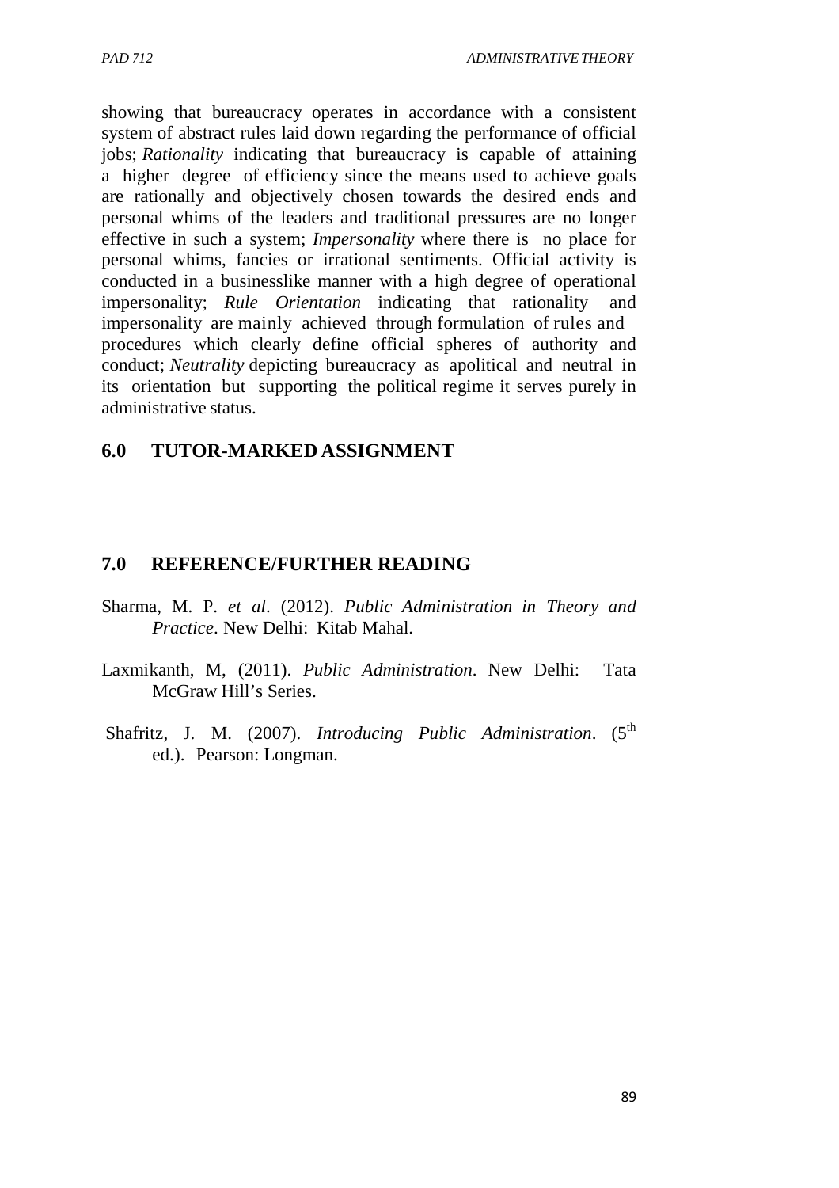showing that bureaucracy operates in accordance with a consistent system of abstract rules laid down regarding the performance of official jobs; *Rationality* indicating that bureaucracy is capable of attaining a higher degree of efficiency since the means used to achieve goals are rationally and objectively chosen towards the desired ends and personal whims of the leaders and traditional pressures are no longer effective in such a system; *Impersonality* where there is no place for personal whims, fancies or irrational sentiments. Official activity is conducted in a businesslike manner with a high degree of operational impersonality; *Rule Orientation* indicating that rationality and impersonality are mainly achieved through formulation of rules and procedures which clearly define official spheres of authority and conduct; *Neutrality* depicting bureaucracy as apolitical and neutral in its orientation but supporting the political regime it serves purely in administrative status.

## 6.0 TUTOR-MARKED ASSIGNMENT

## 7.0 REFERENCE/FURTHER READING

Sharma, M. P. *et al*. (2012). *Public Administration in Theory and Practice*. New Delhi: Kitab Mahal.

Laxmikanth, M, (2011). *Public Administration*. New Delhi: Tata McGraw Hill's Series.

Shafritz, J. M. (2007). *Introducing Public Administration*. (5th ed.). Pearson: Longman.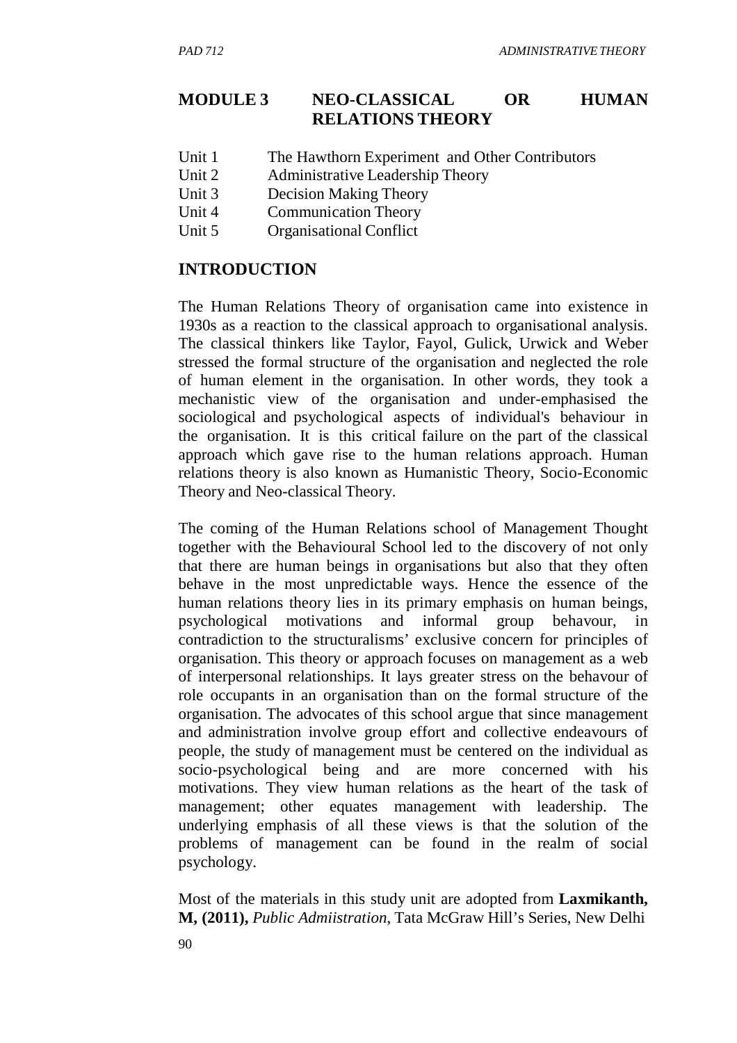# MODULE 3 NEO-CLASSICAL OR HUMAN RELATIONS THEORY

Unit 1 The Hawthorn Experiment and Other Contributors
Unit 2 Administrative Leadership Theory
Unit 3 Decision Making Theory
Unit 4 Communication Theory
Unit 5 Organisational Conflict

## INTRODUCTION

The Human Relations Theory of organisation came into existence in 1930s as a reaction to the classical approach to organisational analysis. The classical thinkers like Taylor, Fayol, Gulick, Urwick and Weber stressed the formal structure of the organisation and neglected the role of human element in the organisation. In other words, they took a mechanistic view of the organisation and under-emphasised the sociological and psychological aspects of individual's behaviour in the organisation. It is this critical failure on the part of the classical approach which gave rise to the human relations approach. Human relations theory is also known as Humanistic Theory, Socio-Economic Theory and Neo-classical Theory.

The coming of the Human Relations school of Management Thought together with the Behavioural School led to the discovery of not only that there are human beings in organisations but also that they often behave in the most unpredictable ways. Hence the essence of the human relations theory lies in its primary emphasis on human beings, psychological motivations and informal group behavour, in contradiction to the structuralisms' exclusive concern for principles of organisation. This theory or approach focuses on management as a web of interpersonal relationships. It lays greater stress on the behavour of role occupants in an organisation than on the formal structure of the organisation. The advocates of this school argue that since management and administration involve group effort and collective endeavours of people, the study of management must be centered on the individual as socio-psychological being and are more concerned with his motivations. They view human relations as the heart of the task of management; other equates management with leadership. The underlying emphasis of all these views is that the solution of the problems of management can be found in the realm of social psychology.

Most of the materials in this study unit are adopted from **Laxmikanth, M, (2011),** *Public Admiistration*, Tata McGraw Hill's Series, New Delhi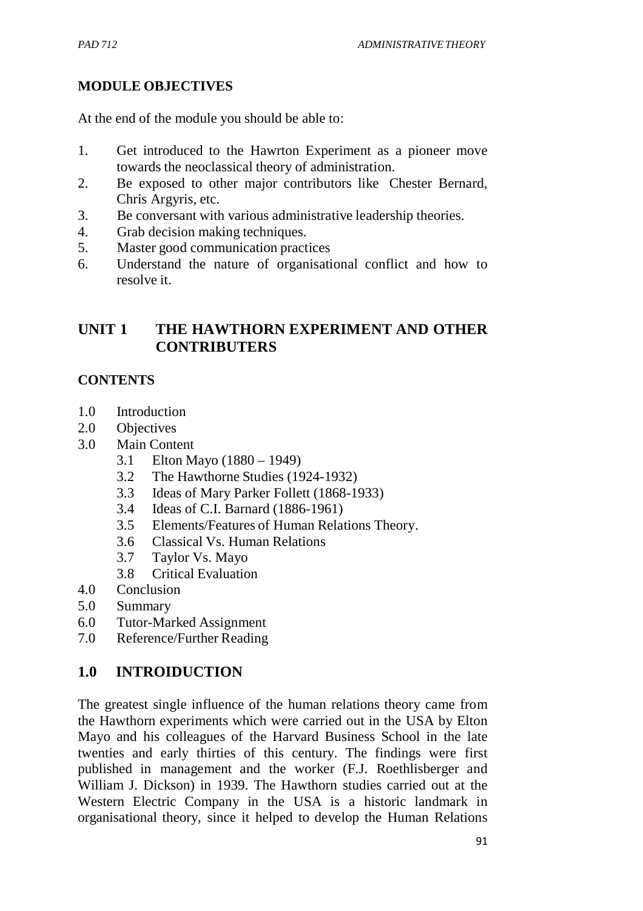## MODULE OBJECTIVES

At the end of the module you should be able to:

1. Get introduced to the Hawrton Experiment as a pioneer move towards the neoclassical theory of administration.
2. Be exposed to other major contributors like Chester Bernard, Chris Argyris, etc.
3. Be conversant with various administrative leadership theories.
4. Grab decision making techniques.
5. Master good communication practices
6. Understand the nature of organisational conflict and how to resolve it.

## UNIT 1 THE HAWTHORN EXPERIMENT AND OTHER CONTRIBUTERS

### CONTENTS

- 1.0 Introduction
- 2.0 Objectives
- 3.0 Main Content
  - 3.1 Elton Mayo (1880 – 1949)
  - 3.2 The Hawthorne Studies (1924-1932)
  - 3.3 Ideas of Mary Parker Follett (1868-1933)
  - 3.4 Ideas of C.I. Barnard (1886-1961)
  - 3.5 Elements/Features of Human Relations Theory.
  - 3.6 Classical Vs. Human Relations
  - 3.7 Taylor Vs. Mayo
  - 3.8 Critical Evaluation
- 4.0 Conclusion
- 5.0 Summary
- 6.0 Tutor-Marked Assignment
- 7.0 Reference/Further Reading

## 1.0 INTROIDUCTION

The greatest single influence of the human relations theory came from the Hawthorn experiments which were carried out in the USA by Elton Mayo and his colleagues of the Harvard Business School in the late twenties and early thirties of this century. The findings were first published in management and the worker (F.J. Roethlisberger and William J. Dickson) in 1939. The Hawthorn studies carried out at the Western Electric Company in the USA is a historic landmark in organisational theory, since it helped to develop the Human Relations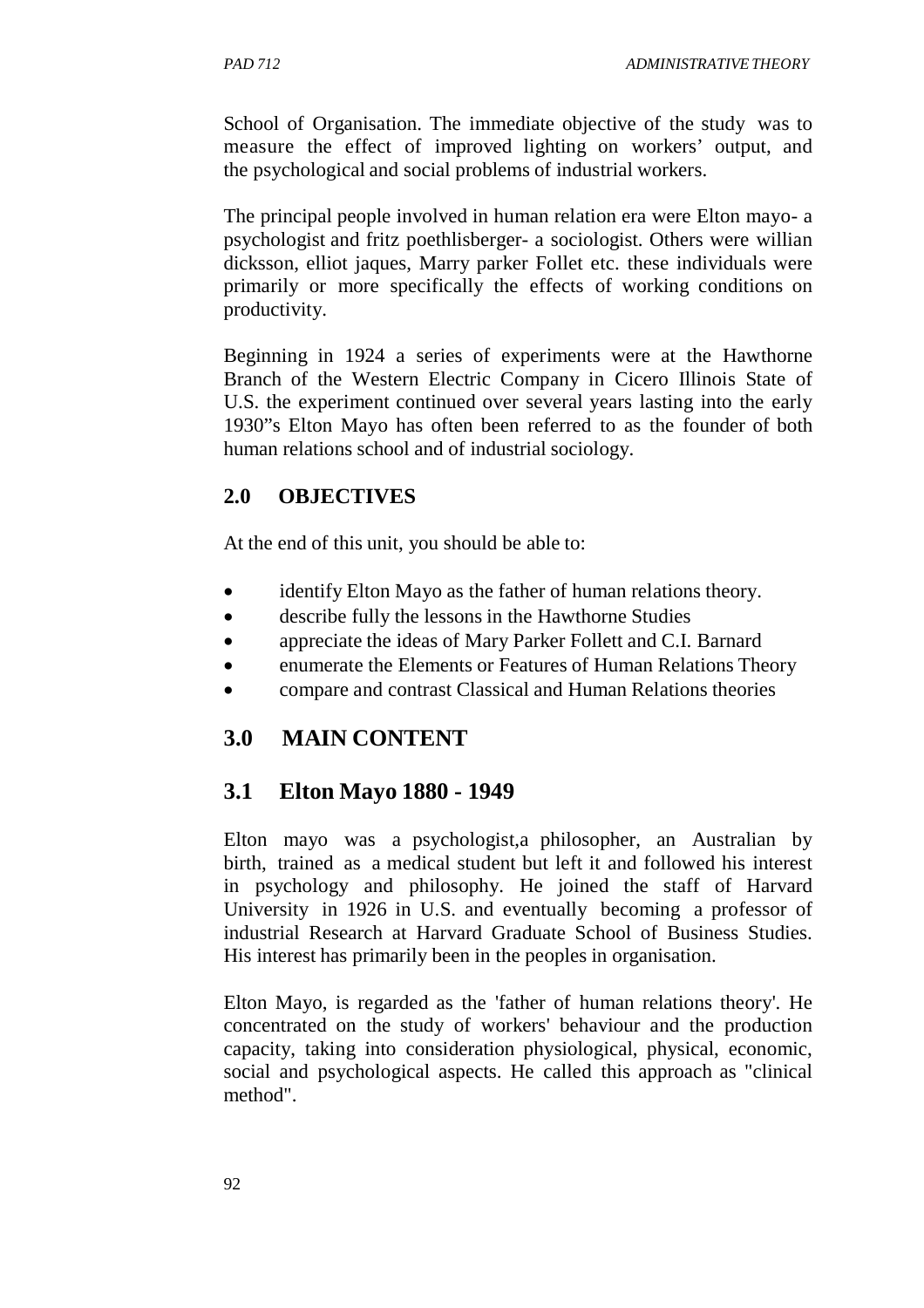School of Organisation. The immediate objective of the study was to measure the effect of improved lighting on workers' output, and the psychological and social problems of industrial workers.

The principal people involved in human relation era were Elton mayo- a psychologist and fritz poethlisberger- a sociologist. Others were willian dicksson, elliot jaques, Marry parker Follet etc. these individuals were primarily or more specifically the effects of working conditions on productivity.

Beginning in 1924 a series of experiments were at the Hawthorne Branch of the Western Electric Company in Cicero Illinois State of U.S. the experiment continued over several years lasting into the early 1930"s Elton Mayo has often been referred to as the founder of both human relations school and of industrial sociology.

## 2.0 OBJECTIVES

At the end of this unit, you should be able to:

- identify Elton Mayo as the father of human relations theory.
- describe fully the lessons in the Hawthorne Studies
- appreciate the ideas of Mary Parker Follett and C.I. Barnard
- enumerate the Elements or Features of Human Relations Theory
- compare and contrast Classical and Human Relations theories

## 3.0 MAIN CONTENT

### 3.1 Elton Mayo 1880 - 1949

Elton mayo was a psychologist,a philosopher, an Australian by birth, trained as a medical student but left it and followed his interest in psychology and philosophy. He joined the staff of Harvard University in 1926 in U.S. and eventually becoming a professor of industrial Research at Harvard Graduate School of Business Studies. His interest has primarily been in the peoples in organisation.

Elton Mayo, is regarded as the 'father of human relations theory'. He concentrated on the study of workers' behaviour and the production capacity, taking into consideration physiological, physical, economic, social and psychological aspects. He called this approach as "clinical method".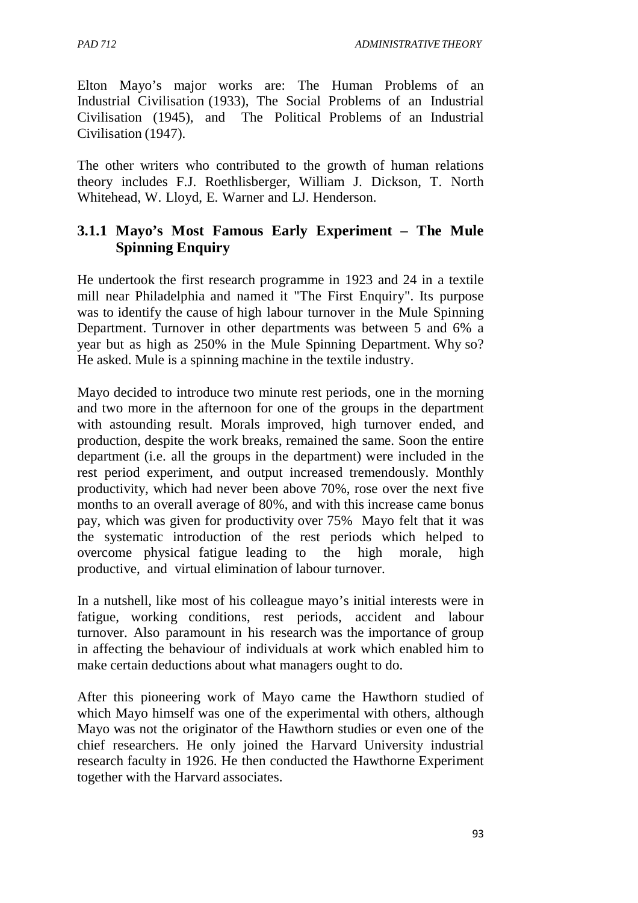Elton Mayo's major works are: The Human Problems of an Industrial Civilisation (1933), The Social Problems of an Industrial Civilisation (1945), and The Political Problems of an Industrial Civilisation (1947).

The other writers who contributed to the growth of human relations theory includes F.J. Roethlisberger, William J. Dickson, T. North Whitehead, W. Lloyd, E. Warner and LJ. Henderson.

### 3.1.1 Mayo's Most Famous Early Experiment – The Mule Spinning Enquiry

He undertook the first research programme in 1923 and 24 in a textile mill near Philadelphia and named it "The First Enquiry". Its purpose was to identify the cause of high labour turnover in the Mule Spinning Department. Turnover in other departments was between 5 and 6% a year but as high as 250% in the Mule Spinning Department. Why so? He asked. Mule is a spinning machine in the textile industry.

Mayo decided to introduce two minute rest periods, one in the morning and two more in the afternoon for one of the groups in the department with astounding result. Morals improved, high turnover ended, and production, despite the work breaks, remained the same. Soon the entire department (i.e. all the groups in the department) were included in the rest period experiment, and output increased tremendously. Monthly productivity, which had never been above 70%, rose over the next five months to an overall average of 80%, and with this increase came bonus pay, which was given for productivity over 75% Mayo felt that it was the systematic introduction of the rest periods which helped to overcome physical fatigue leading to the high morale, high productive, and virtual elimination of labour turnover.

In a nutshell, like most of his colleague mayo's initial interests were in fatigue, working conditions, rest periods, accident and labour turnover. Also paramount in his research was the importance of group in affecting the behaviour of individuals at work which enabled him to make certain deductions about what managers ought to do.

After this pioneering work of Mayo came the Hawthorn studied of which Mayo himself was one of the experimental with others, although Mayo was not the originator of the Hawthorn studies or even one of the chief researchers. He only joined the Harvard University industrial research faculty in 1926. He then conducted the Hawthorne Experiment together with the Harvard associates.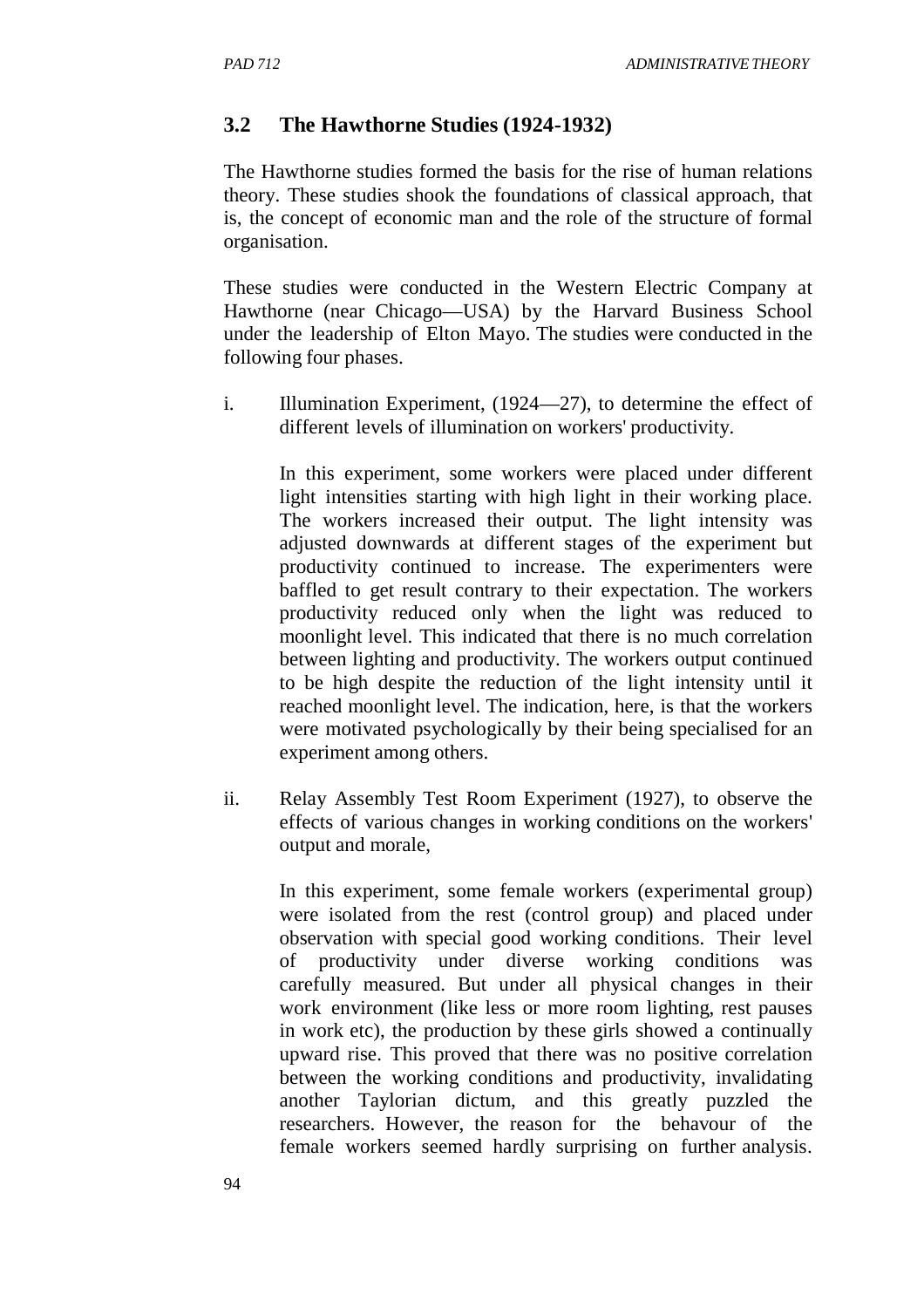## 3.2 The Hawthorne Studies (1924-1932)

The Hawthorne studies formed the basis for the rise of human relations theory. These studies shook the foundations of classical approach, that is, the concept of economic man and the role of the structure of formal organisation.

These studies were conducted in the Western Electric Company at Hawthorne (near Chicago—USA) by the Harvard Business School under the leadership of Elton Mayo. The studies were conducted in the following four phases.

i. Illumination Experiment, (1924—27), to determine the effect of different levels of illumination on workers' productivity.

   In this experiment, some workers were placed under different light intensities starting with high light in their working place. The workers increased their output. The light intensity was adjusted downwards at different stages of the experiment but productivity continued to increase. The experimenters were baffled to get result contrary to their expectation. The workers productivity reduced only when the light was reduced to moonlight level. This indicated that there is no much correlation between lighting and productivity. The workers output continued to be high despite the reduction of the light intensity until it reached moonlight level. The indication, here, is that the workers were motivated psychologically by their being specialised for an experiment among others.

ii. Relay Assembly Test Room Experiment (1927), to observe the effects of various changes in working conditions on the workers' output and morale,

   In this experiment, some female workers (experimental group) were isolated from the rest (control group) and placed under observation with special good working conditions. Their level of productivity under diverse working conditions was carefully measured. But under all physical changes in their work environment (like less or more room lighting, rest pauses in work etc), the production by these girls showed a continually upward rise. This proved that there was no positive correlation between the working conditions and productivity, invalidating another Taylorian dictum, and this greatly puzzled the researchers. However, the reason for the behavour of the female workers seemed hardly surprising on further analysis.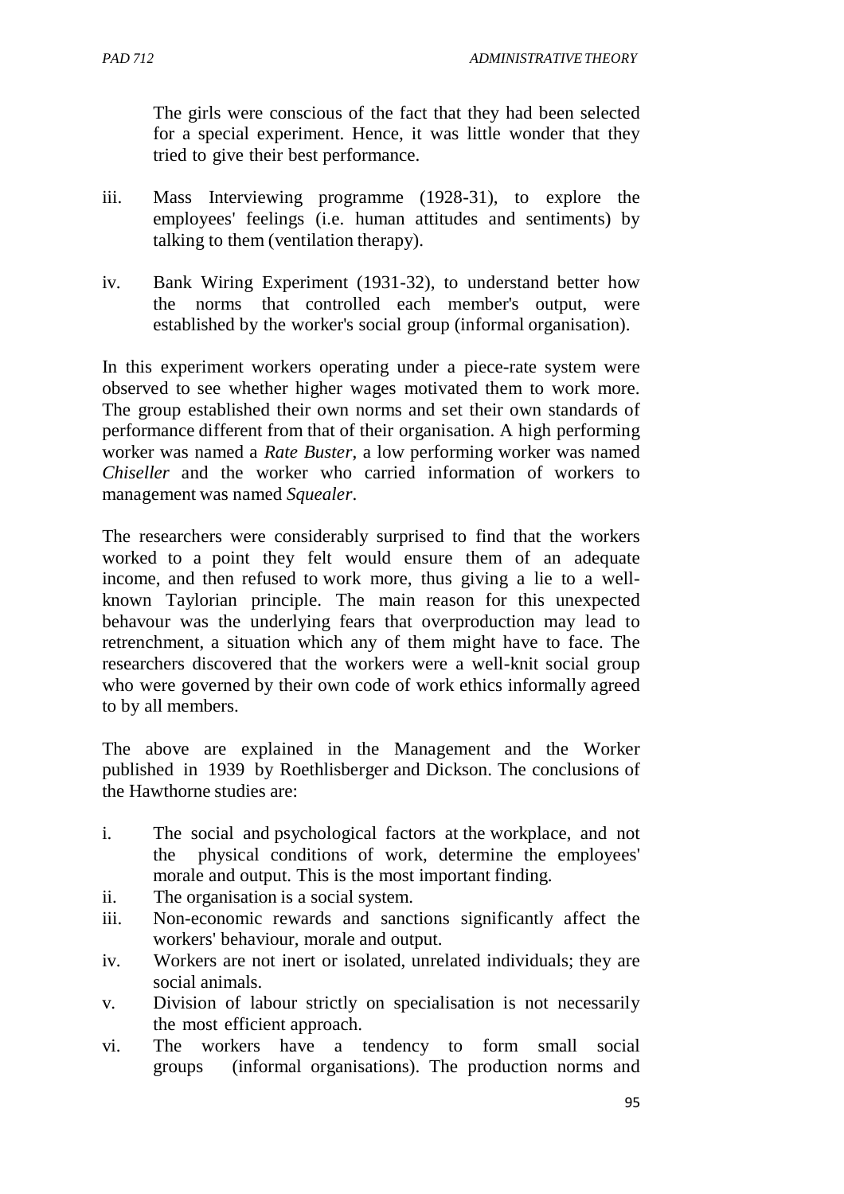The girls were conscious of the fact that they had been selected for a special experiment. Hence, it was little wonder that they tried to give their best performance.

iii. Mass Interviewing programme (1928-31), to explore the employees' feelings (i.e. human attitudes and sentiments) by talking to them (ventilation therapy).

iv. Bank Wiring Experiment (1931-32), to understand better how the norms that controlled each member's output, were established by the worker's social group (informal organisation).

In this experiment workers operating under a piece-rate system were observed to see whether higher wages motivated them to work more. The group established their own norms and set their own standards of performance different from that of their organisation. A high performing worker was named a *Rate Buster*, a low performing worker was named *Chiseller* and the worker who carried information of workers to management was named *Squealer*.

The researchers were considerably surprised to find that the workers worked to a point they felt would ensure them of an adequate income, and then refused to work more, thus giving a lie to a well-known Taylorian principle. The main reason for this unexpected behaviour was the underlying fears that overproduction may lead to retrenchment, a situation which any of them might have to face. The researchers discovered that the workers were a well-knit social group who were governed by their own code of work ethics informally agreed to by all members.

The above are explained in the Management and the Worker published in 1939 by Roethlisberger and Dickson. The conclusions of the Hawthorne studies are:

i. The social and psychological factors at the workplace, and not the physical conditions of work, determine the employees' morale and output. This is the most important finding.
ii. The organisation is a social system.
iii. Non-economic rewards and sanctions significantly affect the workers' behaviour, morale and output.
iv. Workers are not inert or isolated, unrelated individuals; they are social animals.
v. Division of labour strictly on specialisation is not necessarily the most efficient approach.
vi. The workers have a tendency to form small social groups (informal organisations). The production norms and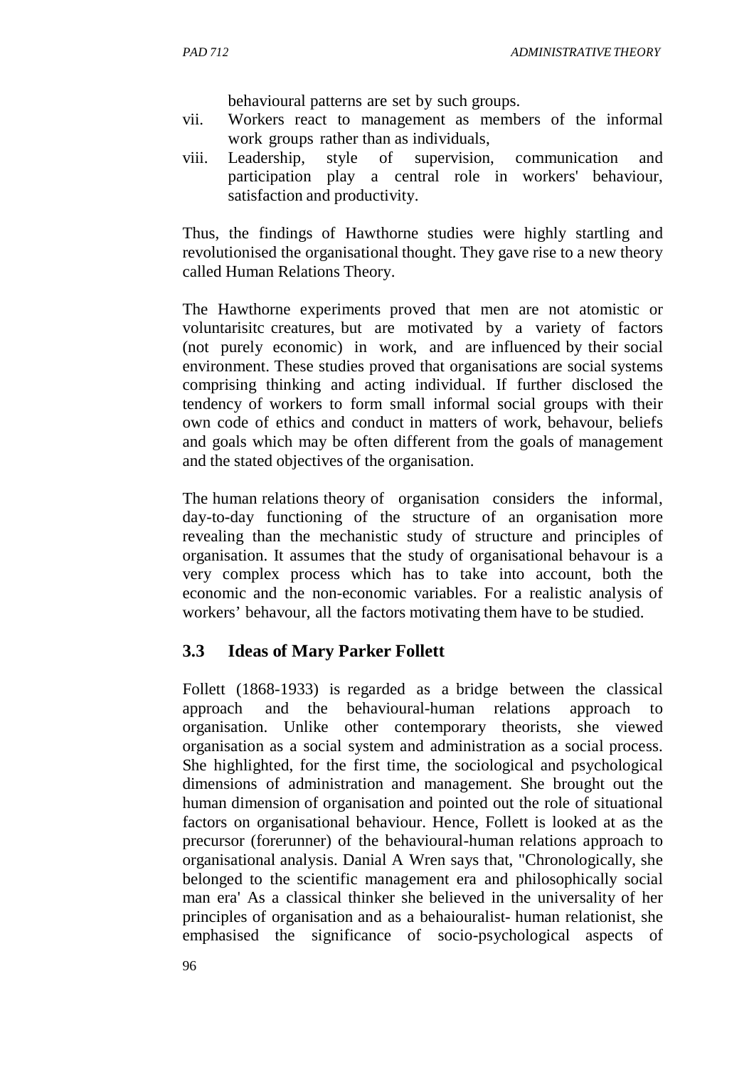behavioural patterns are set by such groups.

vii. Workers react to management as members of the informal work groups rather than as individuals,

viii. Leadership, style of supervision, communication and participation play a central role in workers' behaviour, satisfaction and productivity.

Thus, the findings of Hawthorne studies were highly startling and revolutionised the organisational thought. They gave rise to a new theory called Human Relations Theory.

The Hawthorne experiments proved that men are not atomistic or voluntarisitc creatures, but are motivated by a variety of factors (not purely economic) in work, and are influenced by their social environment. These studies proved that organisations are social systems comprising thinking and acting individual. If further disclosed the tendency of workers to form small informal social groups with their own code of ethics and conduct in matters of work, behavour, beliefs and goals which may be often different from the goals of management and the stated objectives of the organisation.

The human relations theory of organisation considers the informal, day-to-day functioning of the structure of an organisation more revealing than the mechanistic study of structure and principles of organisation. It assumes that the study of organisational behavour is a very complex process which has to take into account, both the economic and the non-economic variables. For a realistic analysis of workers' behavour, all the factors motivating them have to be studied.

### 3.3 Ideas of Mary Parker Follett

Follett (1868-1933) is regarded as a bridge between the classical approach and the behavioural-human relations approach to organisation. Unlike other contemporary theorists, she viewed organisation as a social system and administration as a social process. She highlighted, for the first time, the sociological and psychological dimensions of administration and management. She brought out the human dimension of organisation and pointed out the role of situational factors on organisational behaviour. Hence, Follett is looked at as the precursor (forerunner) of the behavioural-human relations approach to organisational analysis. Danial A Wren says that, "Chronologically, she belonged to the scientific management era and philosophically social man era' As a classical thinker she believed in the universality of her principles of organisation and as a behaiouralist- human relationist, she emphasised the significance of socio-psychological aspects of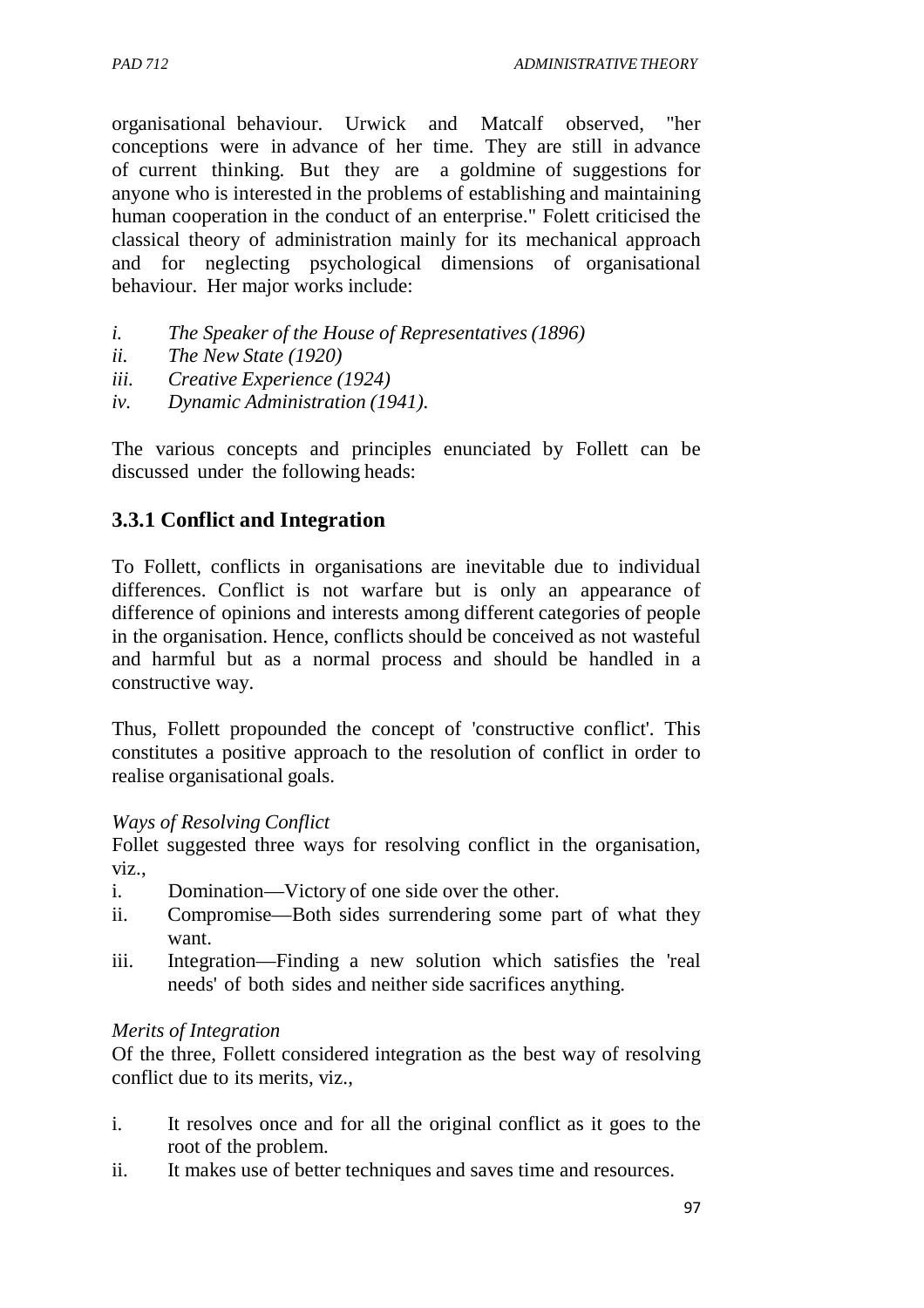organisational behaviour. Urwick and Matcalf observed, "her conceptions were in advance of her time. They are still in advance of current thinking. But they are a goldmine of suggestions for anyone who is interested in the problems of establishing and maintaining human cooperation in the conduct of an enterprise." Folett criticised the classical theory of administration mainly for its mechanical approach and for neglecting psychological dimensions of organisational behaviour. Her major works include:

i. *The Speaker of the House of Representatives (1896)*
ii. *The New State (1920)*
iii. *Creative Experience (1924)*
iv. *Dynamic Administration (1941).*

The various concepts and principles enunciated by Follett can be discussed under the following heads:

### 3.3.1 Conflict and Integration

To Follett, conflicts in organisations are inevitable due to individual differences. Conflict is not warfare but is only an appearance of difference of opinions and interests among different categories of people in the organisation. Hence, conflicts should be conceived as not wasteful and harmful but as a normal process and should be handled in a constructive way.

Thus, Follett propounded the concept of 'constructive conflict'. This constitutes a positive approach to the resolution of conflict in order to realise organisational goals.

*Ways of Resolving Conflict*

Follet suggested three ways for resolving conflict in the organisation, viz.,

i. Domination—Victory of one side over the other.
ii. Compromise—Both sides surrendering some part of what they want.
iii. Integration—Finding a new solution which satisfies the 'real needs' of both sides and neither side sacrifices anything.

*Merits of Integration*

Of the three, Follett considered integration as the best way of resolving conflict due to its merits, viz.,

i. It resolves once and for all the original conflict as it goes to the root of the problem.
ii. It makes use of better techniques and saves time and resources.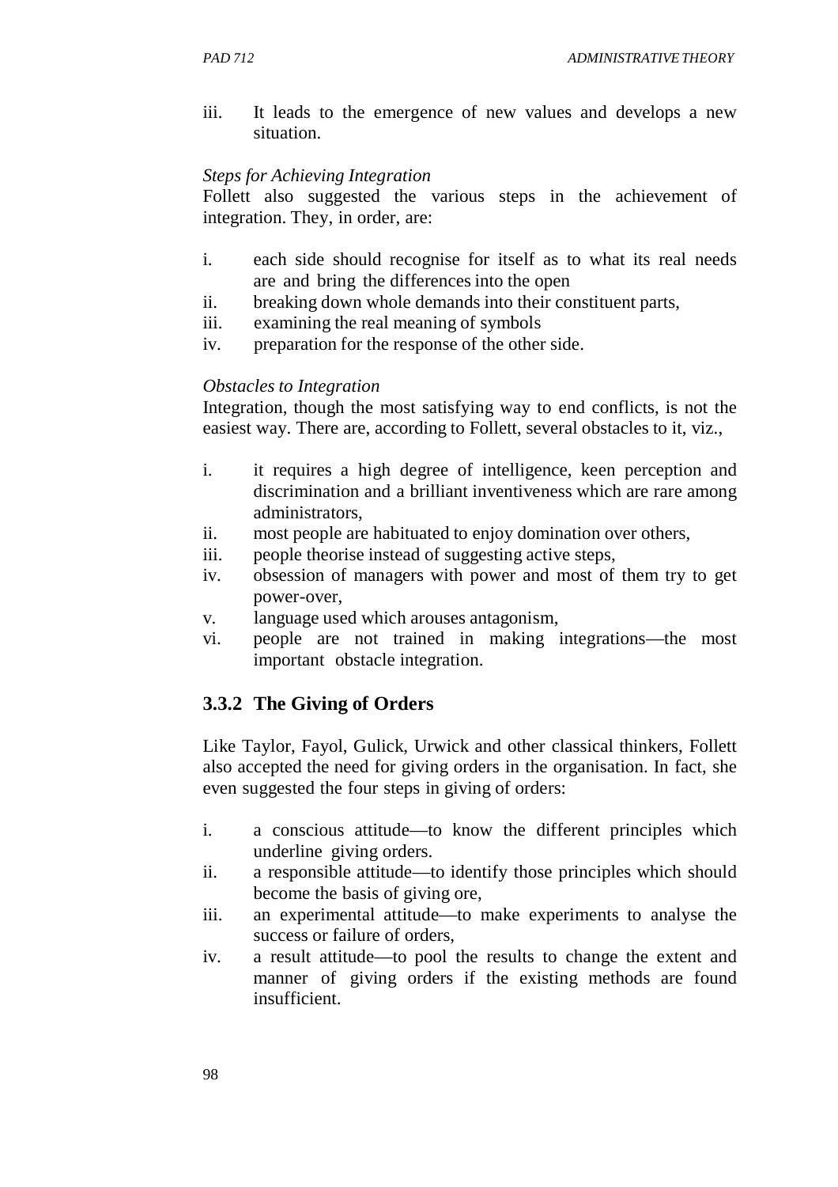iii. It leads to the emergence of new values and develops a new situation.

*Steps for Achieving Integration*

Follett also suggested the various steps in the achievement of integration. They, in order, are:

i. each side should recognise for itself as to what its real needs are and bring the differences into the open
ii. breaking down whole demands into their constituent parts,
iii. examining the real meaning of symbols
iv. preparation for the response of the other side.

*Obstacles to Integration*

Integration, though the most satisfying way to end conflicts, is not the easiest way. There are, according to Follett, several obstacles to it, viz.,

i. it requires a high degree of intelligence, keen perception and discrimination and a brilliant inventiveness which are rare among administrators,
ii. most people are habituated to enjoy domination over others,
iii. people theorise instead of suggesting active steps,
iv. obsession of managers with power and most of them try to get power-over,
v. language used which arouses antagonism,
vi. people are not trained in making integrations—the most important obstacle integration.

### 3.3.2 The Giving of Orders

Like Taylor, Fayol, Gulick, Urwick and other classical thinkers, Follett also accepted the need for giving orders in the organisation. In fact, she even suggested the four steps in giving of orders:

i. a conscious attitude—to know the different principles which underline giving orders.
ii. a responsible attitude—to identify those principles which should become the basis of giving ore,
iii. an experimental attitude—to make experiments to analyse the success or failure of orders,
iv. a result attitude—to pool the results to change the extent and manner of giving orders if the existing methods are found insufficient.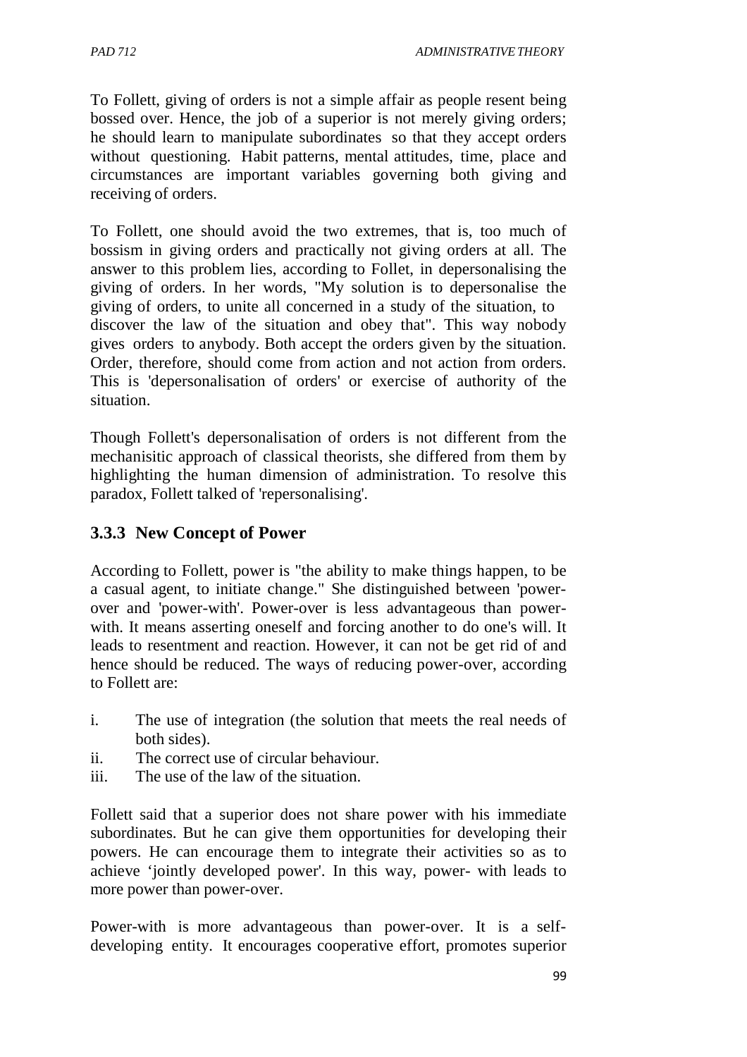To Follett, giving of orders is not a simple affair as people resent being bossed over. Hence, the job of a superior is not merely giving orders; he should learn to manipulate subordinates so that they accept orders without questioning. Habit patterns, mental attitudes, time, place and circumstances are important variables governing both giving and receiving of orders.

To Follett, one should avoid the two extremes, that is, too much of bossism in giving orders and practically not giving orders at all. The answer to this problem lies, according to Follet, in depersonalising the giving of orders. In her words, "My solution is to depersonalise the giving of orders, to unite all concerned in a study of the situation, to discover the law of the situation and obey that". This way nobody gives orders to anybody. Both accept the orders given by the situation. Order, therefore, should come from action and not action from orders. This is 'depersonalisation of orders' or exercise of authority of the situation.

Though Follett's depersonalisation of orders is not different from the mechanisitic approach of classical theorists, she differed from them by highlighting the human dimension of administration. To resolve this paradox, Follett talked of 'repersonalising'.

### 3.3.3 New Concept of Power

According to Follett, power is "the ability to make things happen, to be a casual agent, to initiate change." She distinguished between 'power-over and 'power-with'. Power-over is less advantageous than power-with. It means asserting oneself and forcing another to do one's will. It leads to resentment and reaction. However, it can not be get rid of and hence should be reduced. The ways of reducing power-over, according to Follett are:

i. The use of integration (the solution that meets the real needs of both sides).
ii. The correct use of circular behaviour.
iii. The use of the law of the situation.

Follett said that a superior does not share power with his immediate subordinates. But he can give them opportunities for developing their powers. He can encourage them to integrate their activities so as to achieve 'jointly developed power'. In this way, power- with leads to more power than power-over.

Power-with is more advantageous than power-over. It is a self-developing entity. It encourages cooperative effort, promotes superior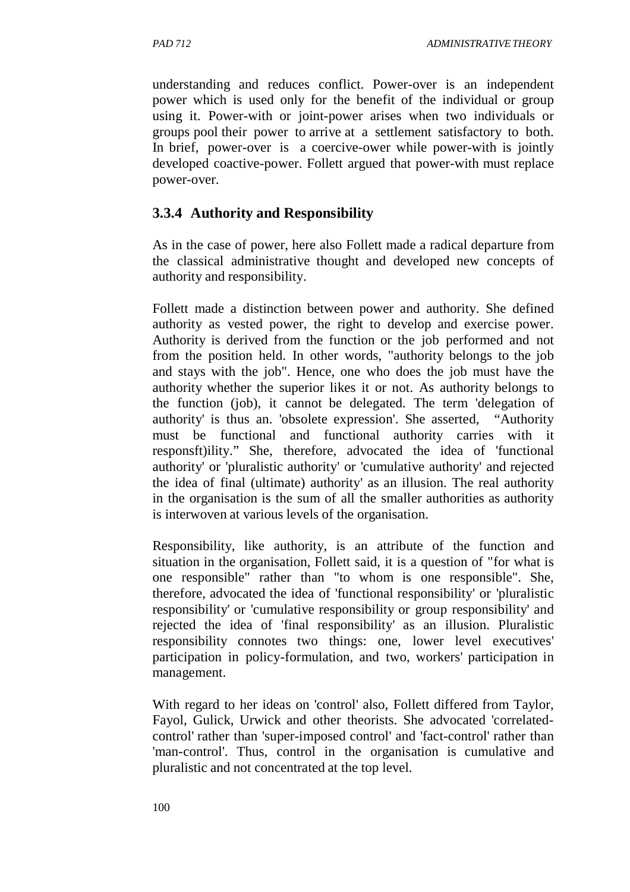understanding and reduces conflict. Power-over is an independent power which is used only for the benefit of the individual or group using it. Power-with or joint-power arises when two individuals or groups pool their power to arrive at a settlement satisfactory to both. In brief, power-over is a coercive-ower while power-with is jointly developed coactive-power. Follett argued that power-with must replace power-over.

### 3.3.4 Authority and Responsibility

As in the case of power, here also Follett made a radical departure from the classical administrative thought and developed new concepts of authority and responsibility.

Follett made a distinction between power and authority. She defined authority as vested power, the right to develop and exercise power. Authority is derived from the function or the job performed and not from the position held. In other words, "authority belongs to the job and stays with the job". Hence, one who does the job must have the authority whether the superior likes it or not. As authority belongs to the function (job), it cannot be delegated. The term 'delegation of authority' is thus an. 'obsolete expression'. She asserted, "Authority must be functional and functional authority carries with it responsft)ility." She, therefore, advocated the idea of 'functional authority' or 'pluralistic authority' or 'cumulative authority' and rejected the idea of final (ultimate) authority' as an illusion. The real authority in the organisation is the sum of all the smaller authorities as authority is interwoven at various levels of the organisation.

Responsibility, like authority, is an attribute of the function and situation in the organisation, Follett said, it is a question of "for what is one responsible" rather than "to whom is one responsible". She, therefore, advocated the idea of 'functional responsibility' or 'pluralistic responsibility' or 'cumulative responsibility or group responsibility' and rejected the idea of 'final responsibility' as an illusion. Pluralistic responsibility connotes two things: one, lower level executives' participation in policy-formulation, and two, workers' participation in management.

With regard to her ideas on 'control' also, Follett differed from Taylor, Fayol, Gulick, Urwick and other theorists. She advocated 'correlated-control' rather than 'super-imposed control' and 'fact-control' rather than 'man-control'. Thus, control in the organisation is cumulative and pluralistic and not concentrated at the top level.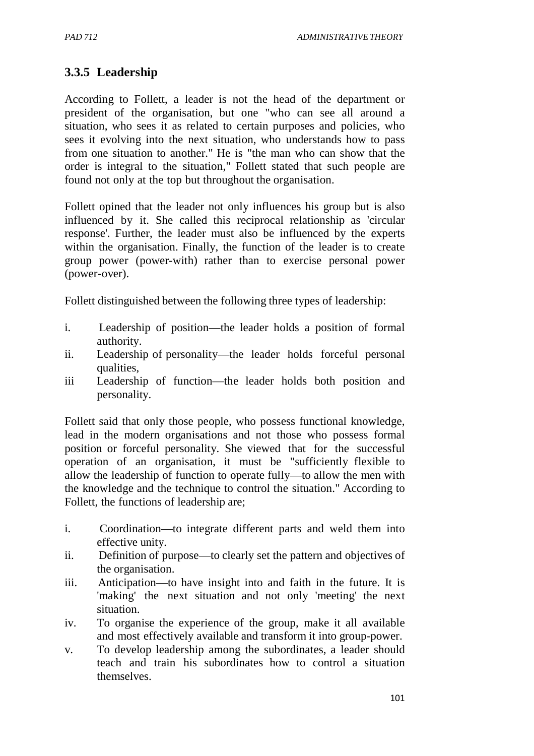### 3.3.5 Leadership

According to Follett, a leader is not the head of the department or president of the organisation, but one "who can see all around a situation, who sees it as related to certain purposes and policies, who sees it evolving into the next situation, who understands how to pass from one situation to another." He is "the man who can show that the order is integral to the situation," Follett stated that such people are found not only at the top but throughout the organisation.

Follett opined that the leader not only influences his group but is also influenced by it. She called this reciprocal relationship as 'circular response'. Further, the leader must also be influenced by the experts within the organisation. Finally, the function of the leader is to create group power (power-with) rather than to exercise personal power (power-over).

Follett distinguished between the following three types of leadership:

i. Leadership of position—the leader holds a position of formal authority.
ii. Leadership of personality—the leader holds forceful personal qualities,
iii Leadership of function—the leader holds both position and personality.

Follett said that only those people, who possess functional knowledge, lead in the modern organisations and not those who possess formal position or forceful personality. She viewed that for the successful operation of an organisation, it must be "sufficiently flexible to allow the leadership of function to operate fully—to allow the men with the knowledge and the technique to control the situation." According to Follett, the functions of leadership are;

i. Coordination—to integrate different parts and weld them into effective unity.
ii. Definition of purpose—to clearly set the pattern and objectives of the organisation.
iii. Anticipation—to have insight into and faith in the future. It is 'making' the next situation and not only 'meeting' the next situation.
iv. To organise the experience of the group, make it all available and most effectively available and transform it into group-power.
v. To develop leadership among the subordinates, a leader should teach and train his subordinates how to control a situation themselves.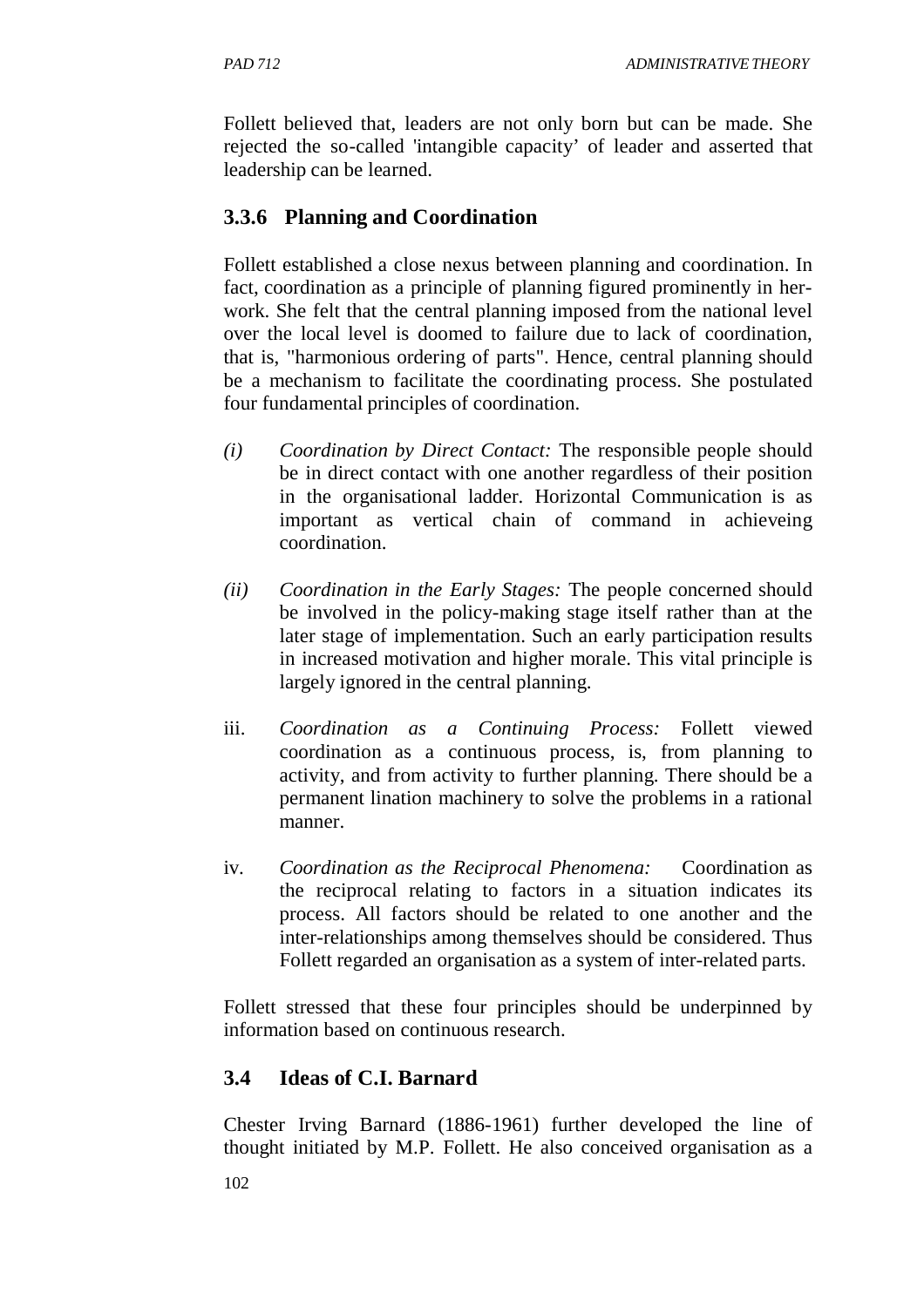Follett believed that, leaders are not only born but can be made. She rejected the so-called 'intangible capacity' of leader and asserted that leadership can be learned.

### 3.3.6 Planning and Coordination

Follett established a close nexus between planning and coordination. In fact, coordination as a principle of planning figured prominently in her-work. She felt that the central planning imposed from the national level over the local level is doomed to failure due to lack of coordination, that is, "harmonious ordering of parts". Hence, central planning should be a mechanism to facilitate the coordinating process. She postulated four fundamental principles of coordination.

*(i)* *Coordination by Direct Contact:* The responsible people should be in direct contact with one another regardless of their position in the organisational ladder. Horizontal Communication is as important as vertical chain of command in achieveing coordination.

*(ii)* *Coordination in the Early Stages:* The people concerned should be involved in the policy-making stage itself rather than at the later stage of implementation. Such an early participation results in increased motivation and higher morale. This vital principle is largely ignored in the central planning.

iii. *Coordination as a Continuing Process:* Follett viewed coordination as a continuous process, is, from planning to activity, and from activity to further planning. There should be a permanent lination machinery to solve the problems in a rational manner.

iv. *Coordination as the Reciprocal Phenomena:* Coordination as the reciprocal relating to factors in a situation indicates its process. All factors should be related to one another and the inter-relationships among themselves should be considered. Thus Follett regarded an organisation as a system of inter-related parts.

Follett stressed that these four principles should be underpinned by information based on continuous research.

## 3.4 Ideas of C.I. Barnard

Chester Irving Barnard (1886-1961) further developed the line of thought initiated by M.P. Follett. He also conceived organisation as a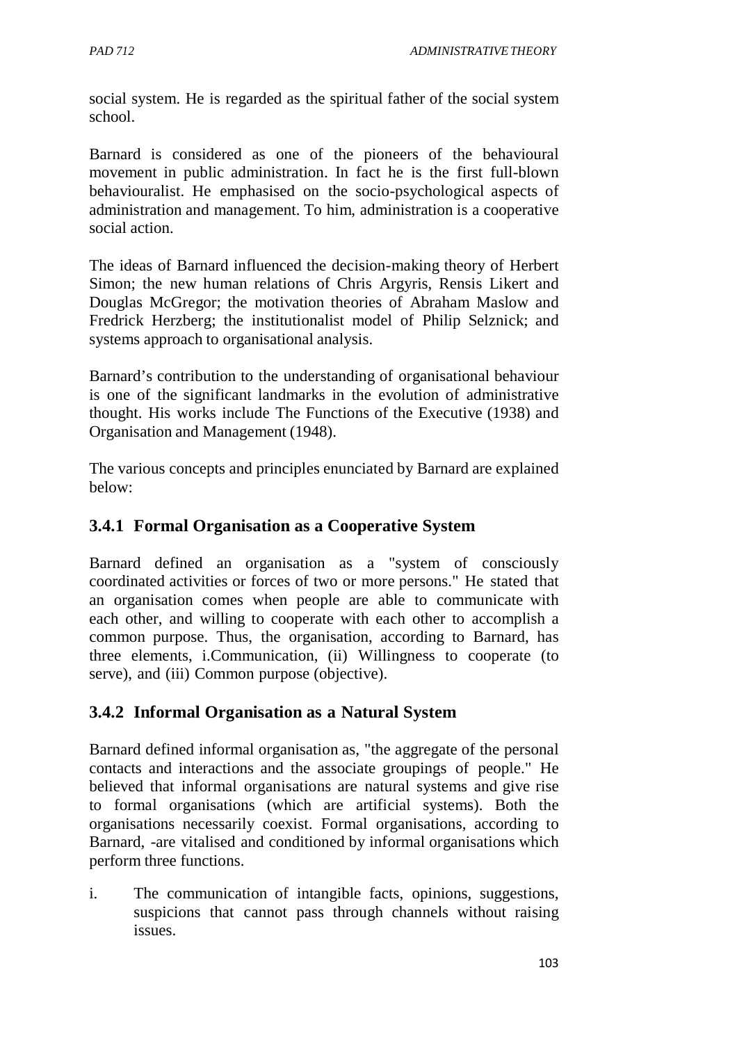social system. He is regarded as the spiritual father of the social system school.

Barnard is considered as one of the pioneers of the behavioural movement in public administration. In fact he is the first full-blown behaviouralist. He emphasised on the socio-psychological aspects of administration and management. To him, administration is a cooperative social action.

The ideas of Barnard influenced the decision-making theory of Herbert Simon; the new human relations of Chris Argyris, Rensis Likert and Douglas McGregor; the motivation theories of Abraham Maslow and Fredrick Herzberg; the institutionalist model of Philip Selznick; and systems approach to organisational analysis.

Barnard's contribution to the understanding of organisational behaviour is one of the significant landmarks in the evolution of administrative thought. His works include The Functions of the Executive (1938) and Organisation and Management (1948).

The various concepts and principles enunciated by Barnard are explained below:

### 3.4.1 Formal Organisation as a Cooperative System

Barnard defined an organisation as a "system of consciously coordinated activities or forces of two or more persons." He stated that an organisation comes when people are able to communicate with each other, and willing to cooperate with each other to accomplish a common purpose. Thus, the organisation, according to Barnard, has three elements, i.Communication, (ii) Willingness to cooperate (to serve), and (iii) Common purpose (objective).

### 3.4.2 Informal Organisation as a Natural System

Barnard defined informal organisation as, "the aggregate of the personal contacts and interactions and the associate groupings of people." He believed that informal organisations are natural systems and give rise to formal organisations (which are artificial systems). Both the organisations necessarily coexist. Formal organisations, according to Barnard, -are vitalised and conditioned by informal organisations which perform three functions.

i. The communication of intangible facts, opinions, suggestions, suspicions that cannot pass through channels without raising issues.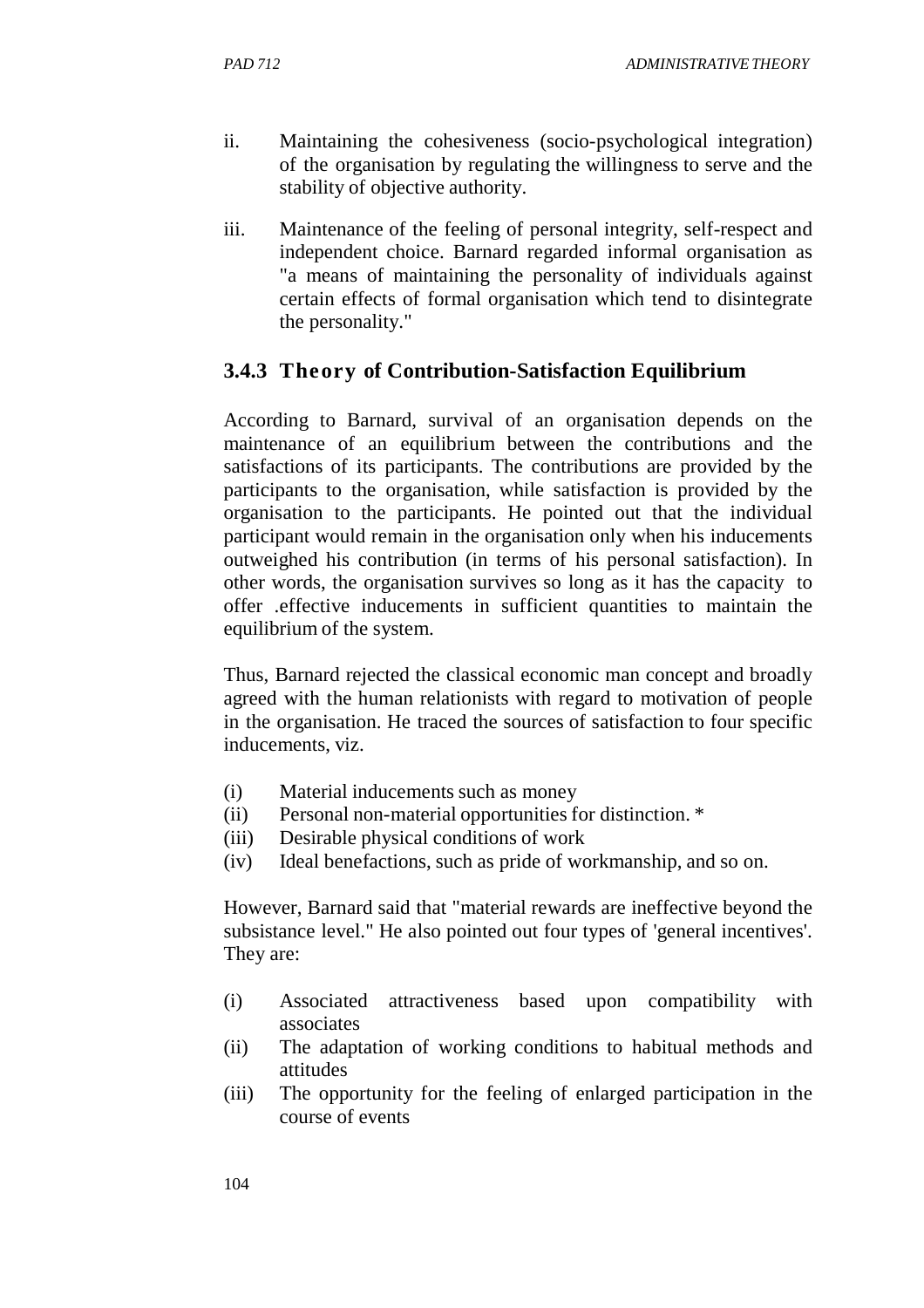ii. Maintaining the cohesiveness (socio-psychological integration) of the organisation by regulating the willingness to serve and the stability of objective authority.

iii. Maintenance of the feeling of personal integrity, self-respect and independent choice. Barnard regarded informal organisation as "a means of maintaining the personality of individuals against certain effects of formal organisation which tend to disintegrate the personality."

### 3.4.3 Theory of Contribution-Satisfaction Equilibrium

According to Barnard, survival of an organisation depends on the maintenance of an equilibrium between the contributions and the satisfactions of its participants. The contributions are provided by the participants to the organisation, while satisfaction is provided by the organisation to the participants. He pointed out that the individual participant would remain in the organisation only when his inducements outweighed his contribution (in terms of his personal satisfaction). In other words, the organisation survives so long as it has the capacity to offer .effective inducements in sufficient quantities to maintain the equilibrium of the system.

Thus, Barnard rejected the classical economic man concept and broadly agreed with the human relationists with regard to motivation of people in the organisation. He traced the sources of satisfaction to four specific inducements, viz.

(i) Material inducements such as money
(ii) Personal non-material opportunities for distinction. *
(iii) Desirable physical conditions of work
(iv) Ideal benefactions, such as pride of workmanship, and so on.

However, Barnard said that "material rewards are ineffective beyond the subsistance level." He also pointed out four types of 'general incentives'. They are:

(i) Associated attractiveness based upon compatibility with associates
(ii) The adaptation of working conditions to habitual methods and attitudes
(iii) The opportunity for the feeling of enlarged participation in the course of events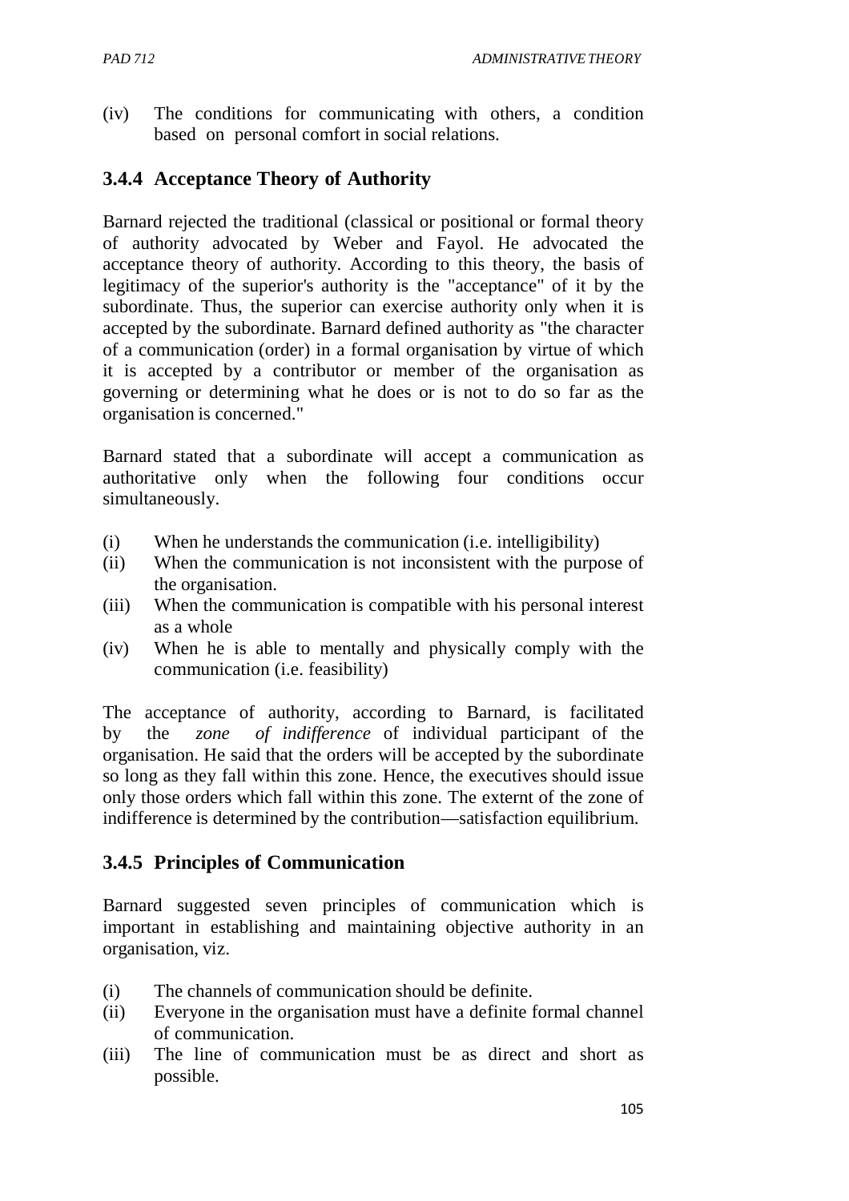(iv) The conditions for communicating with others, a condition based on personal comfort in social relations.

### 3.4.4 Acceptance Theory of Authority

Barnard rejected the traditional (classical or positional or formal theory of authority advocated by Weber and Fayol. He advocated the acceptance theory of authority. According to this theory, the basis of legitimacy of the superior's authority is the "acceptance" of it by the subordinate. Thus, the superior can exercise authority only when it is accepted by the subordinate. Barnard defined authority as "the character of a communication (order) in a formal organisation by virtue of which it is accepted by a contributor or member of the organisation as governing or determining what he does or is not to do so far as the organisation is concerned."

Barnard stated that a subordinate will accept a communication as authoritative only when the following four conditions occur simultaneously.

(i) When he understands the communication (i.e. intelligibility)
(ii) When the communication is not inconsistent with the purpose of the organisation.
(iii) When the communication is compatible with his personal interest as a whole
(iv) When he is able to mentally and physically comply with the communication (i.e. feasibility)

The acceptance of authority, according to Barnard, is facilitated by the *zone of indifference* of individual participant of the organisation. He said that the orders will be accepted by the subordinate so long as they fall within this zone. Hence, the executives should issue only those orders which fall within this zone. The externt of the zone of indifference is determined by the contribution—satisfaction equilibrium.

### 3.4.5 Principles of Communication

Barnard suggested seven principles of communication which is important in establishing and maintaining objective authority in an organisation, viz.

(i) The channels of communication should be definite.
(ii) Everyone in the organisation must have a definite formal channel of communication.
(iii) The line of communication must be as direct and short as possible.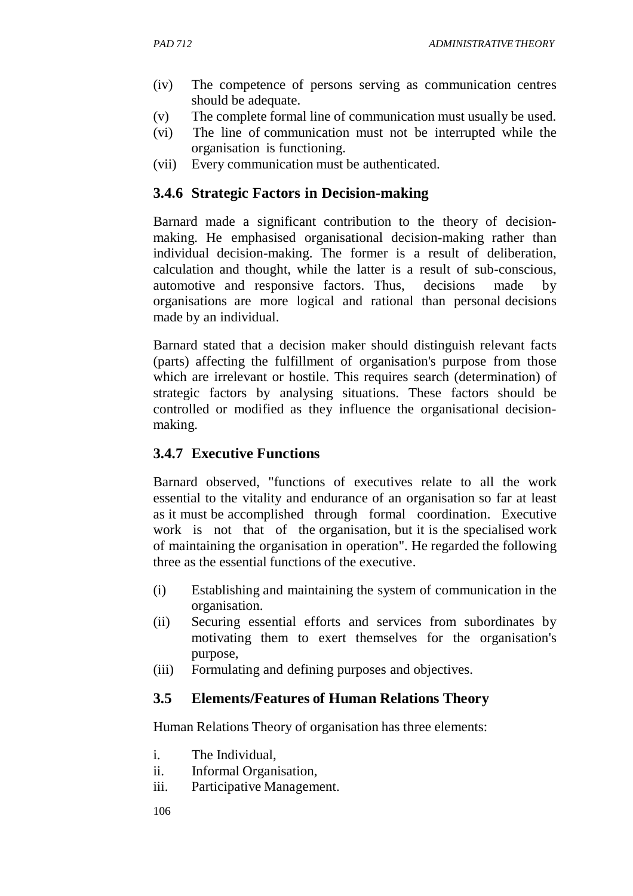(iv) The competence of persons serving as communication centres should be adequate.
(v) The complete formal line of communication must usually be used.
(vi) The line of communication must not be interrupted while the organisation is functioning.
(vii) Every communication must be authenticated.

### 3.4.6 Strategic Factors in Decision-making

Barnard made a significant contribution to the theory of decision-making. He emphasised organisational decision-making rather than individual decision-making. The former is a result of deliberation, calculation and thought, while the latter is a result of sub-conscious, automotive and responsive factors. Thus, decisions made by organisations are more logical and rational than personal decisions made by an individual.

Barnard stated that a decision maker should distinguish relevant facts (parts) affecting the fulfillment of organisation's purpose from those which are irrelevant or hostile. This requires search (determination) of strategic factors by analysing situations. These factors should be controlled or modified as they influence the organisational decision-making.

### 3.4.7 Executive Functions

Barnard observed, "functions of executives relate to all the work essential to the vitality and endurance of an organisation so far at least as it must be accomplished through formal coordination. Executive work is not that of the organisation, but it is the specialised work of maintaining the organisation in operation". He regarded the following three as the essential functions of the executive.

(i) Establishing and maintaining the system of communication in the organisation.
(ii) Securing essential efforts and services from subordinates by motivating them to exert themselves for the organisation's purpose,
(iii) Formulating and defining purposes and objectives.

## 3.5 Elements/Features of Human Relations Theory

Human Relations Theory of organisation has three elements:

i. The Individual,
ii. Informal Organisation,
iii. Participative Management.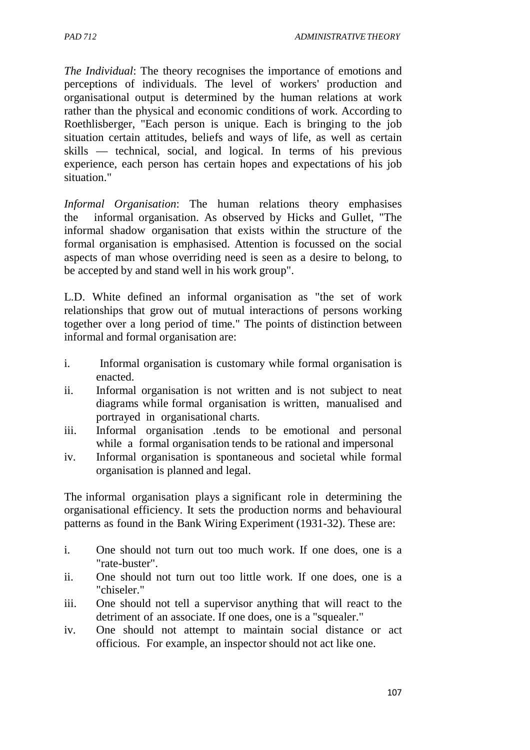*The Individual*: The theory recognises the importance of emotions and perceptions of individuals. The level of workers' production and organisational output is determined by the human relations at work rather than the physical and economic conditions of work. According to Roethlisberger, "Each person is unique. Each is bringing to the job situation certain attitudes, beliefs and ways of life, as well as certain skills — technical, social, and logical. In terms of his previous experience, each person has certain hopes and expectations of his job situation."

*Informal Organisation*: The human relations theory emphasises the informal organisation. As observed by Hicks and Gullet, "The informal shadow organisation that exists within the structure of the formal organisation is emphasised. Attention is focussed on the social aspects of man whose overriding need is seen as a desire to belong, to be accepted by and stand well in his work group".

L.D. White defined an informal organisation as "the set of work relationships that grow out of mutual interactions of persons working together over a long period of time." The points of distinction between informal and formal organisation are:

i. Informal organisation is customary while formal organisation is enacted.
ii. Informal organisation is not written and is not subject to neat diagrams while formal organisation is written, manualised and portrayed in organisational charts.
iii. Informal organisation .tends to be emotional and personal while a formal organisation tends to be rational and impersonal
iv. Informal organisation is spontaneous and societal while formal organisation is planned and legal.

The informal organisation plays a significant role in determining the organisational efficiency. It sets the production norms and behavioural patterns as found in the Bank Wiring Experiment (1931-32). These are:

i. One should not turn out too much work. If one does, one is a "rate-buster".
ii. One should not turn out too little work. If one does, one is a "chiseler."
iii. One should not tell a supervisor anything that will react to the detriment of an associate. If one does, one is a "squealer."
iv. One should not attempt to maintain social distance or act officious. For example, an inspector should not act like one.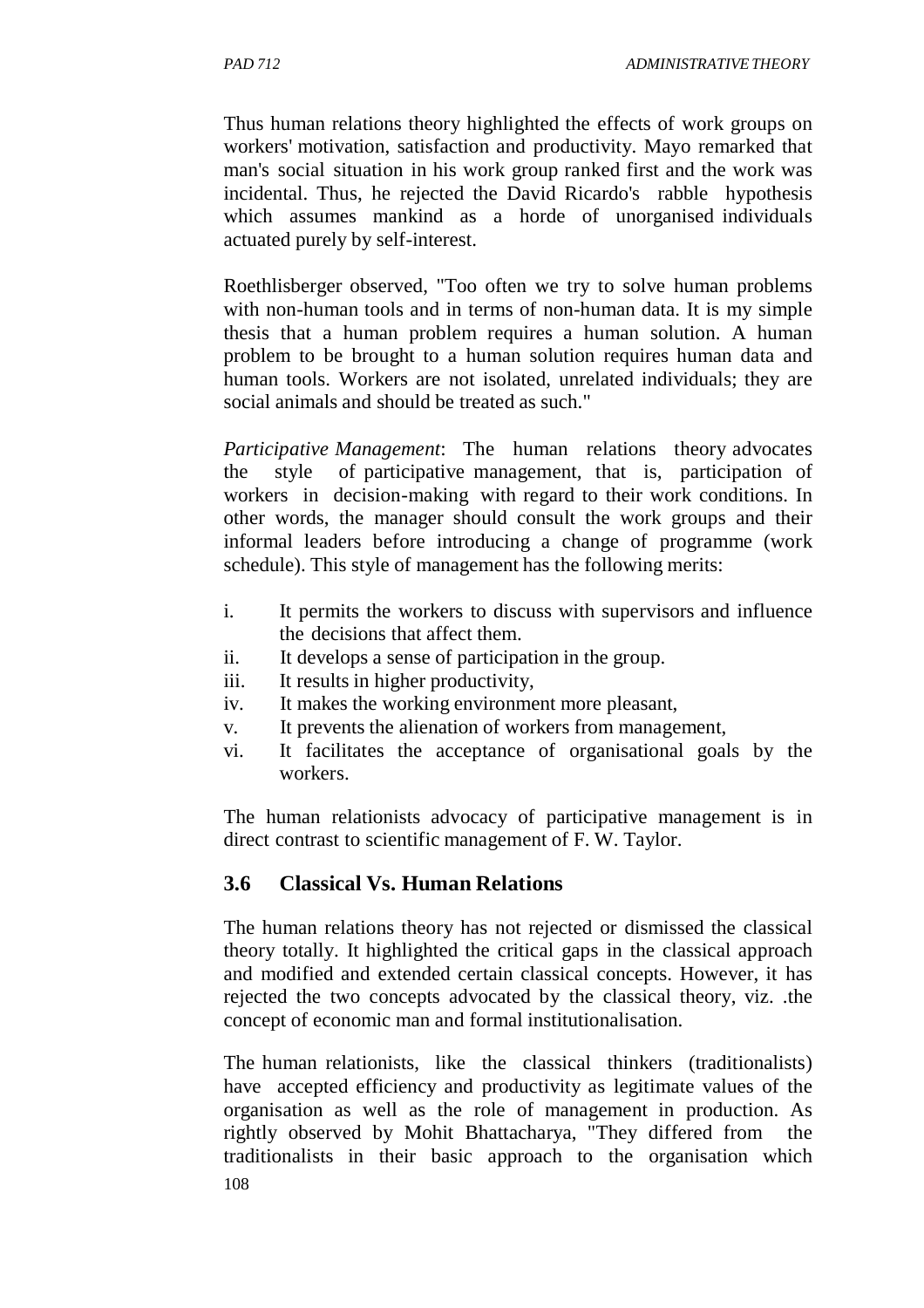Thus human relations theory highlighted the effects of work groups on workers' motivation, satisfaction and productivity. Mayo remarked that man's social situation in his work group ranked first and the work was incidental. Thus, he rejected the David Ricardo's rabble hypothesis which assumes mankind as a horde of unorganised individuals actuated purely by self-interest.

Roethlisberger observed, "Too often we try to solve human problems with non-human tools and in terms of non-human data. It is my simple thesis that a human problem requires a human solution. A human problem to be brought to a human solution requires human data and human tools. Workers are not isolated, unrelated individuals; they are social animals and should be treated as such."

*Participative Management*: The human relations theory advocates the style of participative management, that is, participation of workers in decision-making with regard to their work conditions. In other words, the manager should consult the work groups and their informal leaders before introducing a change of programme (work schedule). This style of management has the following merits:

i. It permits the workers to discuss with supervisors and influence the decisions that affect them.
ii. It develops a sense of participation in the group.
iii. It results in higher productivity,
iv. It makes the working environment more pleasant,
v. It prevents the alienation of workers from management,
vi. It facilitates the acceptance of organisational goals by the workers.

The human relationists advocacy of participative management is in direct contrast to scientific management of F. W. Taylor.

### 3.6 Classical Vs. Human Relations

The human relations theory has not rejected or dismissed the classical theory totally. It highlighted the critical gaps in the classical approach and modified and extended certain classical concepts. However, it has rejected the two concepts advocated by the classical theory, viz. .the concept of economic man and formal institutionalisation.

The human relationists, like the classical thinkers (traditionalists) have accepted efficiency and productivity as legitimate values of the organisation as well as the role of management in production. As rightly observed by Mohit Bhattacharya, "They differed from the traditionalists in their basic approach to the organisation which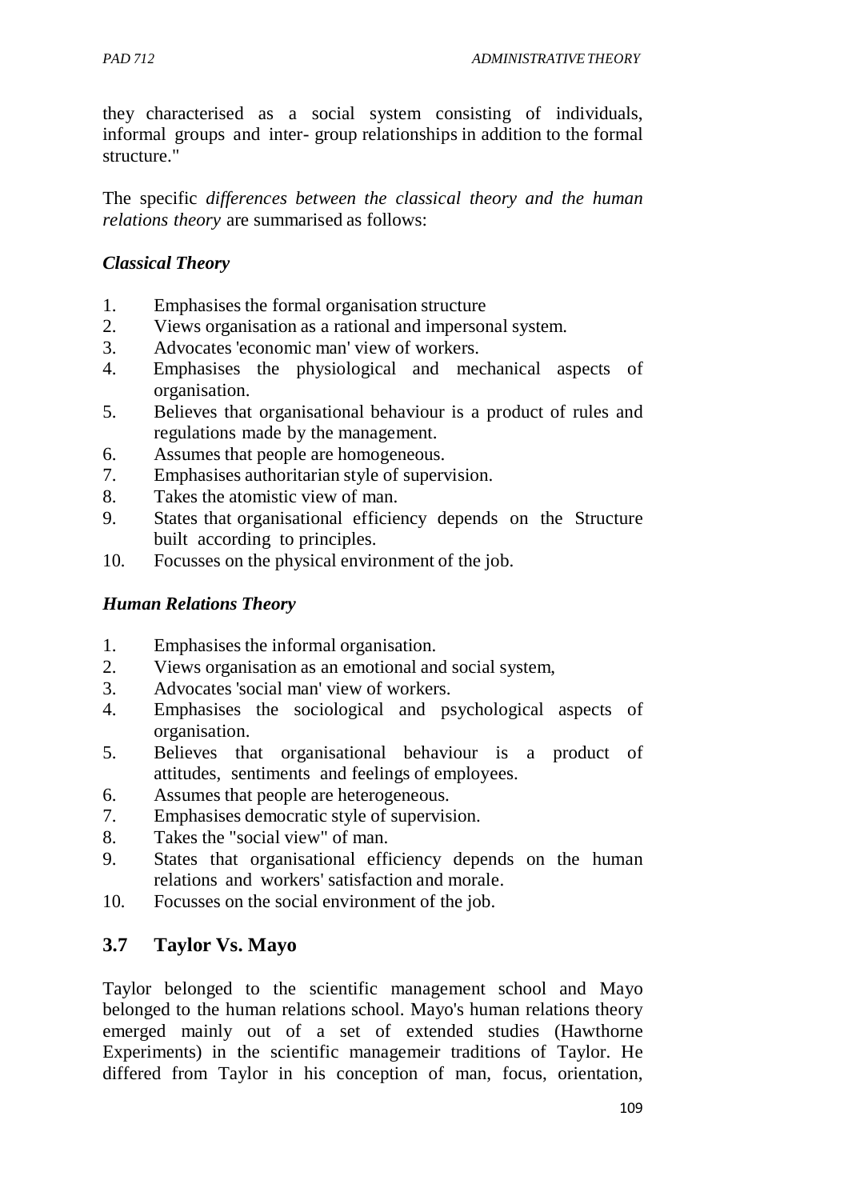they characterised as a social system consisting of individuals, informal groups and inter- group relationships in addition to the formal structure."

The specific *differences between the classical theory and the human relations theory* are summarised as follows:

***Classical Theory***

1. Emphasises the formal organisation structure
2. Views organisation as a rational and impersonal system.
3. Advocates 'economic man' view of workers.
4. Emphasises the physiological and mechanical aspects of organisation.
5. Believes that organisational behaviour is a product of rules and regulations made by the management.
6. Assumes that people are homogeneous.
7. Emphasises authoritarian style of supervision.
8. Takes the atomistic view of man.
9. States that organisational efficiency depends on the Structure built according to principles.
10. Focusses on the physical environment of the job.

***Human Relations Theory***

1. Emphasises the informal organisation.
2. Views organisation as an emotional and social system,
3. Advocates 'social man' view of workers.
4. Emphasises the sociological and psychological aspects of organisation.
5. Believes that organisational behaviour is a product of attitudes, sentiments and feelings of employees.
6. Assumes that people are heterogeneous.
7. Emphasises democratic style of supervision.
8. Takes the "social view" of man.
9. States that organisational efficiency depends on the human relations and workers' satisfaction and morale.
10. Focusses on the social environment of the job.

## 3.7 Taylor Vs. Mayo

Taylor belonged to the scientific management school and Mayo belonged to the human relations school. Mayo's human relations theory emerged mainly out of a set of extended studies (Hawthorne Experiments) in the scientific managemeir traditions of Taylor. He differed from Taylor in his conception of man, focus, orientation,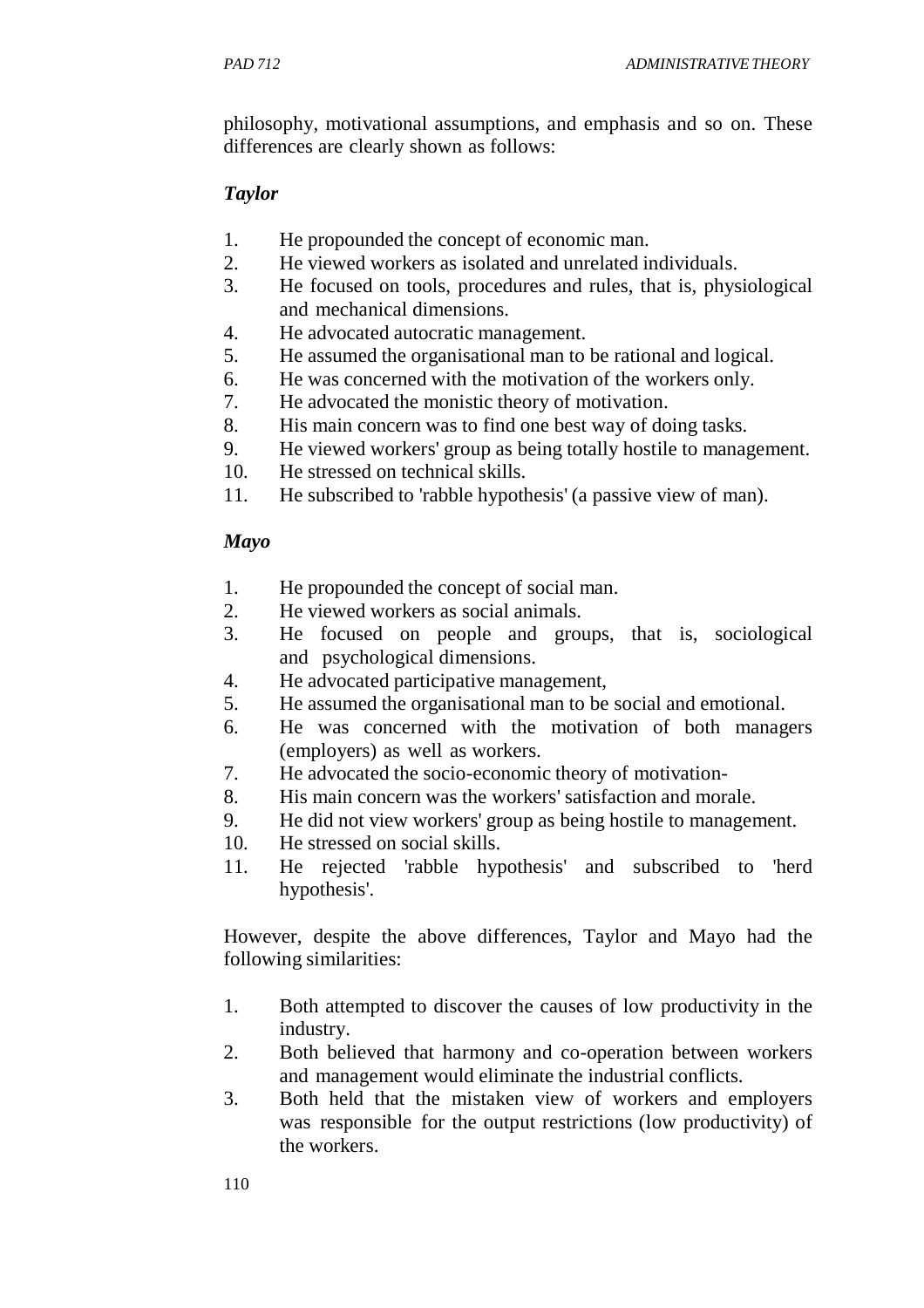philosophy, motivational assumptions, and emphasis and so on. These differences are clearly shown as follows:

***Taylor***

1. He propounded the concept of economic man.
2. He viewed workers as isolated and unrelated individuals.
3. He focused on tools, procedures and rules, that is, physiological and mechanical dimensions.
4. He advocated autocratic management.
5. He assumed the organisational man to be rational and logical.
6. He was concerned with the motivation of the workers only.
7. He advocated the monistic theory of motivation.
8. His main concern was to find one best way of doing tasks.
9. He viewed workers' group as being totally hostile to management.
10. He stressed on technical skills.
11. He subscribed to 'rabble hypothesis' (a passive view of man).

***Mayo***

1. He propounded the concept of social man.
2. He viewed workers as social animals.
3. He focused on people and groups, that is, sociological and psychological dimensions.
4. He advocated participative management,
5. He assumed the organisational man to be social and emotional.
6. He was concerned with the motivation of both managers (employers) as well as workers.
7. He advocated the socio-economic theory of motivation-
8. His main concern was the workers' satisfaction and morale.
9. He did not view workers' group as being hostile to management.
10. He stressed on social skills.
11. He rejected 'rabble hypothesis' and subscribed to 'herd hypothesis'.

However, despite the above differences, Taylor and Mayo had the following similarities:

1. Both attempted to discover the causes of low productivity in the industry.
2. Both believed that harmony and co-operation between workers and management would eliminate the industrial conflicts.
3. Both held that the mistaken view of workers and employers was responsible for the output restrictions (low productivity) of the workers.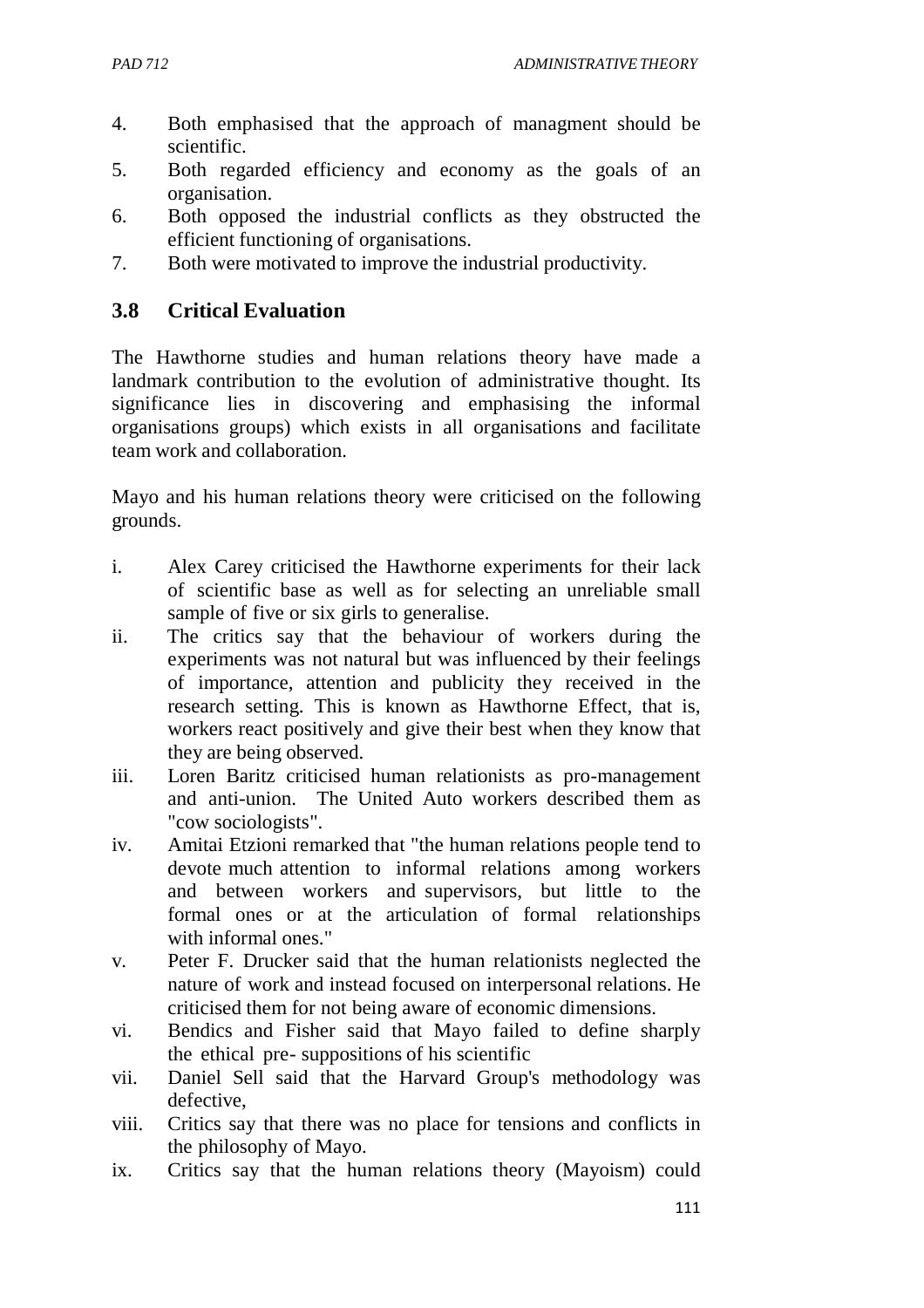4. Both emphasised that the approach of managment should be scientific.
5. Both regarded efficiency and economy as the goals of an organisation.
6. Both opposed the industrial conflicts as they obstructed the efficient functioning of organisations.
7. Both were motivated to improve the industrial productivity.

## 3.8 Critical Evaluation

The Hawthorne studies and human relations theory have made a landmark contribution to the evolution of administrative thought. Its significance lies in discovering and emphasising the informal organisations groups) which exists in all organisations and facilitate team work and collaboration.

Mayo and his human relations theory were criticised on the following grounds.

i. Alex Carey criticised the Hawthorne experiments for their lack of scientific base as well as for selecting an unreliable small sample of five or six girls to generalise.
ii. The critics say that the behaviour of workers during the experiments was not natural but was influenced by their feelings of importance, attention and publicity they received in the research setting. This is known as Hawthorne Effect, that is, workers react positively and give their best when they know that they are being observed.
iii. Loren Baritz criticised human relationists as pro-management and anti-union. The United Auto workers described them as "cow sociologists".
iv. Amitai Etzioni remarked that "the human relations people tend to devote much attention to informal relations among workers and between workers and supervisors, but little to the formal ones or at the articulation of formal relationships with informal ones."
v. Peter F. Drucker said that the human relationists neglected the nature of work and instead focused on interpersonal relations. He criticised them for not being aware of economic dimensions.
vi. Bendics and Fisher said that Mayo failed to define sharply the ethical pre- suppositions of his scientific
vii. Daniel Sell said that the Harvard Group's methodology was defective,
viii. Critics say that there was no place for tensions and conflicts in the philosophy of Mayo.
ix. Critics say that the human relations theory (Mayoism) could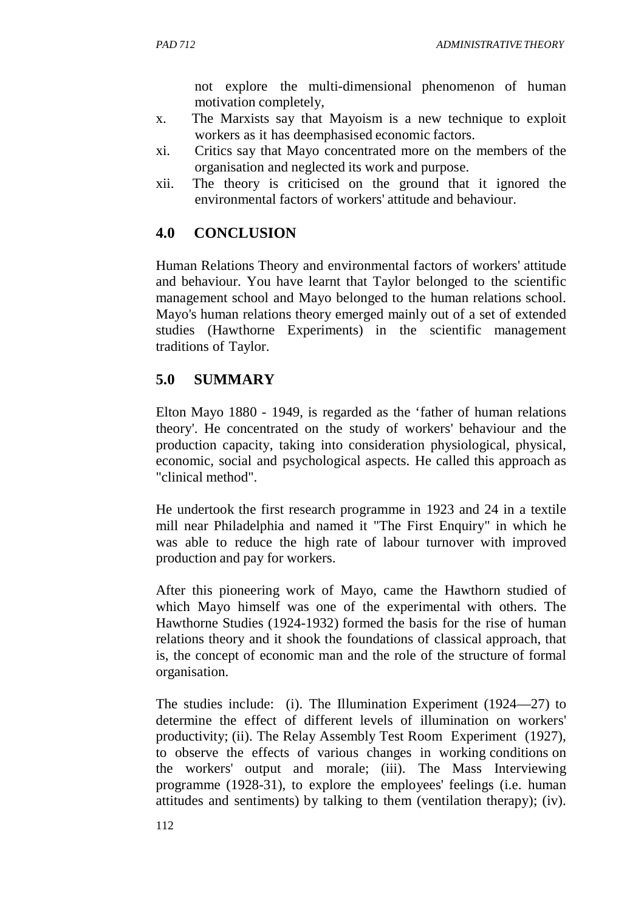not explore the multi-dimensional phenomenon of human motivation completely,

x. The Marxists say that Mayoism is a new technique to exploit workers as it has deemphasised economic factors.

xi. Critics say that Mayo concentrated more on the members of the organisation and neglected its work and purpose.

xii. The theory is criticised on the ground that it ignored the environmental factors of workers' attitude and behaviour.

## 4.0 CONCLUSION

Human Relations Theory and environmental factors of workers' attitude and behaviour. You have learnt that Taylor belonged to the scientific management school and Mayo belonged to the human relations school. Mayo's human relations theory emerged mainly out of a set of extended studies (Hawthorne Experiments) in the scientific management traditions of Taylor.

## 5.0 SUMMARY

Elton Mayo 1880 - 1949, is regarded as the 'father of human relations theory'. He concentrated on the study of workers' behaviour and the production capacity, taking into consideration physiological, physical, economic, social and psychological aspects. He called this approach as "clinical method".

He undertook the first research programme in 1923 and 24 in a textile mill near Philadelphia and named it "The First Enquiry" in which he was able to reduce the high rate of labour turnover with improved production and pay for workers.

After this pioneering work of Mayo, came the Hawthorn studied of which Mayo himself was one of the experimental with others. The Hawthorne Studies (1924-1932) formed the basis for the rise of human relations theory and it shook the foundations of classical approach, that is, the concept of economic man and the role of the structure of formal organisation.

The studies include: (i). The Illumination Experiment (1924—27) to determine the effect of different levels of illumination on workers' productivity; (ii). The Relay Assembly Test Room Experiment (1927), to observe the effects of various changes in working conditions on the workers' output and morale; (iii). The Mass Interviewing programme (1928-31), to explore the employees' feelings (i.e. human attitudes and sentiments) by talking to them (ventilation therapy); (iv).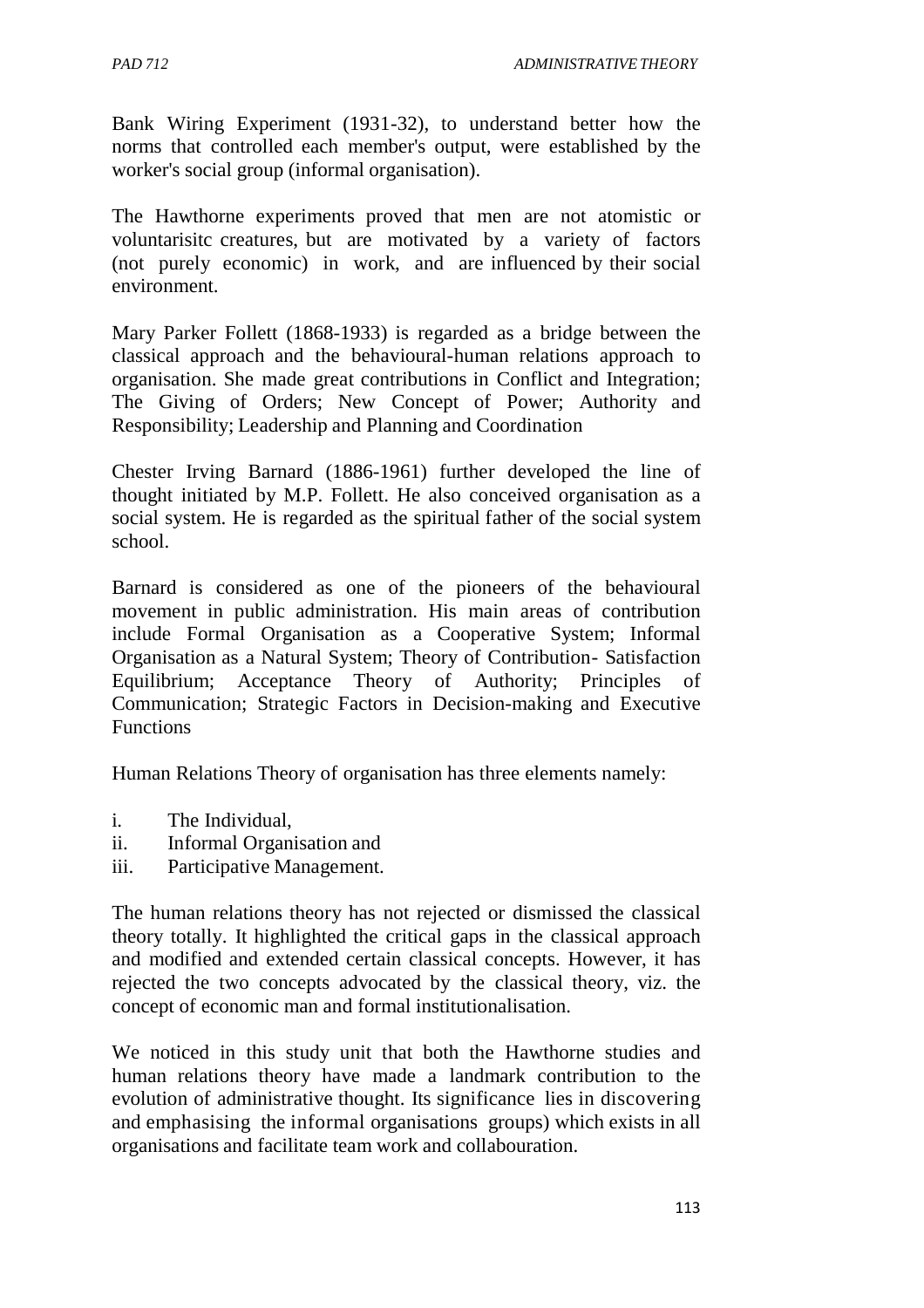Bank Wiring Experiment (1931-32), to understand better how the norms that controlled each member's output, were established by the worker's social group (informal organisation).

The Hawthorne experiments proved that men are not atomistic or voluntarisitc creatures, but are motivated by a variety of factors (not purely economic) in work, and are influenced by their social environment.

Mary Parker Follett (1868-1933) is regarded as a bridge between the classical approach and the behavioural-human relations approach to organisation. She made great contributions in Conflict and Integration; The Giving of Orders; New Concept of Power; Authority and Responsibility; Leadership and Planning and Coordination

Chester Irving Barnard (1886-1961) further developed the line of thought initiated by M.P. Follett. He also conceived organisation as a social system. He is regarded as the spiritual father of the social system school.

Barnard is considered as one of the pioneers of the behavioural movement in public administration. His main areas of contribution include Formal Organisation as a Cooperative System; Informal Organisation as a Natural System; Theory of Contribution- Satisfaction Equilibrium; Acceptance Theory of Authority; Principles of Communication; Strategic Factors in Decision-making and Executive Functions

Human Relations Theory of organisation has three elements namely:

i. The Individual,
ii. Informal Organisation and
iii. Participative Management.

The human relations theory has not rejected or dismissed the classical theory totally. It highlighted the critical gaps in the classical approach and modified and extended certain classical concepts. However, it has rejected the two concepts advocated by the classical theory, viz. the concept of economic man and formal institutionalisation.

We noticed in this study unit that both the Hawthorne studies and human relations theory have made a landmark contribution to the evolution of administrative thought. Its significance lies in discovering and emphasising the informal organisations groups) which exists in all organisations and facilitate team work and collabouration.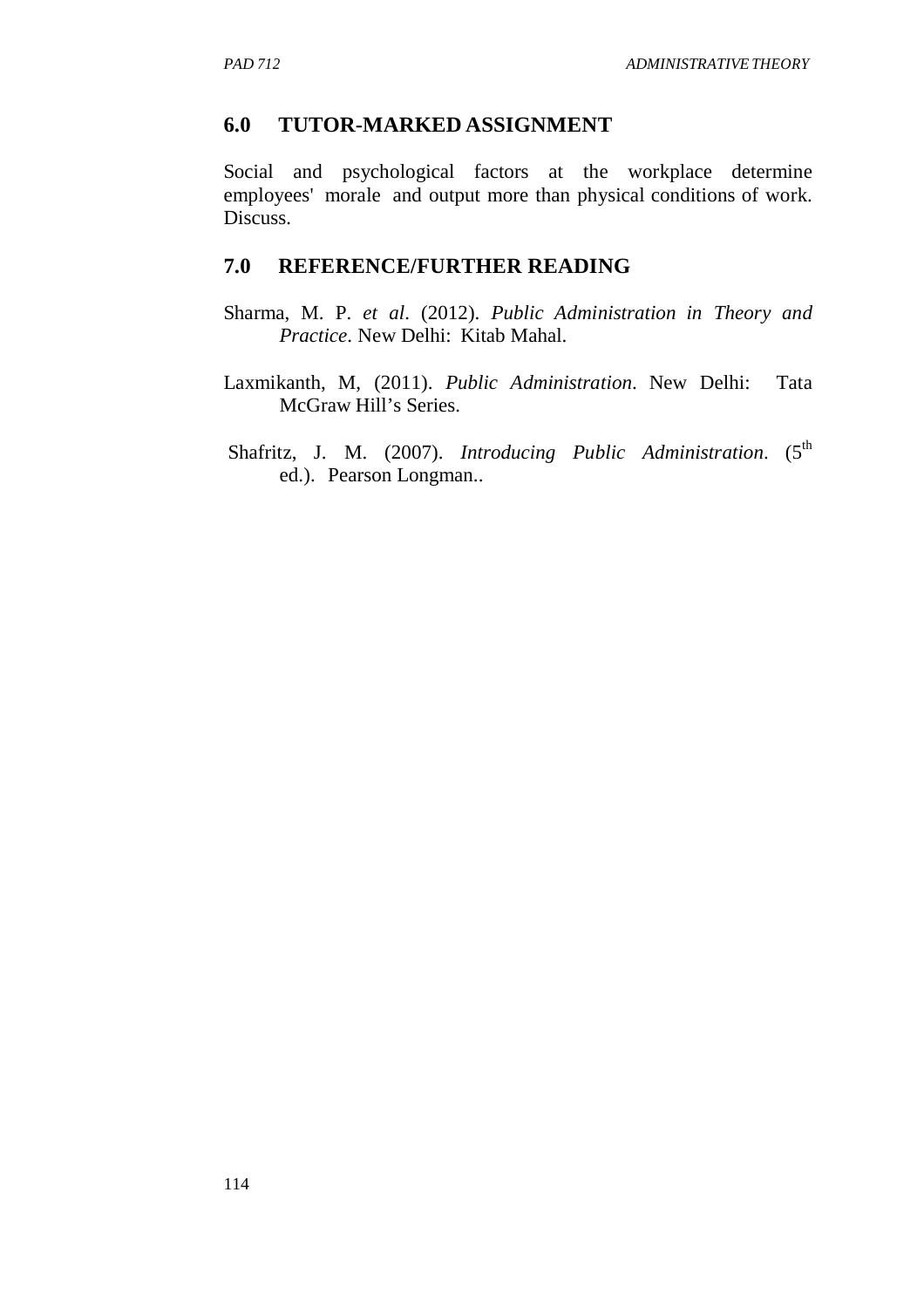## 6.0 TUTOR-MARKED ASSIGNMENT

Social and psychological factors at the workplace determine employees' morale and output more than physical conditions of work. Discuss.

## 7.0 REFERENCE/FURTHER READING

Sharma, M. P. *et al*. (2012). *Public Administration in Theory and Practice*. New Delhi: Kitab Mahal.

Laxmikanth, M, (2011). *Public Administration*. New Delhi: Tata McGraw Hill's Series.

Shafritz, J. M. (2007). *Introducing Public Administration*. (5th ed.). Pearson Longman..